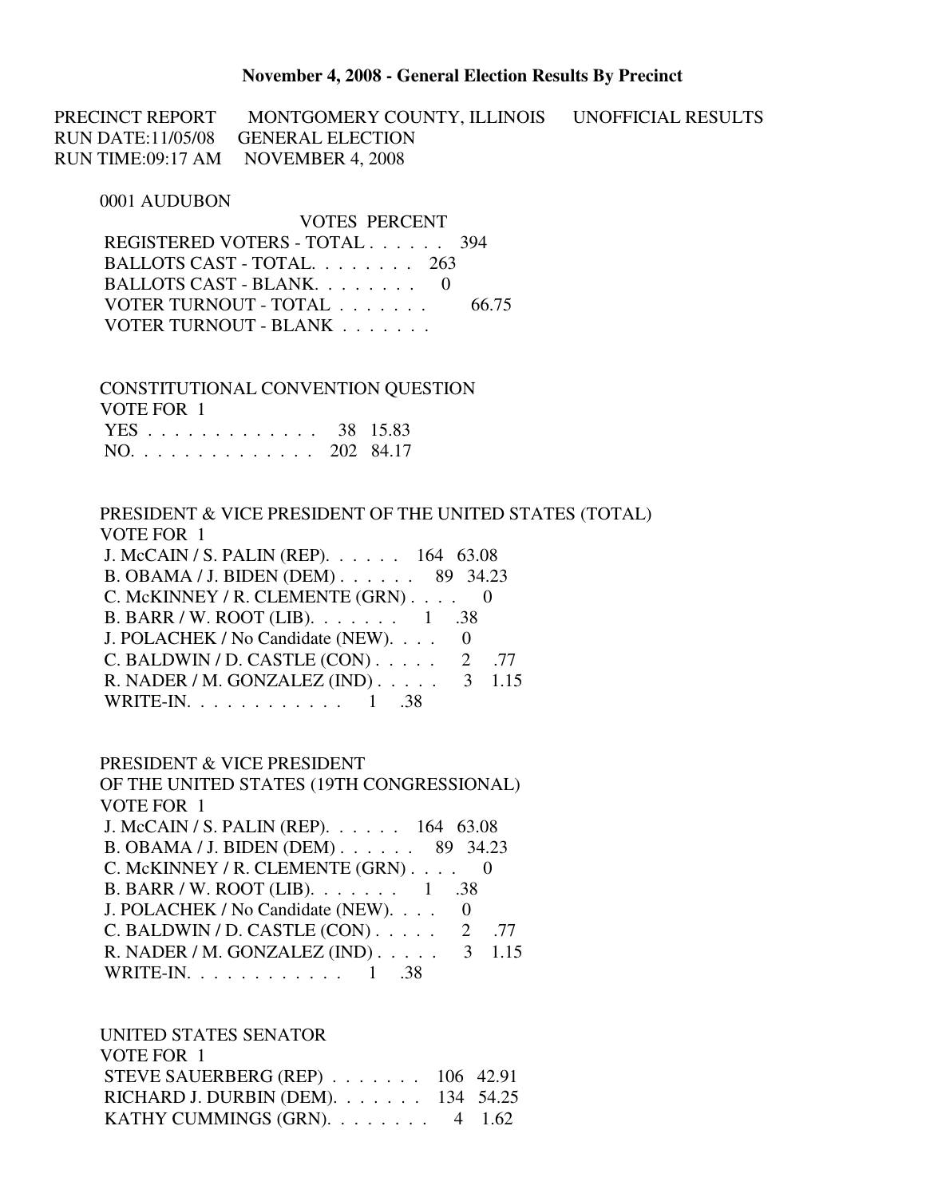# November 4, 2008 - General Election Results By Precinct

PRECINCT REPORT　MONTGOMERY COUNTY, ILLINOIS　UNOFFICIAL RESULTS
RUN DATE:11/05/08　GENERAL ELECTION
RUN TIME:09:17 AM　NOVEMBER 4, 2008

## 0001 AUDUBON

| | VOTES | PERCENT |
|---|---|---|
| REGISTERED VOTERS - TOTAL . . . . . . | 394 | |
| BALLOTS CAST - TOTAL. . . . . . . . | 263 | |
| BALLOTS CAST - BLANK. . . . . . . . | 0 | |
| VOTER TURNOUT - TOTAL . . . . . . . | | 66.75 |
| VOTER TURNOUT - BLANK . . . . . . . | | |

### CONSTITUTIONAL CONVENTION QUESTION

VOTE FOR 1

| | VOTES | PERCENT |
|---|---|---|
| YES . . . . . . . . . . . . . . | 38 | 15.83 |
| NO. . . . . . . . . . . . . . . | 202 | 84.17 |

### PRESIDENT & VICE PRESIDENT OF THE UNITED STATES (TOTAL)

VOTE FOR 1

| | VOTES | PERCENT |
|---|---|---|
| J. McCAIN / S. PALIN (REP). . . . . . | 164 | 63.08 |
| B. OBAMA / J. BIDEN (DEM) . . . . . . | 89 | 34.23 |
| C. McKINNEY / R. CLEMENTE (GRN) . . . . | 0 | |
| B. BARR / W. ROOT (LIB). . . . . . . | 1 | .38 |
| J. POLACHEK / No Candidate (NEW). . . . | 0 | |
| C. BALDWIN / D. CASTLE (CON) . . . . . | 2 | .77 |
| R. NADER / M. GONZALEZ (IND) . . . . . | 3 | 1.15 |
| WRITE-IN. . . . . . . . . . . . | 1 | .38 |

### PRESIDENT & VICE PRESIDENT OF THE UNITED STATES (19TH CONGRESSIONAL)

VOTE FOR 1

| | VOTES | PERCENT |
|---|---|---|
| J. McCAIN / S. PALIN (REP). . . . . . | 164 | 63.08 |
| B. OBAMA / J. BIDEN (DEM) . . . . . . | 89 | 34.23 |
| C. McKINNEY / R. CLEMENTE (GRN) . . . . | 0 | |
| B. BARR / W. ROOT (LIB). . . . . . . | 1 | .38 |
| J. POLACHEK / No Candidate (NEW). . . . | 0 | |
| C. BALDWIN / D. CASTLE (CON) . . . . . | 2 | .77 |
| R. NADER / M. GONZALEZ (IND) . . . . . | 3 | 1.15 |
| WRITE-IN. . . . . . . . . . . . | 1 | .38 |

### UNITED STATES SENATOR

VOTE FOR 1

| | VOTES | PERCENT |
|---|---|---|
| STEVE SAUERBERG (REP) . . . . . . . | 106 | 42.91 |
| RICHARD J. DURBIN (DEM). . . . . . . | 134 | 54.25 |
| KATHY CUMMINGS (GRN). . . . . . . . | 4 | 1.62 |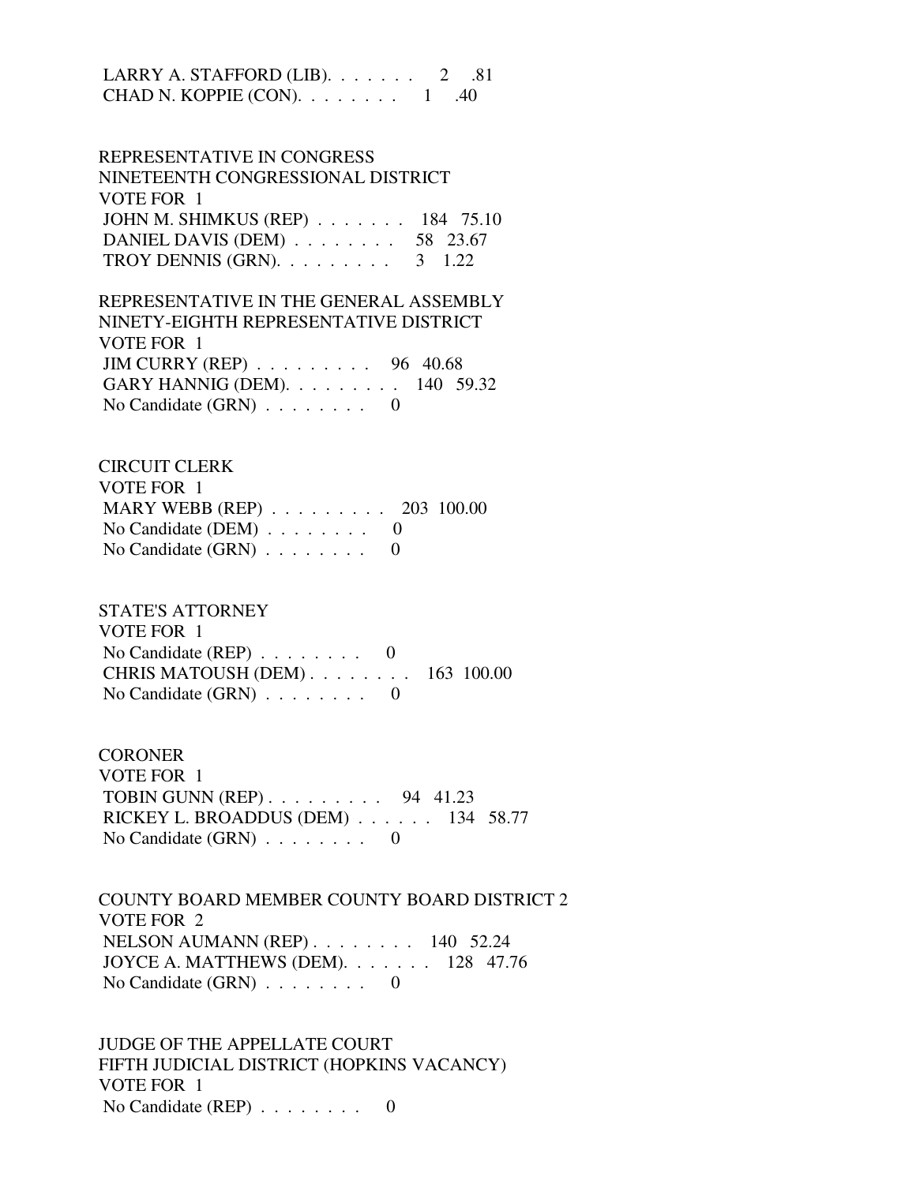LARRY A. STAFFORD (LIB). . . . . . . 2 .81
CHAD N. KOPPIE (CON). . . . . . . . 1 .40

REPRESENTATIVE IN CONGRESS
NINETEENTH CONGRESSIONAL DISTRICT
VOTE FOR 1
JOHN M. SHIMKUS (REP) . . . . . . . 184 75.10
DANIEL DAVIS (DEM) . . . . . . . . 58 23.67
TROY DENNIS (GRN). . . . . . . . . 3 1.22

REPRESENTATIVE IN THE GENERAL ASSEMBLY
NINETY-EIGHTH REPRESENTATIVE DISTRICT
VOTE FOR 1
JIM CURRY (REP) . . . . . . . . . 96 40.68
GARY HANNIG (DEM). . . . . . . . . 140 59.32
No Candidate (GRN) . . . . . . . . 0

CIRCUIT CLERK
VOTE FOR 1
MARY WEBB (REP) . . . . . . . . . 203 100.00
No Candidate (DEM) . . . . . . . . 0
No Candidate (GRN) . . . . . . . . 0

STATE'S ATTORNEY
VOTE FOR 1
No Candidate (REP) . . . . . . . . 0
CHRIS MATOUSH (DEM) . . . . . . . . 163 100.00
No Candidate (GRN) . . . . . . . . 0

CORONER
VOTE FOR 1
TOBIN GUNN (REP) . . . . . . . . . 94 41.23
RICKEY L. BROADDUS (DEM) . . . . . . 134 58.77
No Candidate (GRN) . . . . . . . . 0

COUNTY BOARD MEMBER COUNTY BOARD DISTRICT 2
VOTE FOR 2
NELSON AUMANN (REP) . . . . . . . . 140 52.24
JOYCE A. MATTHEWS (DEM). . . . . . . 128 47.76
No Candidate (GRN) . . . . . . . . 0

JUDGE OF THE APPELLATE COURT
FIFTH JUDICIAL DISTRICT (HOPKINS VACANCY)
VOTE FOR 1
No Candidate (REP) . . . . . . . . 0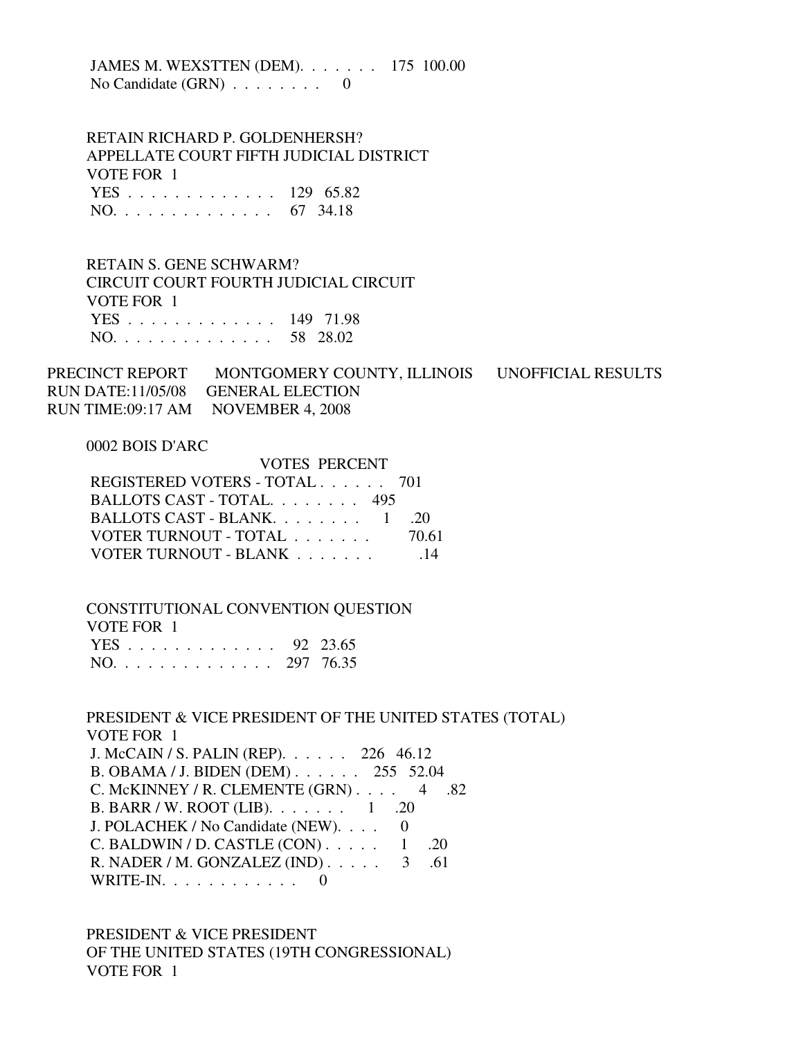JAMES M. WEXSTTEN (DEM). . . . . . . 175 100.00
No Candidate (GRN) . . . . . . . . 0

RETAIN RICHARD P. GOLDENHERSH?
APPELLATE COURT FIFTH JUDICIAL DISTRICT
VOTE FOR 1

| | VOTES | PERCENT |
|---|---|---|
| YES . . . . . . . . . . . . . | 129 | 65.82 |
| NO. . . . . . . . . . . . . . | 67 | 34.18 |

RETAIN S. GENE SCHWARM?
CIRCUIT COURT FOURTH JUDICIAL CIRCUIT
VOTE FOR 1

| | VOTES | PERCENT |
|---|---|---|
| YES . . . . . . . . . . . . . | 149 | 71.98 |
| NO. . . . . . . . . . . . . . | 58 | 28.02 |

PRECINCT REPORT MONTGOMERY COUNTY, ILLINOIS UNOFFICIAL RESULTS
RUN DATE:11/05/08 GENERAL ELECTION
RUN TIME:09:17 AM NOVEMBER 4, 2008

0002 BOIS D'ARC

| | VOTES | PERCENT |
|---|---|---|
| REGISTERED VOTERS - TOTAL . . . . . . | 701 | |
| BALLOTS CAST - TOTAL. . . . . . . . | 495 | |
| BALLOTS CAST - BLANK. . . . . . . . | 1 | .20 |
| VOTER TURNOUT - TOTAL . . . . . . . | | 70.61 |
| VOTER TURNOUT - BLANK . . . . . . . | | .14 |

CONSTITUTIONAL CONVENTION QUESTION
VOTE FOR 1

| | VOTES | PERCENT |
|---|---|---|
| YES . . . . . . . . . . . . . | 92 | 23.65 |
| NO. . . . . . . . . . . . . . | 297 | 76.35 |

PRESIDENT & VICE PRESIDENT OF THE UNITED STATES (TOTAL)
VOTE FOR 1

| | VOTES | PERCENT |
|---|---|---|
| J. McCAIN / S. PALIN (REP). . . . . . | 226 | 46.12 |
| B. OBAMA / J. BIDEN (DEM) . . . . . . | 255 | 52.04 |
| C. McKINNEY / R. CLEMENTE (GRN) . . . . | 4 | .82 |
| B. BARR / W. ROOT (LIB). . . . . . . | 1 | .20 |
| J. POLACHEK / No Candidate (NEW). . . . | 0 | |
| C. BALDWIN / D. CASTLE (CON) . . . . . | 1 | .20 |
| R. NADER / M. GONZALEZ (IND) . . . . . | 3 | .61 |
| WRITE-IN. . . . . . . . . . . . | 0 | |

PRESIDENT & VICE PRESIDENT
OF THE UNITED STATES (19TH CONGRESSIONAL)
VOTE FOR 1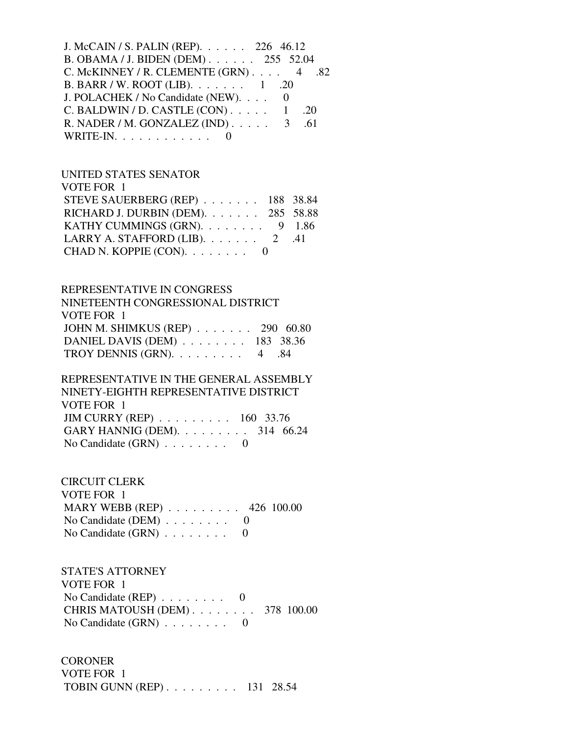J. McCAIN / S. PALIN (REP). . . . . . 226 46.12
B. OBAMA / J. BIDEN (DEM) . . . . . . 255 52.04
C. McKINNEY / R. CLEMENTE (GRN) . . . . 4 .82
B. BARR / W. ROOT (LIB). . . . . . . 1 .20
J. POLACHEK / No Candidate (NEW). . . . 0
C. BALDWIN / D. CASTLE (CON) . . . . . 1 .20
R. NADER / M. GONZALEZ (IND) . . . . . 3 .61
WRITE-IN. . . . . . . . . . . . 0

UNITED STATES SENATOR
VOTE FOR 1
STEVE SAUERBERG (REP) . . . . . . . 188 38.84
RICHARD J. DURBIN (DEM). . . . . . . 285 58.88
KATHY CUMMINGS (GRN). . . . . . . . 9 1.86
LARRY A. STAFFORD (LIB). . . . . . . 2 .41
CHAD N. KOPPIE (CON). . . . . . . . 0

REPRESENTATIVE IN CONGRESS
NINETEENTH CONGRESSIONAL DISTRICT
VOTE FOR 1
JOHN M. SHIMKUS (REP) . . . . . . . 290 60.80
DANIEL DAVIS (DEM) . . . . . . . . 183 38.36
TROY DENNIS (GRN). . . . . . . . . 4 .84

REPRESENTATIVE IN THE GENERAL ASSEMBLY
NINETY-EIGHTH REPRESENTATIVE DISTRICT
VOTE FOR 1
JIM CURRY (REP) . . . . . . . . . 160 33.76
GARY HANNIG (DEM). . . . . . . . . 314 66.24
No Candidate (GRN) . . . . . . . . 0

CIRCUIT CLERK
VOTE FOR 1
MARY WEBB (REP) . . . . . . . . . 426 100.00
No Candidate (DEM) . . . . . . . . 0
No Candidate (GRN) . . . . . . . . 0

STATE'S ATTORNEY
VOTE FOR 1
No Candidate (REP) . . . . . . . . 0
CHRIS MATOUSH (DEM) . . . . . . . . 378 100.00
No Candidate (GRN) . . . . . . . . 0

CORONER
VOTE FOR 1
TOBIN GUNN (REP) . . . . . . . . . 131 28.54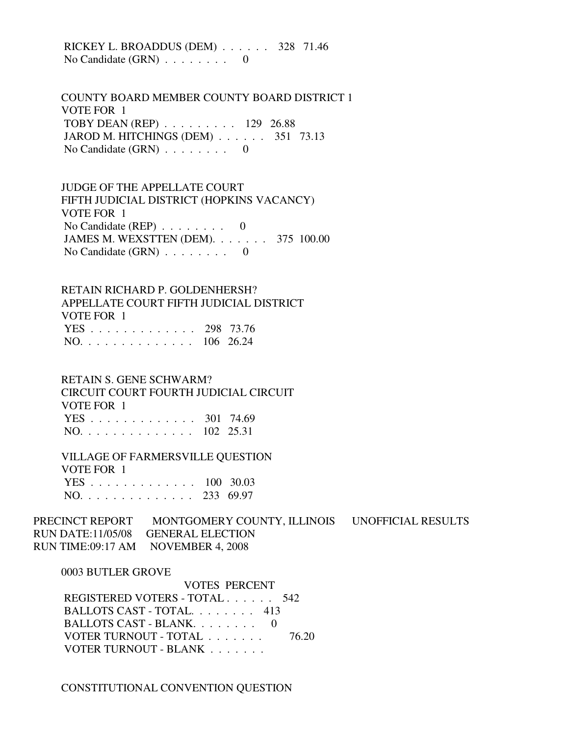RICKEY L. BROADDUS (DEM) . . . . . . 328 71.46
No Candidate (GRN) . . . . . . . . 0

COUNTY BOARD MEMBER COUNTY BOARD DISTRICT 1
VOTE FOR 1
TOBY DEAN (REP) . . . . . . . . . 129 26.88
JAROD M. HITCHINGS (DEM) . . . . . . 351 73.13
No Candidate (GRN) . . . . . . . . 0

JUDGE OF THE APPELLATE COURT
FIFTH JUDICIAL DISTRICT (HOPKINS VACANCY)
VOTE FOR 1
No Candidate (REP) . . . . . . . . 0
JAMES M. WEXSTTEN (DEM). . . . . . . 375 100.00
No Candidate (GRN) . . . . . . . . 0

RETAIN RICHARD P. GOLDENHERSH?
APPELLATE COURT FIFTH JUDICIAL DISTRICT
VOTE FOR 1
YES . . . . . . . . . . . . . 298 73.76
NO. . . . . . . . . . . . . . 106 26.24

RETAIN S. GENE SCHWARM?
CIRCUIT COURT FOURTH JUDICIAL CIRCUIT
VOTE FOR 1
YES . . . . . . . . . . . . . 301 74.69
NO. . . . . . . . . . . . . . 102 25.31

VILLAGE OF FARMERSVILLE QUESTION
VOTE FOR 1
YES . . . . . . . . . . . . . 100 30.03
NO. . . . . . . . . . . . . . 233 69.97

PRECINCT REPORT MONTGOMERY COUNTY, ILLINOIS UNOFFICIAL RESULTS
RUN DATE:11/05/08 GENERAL ELECTION
RUN TIME:09:17 AM NOVEMBER 4, 2008

0003 BUTLER GROVE
VOTES PERCENT
REGISTERED VOTERS - TOTAL . . . . . . 542
BALLOTS CAST - TOTAL. . . . . . . . 413
BALLOTS CAST - BLANK. . . . . . . . 0
VOTER TURNOUT - TOTAL . . . . . . . 76.20
VOTER TURNOUT - BLANK . . . . . . .

CONSTITUTIONAL CONVENTION QUESTION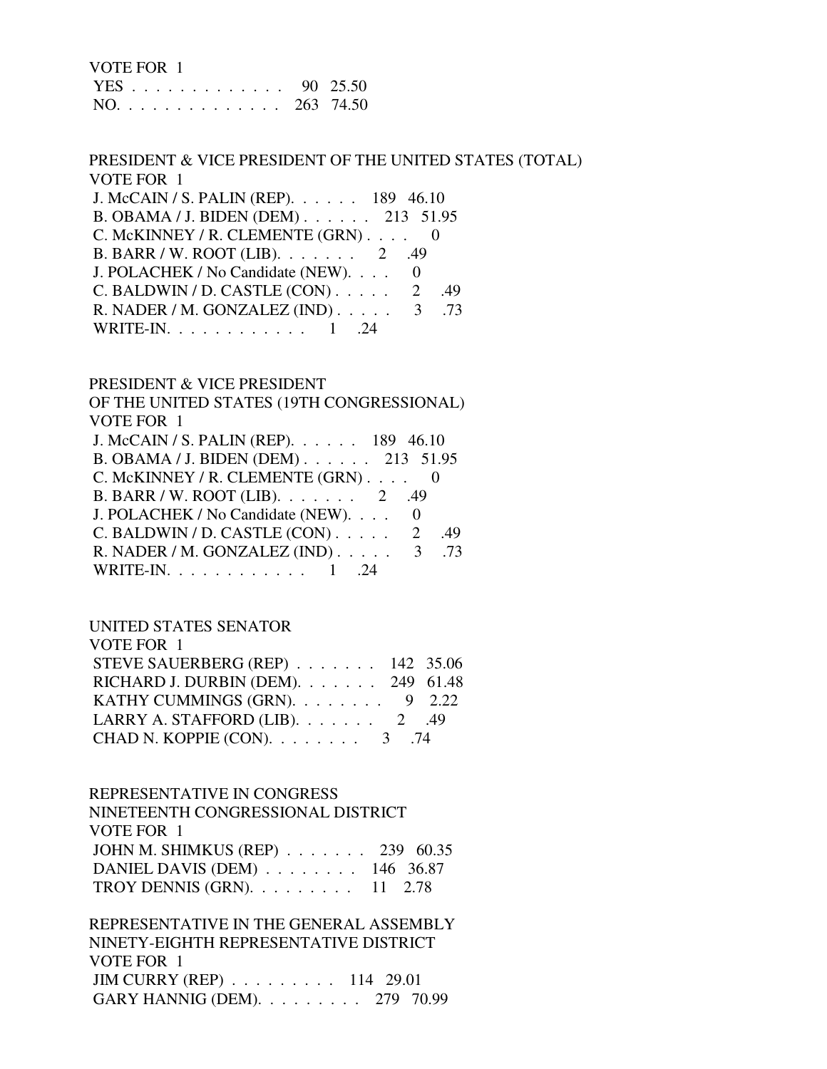VOTE FOR 1

| | | |
|---|---|---|
| YES | 90 | 25.50 |
| NO. | 263 | 74.50 |

PRESIDENT & VICE PRESIDENT OF THE UNITED STATES (TOTAL)

VOTE FOR 1

| | | |
|---|---|---|
| J. McCAIN / S. PALIN (REP). | 189 | 46.10 |
| B. OBAMA / J. BIDEN (DEM) | 213 | 51.95 |
| C. McKINNEY / R. CLEMENTE (GRN) | 0 | |
| B. BARR / W. ROOT (LIB). | 2 | .49 |
| J. POLACHEK / No Candidate (NEW). | 0 | |
| C. BALDWIN / D. CASTLE (CON) | 2 | .49 |
| R. NADER / M. GONZALEZ (IND) | 3 | .73 |
| WRITE-IN. | 1 | .24 |

PRESIDENT & VICE PRESIDENT
OF THE UNITED STATES (19TH CONGRESSIONAL)

VOTE FOR 1

| | | |
|---|---|---|
| J. McCAIN / S. PALIN (REP). | 189 | 46.10 |
| B. OBAMA / J. BIDEN (DEM) | 213 | 51.95 |
| C. McKINNEY / R. CLEMENTE (GRN) | 0 | |
| B. BARR / W. ROOT (LIB). | 2 | .49 |
| J. POLACHEK / No Candidate (NEW). | 0 | |
| C. BALDWIN / D. CASTLE (CON) | 2 | .49 |
| R. NADER / M. GONZALEZ (IND) | 3 | .73 |
| WRITE-IN. | 1 | .24 |

UNITED STATES SENATOR

VOTE FOR 1

| | | |
|---|---|---|
| STEVE SAUERBERG (REP) | 142 | 35.06 |
| RICHARD J. DURBIN (DEM). | 249 | 61.48 |
| KATHY CUMMINGS (GRN). | 9 | 2.22 |
| LARRY A. STAFFORD (LIB). | 2 | .49 |
| CHAD N. KOPPIE (CON). | 3 | .74 |

REPRESENTATIVE IN CONGRESS
NINETEENTH CONGRESSIONAL DISTRICT

VOTE FOR 1

| | | |
|---|---|---|
| JOHN M. SHIMKUS (REP) | 239 | 60.35 |
| DANIEL DAVIS (DEM) | 146 | 36.87 |
| TROY DENNIS (GRN). | 11 | 2.78 |

REPRESENTATIVE IN THE GENERAL ASSEMBLY
NINETY-EIGHTH REPRESENTATIVE DISTRICT

VOTE FOR 1

| | | |
|---|---|---|
| JIM CURRY (REP) | 114 | 29.01 |
| GARY HANNIG (DEM). | 279 | 70.99 |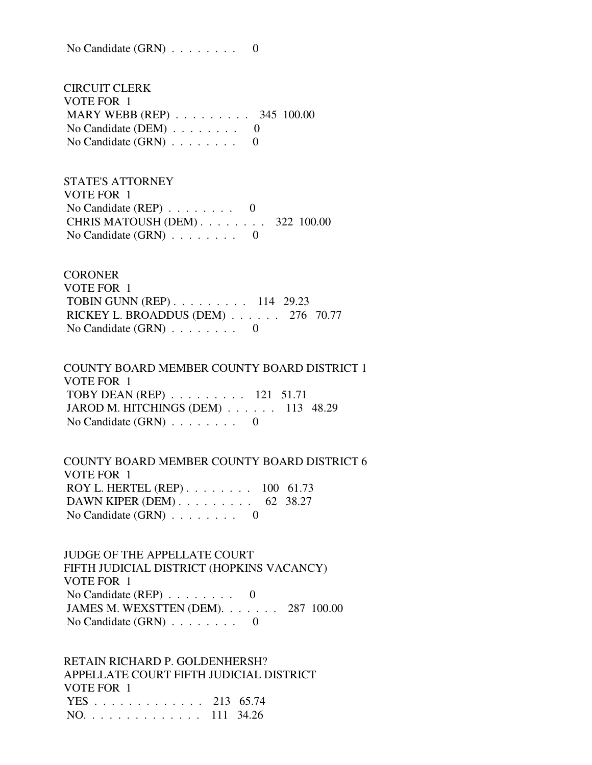No Candidate (GRN) . . . . . . . .     0

CIRCUIT CLERK
VOTE FOR 1
MARY WEBB (REP) . . . . . . . . .   345  100.00
No Candidate (DEM) . . . . . . . .     0
No Candidate (GRN) . . . . . . . .     0

STATE'S ATTORNEY
VOTE FOR 1
No Candidate (REP) . . . . . . . .     0
CHRIS MATOUSH (DEM) . . . . . . . .   322  100.00
No Candidate (GRN) . . . . . . . .     0

CORONER
VOTE FOR 1
TOBIN GUNN (REP) . . . . . . . . .   114   29.23
RICKEY L. BROADDUS (DEM) . . . . . .   276   70.77
No Candidate (GRN) . . . . . . . .     0

COUNTY BOARD MEMBER COUNTY BOARD DISTRICT 1
VOTE FOR 1
TOBY DEAN (REP) . . . . . . . . .   121   51.71
JAROD M. HITCHINGS (DEM) . . . . . .   113   48.29
No Candidate (GRN) . . . . . . . .     0

COUNTY BOARD MEMBER COUNTY BOARD DISTRICT 6
VOTE FOR 1
ROY L. HERTEL (REP) . . . . . . . .   100   61.73
DAWN KIPER (DEM) . . . . . . . . .    62   38.27
No Candidate (GRN) . . . . . . . .     0

JUDGE OF THE APPELLATE COURT
FIFTH JUDICIAL DISTRICT (HOPKINS VACANCY)
VOTE FOR 1
No Candidate (REP) . . . . . . . .     0
JAMES M. WEXSTTEN (DEM). . . . . . .   287  100.00
No Candidate (GRN) . . . . . . . .     0

RETAIN RICHARD P. GOLDENHERSH?
APPELLATE COURT FIFTH JUDICIAL DISTRICT
VOTE FOR 1
YES . . . . . . . . . . . . .   213   65.74
NO. . . . . . . . . . . . . .   111   34.26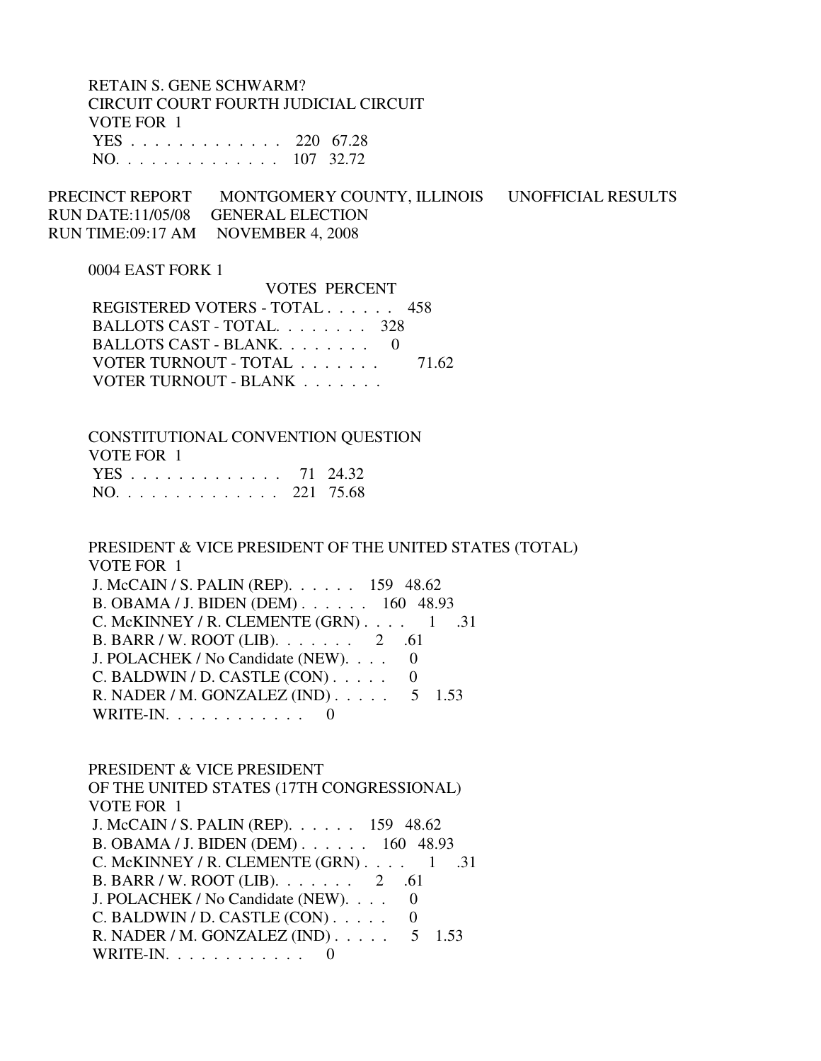RETAIN S. GENE SCHWARM?
CIRCUIT COURT FOURTH JUDICIAL CIRCUIT
VOTE FOR 1

| | VOTES | PERCENT |
|---|---|---|
| YES | 220 | 67.28 |
| NO | 107 | 32.72 |

PRECINCT REPORT MONTGOMERY COUNTY, ILLINOIS UNOFFICIAL RESULTS
RUN DATE:11/05/08 GENERAL ELECTION
RUN TIME:09:17 AM NOVEMBER 4, 2008

## 0004 EAST FORK 1

| | VOTES | PERCENT |
|---|---|---|
| REGISTERED VOTERS - TOTAL | 458 | |
| BALLOTS CAST - TOTAL | 328 | |
| BALLOTS CAST - BLANK | 0 | |
| VOTER TURNOUT - TOTAL | | 71.62 |
| VOTER TURNOUT - BLANK | | |

CONSTITUTIONAL CONVENTION QUESTION
VOTE FOR 1

| | VOTES | PERCENT |
|---|---|---|
| YES | 71 | 24.32 |
| NO | 221 | 75.68 |

PRESIDENT & VICE PRESIDENT OF THE UNITED STATES (TOTAL)
VOTE FOR 1

| | VOTES | PERCENT |
|---|---|---|
| J. McCAIN / S. PALIN (REP) | 159 | 48.62 |
| B. OBAMA / J. BIDEN (DEM) | 160 | 48.93 |
| C. McKINNEY / R. CLEMENTE (GRN) | 1 | .31 |
| B. BARR / W. ROOT (LIB) | 2 | .61 |
| J. POLACHEK / No Candidate (NEW) | 0 | |
| C. BALDWIN / D. CASTLE (CON) | 0 | |
| R. NADER / M. GONZALEZ (IND) | 5 | 1.53 |
| WRITE-IN | 0 | |

PRESIDENT & VICE PRESIDENT
OF THE UNITED STATES (17TH CONGRESSIONAL)
VOTE FOR 1

| | VOTES | PERCENT |
|---|---|---|
| J. McCAIN / S. PALIN (REP) | 159 | 48.62 |
| B. OBAMA / J. BIDEN (DEM) | 160 | 48.93 |
| C. McKINNEY / R. CLEMENTE (GRN) | 1 | .31 |
| B. BARR / W. ROOT (LIB) | 2 | .61 |
| J. POLACHEK / No Candidate (NEW) | 0 | |
| C. BALDWIN / D. CASTLE (CON) | 0 | |
| R. NADER / M. GONZALEZ (IND) | 5 | 1.53 |
| WRITE-IN | 0 | |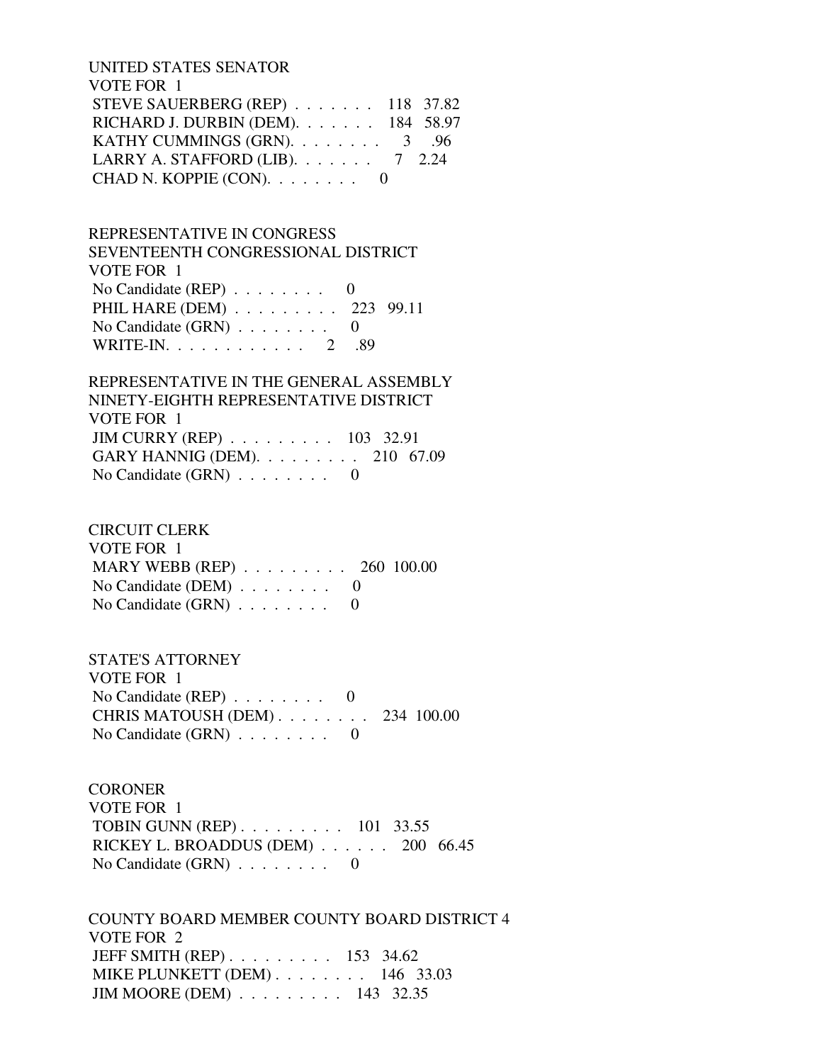UNITED STATES SENATOR
VOTE FOR 1

STEVE SAUERBERG (REP) . . . . . . . 118 37.82
RICHARD J. DURBIN (DEM). . . . . . . 184 58.97
KATHY CUMMINGS (GRN). . . . . . . . 3 .96
LARRY A. STAFFORD (LIB). . . . . . . 7 2.24
CHAD N. KOPPIE (CON). . . . . . . . 0

REPRESENTATIVE IN CONGRESS
SEVENTEENTH CONGRESSIONAL DISTRICT
VOTE FOR 1

No Candidate (REP) . . . . . . . . 0
PHIL HARE (DEM) . . . . . . . . . 223 99.11
No Candidate (GRN) . . . . . . . . 0
WRITE-IN. . . . . . . . . . . . 2 .89

REPRESENTATIVE IN THE GENERAL ASSEMBLY
NINETY-EIGHTH REPRESENTATIVE DISTRICT
VOTE FOR 1

JIM CURRY (REP) . . . . . . . . . 103 32.91
GARY HANNIG (DEM). . . . . . . . . 210 67.09
No Candidate (GRN) . . . . . . . . 0

CIRCUIT CLERK
VOTE FOR 1

MARY WEBB (REP) . . . . . . . . . 260 100.00
No Candidate (DEM) . . . . . . . . 0
No Candidate (GRN) . . . . . . . . 0

STATE'S ATTORNEY
VOTE FOR 1

No Candidate (REP) . . . . . . . . 0
CHRIS MATOUSH (DEM) . . . . . . . . 234 100.00
No Candidate (GRN) . . . . . . . . 0

CORONER
VOTE FOR 1

TOBIN GUNN (REP) . . . . . . . . . 101 33.55
RICKEY L. BROADDUS (DEM) . . . . . . 200 66.45
No Candidate (GRN) . . . . . . . . 0

COUNTY BOARD MEMBER COUNTY BOARD DISTRICT 4
VOTE FOR 2

JEFF SMITH (REP) . . . . . . . . . 153 34.62
MIKE PLUNKETT (DEM) . . . . . . . . 146 33.03
JIM MOORE (DEM) . . . . . . . . . 143 32.35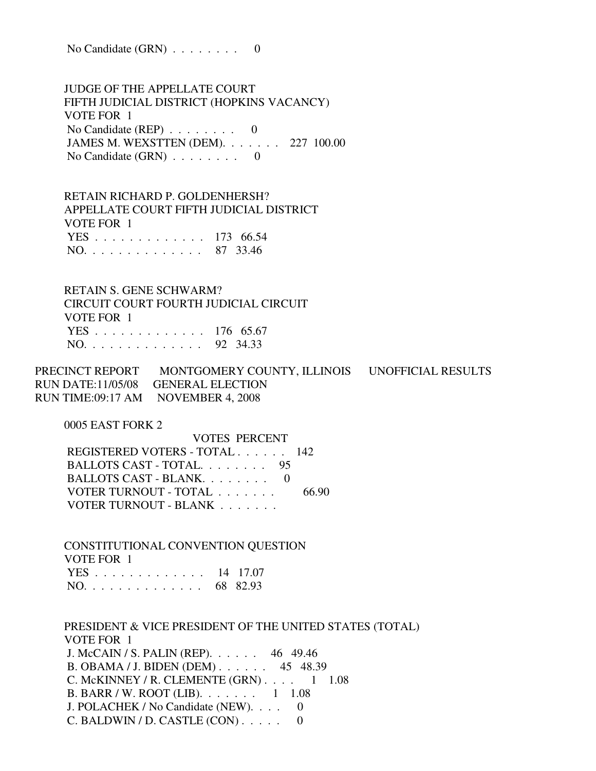No Candidate (GRN) . . . . . . . . 0

JUDGE OF THE APPELLATE COURT
FIFTH JUDICIAL DISTRICT (HOPKINS VACANCY)
VOTE FOR 1

| | | |
|---|---|---|
| No Candidate (REP) . . . . . . . . | 0 | |
| JAMES M. WEXSTTEN (DEM). . . . . . . | 227 | 100.00 |
| No Candidate (GRN) . . . . . . . . | 0 | |

RETAIN RICHARD P. GOLDENHERSH?
APPELLATE COURT FIFTH JUDICIAL DISTRICT
VOTE FOR 1

| | | |
|---|---|---|
| YES . . . . . . . . . . . . . | 173 | 66.54 |
| NO. . . . . . . . . . . . . . | 87 | 33.46 |

RETAIN S. GENE SCHWARM?
CIRCUIT COURT FOURTH JUDICIAL CIRCUIT
VOTE FOR 1

| | | |
|---|---|---|
| YES . . . . . . . . . . . . . | 176 | 65.67 |
| NO. . . . . . . . . . . . . . | 92 | 34.33 |

PRECINCT REPORT MONTGOMERY COUNTY, ILLINOIS UNOFFICIAL RESULTS
RUN DATE:11/05/08 GENERAL ELECTION
RUN TIME:09:17 AM NOVEMBER 4, 2008

0005 EAST FORK 2

| | VOTES | PERCENT |
|---|---|---|
| REGISTERED VOTERS - TOTAL . . . . . . | 142 | |
| BALLOTS CAST - TOTAL. . . . . . . . | 95 | |
| BALLOTS CAST - BLANK. . . . . . . . | 0 | |
| VOTER TURNOUT - TOTAL . . . . . . . | | 66.90 |
| VOTER TURNOUT - BLANK . . . . . . . | | |

CONSTITUTIONAL CONVENTION QUESTION
VOTE FOR 1

| | | |
|---|---|---|
| YES . . . . . . . . . . . . . | 14 | 17.07 |
| NO. . . . . . . . . . . . . . | 68 | 82.93 |

PRESIDENT & VICE PRESIDENT OF THE UNITED STATES (TOTAL)
VOTE FOR 1

| | | |
|---|---|---|
| J. McCAIN / S. PALIN (REP). . . . . . | 46 | 49.46 |
| B. OBAMA / J. BIDEN (DEM) . . . . . . | 45 | 48.39 |
| C. McKINNEY / R. CLEMENTE (GRN) . . . . | 1 | 1.08 |
| B. BARR / W. ROOT (LIB). . . . . . . | 1 | 1.08 |
| J. POLACHEK / No Candidate (NEW). . . . | 0 | |
| C. BALDWIN / D. CASTLE (CON) . . . . . | 0 | |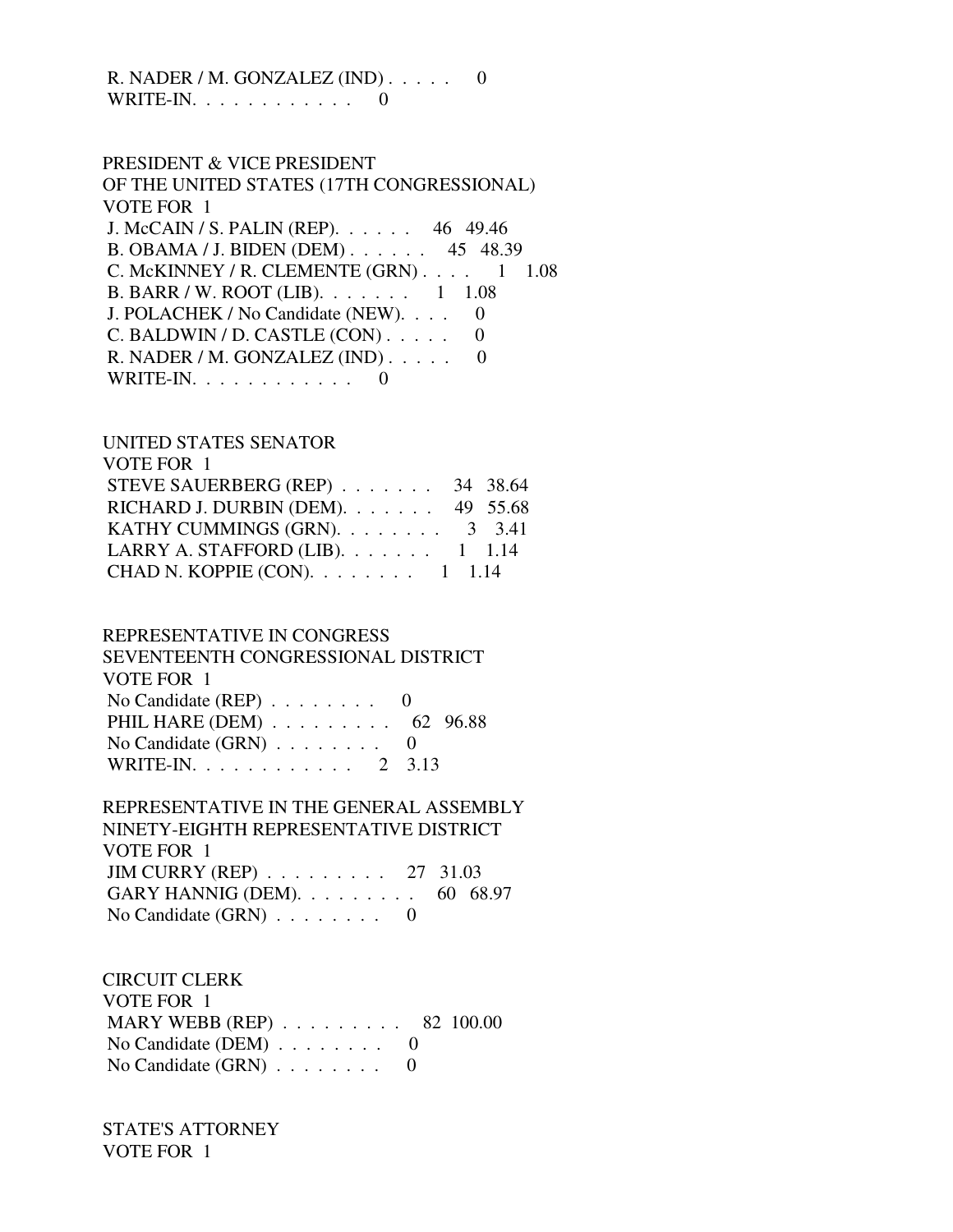R. NADER / M. GONZALEZ (IND) . . . . . 0
WRITE-IN. . . . . . . . . . . . 0

PRESIDENT & VICE PRESIDENT
OF THE UNITED STATES (17TH CONGRESSIONAL)
VOTE FOR 1

| Candidate | Votes | Percent |
|---|---|---|
| J. McCAIN / S. PALIN (REP). . . . . . | 46 | 49.46 |
| B. OBAMA / J. BIDEN (DEM) . . . . . . | 45 | 48.39 |
| C. McKINNEY / R. CLEMENTE (GRN) . . . . | 1 | 1.08 |
| B. BARR / W. ROOT (LIB). . . . . . . | 1 | 1.08 |
| J. POLACHEK / No Candidate (NEW). . . . | 0 | |
| C. BALDWIN / D. CASTLE (CON) . . . . . | 0 | |
| R. NADER / M. GONZALEZ (IND) . . . . . | 0 | |
| WRITE-IN. . . . . . . . . . . . | 0 | |

UNITED STATES SENATOR
VOTE FOR 1

| Candidate | Votes | Percent |
|---|---|---|
| STEVE SAUERBERG (REP) . . . . . . . | 34 | 38.64 |
| RICHARD J. DURBIN (DEM). . . . . . . | 49 | 55.68 |
| KATHY CUMMINGS (GRN). . . . . . . . | 3 | 3.41 |
| LARRY A. STAFFORD (LIB). . . . . . . | 1 | 1.14 |
| CHAD N. KOPPIE (CON). . . . . . . . | 1 | 1.14 |

REPRESENTATIVE IN CONGRESS
SEVENTEENTH CONGRESSIONAL DISTRICT
VOTE FOR 1

| Candidate | Votes | Percent |
|---|---|---|
| No Candidate (REP) . . . . . . . . | 0 | |
| PHIL HARE (DEM) . . . . . . . . . | 62 | 96.88 |
| No Candidate (GRN) . . . . . . . . | 0 | |
| WRITE-IN. . . . . . . . . . . . | 2 | 3.13 |

REPRESENTATIVE IN THE GENERAL ASSEMBLY
NINETY-EIGHTH REPRESENTATIVE DISTRICT
VOTE FOR 1

| Candidate | Votes | Percent |
|---|---|---|
| JIM CURRY (REP) . . . . . . . . . | 27 | 31.03 |
| GARY HANNIG (DEM). . . . . . . . . | 60 | 68.97 |
| No Candidate (GRN) . . . . . . . . | 0 | |

CIRCUIT CLERK
VOTE FOR 1

| Candidate | Votes | Percent |
|---|---|---|
| MARY WEBB (REP) . . . . . . . . . | 82 | 100.00 |
| No Candidate (DEM) . . . . . . . . | 0 | |
| No Candidate (GRN) . . . . . . . . | 0 | |

STATE'S ATTORNEY
VOTE FOR 1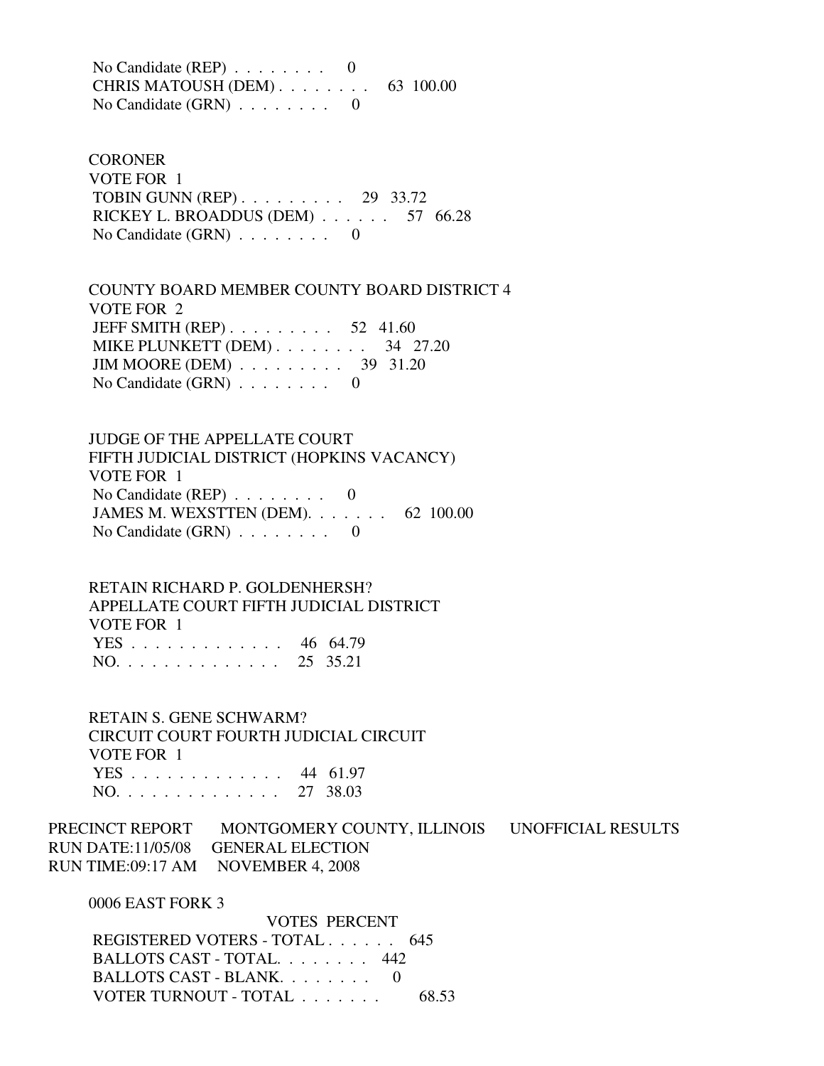No Candidate (REP) . . . . . . . . 0
CHRIS MATOUSH (DEM) . . . . . . . . 63 100.00
No Candidate (GRN) . . . . . . . . 0

CORONER
VOTE FOR 1
TOBIN GUNN (REP) . . . . . . . . . 29 33.72
RICKEY L. BROADDUS (DEM) . . . . . . 57 66.28
No Candidate (GRN) . . . . . . . . 0

COUNTY BOARD MEMBER COUNTY BOARD DISTRICT 4
VOTE FOR 2
JEFF SMITH (REP) . . . . . . . . . 52 41.60
MIKE PLUNKETT (DEM) . . . . . . . . 34 27.20
JIM MOORE (DEM) . . . . . . . . . 39 31.20
No Candidate (GRN) . . . . . . . . 0

JUDGE OF THE APPELLATE COURT
FIFTH JUDICIAL DISTRICT (HOPKINS VACANCY)
VOTE FOR 1
No Candidate (REP) . . . . . . . . 0
JAMES M. WEXSTTEN (DEM). . . . . . . 62 100.00
No Candidate (GRN) . . . . . . . . 0

RETAIN RICHARD P. GOLDENHERSH?
APPELLATE COURT FIFTH JUDICIAL DISTRICT
VOTE FOR 1
YES . . . . . . . . . . . . . 46 64.79
NO. . . . . . . . . . . . . . 25 35.21

RETAIN S. GENE SCHWARM?
CIRCUIT COURT FOURTH JUDICIAL CIRCUIT
VOTE FOR 1
YES . . . . . . . . . . . . . 44 61.97
NO. . . . . . . . . . . . . . 27 38.03

PRECINCT REPORT MONTGOMERY COUNTY, ILLINOIS UNOFFICIAL RESULTS
RUN DATE:11/05/08 GENERAL ELECTION
RUN TIME:09:17 AM NOVEMBER 4, 2008

0006 EAST FORK 3

| | VOTES | PERCENT |
|---|---|---|
| REGISTERED VOTERS - TOTAL . . . . . . | 645 | |
| BALLOTS CAST - TOTAL. . . . . . . . | 442 | |
| BALLOTS CAST - BLANK. . . . . . . . | 0 | |
| VOTER TURNOUT - TOTAL . . . . . . . | | 68.53 |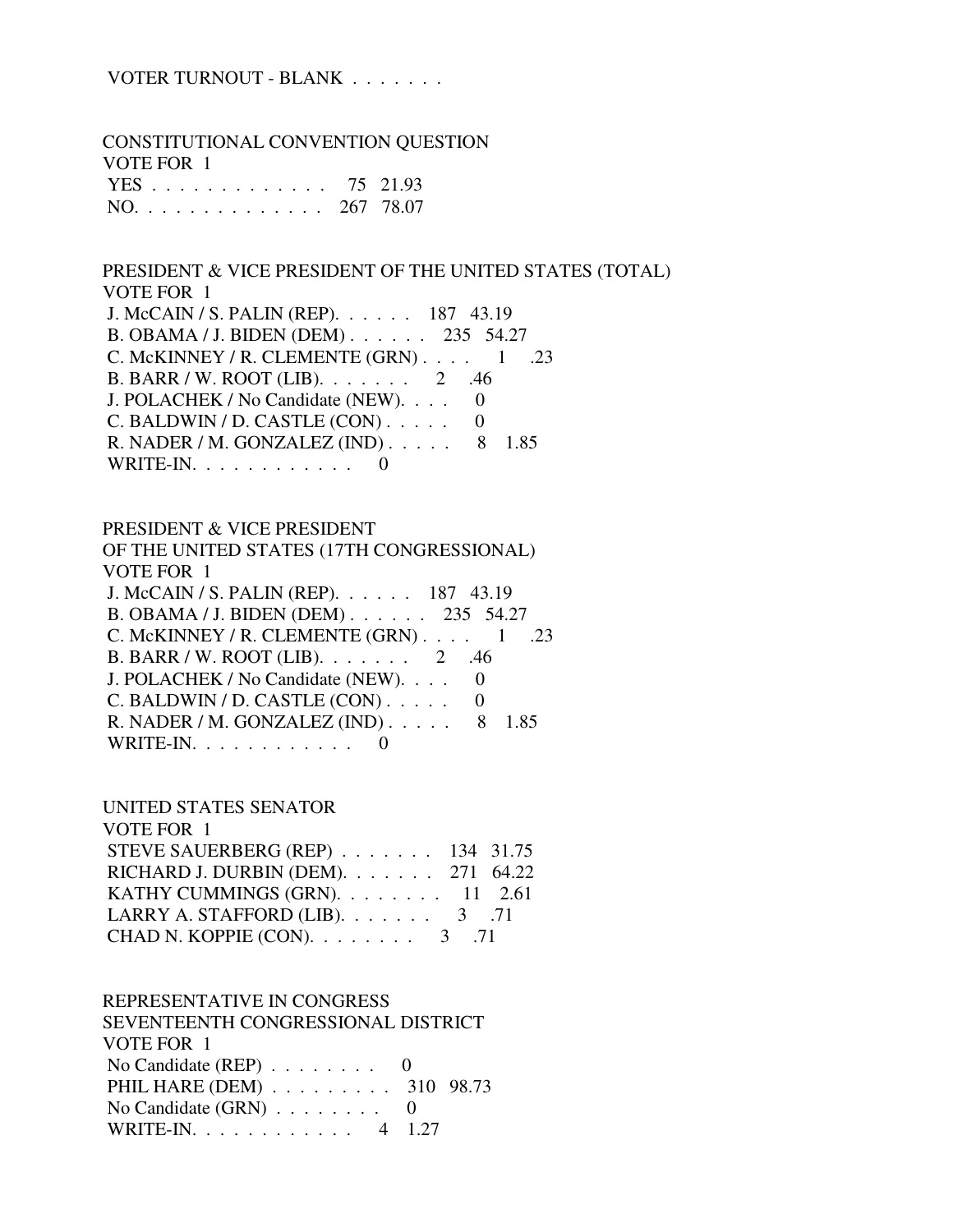VOTER TURNOUT - BLANK . . . . . . .

CONSTITUTIONAL CONVENTION QUESTION
VOTE FOR 1

| | | |
|---|---|---|
| YES . . . . . . . . . . . . . | 75 | 21.93 |
| NO. . . . . . . . . . . . . . | 267 | 78.07 |

PRESIDENT & VICE PRESIDENT OF THE UNITED STATES (TOTAL)
VOTE FOR 1

| | | |
|---|---|---|
| J. McCAIN / S. PALIN (REP). . . . . . | 187 | 43.19 |
| B. OBAMA / J. BIDEN (DEM) . . . . . . | 235 | 54.27 |
| C. McKINNEY / R. CLEMENTE (GRN) . . . . | 1 | .23 |
| B. BARR / W. ROOT (LIB). . . . . . . | 2 | .46 |
| J. POLACHEK / No Candidate (NEW). . . . | 0 | |
| C. BALDWIN / D. CASTLE (CON) . . . . . | 0 | |
| R. NADER / M. GONZALEZ (IND) . . . . . | 8 | 1.85 |
| WRITE-IN. . . . . . . . . . . . | 0 | |

PRESIDENT & VICE PRESIDENT
OF THE UNITED STATES (17TH CONGRESSIONAL)
VOTE FOR 1

| | | |
|---|---|---|
| J. McCAIN / S. PALIN (REP). . . . . . | 187 | 43.19 |
| B. OBAMA / J. BIDEN (DEM) . . . . . . | 235 | 54.27 |
| C. McKINNEY / R. CLEMENTE (GRN) . . . . | 1 | .23 |
| B. BARR / W. ROOT (LIB). . . . . . . | 2 | .46 |
| J. POLACHEK / No Candidate (NEW). . . . | 0 | |
| C. BALDWIN / D. CASTLE (CON) . . . . . | 0 | |
| R. NADER / M. GONZALEZ (IND) . . . . . | 8 | 1.85 |
| WRITE-IN. . . . . . . . . . . . | 0 | |

UNITED STATES SENATOR
VOTE FOR 1

| | | |
|---|---|---|
| STEVE SAUERBERG (REP) . . . . . . . | 134 | 31.75 |
| RICHARD J. DURBIN (DEM). . . . . . . | 271 | 64.22 |
| KATHY CUMMINGS (GRN). . . . . . . . | 11 | 2.61 |
| LARRY A. STAFFORD (LIB). . . . . . . | 3 | .71 |
| CHAD N. KOPPIE (CON). . . . . . . . | 3 | .71 |

REPRESENTATIVE IN CONGRESS
SEVENTEENTH CONGRESSIONAL DISTRICT
VOTE FOR 1

| | | |
|---|---|---|
| No Candidate (REP) . . . . . . . . | 0 | |
| PHIL HARE (DEM) . . . . . . . . . | 310 | 98.73 |
| No Candidate (GRN) . . . . . . . . | 0 | |
| WRITE-IN. . . . . . . . . . . . | 4 | 1.27 |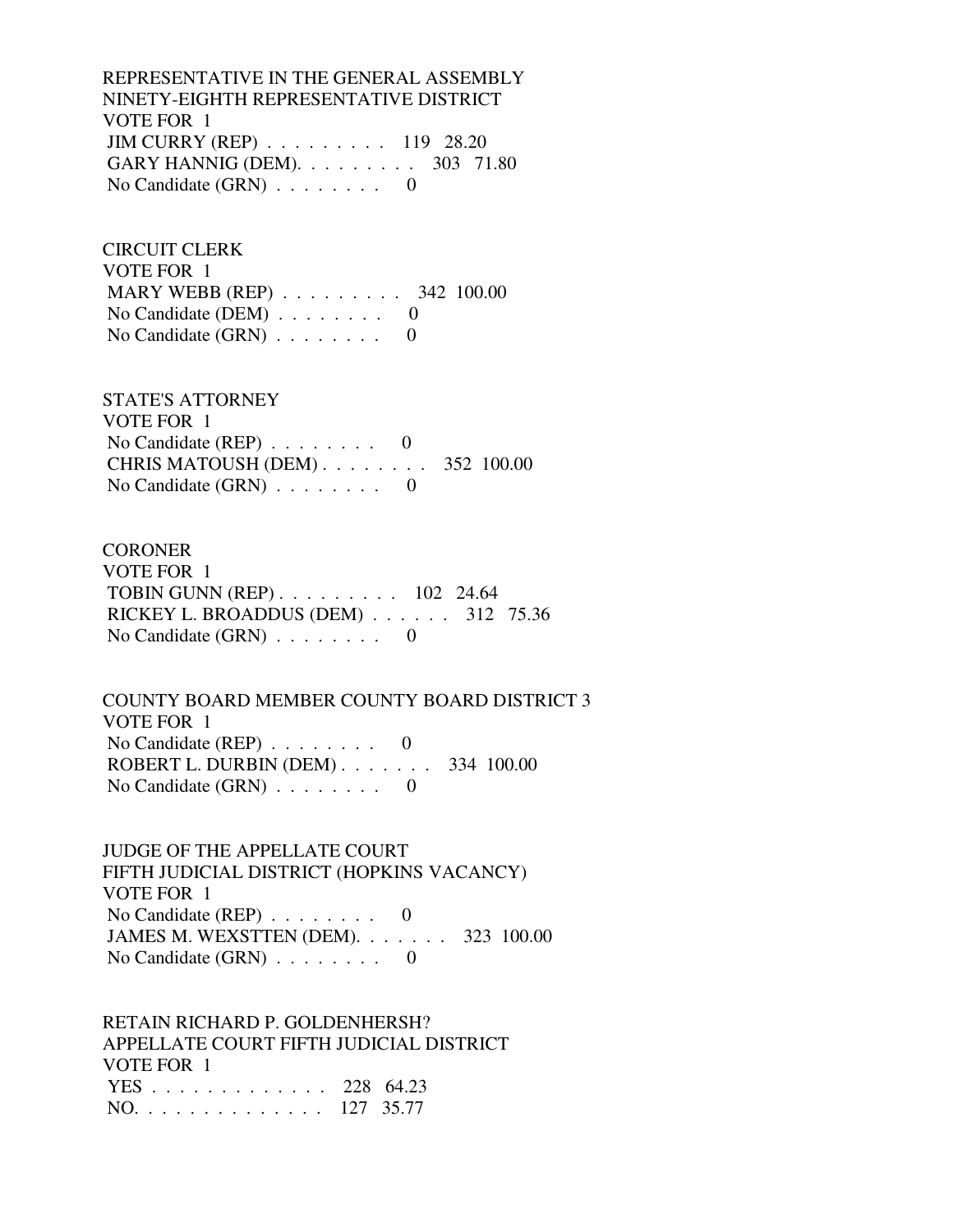REPRESENTATIVE IN THE GENERAL ASSEMBLY
NINETY-EIGHTH REPRESENTATIVE DISTRICT
VOTE FOR 1
JIM CURRY (REP) . . . . . . . . . 119 28.20
GARY HANNIG (DEM). . . . . . . . . 303 71.80
No Candidate (GRN) . . . . . . . . 0

CIRCUIT CLERK
VOTE FOR 1
MARY WEBB (REP) . . . . . . . . . 342 100.00
No Candidate (DEM) . . . . . . . . 0
No Candidate (GRN) . . . . . . . . 0

STATE'S ATTORNEY
VOTE FOR 1
No Candidate (REP) . . . . . . . . 0
CHRIS MATOUSH (DEM) . . . . . . . . 352 100.00
No Candidate (GRN) . . . . . . . . 0

CORONER
VOTE FOR 1
TOBIN GUNN (REP) . . . . . . . . . 102 24.64
RICKEY L. BROADDUS (DEM) . . . . . . 312 75.36
No Candidate (GRN) . . . . . . . . 0

COUNTY BOARD MEMBER COUNTY BOARD DISTRICT 3
VOTE FOR 1
No Candidate (REP) . . . . . . . . 0
ROBERT L. DURBIN (DEM) . . . . . . . 334 100.00
No Candidate (GRN) . . . . . . . . 0

JUDGE OF THE APPELLATE COURT
FIFTH JUDICIAL DISTRICT (HOPKINS VACANCY)
VOTE FOR 1
No Candidate (REP) . . . . . . . . 0
JAMES M. WEXSTTEN (DEM). . . . . . . 323 100.00
No Candidate (GRN) . . . . . . . . 0

RETAIN RICHARD P. GOLDENHERSH?
APPELLATE COURT FIFTH JUDICIAL DISTRICT
VOTE FOR 1
YES . . . . . . . . . . . . . 228 64.23
NO. . . . . . . . . . . . . . 127 35.77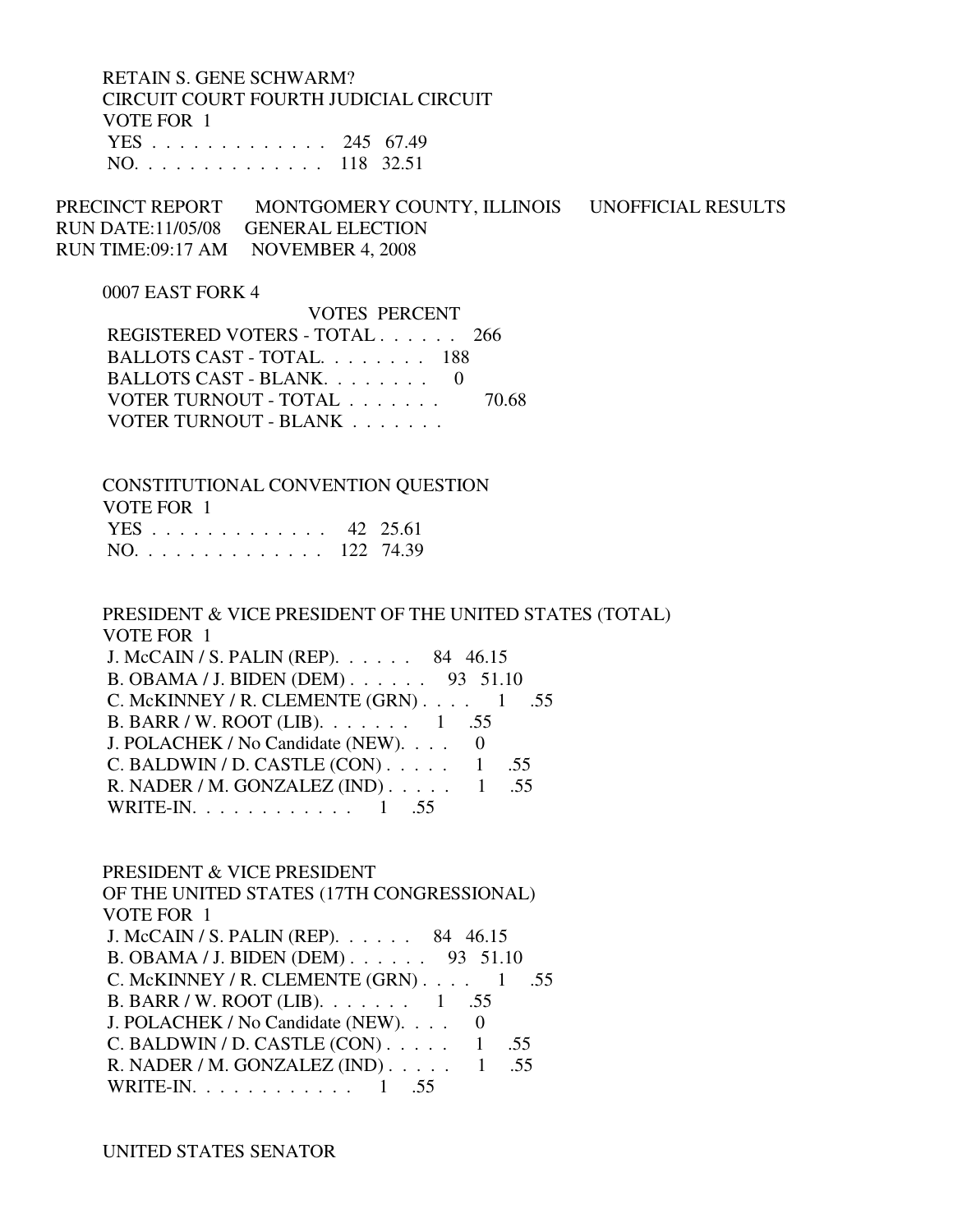RETAIN S. GENE SCHWARM?
CIRCUIT COURT FOURTH JUDICIAL CIRCUIT
VOTE FOR 1

| | VOTES | PERCENT |
|---|---|---|
| YES . . . . . . . . . . . . . | 245 | 67.49 |
| NO. . . . . . . . . . . . . . | 118 | 32.51 |

PRECINCT REPORT MONTGOMERY COUNTY, ILLINOIS UNOFFICIAL RESULTS
RUN DATE:11/05/08 GENERAL ELECTION
RUN TIME:09:17 AM NOVEMBER 4, 2008

0007 EAST FORK 4

| | VOTES | PERCENT |
|---|---|---|
| REGISTERED VOTERS - TOTAL . . . . . . | 266 | |
| BALLOTS CAST - TOTAL. . . . . . . . | 188 | |
| BALLOTS CAST - BLANK. . . . . . . . | 0 | |
| VOTER TURNOUT - TOTAL . . . . . . . | | 70.68 |
| VOTER TURNOUT - BLANK . . . . . . . | | |

CONSTITUTIONAL CONVENTION QUESTION
VOTE FOR 1

| | VOTES | PERCENT |
|---|---|---|
| YES . . . . . . . . . . . . . | 42 | 25.61 |
| NO. . . . . . . . . . . . . . | 122 | 74.39 |

PRESIDENT & VICE PRESIDENT OF THE UNITED STATES (TOTAL)
VOTE FOR 1

| | VOTES | PERCENT |
|---|---|---|
| J. McCAIN / S. PALIN (REP). . . . . . | 84 | 46.15 |
| B. OBAMA / J. BIDEN (DEM) . . . . . . | 93 | 51.10 |
| C. McKINNEY / R. CLEMENTE (GRN) . . . . | 1 | .55 |
| B. BARR / W. ROOT (LIB). . . . . . . | 1 | .55 |
| J. POLACHEK / No Candidate (NEW). . . . | 0 | |
| C. BALDWIN / D. CASTLE (CON) . . . . . | 1 | .55 |
| R. NADER / M. GONZALEZ (IND) . . . . . | 1 | .55 |
| WRITE-IN. . . . . . . . . . . . | 1 | .55 |

PRESIDENT & VICE PRESIDENT
OF THE UNITED STATES (17TH CONGRESSIONAL)
VOTE FOR 1

| | VOTES | PERCENT |
|---|---|---|
| J. McCAIN / S. PALIN (REP). . . . . . | 84 | 46.15 |
| B. OBAMA / J. BIDEN (DEM) . . . . . . | 93 | 51.10 |
| C. McKINNEY / R. CLEMENTE (GRN) . . . . | 1 | .55 |
| B. BARR / W. ROOT (LIB). . . . . . . | 1 | .55 |
| J. POLACHEK / No Candidate (NEW). . . . | 0 | |
| C. BALDWIN / D. CASTLE (CON) . . . . . | 1 | .55 |
| R. NADER / M. GONZALEZ (IND) . . . . . | 1 | .55 |
| WRITE-IN. . . . . . . . . . . . | 1 | .55 |

UNITED STATES SENATOR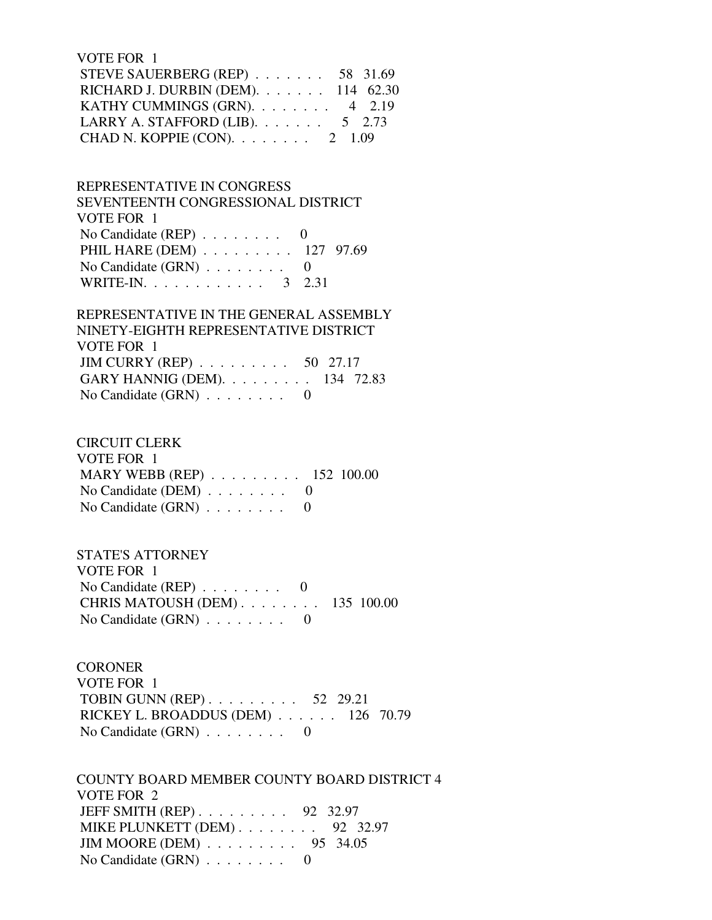VOTE FOR 1
STEVE SAUERBERG (REP) . . . . . . . 58 31.69
RICHARD J. DURBIN (DEM). . . . . . . 114 62.30
KATHY CUMMINGS (GRN). . . . . . . . 4 2.19
LARRY A. STAFFORD (LIB). . . . . . . 5 2.73
CHAD N. KOPPIE (CON). . . . . . . . 2 1.09

REPRESENTATIVE IN CONGRESS
SEVENTEENTH CONGRESSIONAL DISTRICT
VOTE FOR 1
No Candidate (REP) . . . . . . . . 0
PHIL HARE (DEM) . . . . . . . . . 127 97.69
No Candidate (GRN) . . . . . . . . 0
WRITE-IN. . . . . . . . . . . . 3 2.31

REPRESENTATIVE IN THE GENERAL ASSEMBLY
NINETY-EIGHTH REPRESENTATIVE DISTRICT
VOTE FOR 1
JIM CURRY (REP) . . . . . . . . . 50 27.17
GARY HANNIG (DEM). . . . . . . . . 134 72.83
No Candidate (GRN) . . . . . . . . 0

CIRCUIT CLERK
VOTE FOR 1
MARY WEBB (REP) . . . . . . . . . 152 100.00
No Candidate (DEM) . . . . . . . . 0
No Candidate (GRN) . . . . . . . . 0

STATE'S ATTORNEY
VOTE FOR 1
No Candidate (REP) . . . . . . . . 0
CHRIS MATOUSH (DEM) . . . . . . . . 135 100.00
No Candidate (GRN) . . . . . . . . 0

CORONER
VOTE FOR 1
TOBIN GUNN (REP) . . . . . . . . . 52 29.21
RICKEY L. BROADDUS (DEM) . . . . . . 126 70.79
No Candidate (GRN) . . . . . . . . 0

COUNTY BOARD MEMBER COUNTY BOARD DISTRICT 4
VOTE FOR 2
JEFF SMITH (REP) . . . . . . . . . 92 32.97
MIKE PLUNKETT (DEM) . . . . . . . . 92 32.97
JIM MOORE (DEM) . . . . . . . . . 95 34.05
No Candidate (GRN) . . . . . . . . 0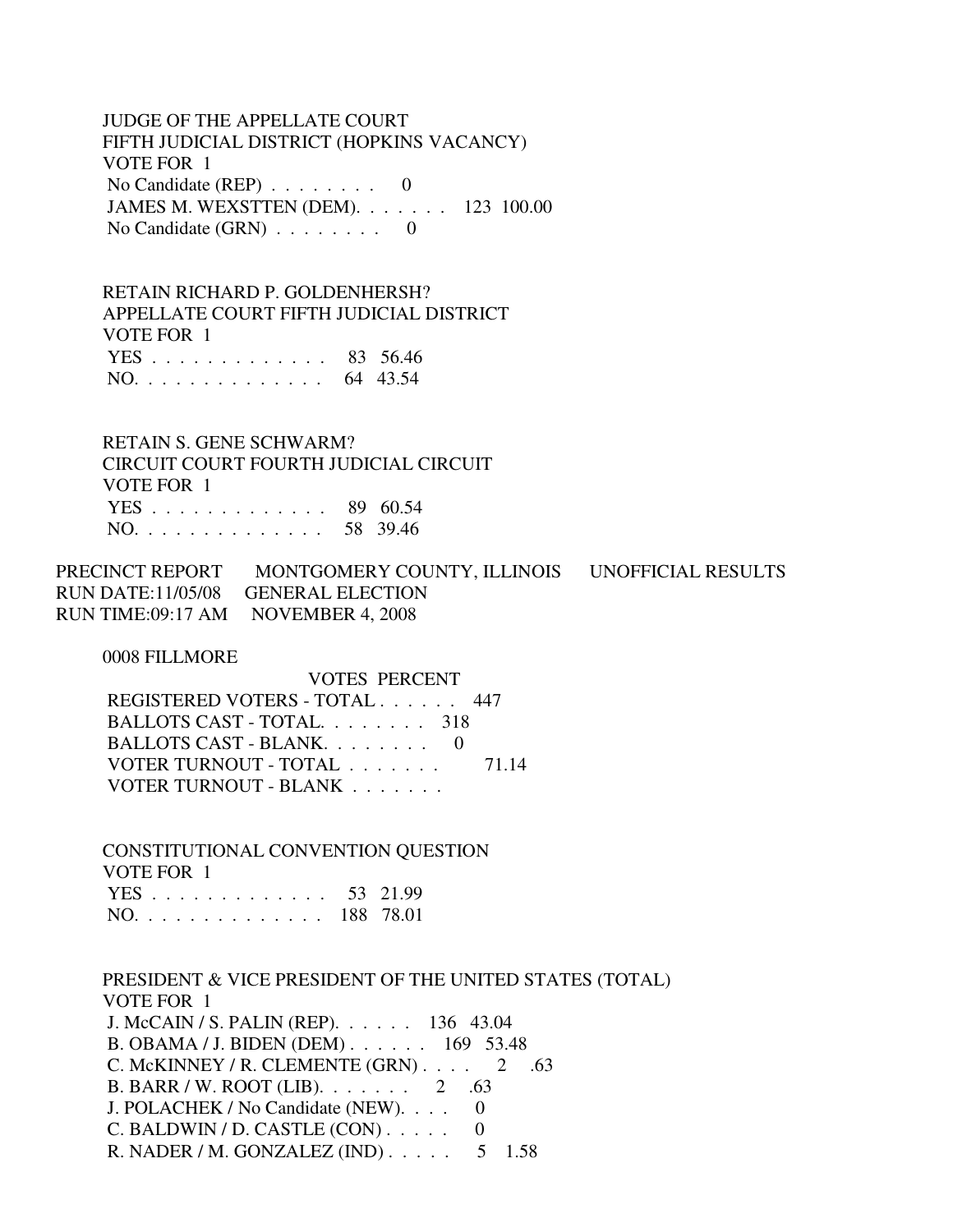JUDGE OF THE APPELLATE COURT
FIFTH JUDICIAL DISTRICT (HOPKINS VACANCY)
VOTE FOR 1

| | VOTES | PERCENT |
|---|---|---|
| No Candidate (REP) | 0 | |
| JAMES M. WEXSTTEN (DEM) | 123 | 100.00 |
| No Candidate (GRN) | 0 | |

RETAIN RICHARD P. GOLDENHERSH?
APPELLATE COURT FIFTH JUDICIAL DISTRICT
VOTE FOR 1

| | VOTES | PERCENT |
|---|---|---|
| YES | 83 | 56.46 |
| NO | 64 | 43.54 |

RETAIN S. GENE SCHWARM?
CIRCUIT COURT FOURTH JUDICIAL CIRCUIT
VOTE FOR 1

| | VOTES | PERCENT |
|---|---|---|
| YES | 89 | 60.54 |
| NO | 58 | 39.46 |

PRECINCT REPORT MONTGOMERY COUNTY, ILLINOIS UNOFFICIAL RESULTS
RUN DATE:11/05/08 GENERAL ELECTION
RUN TIME:09:17 AM NOVEMBER 4, 2008

0008 FILLMORE

| | VOTES | PERCENT |
|---|---|---|
| REGISTERED VOTERS - TOTAL | 447 | |
| BALLOTS CAST - TOTAL | 318 | |
| BALLOTS CAST - BLANK | 0 | |
| VOTER TURNOUT - TOTAL | | 71.14 |
| VOTER TURNOUT - BLANK | | |

CONSTITUTIONAL CONVENTION QUESTION
VOTE FOR 1

| | VOTES | PERCENT |
|---|---|---|
| YES | 53 | 21.99 |
| NO | 188 | 78.01 |

PRESIDENT & VICE PRESIDENT OF THE UNITED STATES (TOTAL)
VOTE FOR 1

| | VOTES | PERCENT |
|---|---|---|
| J. McCAIN / S. PALIN (REP) | 136 | 43.04 |
| B. OBAMA / J. BIDEN (DEM) | 169 | 53.48 |
| C. McKINNEY / R. CLEMENTE (GRN) | 2 | .63 |
| B. BARR / W. ROOT (LIB) | 2 | .63 |
| J. POLACHEK / No Candidate (NEW) | 0 | |
| C. BALDWIN / D. CASTLE (CON) | 0 | |
| R. NADER / M. GONZALEZ (IND) | 5 | 1.58 |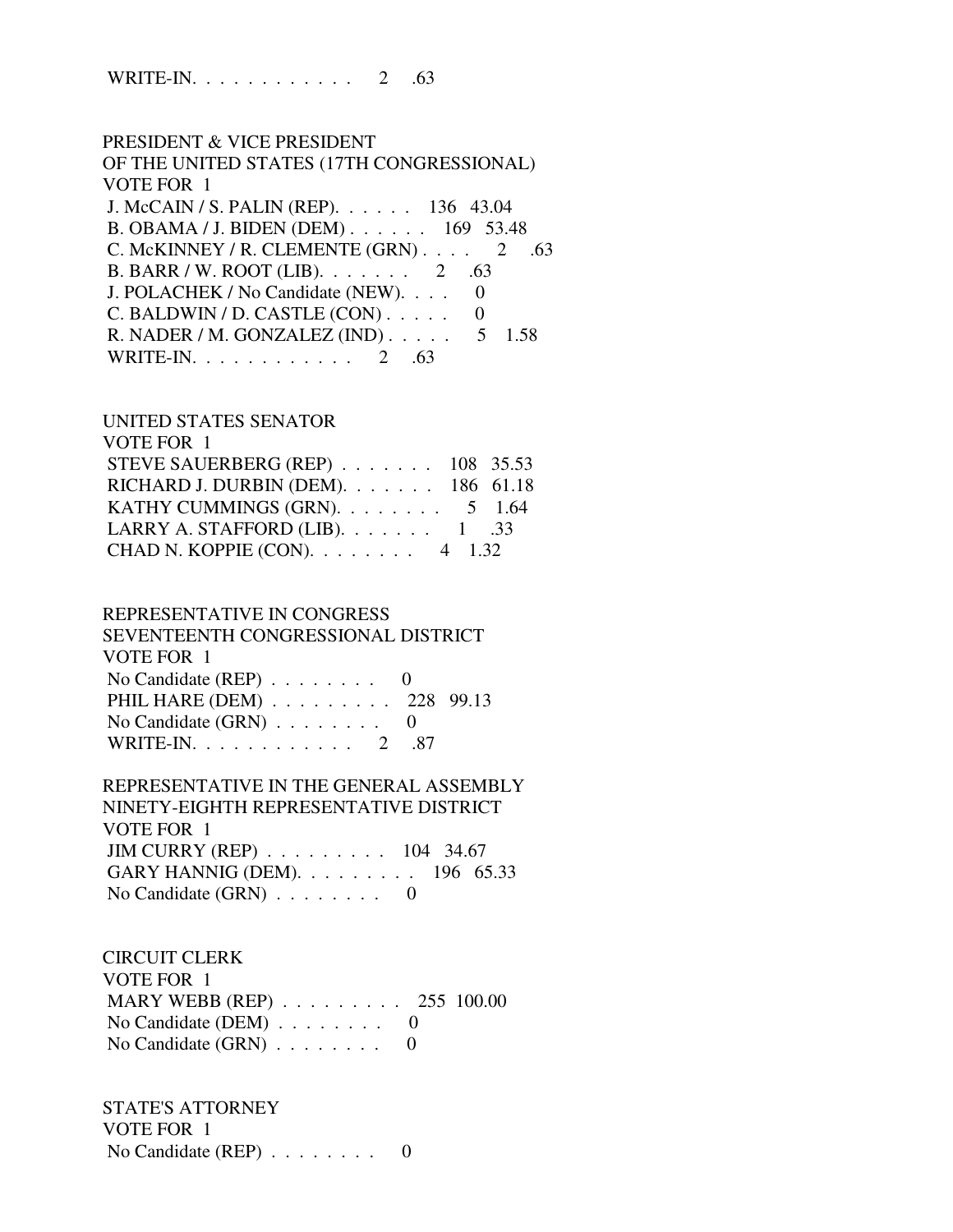WRITE-IN. . . . . . . . . . . . 2 .63

PRESIDENT & VICE PRESIDENT
OF THE UNITED STATES (17TH CONGRESSIONAL)
VOTE FOR 1
J. McCAIN / S. PALIN (REP). . . . . . 136 43.04
B. OBAMA / J. BIDEN (DEM) . . . . . . 169 53.48
C. McKINNEY / R. CLEMENTE (GRN) . . . . 2 .63
B. BARR / W. ROOT (LIB). . . . . . . 2 .63
J. POLACHEK / No Candidate (NEW). . . . 0
C. BALDWIN / D. CASTLE (CON) . . . . . 0
R. NADER / M. GONZALEZ (IND) . . . . . 5 1.58
WRITE-IN. . . . . . . . . . . . 2 .63

UNITED STATES SENATOR
VOTE FOR 1
STEVE SAUERBERG (REP) . . . . . . . 108 35.53
RICHARD J. DURBIN (DEM). . . . . . . 186 61.18
KATHY CUMMINGS (GRN). . . . . . . . 5 1.64
LARRY A. STAFFORD (LIB). . . . . . . 1 .33
CHAD N. KOPPIE (CON). . . . . . . . 4 1.32

REPRESENTATIVE IN CONGRESS
SEVENTEENTH CONGRESSIONAL DISTRICT
VOTE FOR 1
No Candidate (REP) . . . . . . . . 0
PHIL HARE (DEM) . . . . . . . . . 228 99.13
No Candidate (GRN) . . . . . . . . 0
WRITE-IN. . . . . . . . . . . . 2 .87

REPRESENTATIVE IN THE GENERAL ASSEMBLY
NINETY-EIGHTH REPRESENTATIVE DISTRICT
VOTE FOR 1
JIM CURRY (REP) . . . . . . . . . 104 34.67
GARY HANNIG (DEM). . . . . . . . . 196 65.33
No Candidate (GRN) . . . . . . . . 0

CIRCUIT CLERK
VOTE FOR 1
MARY WEBB (REP) . . . . . . . . . 255 100.00
No Candidate (DEM) . . . . . . . . 0
No Candidate (GRN) . . . . . . . . 0

STATE'S ATTORNEY
VOTE FOR 1
No Candidate (REP) . . . . . . . . 0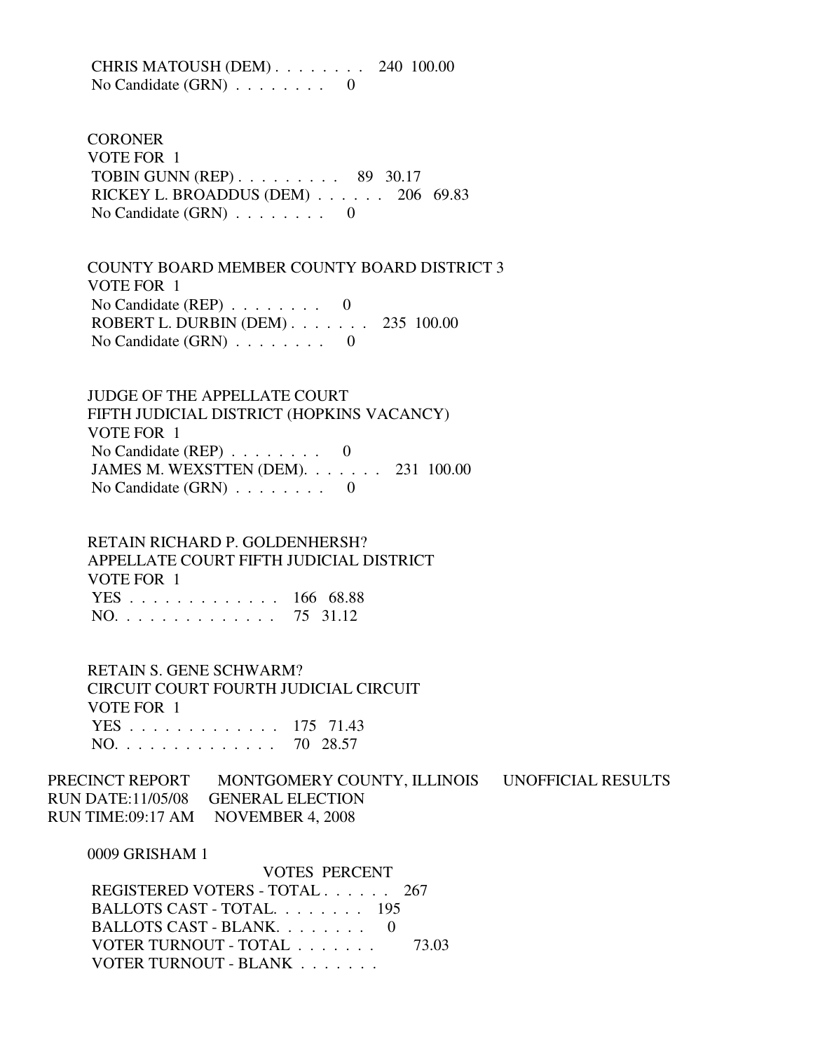CHRIS MATOUSH (DEM) . . . . . . . . 240 100.00
No Candidate (GRN) . . . . . . . . 0

CORONER
VOTE FOR 1
TOBIN GUNN (REP) . . . . . . . . . 89 30.17
RICKEY L. BROADDUS (DEM) . . . . . . 206 69.83
No Candidate (GRN) . . . . . . . . 0

COUNTY BOARD MEMBER COUNTY BOARD DISTRICT 3
VOTE FOR 1
No Candidate (REP) . . . . . . . . 0
ROBERT L. DURBIN (DEM) . . . . . . . 235 100.00
No Candidate (GRN) . . . . . . . . 0

JUDGE OF THE APPELLATE COURT
FIFTH JUDICIAL DISTRICT (HOPKINS VACANCY)
VOTE FOR 1
No Candidate (REP) . . . . . . . . 0
JAMES M. WEXSTTEN (DEM). . . . . . . 231 100.00
No Candidate (GRN) . . . . . . . . 0

RETAIN RICHARD P. GOLDENHERSH?
APPELLATE COURT FIFTH JUDICIAL DISTRICT
VOTE FOR 1
YES . . . . . . . . . . . . . 166 68.88
NO. . . . . . . . . . . . . . 75 31.12

RETAIN S. GENE SCHWARM?
CIRCUIT COURT FOURTH JUDICIAL CIRCUIT
VOTE FOR 1
YES . . . . . . . . . . . . . 175 71.43
NO. . . . . . . . . . . . . . 70 28.57

PRECINCT REPORT MONTGOMERY COUNTY, ILLINOIS UNOFFICIAL RESULTS
RUN DATE:11/05/08 GENERAL ELECTION
RUN TIME:09:17 AM NOVEMBER 4, 2008

0009 GRISHAM 1

VOTES PERCENT
REGISTERED VOTERS - TOTAL . . . . . . 267
BALLOTS CAST - TOTAL. . . . . . . . 195
BALLOTS CAST - BLANK. . . . . . . . 0
VOTER TURNOUT - TOTAL . . . . . . . 73.03
VOTER TURNOUT - BLANK . . . . . . .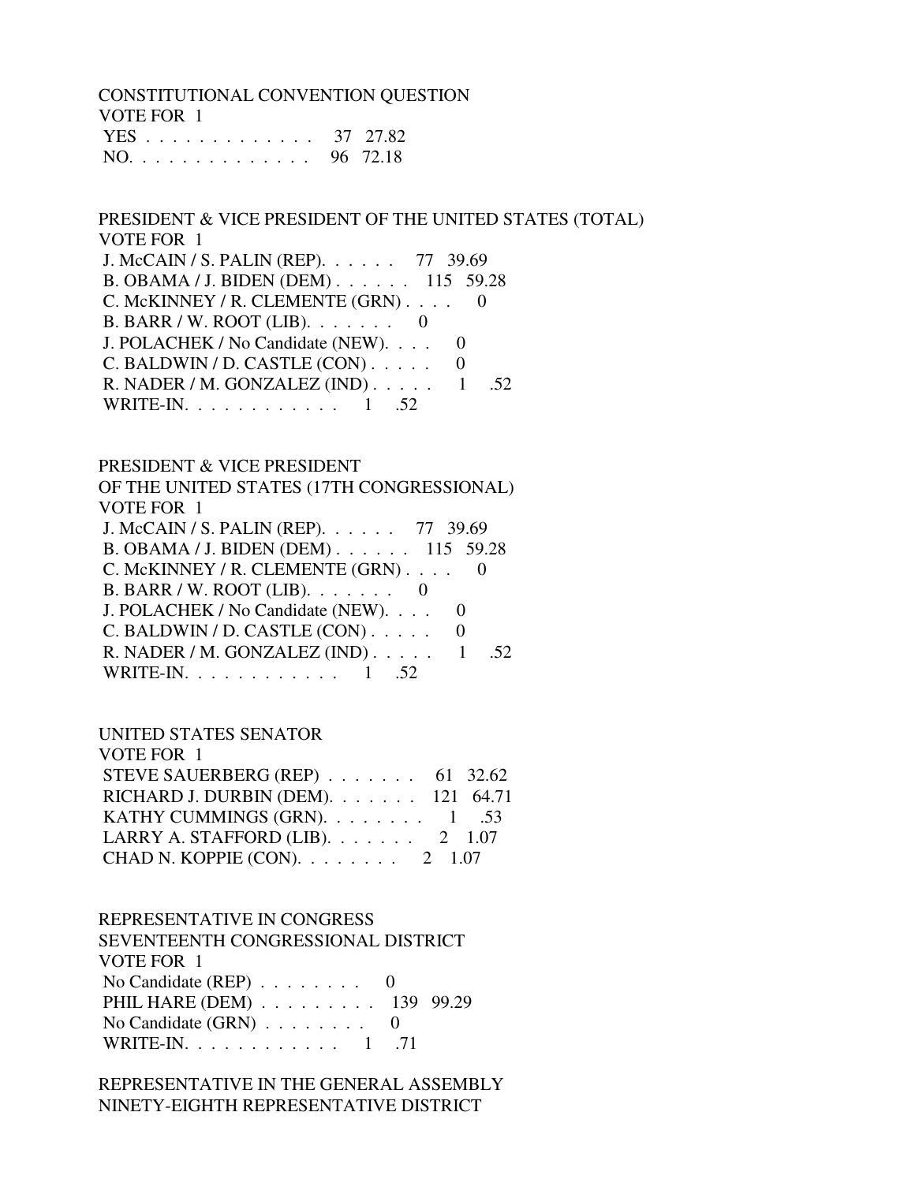CONSTITUTIONAL CONVENTION QUESTION
VOTE FOR 1

| | | |
|---|---|---|
| YES . . . . . . . . . . . . . | 37 | 27.82 |
| NO. . . . . . . . . . . . . . | 96 | 72.18 |

PRESIDENT & VICE PRESIDENT OF THE UNITED STATES (TOTAL)
VOTE FOR 1

| | | |
|---|---|---|
| J. McCAIN / S. PALIN (REP). . . . . . | 77 | 39.69 |
| B. OBAMA / J. BIDEN (DEM) . . . . . . | 115 | 59.28 |
| C. McKINNEY / R. CLEMENTE (GRN) . . . . | 0 | |
| B. BARR / W. ROOT (LIB). . . . . . . | 0 | |
| J. POLACHEK / No Candidate (NEW). . . . | 0 | |
| C. BALDWIN / D. CASTLE (CON) . . . . . | 0 | |
| R. NADER / M. GONZALEZ (IND) . . . . . | 1 | .52 |
| WRITE-IN. . . . . . . . . . . . | 1 | .52 |

PRESIDENT & VICE PRESIDENT
OF THE UNITED STATES (17TH CONGRESSIONAL)
VOTE FOR 1

| | | |
|---|---|---|
| J. McCAIN / S. PALIN (REP). . . . . . | 77 | 39.69 |
| B. OBAMA / J. BIDEN (DEM) . . . . . . | 115 | 59.28 |
| C. McKINNEY / R. CLEMENTE (GRN) . . . . | 0 | |
| B. BARR / W. ROOT (LIB). . . . . . . | 0 | |
| J. POLACHEK / No Candidate (NEW). . . . | 0 | |
| C. BALDWIN / D. CASTLE (CON) . . . . . | 0 | |
| R. NADER / M. GONZALEZ (IND) . . . . . | 1 | .52 |
| WRITE-IN. . . . . . . . . . . . | 1 | .52 |

UNITED STATES SENATOR
VOTE FOR 1

| | | |
|---|---|---|
| STEVE SAUERBERG (REP) . . . . . . . | 61 | 32.62 |
| RICHARD J. DURBIN (DEM). . . . . . . | 121 | 64.71 |
| KATHY CUMMINGS (GRN). . . . . . . . | 1 | .53 |
| LARRY A. STAFFORD (LIB). . . . . . . | 2 | 1.07 |
| CHAD N. KOPPIE (CON). . . . . . . . | 2 | 1.07 |

REPRESENTATIVE IN CONGRESS
SEVENTEENTH CONGRESSIONAL DISTRICT
VOTE FOR 1

| | | |
|---|---|---|
| No Candidate (REP) . . . . . . . . | 0 | |
| PHIL HARE (DEM) . . . . . . . . . | 139 | 99.29 |
| No Candidate (GRN) . . . . . . . . | 0 | |
| WRITE-IN. . . . . . . . . . . . | 1 | .71 |

REPRESENTATIVE IN THE GENERAL ASSEMBLY
NINETY-EIGHTH REPRESENTATIVE DISTRICT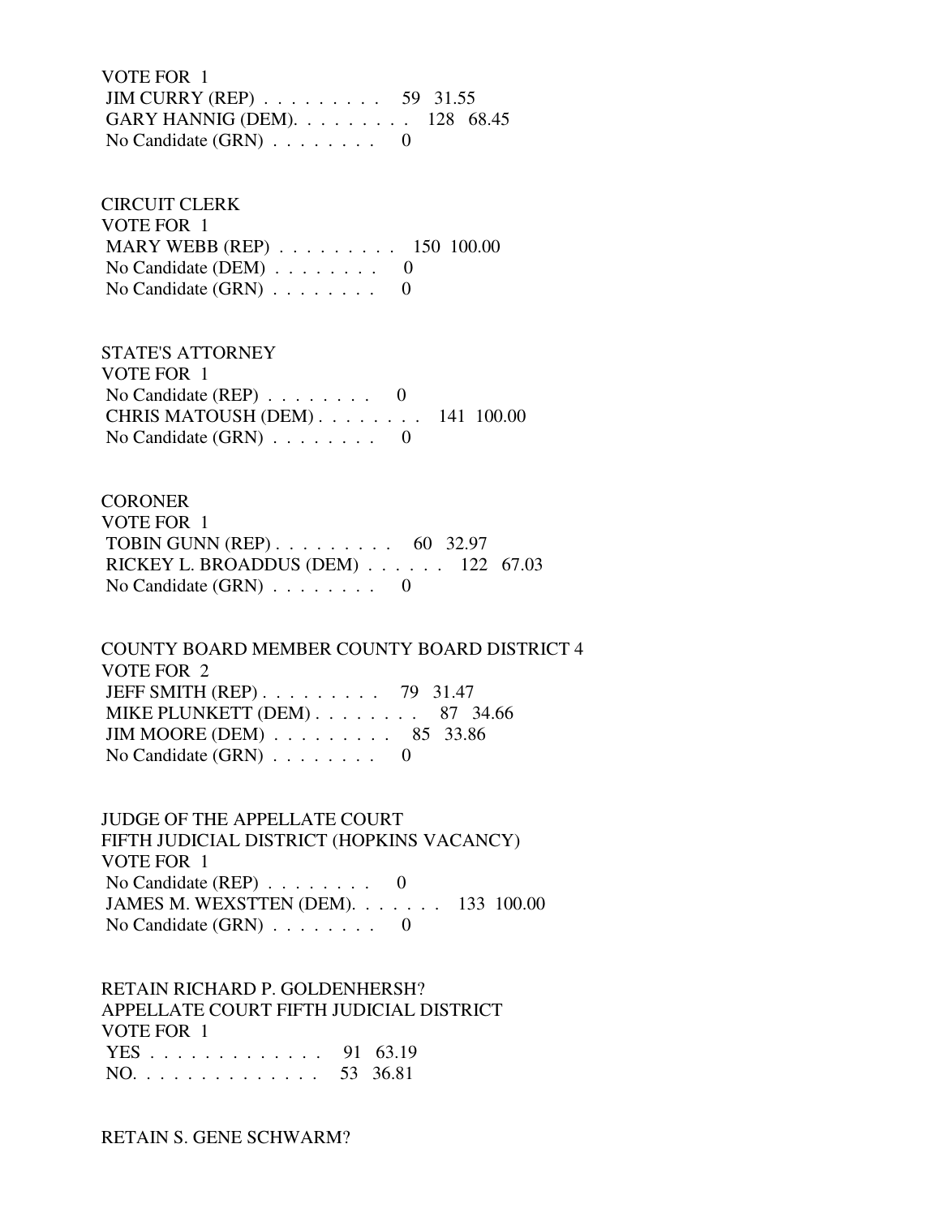VOTE FOR 1
JIM CURRY (REP) . . . . . . . . . 59 31.55
GARY HANNIG (DEM). . . . . . . . . 128 68.45
No Candidate (GRN) . . . . . . . . 0

CIRCUIT CLERK
VOTE FOR 1
MARY WEBB (REP) . . . . . . . . . 150 100.00
No Candidate (DEM) . . . . . . . . 0
No Candidate (GRN) . . . . . . . . 0

STATE'S ATTORNEY
VOTE FOR 1
No Candidate (REP) . . . . . . . . 0
CHRIS MATOUSH (DEM) . . . . . . . . 141 100.00
No Candidate (GRN) . . . . . . . . 0

CORONER
VOTE FOR 1
TOBIN GUNN (REP) . . . . . . . . . 60 32.97
RICKEY L. BROADDUS (DEM) . . . . . . 122 67.03
No Candidate (GRN) . . . . . . . . 0

COUNTY BOARD MEMBER COUNTY BOARD DISTRICT 4
VOTE FOR 2
JEFF SMITH (REP) . . . . . . . . . 79 31.47
MIKE PLUNKETT (DEM) . . . . . . . . 87 34.66
JIM MOORE (DEM) . . . . . . . . . 85 33.86
No Candidate (GRN) . . . . . . . . 0

JUDGE OF THE APPELLATE COURT
FIFTH JUDICIAL DISTRICT (HOPKINS VACANCY)
VOTE FOR 1
No Candidate (REP) . . . . . . . . 0
JAMES M. WEXSTTEN (DEM). . . . . . . 133 100.00
No Candidate (GRN) . . . . . . . . 0

RETAIN RICHARD P. GOLDENHERSH?
APPELLATE COURT FIFTH JUDICIAL DISTRICT
VOTE FOR 1
YES . . . . . . . . . . . . . 91 63.19
NO. . . . . . . . . . . . . . 53 36.81

RETAIN S. GENE SCHWARM?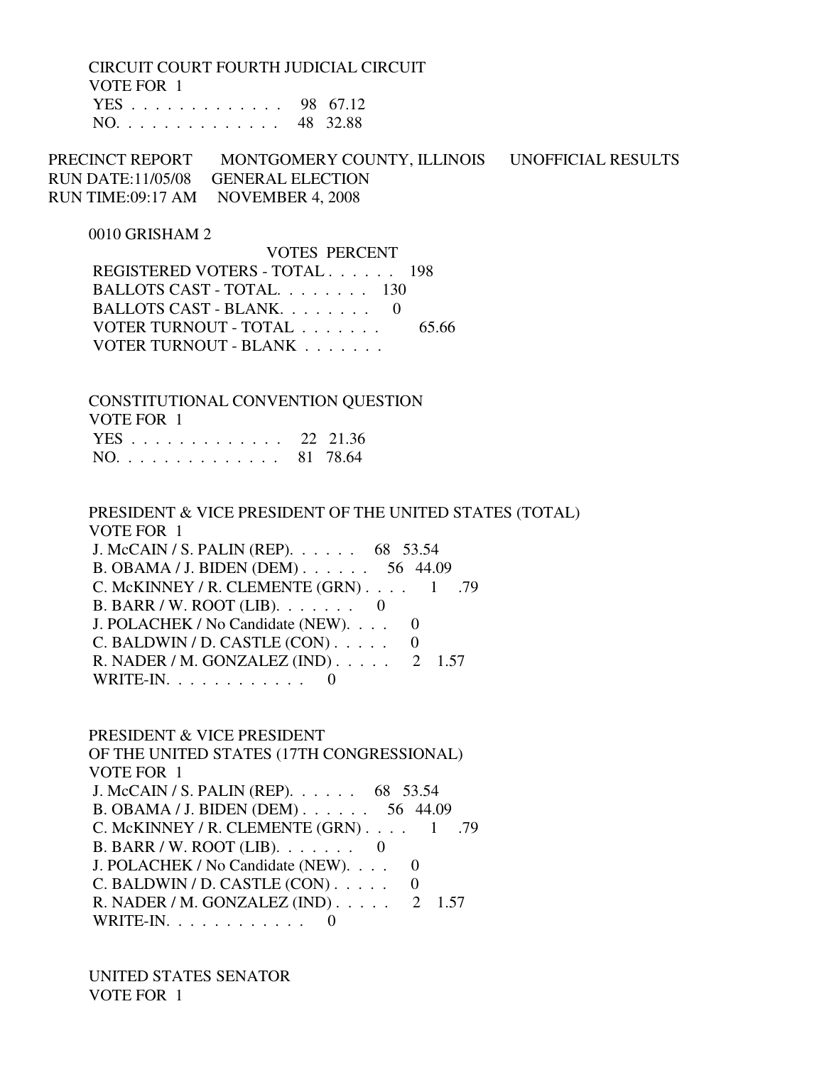CIRCUIT COURT FOURTH JUDICIAL CIRCUIT
VOTE FOR 1

| | | |
|---|---|---|
| YES . . . . . . . . . . . . . . | 98 | 67.12 |
| NO. . . . . . . . . . . . . . . | 48 | 32.88 |

PRECINCT REPORT MONTGOMERY COUNTY, ILLINOIS UNOFFICIAL RESULTS
RUN DATE:11/05/08 GENERAL ELECTION
RUN TIME:09:17 AM NOVEMBER 4, 2008

0010 GRISHAM 2

| | VOTES | PERCENT |
|---|---|---|
| REGISTERED VOTERS - TOTAL . . . . . . | 198 | |
| BALLOTS CAST - TOTAL. . . . . . . . | 130 | |
| BALLOTS CAST - BLANK. . . . . . . . | 0 | |
| VOTER TURNOUT - TOTAL . . . . . . . | | 65.66 |
| VOTER TURNOUT - BLANK . . . . . . . | | |

CONSTITUTIONAL CONVENTION QUESTION
VOTE FOR 1

| | | |
|---|---|---|
| YES . . . . . . . . . . . . . . | 22 | 21.36 |
| NO. . . . . . . . . . . . . . . | 81 | 78.64 |

PRESIDENT & VICE PRESIDENT OF THE UNITED STATES (TOTAL)
VOTE FOR 1

| | | |
|---|---|---|
| J. McCAIN / S. PALIN (REP). . . . . . | 68 | 53.54 |
| B. OBAMA / J. BIDEN (DEM) . . . . . . | 56 | 44.09 |
| C. McKINNEY / R. CLEMENTE (GRN) . . . . | 1 | .79 |
| B. BARR / W. ROOT (LIB). . . . . . . | 0 | |
| J. POLACHEK / No Candidate (NEW). . . . | 0 | |
| C. BALDWIN / D. CASTLE (CON) . . . . . | 0 | |
| R. NADER / M. GONZALEZ (IND) . . . . . | 2 | 1.57 |
| WRITE-IN. . . . . . . . . . . . | 0 | |

PRESIDENT & VICE PRESIDENT
OF THE UNITED STATES (17TH CONGRESSIONAL)
VOTE FOR 1

| | | |
|---|---|---|
| J. McCAIN / S. PALIN (REP). . . . . . | 68 | 53.54 |
| B. OBAMA / J. BIDEN (DEM) . . . . . . | 56 | 44.09 |
| C. McKINNEY / R. CLEMENTE (GRN) . . . . | 1 | .79 |
| B. BARR / W. ROOT (LIB). . . . . . . | 0 | |
| J. POLACHEK / No Candidate (NEW). . . . | 0 | |
| C. BALDWIN / D. CASTLE (CON) . . . . . | 0 | |
| R. NADER / M. GONZALEZ (IND) . . . . . | 2 | 1.57 |
| WRITE-IN. . . . . . . . . . . . | 0 | |

UNITED STATES SENATOR
VOTE FOR 1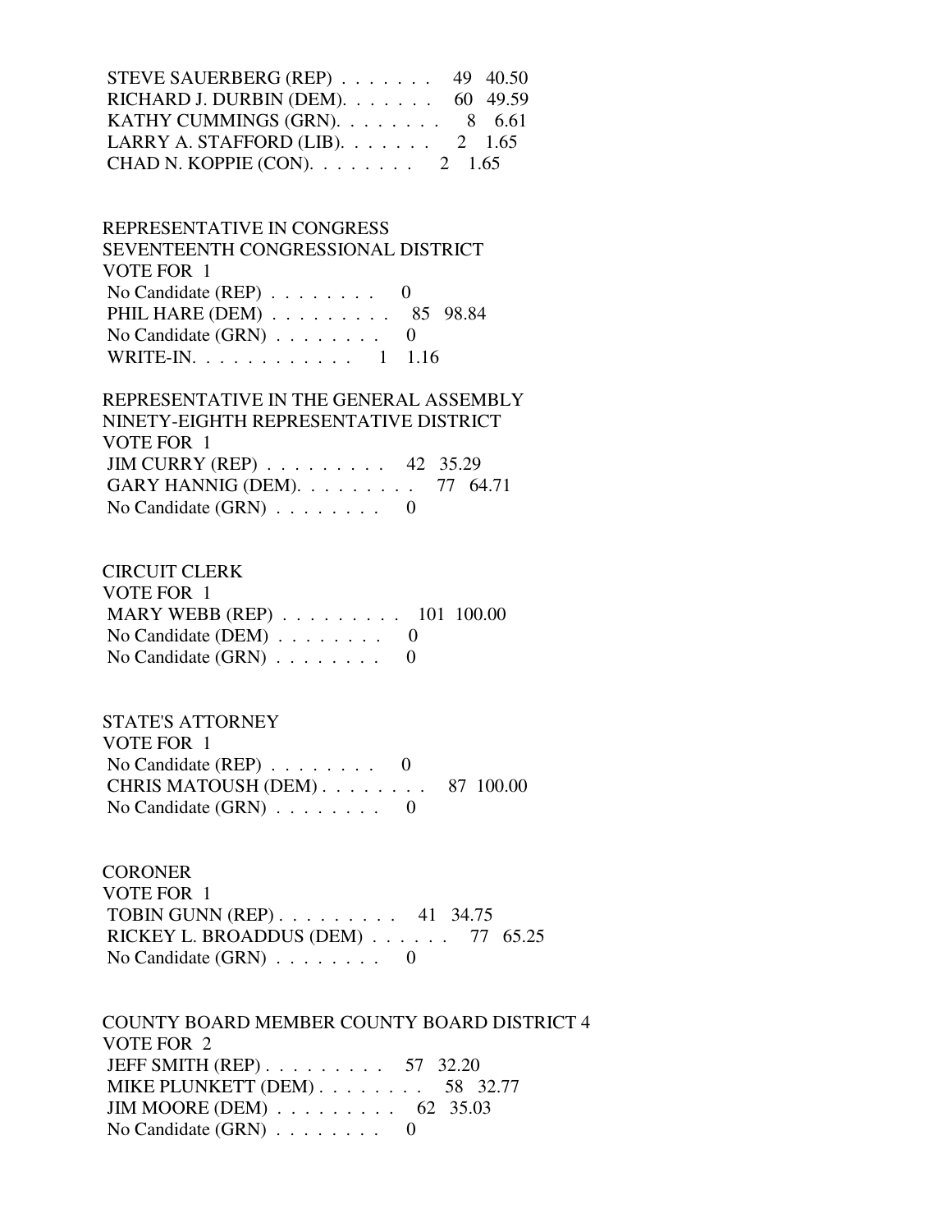STEVE SAUERBERG (REP) . . . . . . . 49 40.50
RICHARD J. DURBIN (DEM). . . . . . . 60 49.59
KATHY CUMMINGS (GRN). . . . . . . . 8 6.61
LARRY A. STAFFORD (LIB). . . . . . . 2 1.65
CHAD N. KOPPIE (CON). . . . . . . . 2 1.65

REPRESENTATIVE IN CONGRESS
SEVENTEENTH CONGRESSIONAL DISTRICT
VOTE FOR 1
No Candidate (REP) . . . . . . . . 0
PHIL HARE (DEM) . . . . . . . . . 85 98.84
No Candidate (GRN) . . . . . . . . 0
WRITE-IN. . . . . . . . . . . . 1 1.16

REPRESENTATIVE IN THE GENERAL ASSEMBLY
NINETY-EIGHTH REPRESENTATIVE DISTRICT
VOTE FOR 1
JIM CURRY (REP) . . . . . . . . . 42 35.29
GARY HANNIG (DEM). . . . . . . . . 77 64.71
No Candidate (GRN) . . . . . . . . 0

CIRCUIT CLERK
VOTE FOR 1
MARY WEBB (REP) . . . . . . . . . 101 100.00
No Candidate (DEM) . . . . . . . . 0
No Candidate (GRN) . . . . . . . . 0

STATE'S ATTORNEY
VOTE FOR 1
No Candidate (REP) . . . . . . . . 0
CHRIS MATOUSH (DEM) . . . . . . . . 87 100.00
No Candidate (GRN) . . . . . . . . 0

CORONER
VOTE FOR 1
TOBIN GUNN (REP) . . . . . . . . . 41 34.75
RICKEY L. BROADDUS (DEM) . . . . . . 77 65.25
No Candidate (GRN) . . . . . . . . 0

COUNTY BOARD MEMBER COUNTY BOARD DISTRICT 4
VOTE FOR 2
JEFF SMITH (REP) . . . . . . . . . 57 32.20
MIKE PLUNKETT (DEM) . . . . . . . . 58 32.77
JIM MOORE (DEM) . . . . . . . . . 62 35.03
No Candidate (GRN) . . . . . . . . 0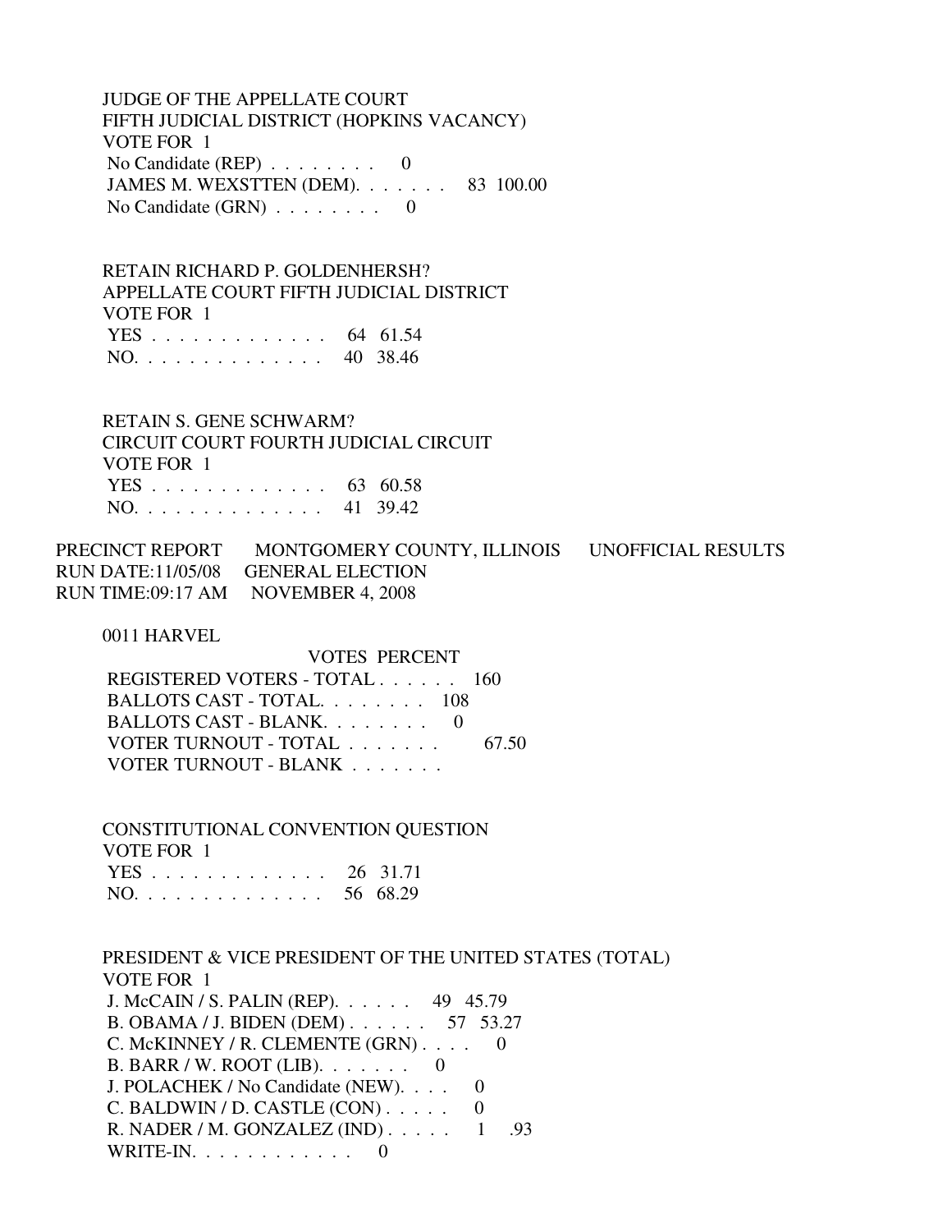JUDGE OF THE APPELLATE COURT
FIFTH JUDICIAL DISTRICT (HOPKINS VACANCY)
VOTE FOR 1

| | VOTES | PERCENT |
|---|---|---|
| No Candidate (REP) . . . . . . . . | 0 | |
| JAMES M. WEXSTTEN (DEM). . . . . . . | 83 | 100.00 |
| No Candidate (GRN) . . . . . . . . | 0 | |

RETAIN RICHARD P. GOLDENHERSH?
APPELLATE COURT FIFTH JUDICIAL DISTRICT
VOTE FOR 1

| | VOTES | PERCENT |
|---|---|---|
| YES . . . . . . . . . . . . . | 64 | 61.54 |
| NO. . . . . . . . . . . . . . | 40 | 38.46 |

RETAIN S. GENE SCHWARM?
CIRCUIT COURT FOURTH JUDICIAL CIRCUIT
VOTE FOR 1

| | VOTES | PERCENT |
|---|---|---|
| YES . . . . . . . . . . . . . | 63 | 60.58 |
| NO. . . . . . . . . . . . . . | 41 | 39.42 |

PRECINCT REPORT MONTGOMERY COUNTY, ILLINOIS UNOFFICIAL RESULTS
RUN DATE:11/05/08 GENERAL ELECTION
RUN TIME:09:17 AM NOVEMBER 4, 2008

0011 HARVEL

| | VOTES | PERCENT |
|---|---|---|
| REGISTERED VOTERS - TOTAL . . . . . . | 160 | |
| BALLOTS CAST - TOTAL. . . . . . . . | 108 | |
| BALLOTS CAST - BLANK. . . . . . . . | 0 | |
| VOTER TURNOUT - TOTAL . . . . . . . | | 67.50 |
| VOTER TURNOUT - BLANK . . . . . . . | | |

CONSTITUTIONAL CONVENTION QUESTION
VOTE FOR 1

| | VOTES | PERCENT |
|---|---|---|
| YES . . . . . . . . . . . . . | 26 | 31.71 |
| NO. . . . . . . . . . . . . . | 56 | 68.29 |

PRESIDENT & VICE PRESIDENT OF THE UNITED STATES (TOTAL)
VOTE FOR 1

| | VOTES | PERCENT |
|---|---|---|
| J. McCAIN / S. PALIN (REP). . . . . . | 49 | 45.79 |
| B. OBAMA / J. BIDEN (DEM) . . . . . . | 57 | 53.27 |
| C. McKINNEY / R. CLEMENTE (GRN) . . . . | 0 | |
| B. BARR / W. ROOT (LIB). . . . . . . | 0 | |
| J. POLACHEK / No Candidate (NEW). . . . | 0 | |
| C. BALDWIN / D. CASTLE (CON) . . . . . | 0 | |
| R. NADER / M. GONZALEZ (IND) . . . . . | 1 | .93 |
| WRITE-IN. . . . . . . . . . . . | 0 | |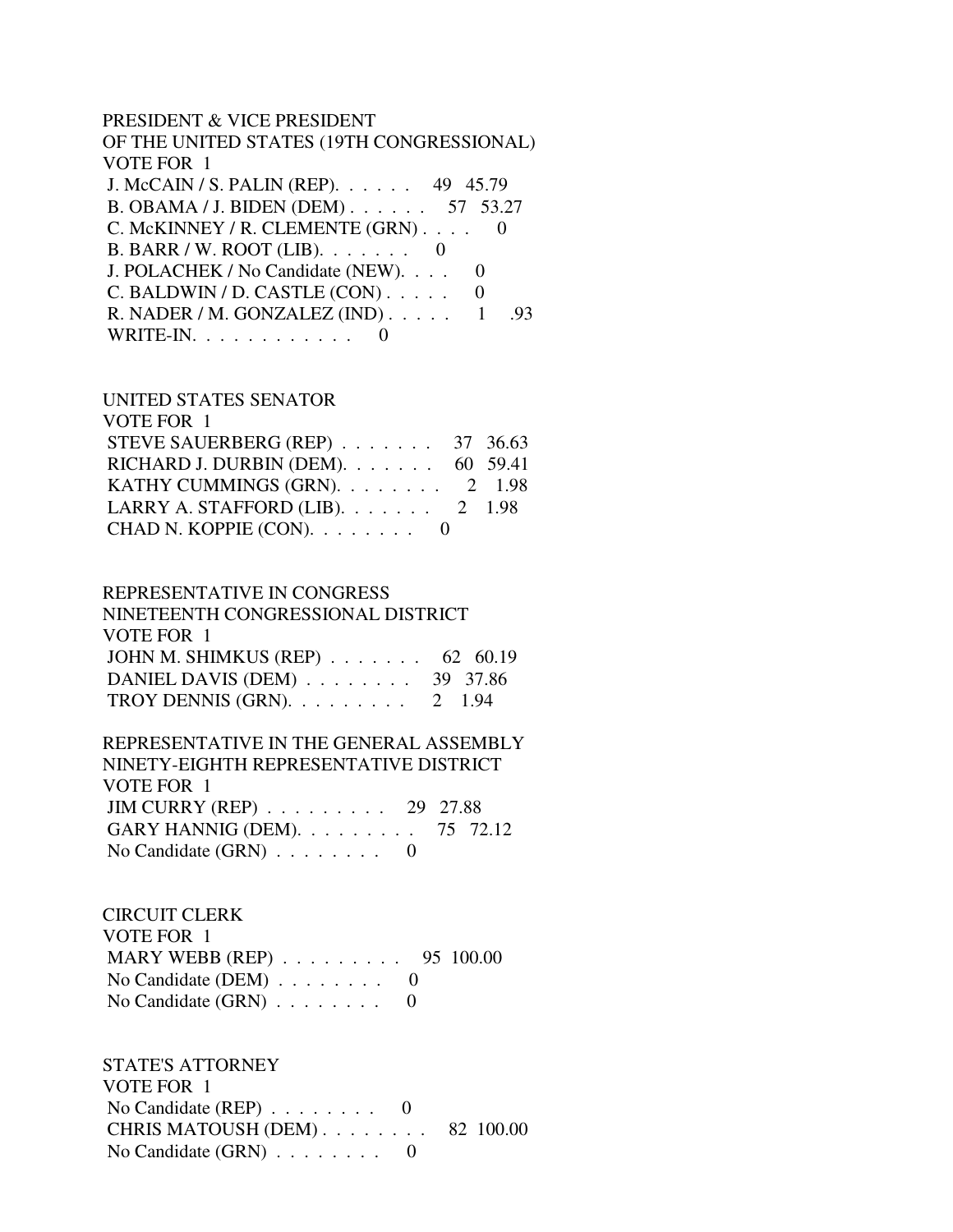PRESIDENT & VICE PRESIDENT
OF THE UNITED STATES (19TH CONGRESSIONAL)
VOTE FOR 1

| Candidate | Votes | Percent |
|---|---|---|
| J. McCAIN / S. PALIN (REP) | 49 | 45.79 |
| B. OBAMA / J. BIDEN (DEM) | 57 | 53.27 |
| C. McKINNEY / R. CLEMENTE (GRN) | 0 | |
| B. BARR / W. ROOT (LIB) | 0 | |
| J. POLACHEK / No Candidate (NEW) | 0 | |
| C. BALDWIN / D. CASTLE (CON) | 0 | |
| R. NADER / M. GONZALEZ (IND) | 1 | .93 |
| WRITE-IN | 0 | |

UNITED STATES SENATOR
VOTE FOR 1

| Candidate | Votes | Percent |
|---|---|---|
| STEVE SAUERBERG (REP) | 37 | 36.63 |
| RICHARD J. DURBIN (DEM) | 60 | 59.41 |
| KATHY CUMMINGS (GRN) | 2 | 1.98 |
| LARRY A. STAFFORD (LIB) | 2 | 1.98 |
| CHAD N. KOPPIE (CON) | 0 | |

REPRESENTATIVE IN CONGRESS
NINETEENTH CONGRESSIONAL DISTRICT
VOTE FOR 1

| Candidate | Votes | Percent |
|---|---|---|
| JOHN M. SHIMKUS (REP) | 62 | 60.19 |
| DANIEL DAVIS (DEM) | 39 | 37.86 |
| TROY DENNIS (GRN) | 2 | 1.94 |

REPRESENTATIVE IN THE GENERAL ASSEMBLY
NINETY-EIGHTH REPRESENTATIVE DISTRICT
VOTE FOR 1

| Candidate | Votes | Percent |
|---|---|---|
| JIM CURRY (REP) | 29 | 27.88 |
| GARY HANNIG (DEM) | 75 | 72.12 |
| No Candidate (GRN) | 0 | |

CIRCUIT CLERK
VOTE FOR 1

| Candidate | Votes | Percent |
|---|---|---|
| MARY WEBB (REP) | 95 | 100.00 |
| No Candidate (DEM) | 0 | |
| No Candidate (GRN) | 0 | |

STATE'S ATTORNEY
VOTE FOR 1

| Candidate | Votes | Percent |
|---|---|---|
| No Candidate (REP) | 0 | |
| CHRIS MATOUSH (DEM) | 82 | 100.00 |
| No Candidate (GRN) | 0 | |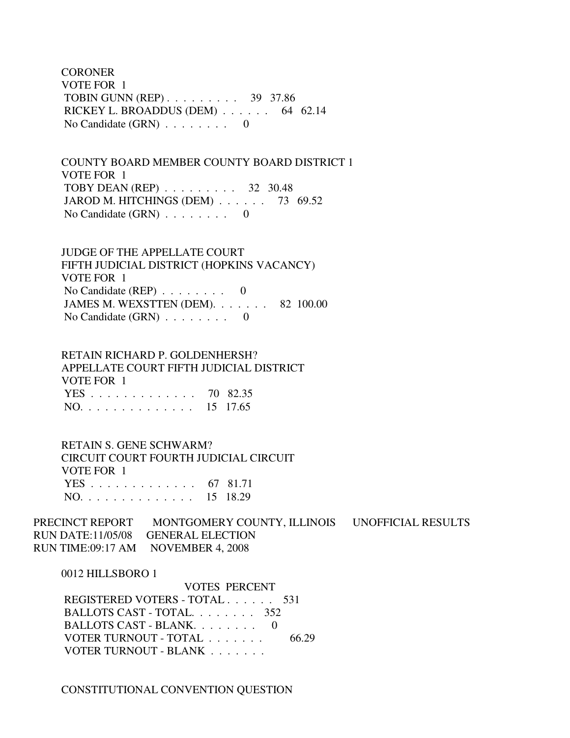CORONER
VOTE FOR 1

| | VOTES | PERCENT |
|---|---|---|
| TOBIN GUNN (REP) | 39 | 37.86 |
| RICKEY L. BROADDUS (DEM) | 64 | 62.14 |
| No Candidate (GRN) | 0 | |

COUNTY BOARD MEMBER COUNTY BOARD DISTRICT 1
VOTE FOR 1

| | VOTES | PERCENT |
|---|---|---|
| TOBY DEAN (REP) | 32 | 30.48 |
| JAROD M. HITCHINGS (DEM) | 73 | 69.52 |
| No Candidate (GRN) | 0 | |

JUDGE OF THE APPELLATE COURT
FIFTH JUDICIAL DISTRICT (HOPKINS VACANCY)
VOTE FOR 1

| | VOTES | PERCENT |
|---|---|---|
| No Candidate (REP) | 0 | |
| JAMES M. WEXSTTEN (DEM) | 82 | 100.00 |
| No Candidate (GRN) | 0 | |

RETAIN RICHARD P. GOLDENHERSH?
APPELLATE COURT FIFTH JUDICIAL DISTRICT
VOTE FOR 1

| | VOTES | PERCENT |
|---|---|---|
| YES | 70 | 82.35 |
| NO | 15 | 17.65 |

RETAIN S. GENE SCHWARM?
CIRCUIT COURT FOURTH JUDICIAL CIRCUIT
VOTE FOR 1

| | VOTES | PERCENT |
|---|---|---|
| YES | 67 | 81.71 |
| NO | 15 | 18.29 |

PRECINCT REPORT MONTGOMERY COUNTY, ILLINOIS UNOFFICIAL RESULTS
RUN DATE:11/05/08 GENERAL ELECTION
RUN TIME:09:17 AM NOVEMBER 4, 2008

0012 HILLSBORO 1

| | VOTES | PERCENT |
|---|---|---|
| REGISTERED VOTERS - TOTAL | 531 | |
| BALLOTS CAST - TOTAL | 352 | |
| BALLOTS CAST - BLANK | 0 | |
| VOTER TURNOUT - TOTAL | | 66.29 |
| VOTER TURNOUT - BLANK | | |

CONSTITUTIONAL CONVENTION QUESTION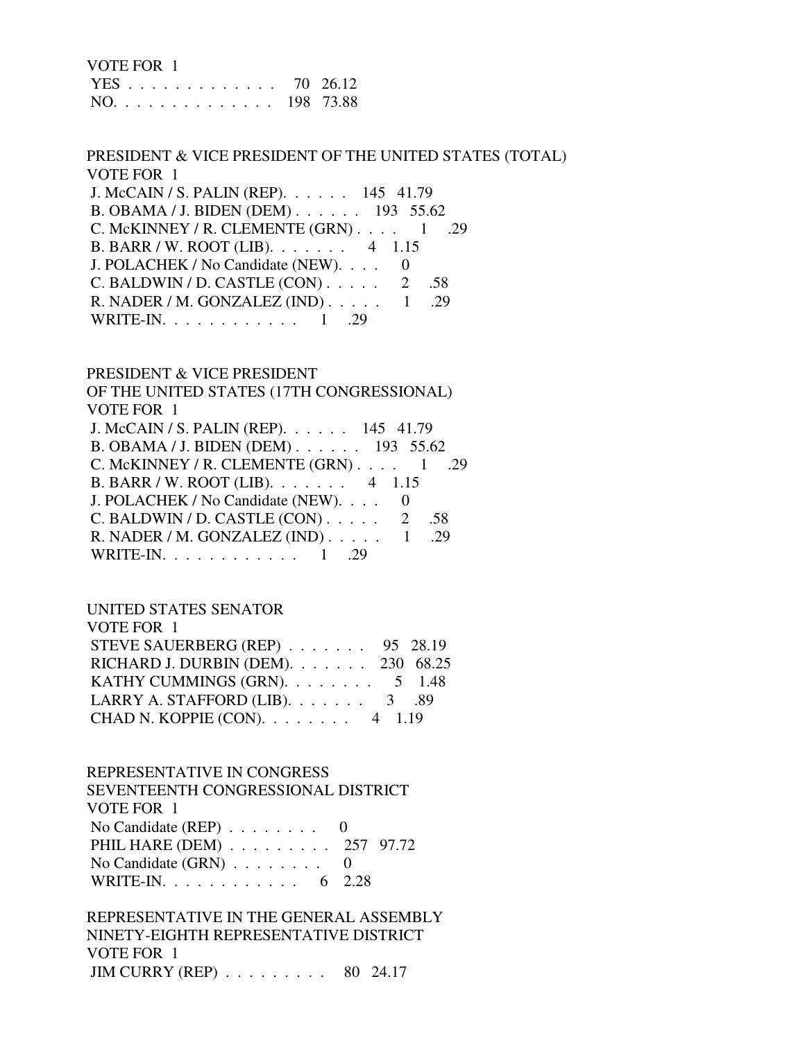VOTE FOR 1

| | | |
|---|---|---|
| YES . . . . . . . . . . . . . | 70 | 26.12 |
| NO. . . . . . . . . . . . . . | 198 | 73.88 |

PRESIDENT & VICE PRESIDENT OF THE UNITED STATES (TOTAL)

VOTE FOR 1

| | | |
|---|---|---|
| J. McCAIN / S. PALIN (REP). . . . . . | 145 | 41.79 |
| B. OBAMA / J. BIDEN (DEM) . . . . . . | 193 | 55.62 |
| C. McKINNEY / R. CLEMENTE (GRN) . . . . | 1 | .29 |
| B. BARR / W. ROOT (LIB). . . . . . . | 4 | 1.15 |
| J. POLACHEK / No Candidate (NEW). . . . | 0 | |
| C. BALDWIN / D. CASTLE (CON) . . . . . | 2 | .58 |
| R. NADER / M. GONZALEZ (IND) . . . . . | 1 | .29 |
| WRITE-IN. . . . . . . . . . . . | 1 | .29 |

PRESIDENT & VICE PRESIDENT

OF THE UNITED STATES (17TH CONGRESSIONAL)

VOTE FOR 1

| | | |
|---|---|---|
| J. McCAIN / S. PALIN (REP). . . . . . | 145 | 41.79 |
| B. OBAMA / J. BIDEN (DEM) . . . . . . | 193 | 55.62 |
| C. McKINNEY / R. CLEMENTE (GRN) . . . . | 1 | .29 |
| B. BARR / W. ROOT (LIB). . . . . . . | 4 | 1.15 |
| J. POLACHEK / No Candidate (NEW). . . . | 0 | |
| C. BALDWIN / D. CASTLE (CON) . . . . . | 2 | .58 |
| R. NADER / M. GONZALEZ (IND) . . . . . | 1 | .29 |
| WRITE-IN. . . . . . . . . . . . | 1 | .29 |

UNITED STATES SENATOR

VOTE FOR 1

| | | |
|---|---|---|
| STEVE SAUERBERG (REP) . . . . . . . | 95 | 28.19 |
| RICHARD J. DURBIN (DEM). . . . . . . | 230 | 68.25 |
| KATHY CUMMINGS (GRN). . . . . . . . | 5 | 1.48 |
| LARRY A. STAFFORD (LIB). . . . . . . | 3 | .89 |
| CHAD N. KOPPIE (CON). . . . . . . . | 4 | 1.19 |

REPRESENTATIVE IN CONGRESS

SEVENTEENTH CONGRESSIONAL DISTRICT

VOTE FOR 1

| | | |
|---|---|---|
| No Candidate (REP) . . . . . . . . | 0 | |
| PHIL HARE (DEM) . . . . . . . . . | 257 | 97.72 |
| No Candidate (GRN) . . . . . . . . | 0 | |
| WRITE-IN. . . . . . . . . . . . | 6 | 2.28 |

REPRESENTATIVE IN THE GENERAL ASSEMBLY

NINETY-EIGHTH REPRESENTATIVE DISTRICT

VOTE FOR 1

| | | |
|---|---|---|
| JIM CURRY (REP) . . . . . . . . . | 80 | 24.17 |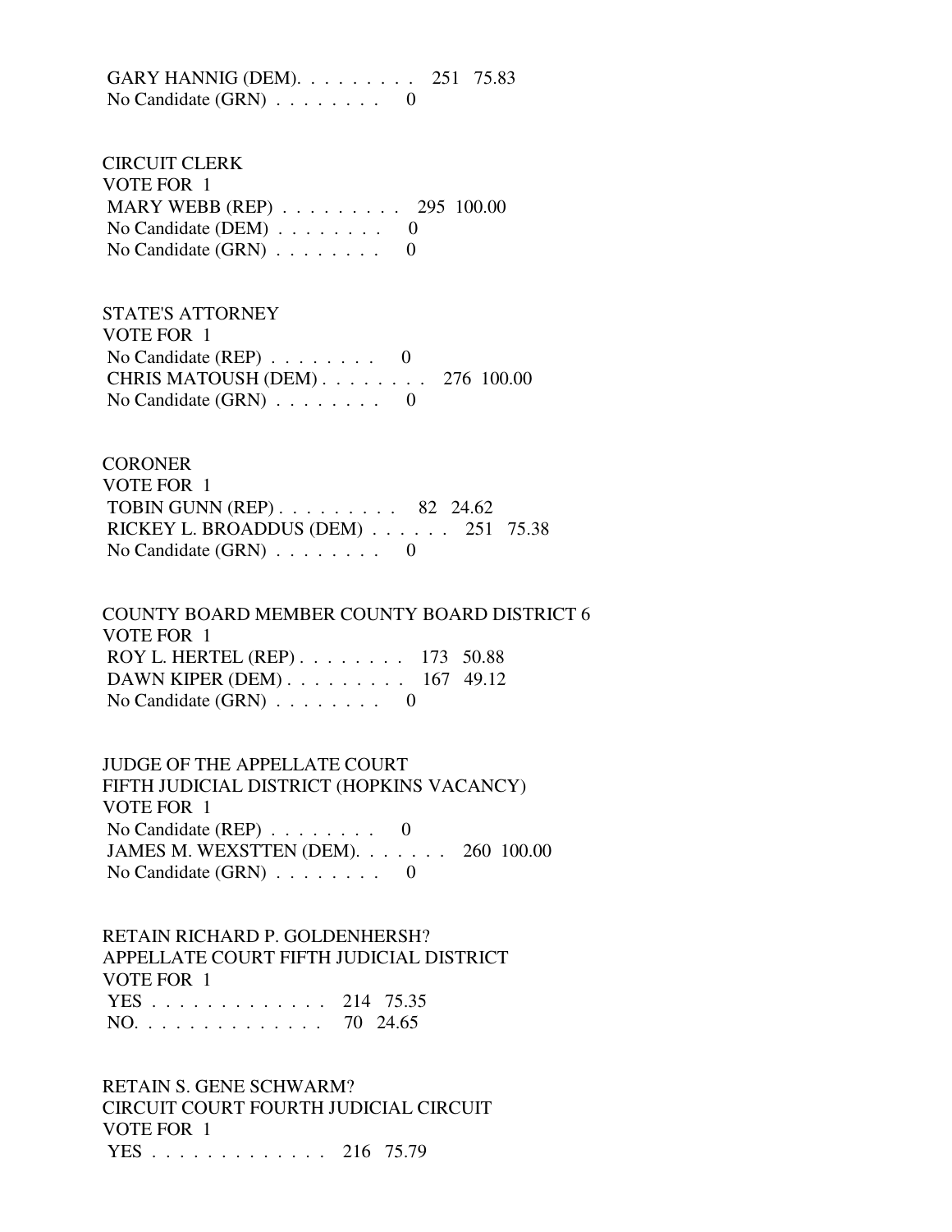GARY HANNIG (DEM). . . . . . . . . 251 75.83
No Candidate (GRN) . . . . . . . . 0

CIRCUIT CLERK
VOTE FOR 1
MARY WEBB (REP) . . . . . . . . . 295 100.00
No Candidate (DEM) . . . . . . . . 0
No Candidate (GRN) . . . . . . . . 0

STATE'S ATTORNEY
VOTE FOR 1
No Candidate (REP) . . . . . . . . 0
CHRIS MATOUSH (DEM) . . . . . . . . 276 100.00
No Candidate (GRN) . . . . . . . . 0

CORONER
VOTE FOR 1
TOBIN GUNN (REP) . . . . . . . . . 82 24.62
RICKEY L. BROADDUS (DEM) . . . . . . 251 75.38
No Candidate (GRN) . . . . . . . . 0

COUNTY BOARD MEMBER COUNTY BOARD DISTRICT 6
VOTE FOR 1
ROY L. HERTEL (REP) . . . . . . . . 173 50.88
DAWN KIPER (DEM) . . . . . . . . . 167 49.12
No Candidate (GRN) . . . . . . . . 0

JUDGE OF THE APPELLATE COURT
FIFTH JUDICIAL DISTRICT (HOPKINS VACANCY)
VOTE FOR 1
No Candidate (REP) . . . . . . . . 0
JAMES M. WEXSTTEN (DEM). . . . . . . 260 100.00
No Candidate (GRN) . . . . . . . . 0

RETAIN RICHARD P. GOLDENHERSH?
APPELLATE COURT FIFTH JUDICIAL DISTRICT
VOTE FOR 1
YES . . . . . . . . . . . . . 214 75.35
NO. . . . . . . . . . . . . . 70 24.65

RETAIN S. GENE SCHWARM?
CIRCUIT COURT FOURTH JUDICIAL CIRCUIT
VOTE FOR 1
YES . . . . . . . . . . . . . 216 75.79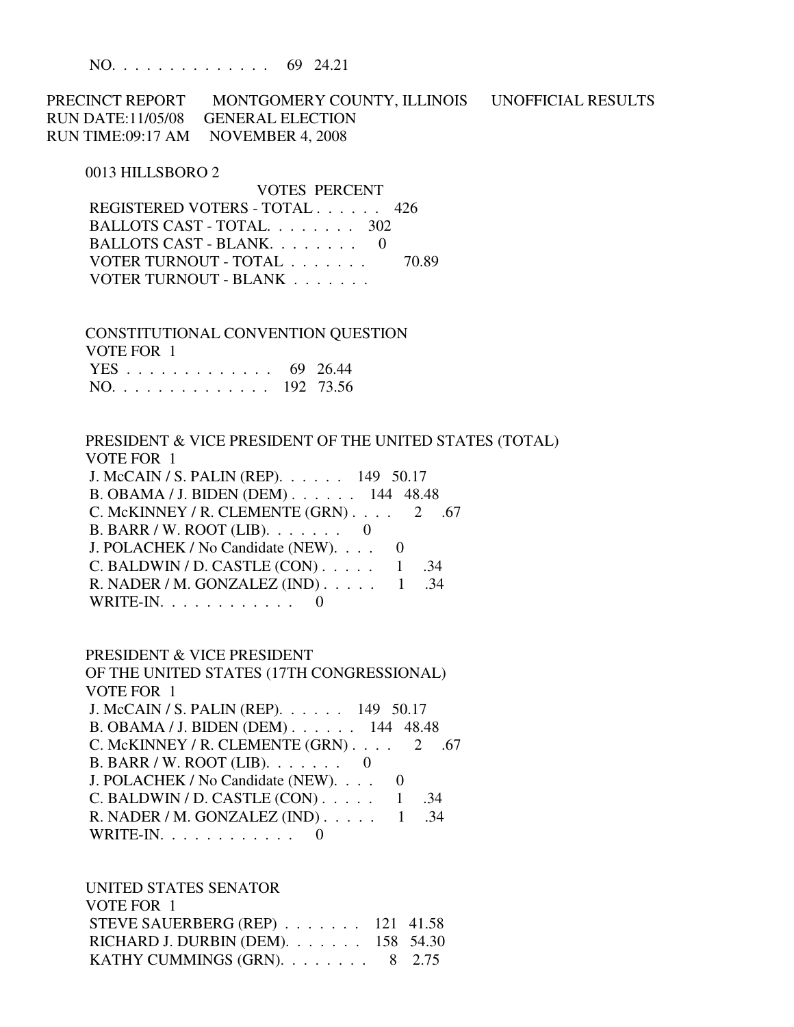NO. . . . . . . . . . . . . . 69 24.21

PRECINCT REPORT MONTGOMERY COUNTY, ILLINOIS UNOFFICIAL RESULTS
RUN DATE:11/05/08 GENERAL ELECTION
RUN TIME:09:17 AM NOVEMBER 4, 2008

0013 HILLSBORO 2

| | VOTES | PERCENT |
|---|---|---|
| REGISTERED VOTERS - TOTAL . . . . . . | 426 | |
| BALLOTS CAST - TOTAL. . . . . . . . | 302 | |
| BALLOTS CAST - BLANK. . . . . . . . | 0 | |
| VOTER TURNOUT - TOTAL . . . . . . . | | 70.89 |
| VOTER TURNOUT - BLANK . . . . . . . | | |

CONSTITUTIONAL CONVENTION QUESTION
VOTE FOR 1

| | VOTES | PERCENT |
|---|---|---|
| YES . . . . . . . . . . . . . . | 69 | 26.44 |
| NO. . . . . . . . . . . . . . | 192 | 73.56 |

PRESIDENT & VICE PRESIDENT OF THE UNITED STATES (TOTAL)
VOTE FOR 1

| | VOTES | PERCENT |
|---|---|---|
| J. McCAIN / S. PALIN (REP). . . . . . | 149 | 50.17 |
| B. OBAMA / J. BIDEN (DEM) . . . . . . | 144 | 48.48 |
| C. McKINNEY / R. CLEMENTE (GRN) . . . . | 2 | .67 |
| B. BARR / W. ROOT (LIB). . . . . . . | 0 | |
| J. POLACHEK / No Candidate (NEW). . . . | 0 | |
| C. BALDWIN / D. CASTLE (CON) . . . . . | 1 | .34 |
| R. NADER / M. GONZALEZ (IND) . . . . . | 1 | .34 |
| WRITE-IN. . . . . . . . . . . . | 0 | |

PRESIDENT & VICE PRESIDENT
OF THE UNITED STATES (17TH CONGRESSIONAL)
VOTE FOR 1

| | VOTES | PERCENT |
|---|---|---|
| J. McCAIN / S. PALIN (REP). . . . . . | 149 | 50.17 |
| B. OBAMA / J. BIDEN (DEM) . . . . . . | 144 | 48.48 |
| C. McKINNEY / R. CLEMENTE (GRN) . . . . | 2 | .67 |
| B. BARR / W. ROOT (LIB). . . . . . . | 0 | |
| J. POLACHEK / No Candidate (NEW). . . . | 0 | |
| C. BALDWIN / D. CASTLE (CON) . . . . . | 1 | .34 |
| R. NADER / M. GONZALEZ (IND) . . . . . | 1 | .34 |
| WRITE-IN. . . . . . . . . . . . | 0 | |

UNITED STATES SENATOR
VOTE FOR 1

| | VOTES | PERCENT |
|---|---|---|
| STEVE SAUERBERG (REP) . . . . . . . | 121 | 41.58 |
| RICHARD J. DURBIN (DEM). . . . . . . | 158 | 54.30 |
| KATHY CUMMINGS (GRN). . . . . . . . | 8 | 2.75 |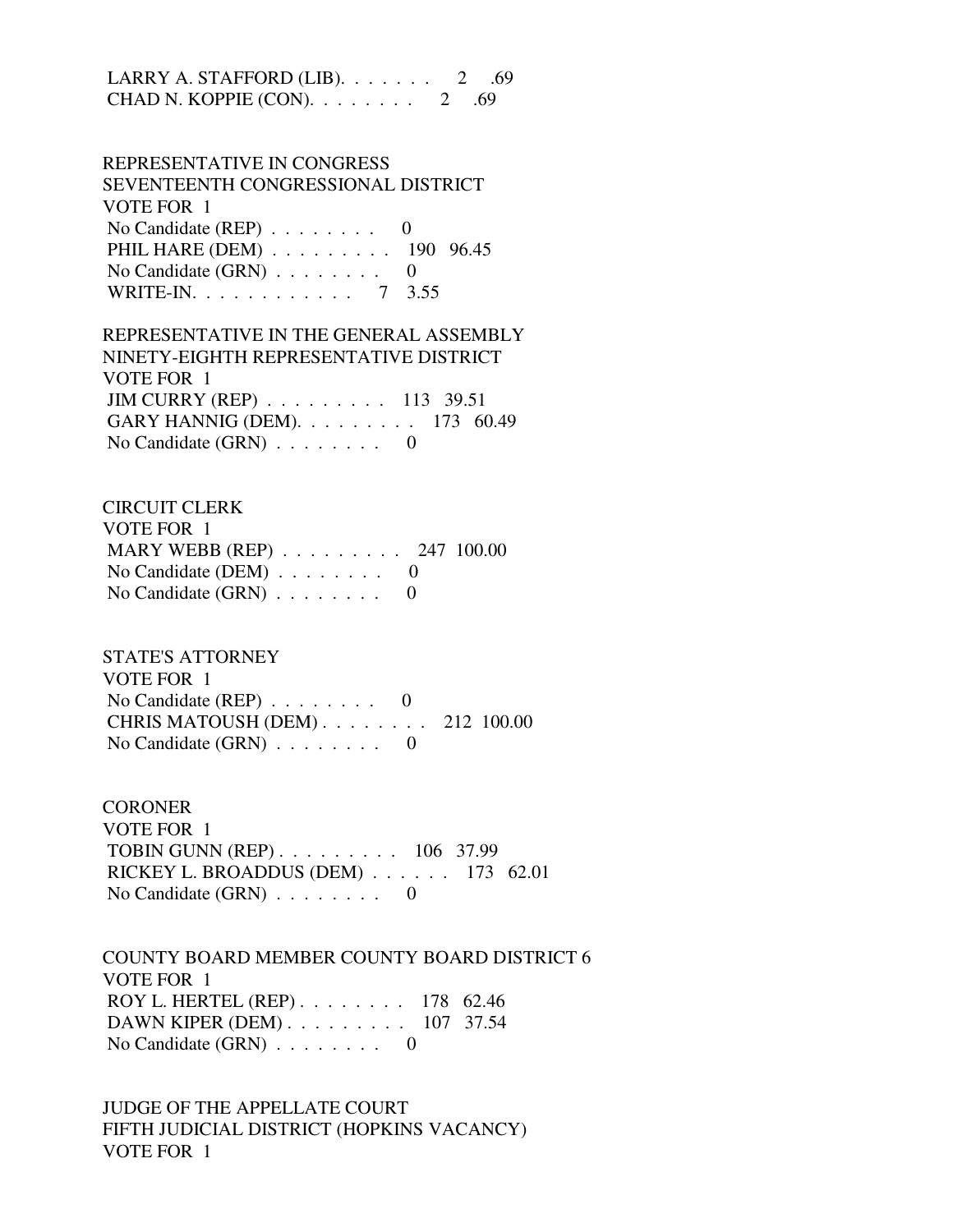LARRY A. STAFFORD (LIB). . . . . . . 2 .69
CHAD N. KOPPIE (CON). . . . . . . . 2 .69

REPRESENTATIVE IN CONGRESS
SEVENTEENTH CONGRESSIONAL DISTRICT
VOTE FOR 1

No Candidate (REP) . . . . . . . . 0
PHIL HARE (DEM) . . . . . . . . . 190 96.45
No Candidate (GRN) . . . . . . . . 0
WRITE-IN. . . . . . . . . . . . 7 3.55

REPRESENTATIVE IN THE GENERAL ASSEMBLY
NINETY-EIGHTH REPRESENTATIVE DISTRICT
VOTE FOR 1

JIM CURRY (REP) . . . . . . . . . 113 39.51
GARY HANNIG (DEM). . . . . . . . . 173 60.49
No Candidate (GRN) . . . . . . . . 0

CIRCUIT CLERK
VOTE FOR 1

MARY WEBB (REP) . . . . . . . . . 247 100.00
No Candidate (DEM) . . . . . . . . 0
No Candidate (GRN) . . . . . . . . 0

STATE'S ATTORNEY
VOTE FOR 1

No Candidate (REP) . . . . . . . . 0
CHRIS MATOUSH (DEM) . . . . . . . . 212 100.00
No Candidate (GRN) . . . . . . . . 0

CORONER
VOTE FOR 1

TOBIN GUNN (REP) . . . . . . . . . 106 37.99
RICKEY L. BROADDUS (DEM) . . . . . . 173 62.01
No Candidate (GRN) . . . . . . . . 0

COUNTY BOARD MEMBER COUNTY BOARD DISTRICT 6
VOTE FOR 1

ROY L. HERTEL (REP) . . . . . . . . 178 62.46
DAWN KIPER (DEM) . . . . . . . . . 107 37.54
No Candidate (GRN) . . . . . . . . 0

JUDGE OF THE APPELLATE COURT
FIFTH JUDICIAL DISTRICT (HOPKINS VACANCY)
VOTE FOR 1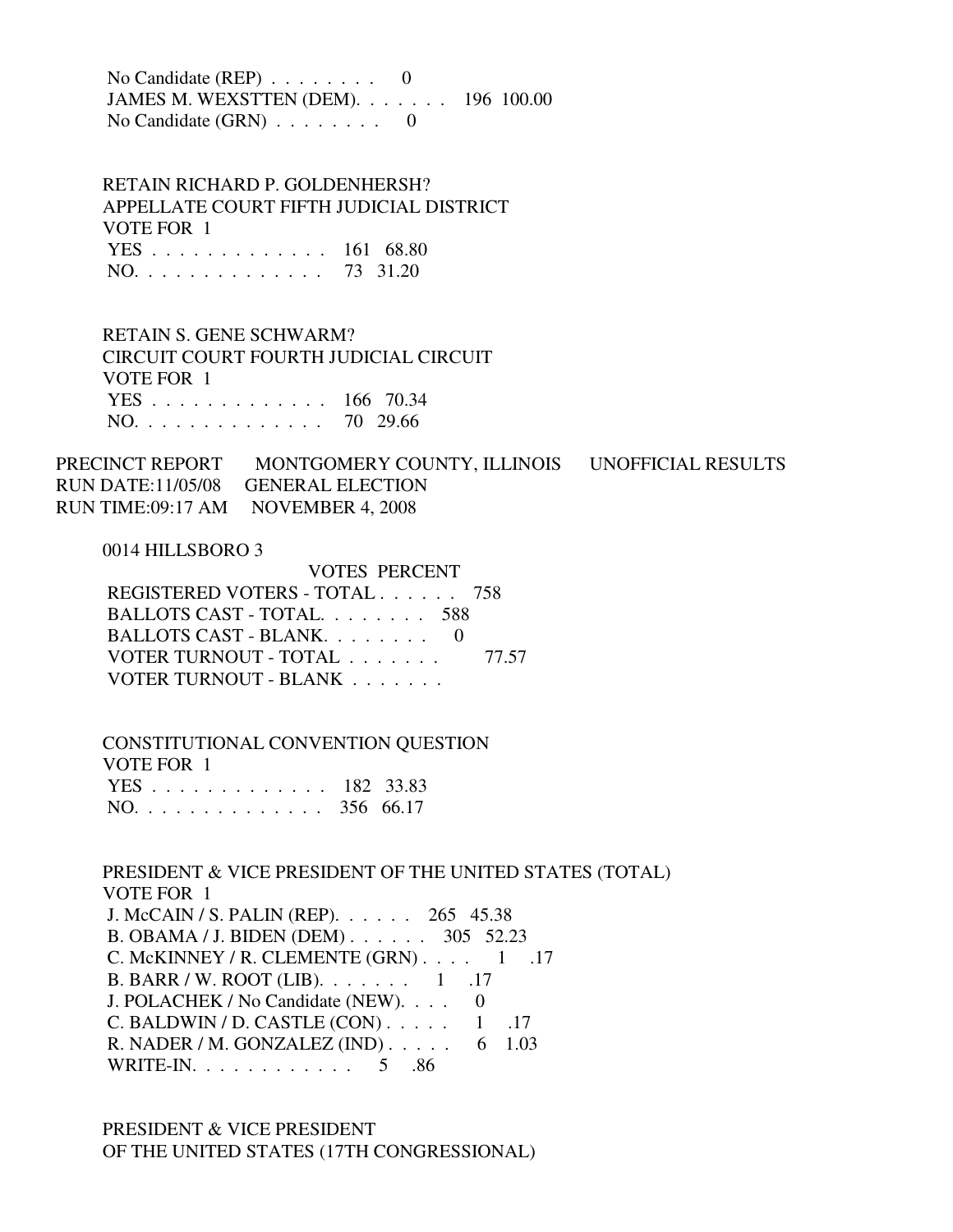No Candidate (REP) . . . . . . . . 0
JAMES M. WEXSTTEN (DEM). . . . . . . 196 100.00
No Candidate (GRN) . . . . . . . . 0

RETAIN RICHARD P. GOLDENHERSH?
APPELLATE COURT FIFTH JUDICIAL DISTRICT
VOTE FOR 1

| | | |
|---|---|---|
| YES . . . . . . . . . . . . . | 161 | 68.80 |
| NO. . . . . . . . . . . . . . | 73 | 31.20 |

RETAIN S. GENE SCHWARM?
CIRCUIT COURT FOURTH JUDICIAL CIRCUIT
VOTE FOR 1

| | | |
|---|---|---|
| YES . . . . . . . . . . . . . | 166 | 70.34 |
| NO. . . . . . . . . . . . . . | 70 | 29.66 |

PRECINCT REPORT MONTGOMERY COUNTY, ILLINOIS UNOFFICIAL RESULTS
RUN DATE:11/05/08 GENERAL ELECTION
RUN TIME:09:17 AM NOVEMBER 4, 2008

0014 HILLSBORO 3

| | VOTES | PERCENT |
|---|---|---|
| REGISTERED VOTERS - TOTAL . . . . . . | 758 | |
| BALLOTS CAST - TOTAL. . . . . . . . | 588 | |
| BALLOTS CAST - BLANK. . . . . . . . | 0 | |
| VOTER TURNOUT - TOTAL . . . . . . . | | 77.57 |
| VOTER TURNOUT - BLANK . . . . . . . | | |

CONSTITUTIONAL CONVENTION QUESTION
VOTE FOR 1

| | | |
|---|---|---|
| YES . . . . . . . . . . . . . | 182 | 33.83 |
| NO. . . . . . . . . . . . . . | 356 | 66.17 |

PRESIDENT & VICE PRESIDENT OF THE UNITED STATES (TOTAL)
VOTE FOR 1

| | | |
|---|---|---|
| J. McCAIN / S. PALIN (REP). . . . . . | 265 | 45.38 |
| B. OBAMA / J. BIDEN (DEM) . . . . . . | 305 | 52.23 |
| C. McKINNEY / R. CLEMENTE (GRN) . . . . | 1 | .17 |
| B. BARR / W. ROOT (LIB). . . . . . . | 1 | .17 |
| J. POLACHEK / No Candidate (NEW). . . . | 0 | |
| C. BALDWIN / D. CASTLE (CON) . . . . . | 1 | .17 |
| R. NADER / M. GONZALEZ (IND) . . . . . | 6 | 1.03 |
| WRITE-IN. . . . . . . . . . . . | 5 | .86 |

PRESIDENT & VICE PRESIDENT
OF THE UNITED STATES (17TH CONGRESSIONAL)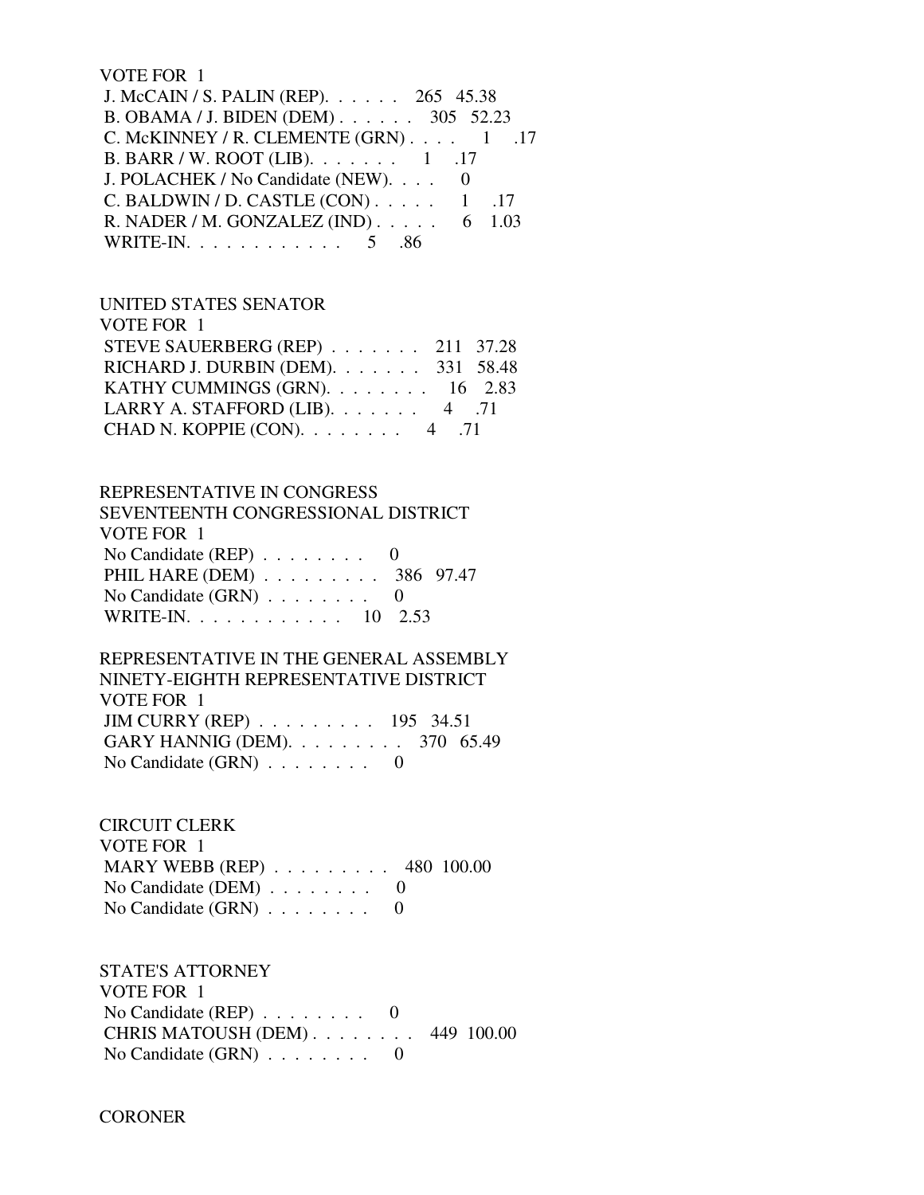VOTE FOR 1

| | | |
|---|---|---|
| J. McCAIN / S. PALIN (REP). . . . . . | 265 | 45.38 |
| B. OBAMA / J. BIDEN (DEM) . . . . . . | 305 | 52.23 |
| C. McKINNEY / R. CLEMENTE (GRN) . . . . | 1 | .17 |
| B. BARR / W. ROOT (LIB). . . . . . . | 1 | .17 |
| J. POLACHEK / No Candidate (NEW). . . . | 0 | |
| C. BALDWIN / D. CASTLE (CON) . . . . . | 1 | .17 |
| R. NADER / M. GONZALEZ (IND) . . . . . | 6 | 1.03 |
| WRITE-IN. . . . . . . . . . . . | 5 | .86 |

UNITED STATES SENATOR
VOTE FOR 1

| | | |
|---|---|---|
| STEVE SAUERBERG (REP) . . . . . . . | 211 | 37.28 |
| RICHARD J. DURBIN (DEM). . . . . . . | 331 | 58.48 |
| KATHY CUMMINGS (GRN). . . . . . . . | 16 | 2.83 |
| LARRY A. STAFFORD (LIB). . . . . . . | 4 | .71 |
| CHAD N. KOPPIE (CON). . . . . . . . | 4 | .71 |

REPRESENTATIVE IN CONGRESS
SEVENTEENTH CONGRESSIONAL DISTRICT
VOTE FOR 1

| | | |
|---|---|---|
| No Candidate (REP) . . . . . . . . | 0 | |
| PHIL HARE (DEM) . . . . . . . . . | 386 | 97.47 |
| No Candidate (GRN) . . . . . . . . | 0 | |
| WRITE-IN. . . . . . . . . . . . | 10 | 2.53 |

REPRESENTATIVE IN THE GENERAL ASSEMBLY
NINETY-EIGHTH REPRESENTATIVE DISTRICT
VOTE FOR 1

| | | |
|---|---|---|
| JIM CURRY (REP) . . . . . . . . . | 195 | 34.51 |
| GARY HANNIG (DEM). . . . . . . . . | 370 | 65.49 |
| No Candidate (GRN) . . . . . . . . | 0 | |

CIRCUIT CLERK
VOTE FOR 1

| | | |
|---|---|---|
| MARY WEBB (REP) . . . . . . . . . | 480 | 100.00 |
| No Candidate (DEM) . . . . . . . . | 0 | |
| No Candidate (GRN) . . . . . . . . | 0 | |

STATE'S ATTORNEY
VOTE FOR 1

| | | |
|---|---|---|
| No Candidate (REP) . . . . . . . . | 0 | |
| CHRIS MATOUSH (DEM) . . . . . . . . | 449 | 100.00 |
| No Candidate (GRN) . . . . . . . . | 0 | |

CORONER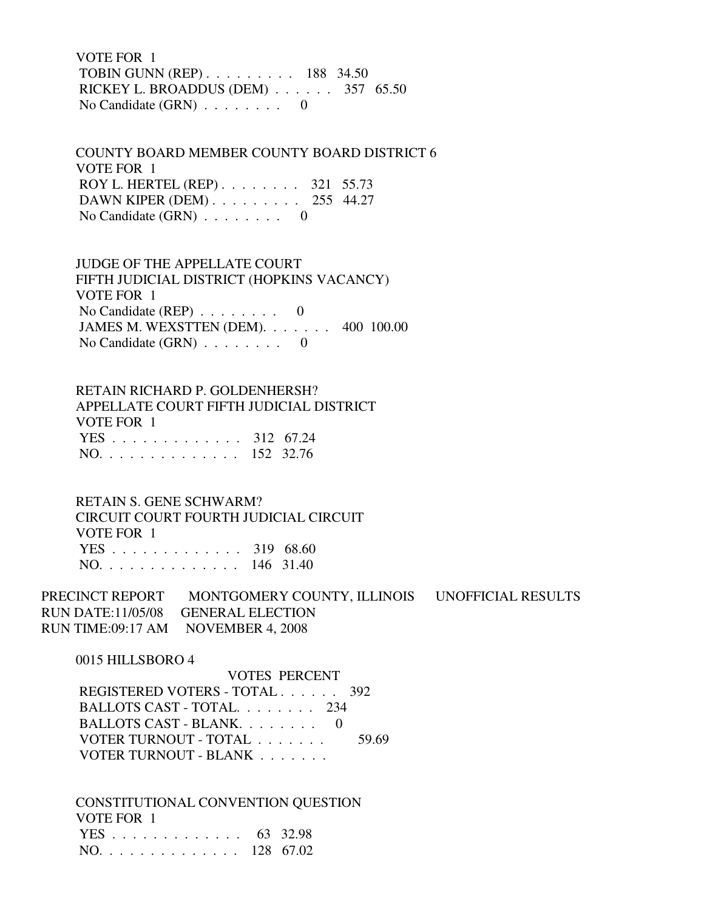VOTE FOR 1

| | | |
|---|---|---|
| TOBIN GUNN (REP) | 188 | 34.50 |
| RICKEY L. BROADDUS (DEM) | 357 | 65.50 |
| No Candidate (GRN) | 0 | |

COUNTY BOARD MEMBER COUNTY BOARD DISTRICT 6

VOTE FOR 1

| | | |
|---|---|---|
| ROY L. HERTEL (REP) | 321 | 55.73 |
| DAWN KIPER (DEM) | 255 | 44.27 |
| No Candidate (GRN) | 0 | |

JUDGE OF THE APPELLATE COURT

FIFTH JUDICIAL DISTRICT (HOPKINS VACANCY)

VOTE FOR 1

| | | |
|---|---|---|
| No Candidate (REP) | 0 | |
| JAMES M. WEXSTTEN (DEM) | 400 | 100.00 |
| No Candidate (GRN) | 0 | |

RETAIN RICHARD P. GOLDENHERSH?

APPELLATE COURT FIFTH JUDICIAL DISTRICT

VOTE FOR 1

| | | |
|---|---|---|
| YES | 312 | 67.24 |
| NO | 152 | 32.76 |

RETAIN S. GENE SCHWARM?

CIRCUIT COURT FOURTH JUDICIAL CIRCUIT

VOTE FOR 1

| | | |
|---|---|---|
| YES | 319 | 68.60 |
| NO | 146 | 31.40 |

PRECINCT REPORT MONTGOMERY COUNTY, ILLINOIS UNOFFICIAL RESULTS

RUN DATE:11/05/08 GENERAL ELECTION

RUN TIME:09:17 AM NOVEMBER 4, 2008

0015 HILLSBORO 4

| | VOTES | PERCENT |
|---|---|---|
| REGISTERED VOTERS - TOTAL | 392 | |
| BALLOTS CAST - TOTAL | 234 | |
| BALLOTS CAST - BLANK | 0 | |
| VOTER TURNOUT - TOTAL | | 59.69 |
| VOTER TURNOUT - BLANK | | |

CONSTITUTIONAL CONVENTION QUESTION

VOTE FOR 1

| | | |
|---|---|---|
| YES | 63 | 32.98 |
| NO | 128 | 67.02 |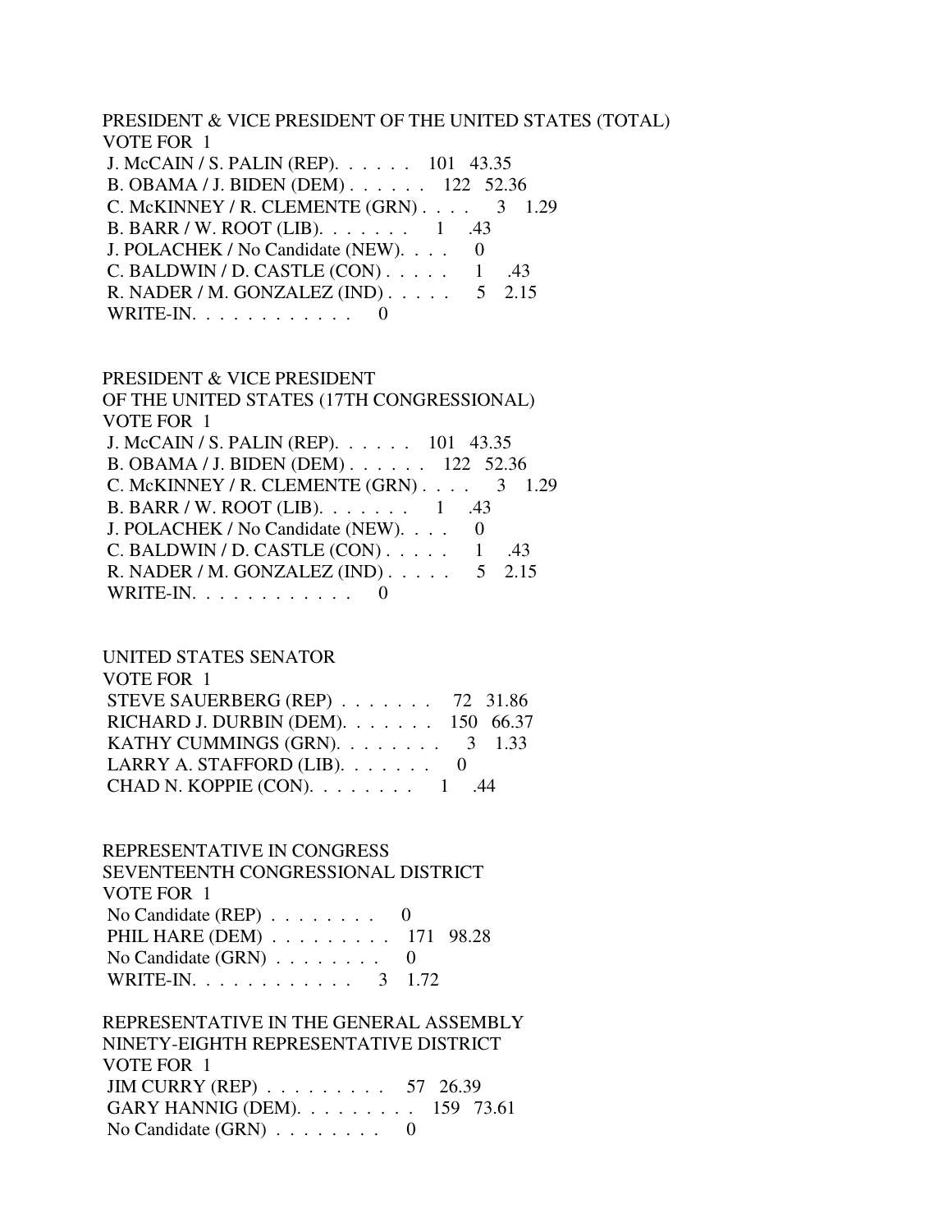PRESIDENT & VICE PRESIDENT OF THE UNITED STATES (TOTAL)
VOTE FOR 1

| Candidate | Votes | Percent |
|---|---|---|
| J. McCAIN / S. PALIN (REP) | 101 | 43.35 |
| B. OBAMA / J. BIDEN (DEM) | 122 | 52.36 |
| C. McKINNEY / R. CLEMENTE (GRN) | 3 | 1.29 |
| B. BARR / W. ROOT (LIB) | 1 | .43 |
| J. POLACHEK / No Candidate (NEW) | 0 | |
| C. BALDWIN / D. CASTLE (CON) | 1 | .43 |
| R. NADER / M. GONZALEZ (IND) | 5 | 2.15 |
| WRITE-IN | 0 | |

PRESIDENT & VICE PRESIDENT
OF THE UNITED STATES (17TH CONGRESSIONAL)
VOTE FOR 1

| Candidate | Votes | Percent |
|---|---|---|
| J. McCAIN / S. PALIN (REP) | 101 | 43.35 |
| B. OBAMA / J. BIDEN (DEM) | 122 | 52.36 |
| C. McKINNEY / R. CLEMENTE (GRN) | 3 | 1.29 |
| B. BARR / W. ROOT (LIB) | 1 | .43 |
| J. POLACHEK / No Candidate (NEW) | 0 | |
| C. BALDWIN / D. CASTLE (CON) | 1 | .43 |
| R. NADER / M. GONZALEZ (IND) | 5 | 2.15 |
| WRITE-IN | 0 | |

UNITED STATES SENATOR
VOTE FOR 1

| Candidate | Votes | Percent |
|---|---|---|
| STEVE SAUERBERG (REP) | 72 | 31.86 |
| RICHARD J. DURBIN (DEM) | 150 | 66.37 |
| KATHY CUMMINGS (GRN) | 3 | 1.33 |
| LARRY A. STAFFORD (LIB) | 0 | |
| CHAD N. KOPPIE (CON) | 1 | .44 |

REPRESENTATIVE IN CONGRESS
SEVENTEENTH CONGRESSIONAL DISTRICT
VOTE FOR 1

| Candidate | Votes | Percent |
|---|---|---|
| No Candidate (REP) | 0 | |
| PHIL HARE (DEM) | 171 | 98.28 |
| No Candidate (GRN) | 0 | |
| WRITE-IN | 3 | 1.72 |

REPRESENTATIVE IN THE GENERAL ASSEMBLY
NINETY-EIGHTH REPRESENTATIVE DISTRICT
VOTE FOR 1

| Candidate | Votes | Percent |
|---|---|---|
| JIM CURRY (REP) | 57 | 26.39 |
| GARY HANNIG (DEM) | 159 | 73.61 |
| No Candidate (GRN) | 0 | |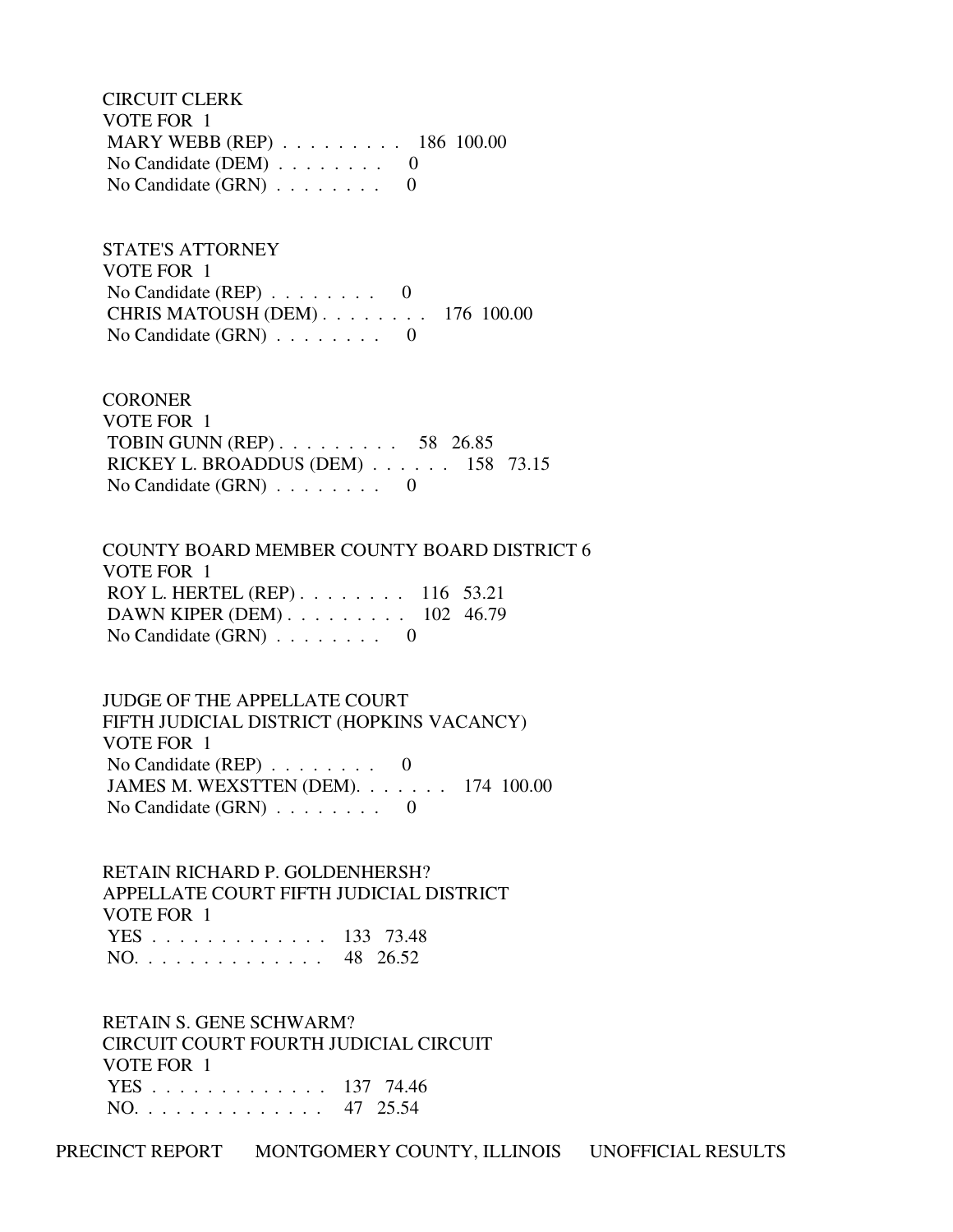CIRCUIT CLERK
VOTE FOR 1

| Candidate | Votes | Percent |
|---|---|---|
| MARY WEBB (REP) | 186 | 100.00 |
| No Candidate (DEM) | 0 | |
| No Candidate (GRN) | 0 | |

STATE'S ATTORNEY
VOTE FOR 1

| Candidate | Votes | Percent |
|---|---|---|
| No Candidate (REP) | 0 | |
| CHRIS MATOUSH (DEM) | 176 | 100.00 |
| No Candidate (GRN) | 0 | |

CORONER
VOTE FOR 1

| Candidate | Votes | Percent |
|---|---|---|
| TOBIN GUNN (REP) | 58 | 26.85 |
| RICKEY L. BROADDUS (DEM) | 158 | 73.15 |
| No Candidate (GRN) | 0 | |

COUNTY BOARD MEMBER COUNTY BOARD DISTRICT 6
VOTE FOR 1

| Candidate | Votes | Percent |
|---|---|---|
| ROY L. HERTEL (REP) | 116 | 53.21 |
| DAWN KIPER (DEM) | 102 | 46.79 |
| No Candidate (GRN) | 0 | |

JUDGE OF THE APPELLATE COURT
FIFTH JUDICIAL DISTRICT (HOPKINS VACANCY)
VOTE FOR 1

| Candidate | Votes | Percent |
|---|---|---|
| No Candidate (REP) | 0 | |
| JAMES M. WEXSTTEN (DEM). | 174 | 100.00 |
| No Candidate (GRN) | 0 | |

RETAIN RICHARD P. GOLDENHERSH?
APPELLATE COURT FIFTH JUDICIAL DISTRICT
VOTE FOR 1

| Choice | Votes | Percent |
|---|---|---|
| YES | 133 | 73.48 |
| NO. | 48 | 26.52 |

RETAIN S. GENE SCHWARM?
CIRCUIT COURT FOURTH JUDICIAL CIRCUIT
VOTE FOR 1

| Choice | Votes | Percent |
|---|---|---|
| YES | 137 | 74.46 |
| NO. | 47 | 25.54 |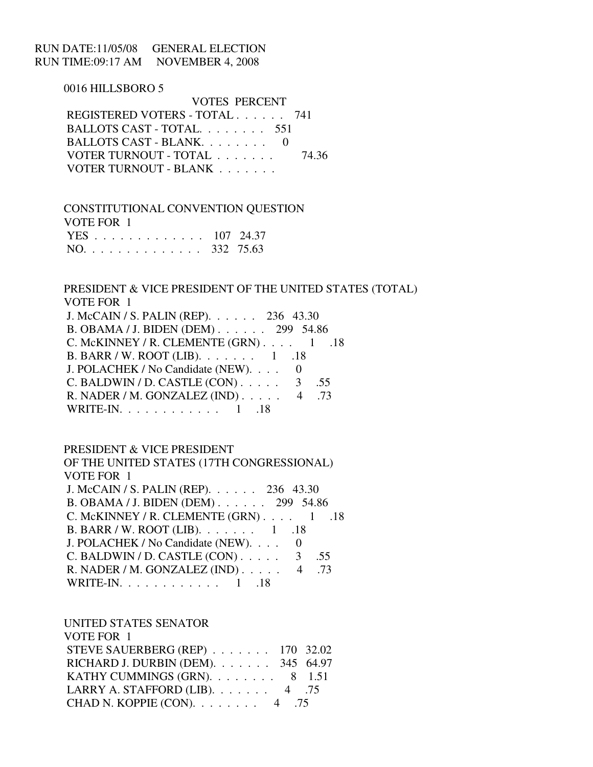RUN DATE:11/05/08 GENERAL ELECTION
RUN TIME:09:17 AM NOVEMBER 4, 2008

0016 HILLSBORO 5

| | VOTES | PERCENT |
|---|---|---|
| REGISTERED VOTERS - TOTAL . . . . . . | 741 | |
| BALLOTS CAST - TOTAL. . . . . . . . | 551 | |
| BALLOTS CAST - BLANK. . . . . . . . | 0 | |
| VOTER TURNOUT - TOTAL . . . . . . . | | 74.36 |
| VOTER TURNOUT - BLANK . . . . . . . | | |

CONSTITUTIONAL CONVENTION QUESTION
VOTE FOR 1

| | VOTES | PERCENT |
|---|---|---|
| YES . . . . . . . . . . . . . | 107 | 24.37 |
| NO. . . . . . . . . . . . . . | 332 | 75.63 |

PRESIDENT & VICE PRESIDENT OF THE UNITED STATES (TOTAL)
VOTE FOR 1

| | VOTES | PERCENT |
|---|---|---|
| J. McCAIN / S. PALIN (REP). . . . . . | 236 | 43.30 |
| B. OBAMA / J. BIDEN (DEM) . . . . . . | 299 | 54.86 |
| C. McKINNEY / R. CLEMENTE (GRN) . . . . | 1 | .18 |
| B. BARR / W. ROOT (LIB). . . . . . . | 1 | .18 |
| J. POLACHEK / No Candidate (NEW). . . . | 0 | |
| C. BALDWIN / D. CASTLE (CON) . . . . . | 3 | .55 |
| R. NADER / M. GONZALEZ (IND) . . . . . | 4 | .73 |
| WRITE-IN. . . . . . . . . . . . | 1 | .18 |

PRESIDENT & VICE PRESIDENT
OF THE UNITED STATES (17TH CONGRESSIONAL)
VOTE FOR 1

| | VOTES | PERCENT |
|---|---|---|
| J. McCAIN / S. PALIN (REP). . . . . . | 236 | 43.30 |
| B. OBAMA / J. BIDEN (DEM) . . . . . . | 299 | 54.86 |
| C. McKINNEY / R. CLEMENTE (GRN) . . . . | 1 | .18 |
| B. BARR / W. ROOT (LIB). . . . . . . | 1 | .18 |
| J. POLACHEK / No Candidate (NEW). . . . | 0 | |
| C. BALDWIN / D. CASTLE (CON) . . . . . | 3 | .55 |
| R. NADER / M. GONZALEZ (IND) . . . . . | 4 | .73 |
| WRITE-IN. . . . . . . . . . . . | 1 | .18 |

UNITED STATES SENATOR
VOTE FOR 1

| | VOTES | PERCENT |
|---|---|---|
| STEVE SAUERBERG (REP) . . . . . . . | 170 | 32.02 |
| RICHARD J. DURBIN (DEM). . . . . . . | 345 | 64.97 |
| KATHY CUMMINGS (GRN). . . . . . . . | 8 | 1.51 |
| LARRY A. STAFFORD (LIB). . . . . . . | 4 | .75 |
| CHAD N. KOPPIE (CON). . . . . . . . | 4 | .75 |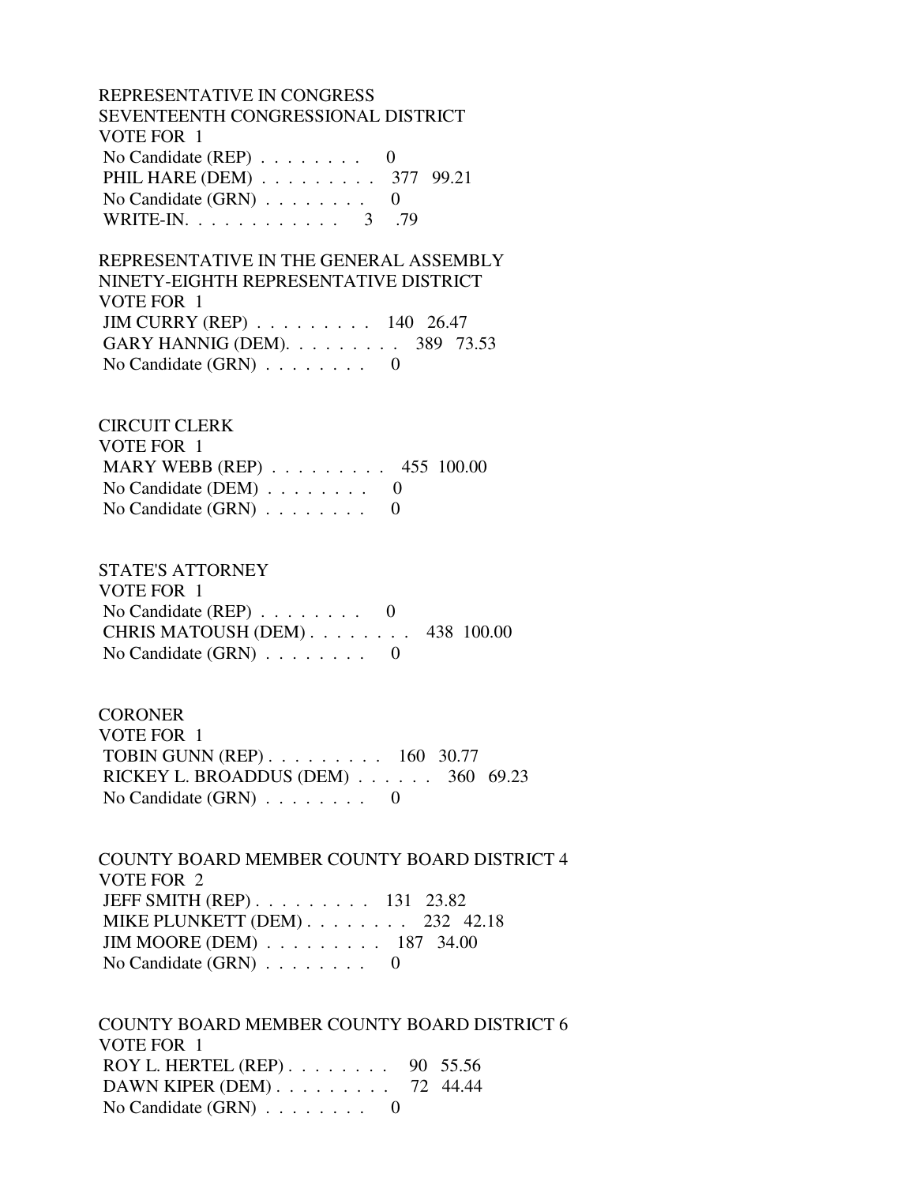REPRESENTATIVE IN CONGRESS
SEVENTEENTH CONGRESSIONAL DISTRICT
VOTE FOR 1

| Candidate | Votes | Percent |
|---|---|---|
| No Candidate (REP) | 0 | |
| PHIL HARE (DEM) | 377 | 99.21 |
| No Candidate (GRN) | 0 | |
| WRITE-IN. | 3 | .79 |

REPRESENTATIVE IN THE GENERAL ASSEMBLY
NINETY-EIGHTH REPRESENTATIVE DISTRICT
VOTE FOR 1

| Candidate | Votes | Percent |
|---|---|---|
| JIM CURRY (REP) | 140 | 26.47 |
| GARY HANNIG (DEM). | 389 | 73.53 |
| No Candidate (GRN) | 0 | |

CIRCUIT CLERK
VOTE FOR 1

| Candidate | Votes | Percent |
|---|---|---|
| MARY WEBB (REP) | 455 | 100.00 |
| No Candidate (DEM) | 0 | |
| No Candidate (GRN) | 0 | |

STATE'S ATTORNEY
VOTE FOR 1

| Candidate | Votes | Percent |
|---|---|---|
| No Candidate (REP) | 0 | |
| CHRIS MATOUSH (DEM) | 438 | 100.00 |
| No Candidate (GRN) | 0 | |

CORONER
VOTE FOR 1

| Candidate | Votes | Percent |
|---|---|---|
| TOBIN GUNN (REP) | 160 | 30.77 |
| RICKEY L. BROADDUS (DEM) | 360 | 69.23 |
| No Candidate (GRN) | 0 | |

COUNTY BOARD MEMBER COUNTY BOARD DISTRICT 4
VOTE FOR 2

| Candidate | Votes | Percent |
|---|---|---|
| JEFF SMITH (REP) | 131 | 23.82 |
| MIKE PLUNKETT (DEM) | 232 | 42.18 |
| JIM MOORE (DEM) | 187 | 34.00 |
| No Candidate (GRN) | 0 | |

COUNTY BOARD MEMBER COUNTY BOARD DISTRICT 6
VOTE FOR 1

| Candidate | Votes | Percent |
|---|---|---|
| ROY L. HERTEL (REP) | 90 | 55.56 |
| DAWN KIPER (DEM) | 72 | 44.44 |
| No Candidate (GRN) | 0 | |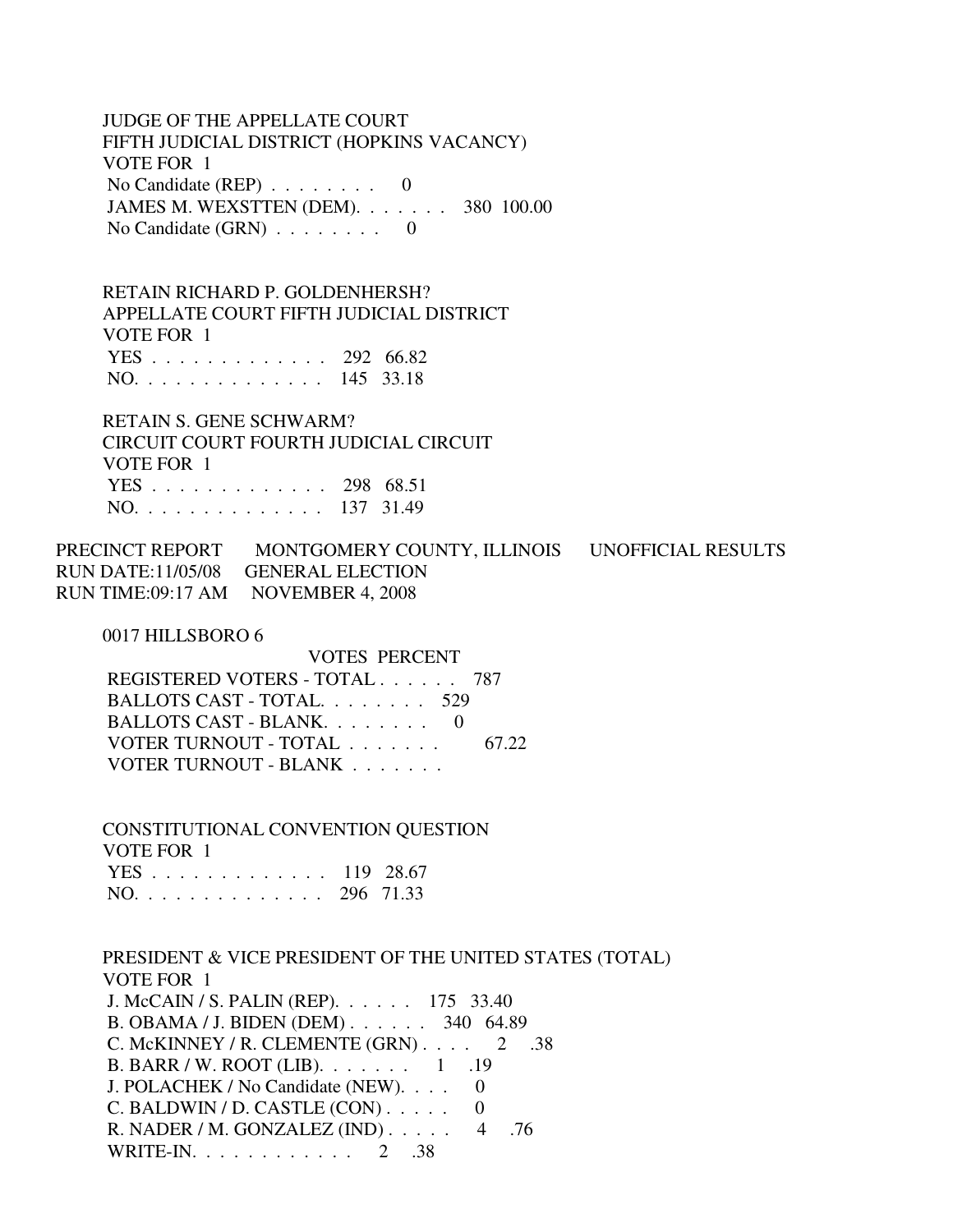JUDGE OF THE APPELLATE COURT
FIFTH JUDICIAL DISTRICT (HOPKINS VACANCY)
VOTE FOR 1

| | VOTES | PERCENT |
|---|---|---|
| No Candidate (REP) | 0 | |
| JAMES M. WEXSTTEN (DEM) | 380 | 100.00 |
| No Candidate (GRN) | 0 | |

RETAIN RICHARD P. GOLDENHERSH?
APPELLATE COURT FIFTH JUDICIAL DISTRICT
VOTE FOR 1

| | VOTES | PERCENT |
|---|---|---|
| YES | 292 | 66.82 |
| NO | 145 | 33.18 |

RETAIN S. GENE SCHWARM?
CIRCUIT COURT FOURTH JUDICIAL CIRCUIT
VOTE FOR 1

| | VOTES | PERCENT |
|---|---|---|
| YES | 298 | 68.51 |
| NO | 137 | 31.49 |

PRECINCT REPORT MONTGOMERY COUNTY, ILLINOIS UNOFFICIAL RESULTS
RUN DATE:11/05/08 GENERAL ELECTION
RUN TIME:09:17 AM NOVEMBER 4, 2008

0017 HILLSBORO 6

| | VOTES | PERCENT |
|---|---|---|
| REGISTERED VOTERS - TOTAL | 787 | |
| BALLOTS CAST - TOTAL | 529 | |
| BALLOTS CAST - BLANK | 0 | |
| VOTER TURNOUT - TOTAL | | 67.22 |
| VOTER TURNOUT - BLANK | | |

CONSTITUTIONAL CONVENTION QUESTION
VOTE FOR 1

| | VOTES | PERCENT |
|---|---|---|
| YES | 119 | 28.67 |
| NO | 296 | 71.33 |

PRESIDENT & VICE PRESIDENT OF THE UNITED STATES (TOTAL)
VOTE FOR 1

| | VOTES | PERCENT |
|---|---|---|
| J. McCAIN / S. PALIN (REP) | 175 | 33.40 |
| B. OBAMA / J. BIDEN (DEM) | 340 | 64.89 |
| C. McKINNEY / R. CLEMENTE (GRN) | 2 | .38 |
| B. BARR / W. ROOT (LIB) | 1 | .19 |
| J. POLACHEK / No Candidate (NEW) | 0 | |
| C. BALDWIN / D. CASTLE (CON) | 0 | |
| R. NADER / M. GONZALEZ (IND) | 4 | .76 |
| WRITE-IN | 2 | .38 |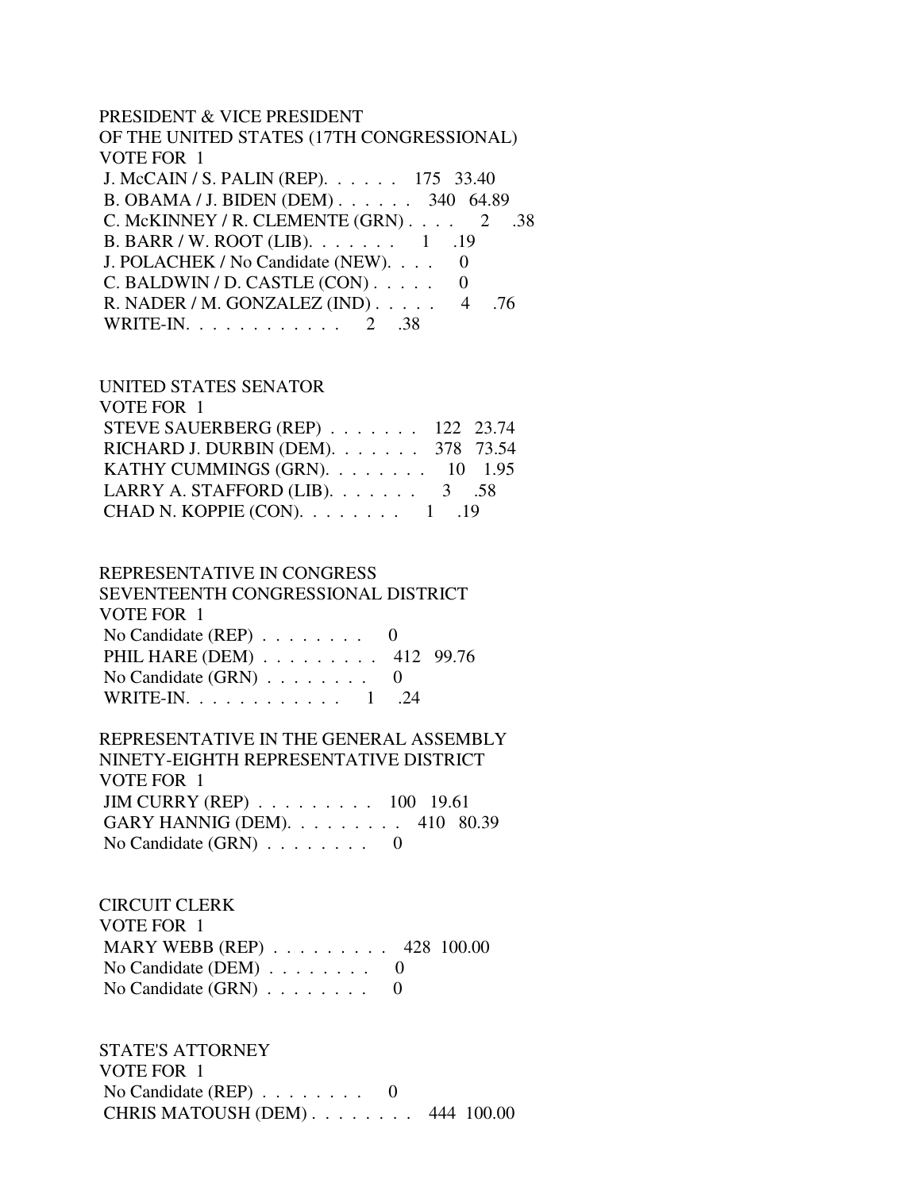PRESIDENT & VICE PRESIDENT
OF THE UNITED STATES (17TH CONGRESSIONAL)
VOTE FOR 1

| Candidate | Votes | Percent |
|---|---|---|
| J. McCAIN / S. PALIN (REP) | 175 | 33.40 |
| B. OBAMA / J. BIDEN (DEM) | 340 | 64.89 |
| C. McKINNEY / R. CLEMENTE (GRN) | 2 | .38 |
| B. BARR / W. ROOT (LIB) | 1 | .19 |
| J. POLACHEK / No Candidate (NEW) | 0 | |
| C. BALDWIN / D. CASTLE (CON) | 0 | |
| R. NADER / M. GONZALEZ (IND) | 4 | .76 |
| WRITE-IN | 2 | .38 |

UNITED STATES SENATOR
VOTE FOR 1

| Candidate | Votes | Percent |
|---|---|---|
| STEVE SAUERBERG (REP) | 122 | 23.74 |
| RICHARD J. DURBIN (DEM) | 378 | 73.54 |
| KATHY CUMMINGS (GRN) | 10 | 1.95 |
| LARRY A. STAFFORD (LIB) | 3 | .58 |
| CHAD N. KOPPIE (CON) | 1 | .19 |

REPRESENTATIVE IN CONGRESS
SEVENTEENTH CONGRESSIONAL DISTRICT
VOTE FOR 1

| Candidate | Votes | Percent |
|---|---|---|
| No Candidate (REP) | 0 | |
| PHIL HARE (DEM) | 412 | 99.76 |
| No Candidate (GRN) | 0 | |
| WRITE-IN | 1 | .24 |

REPRESENTATIVE IN THE GENERAL ASSEMBLY
NINETY-EIGHTH REPRESENTATIVE DISTRICT
VOTE FOR 1

| Candidate | Votes | Percent |
|---|---|---|
| JIM CURRY (REP) | 100 | 19.61 |
| GARY HANNIG (DEM) | 410 | 80.39 |
| No Candidate (GRN) | 0 | |

CIRCUIT CLERK
VOTE FOR 1

| Candidate | Votes | Percent |
|---|---|---|
| MARY WEBB (REP) | 428 | 100.00 |
| No Candidate (DEM) | 0 | |
| No Candidate (GRN) | 0 | |

STATE'S ATTORNEY
VOTE FOR 1

| Candidate | Votes | Percent |
|---|---|---|
| No Candidate (REP) | 0 | |
| CHRIS MATOUSH (DEM) | 444 | 100.00 |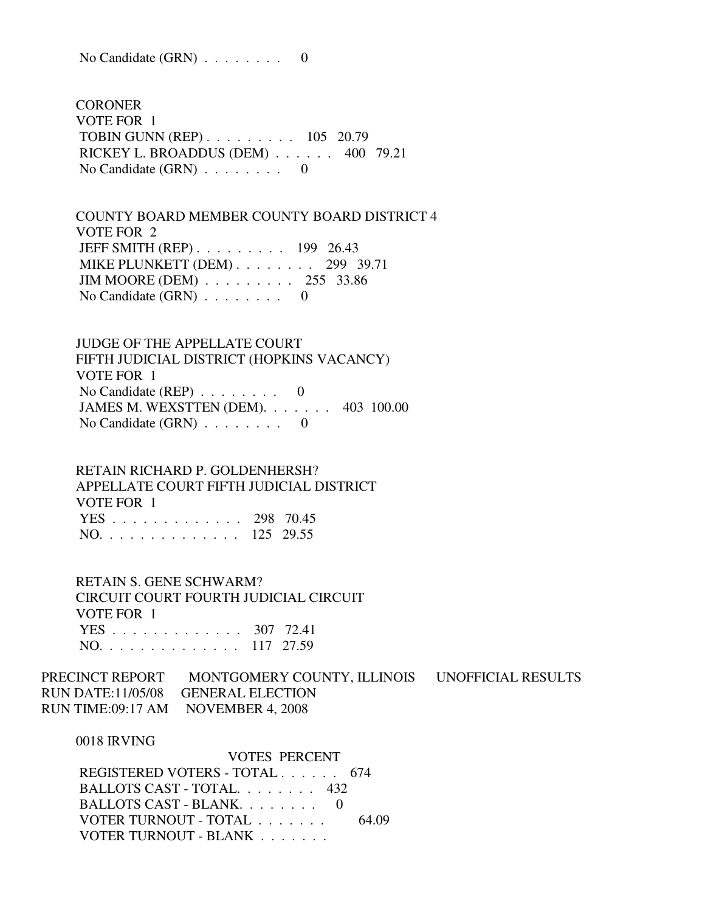No Candidate (GRN) . . . . . . . .  0

CORONER
VOTE FOR 1

| | | |
|---|---|---|
| TOBIN GUNN (REP) . . . . . . . . . | 105 | 20.79 |
| RICKEY L. BROADDUS (DEM) . . . . . . | 400 | 79.21 |
| No Candidate (GRN) . . . . . . . . | 0 | |

COUNTY BOARD MEMBER COUNTY BOARD DISTRICT 4
VOTE FOR 2

| | | |
|---|---|---|
| JEFF SMITH (REP) . . . . . . . . . | 199 | 26.43 |
| MIKE PLUNKETT (DEM) . . . . . . . . | 299 | 39.71 |
| JIM MOORE (DEM) . . . . . . . . . | 255 | 33.86 |
| No Candidate (GRN) . . . . . . . . | 0 | |

JUDGE OF THE APPELLATE COURT
FIFTH JUDICIAL DISTRICT (HOPKINS VACANCY)
VOTE FOR 1

| | | |
|---|---|---|
| No Candidate (REP) . . . . . . . . | 0 | |
| JAMES M. WEXSTTEN (DEM). . . . . . . | 403 | 100.00 |
| No Candidate (GRN) . . . . . . . . | 0 | |

RETAIN RICHARD P. GOLDENHERSH?
APPELLATE COURT FIFTH JUDICIAL DISTRICT
VOTE FOR 1

| | | |
|---|---|---|
| YES . . . . . . . . . . . . . | 298 | 70.45 |
| NO. . . . . . . . . . . . . . | 125 | 29.55 |

RETAIN S. GENE SCHWARM?
CIRCUIT COURT FOURTH JUDICIAL CIRCUIT
VOTE FOR 1

| | | |
|---|---|---|
| YES . . . . . . . . . . . . . | 307 | 72.41 |
| NO. . . . . . . . . . . . . . | 117 | 27.59 |

PRECINCT REPORT    MONTGOMERY COUNTY, ILLINOIS    UNOFFICIAL RESULTS
RUN DATE:11/05/08    GENERAL ELECTION
RUN TIME:09:17 AM    NOVEMBER 4, 2008

0018 IRVING

| | VOTES | PERCENT |
|---|---|---|
| REGISTERED VOTERS - TOTAL . . . . . . | 674 | |
| BALLOTS CAST - TOTAL. . . . . . . . | 432 | |
| BALLOTS CAST - BLANK. . . . . . . . | 0 | |
| VOTER TURNOUT - TOTAL . . . . . . . | | 64.09 |
| VOTER TURNOUT - BLANK . . . . . . . | | |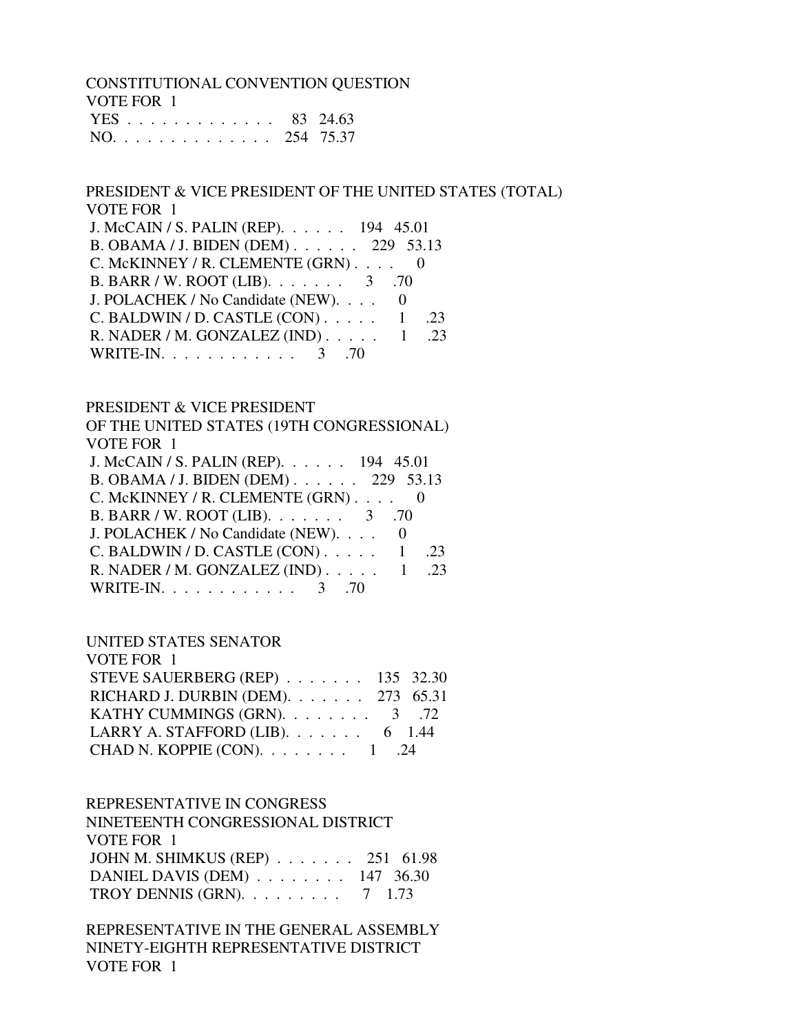CONSTITUTIONAL CONVENTION QUESTION
VOTE FOR 1

| | | |
|---|---|---|
| YES . . . . . . . . . . . . . | 83 | 24.63 |
| NO. . . . . . . . . . . . . . | 254 | 75.37 |

PRESIDENT & VICE PRESIDENT OF THE UNITED STATES (TOTAL)
VOTE FOR 1

| | | |
|---|---|---|
| J. McCAIN / S. PALIN (REP). . . . . . | 194 | 45.01 |
| B. OBAMA / J. BIDEN (DEM) . . . . . . | 229 | 53.13 |
| C. McKINNEY / R. CLEMENTE (GRN) . . . . | 0 | |
| B. BARR / W. ROOT (LIB). . . . . . . | 3 | .70 |
| J. POLACHEK / No Candidate (NEW). . . . | 0 | |
| C. BALDWIN / D. CASTLE (CON) . . . . . | 1 | .23 |
| R. NADER / M. GONZALEZ (IND) . . . . . | 1 | .23 |
| WRITE-IN. . . . . . . . . . . . | 3 | .70 |

PRESIDENT & VICE PRESIDENT
OF THE UNITED STATES (19TH CONGRESSIONAL)
VOTE FOR 1

| | | |
|---|---|---|
| J. McCAIN / S. PALIN (REP). . . . . . | 194 | 45.01 |
| B. OBAMA / J. BIDEN (DEM) . . . . . . | 229 | 53.13 |
| C. McKINNEY / R. CLEMENTE (GRN) . . . . | 0 | |
| B. BARR / W. ROOT (LIB). . . . . . . | 3 | .70 |
| J. POLACHEK / No Candidate (NEW). . . . | 0 | |
| C. BALDWIN / D. CASTLE (CON) . . . . . | 1 | .23 |
| R. NADER / M. GONZALEZ (IND) . . . . . | 1 | .23 |
| WRITE-IN. . . . . . . . . . . . | 3 | .70 |

UNITED STATES SENATOR
VOTE FOR 1

| | | |
|---|---|---|
| STEVE SAUERBERG (REP) . . . . . . . | 135 | 32.30 |
| RICHARD J. DURBIN (DEM). . . . . . . | 273 | 65.31 |
| KATHY CUMMINGS (GRN). . . . . . . . | 3 | .72 |
| LARRY A. STAFFORD (LIB). . . . . . . | 6 | 1.44 |
| CHAD N. KOPPIE (CON). . . . . . . . | 1 | .24 |

REPRESENTATIVE IN CONGRESS
NINETEENTH CONGRESSIONAL DISTRICT
VOTE FOR 1

| | | |
|---|---|---|
| JOHN M. SHIMKUS (REP) . . . . . . . | 251 | 61.98 |
| DANIEL DAVIS (DEM) . . . . . . . . | 147 | 36.30 |
| TROY DENNIS (GRN). . . . . . . . . | 7 | 1.73 |

REPRESENTATIVE IN THE GENERAL ASSEMBLY
NINETY-EIGHTH REPRESENTATIVE DISTRICT
VOTE FOR 1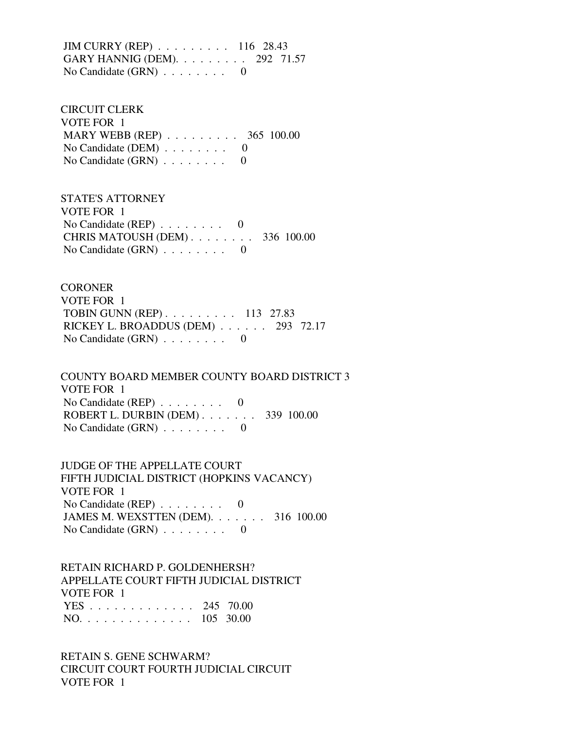JIM CURRY (REP) . . . . . . . . . 116 28.43
GARY HANNIG (DEM). . . . . . . . . 292 71.57
No Candidate (GRN) . . . . . . . . 0

CIRCUIT CLERK
VOTE FOR 1
MARY WEBB (REP) . . . . . . . . . 365 100.00
No Candidate (DEM) . . . . . . . . 0
No Candidate (GRN) . . . . . . . . 0

STATE'S ATTORNEY
VOTE FOR 1
No Candidate (REP) . . . . . . . . 0
CHRIS MATOUSH (DEM) . . . . . . . . 336 100.00
No Candidate (GRN) . . . . . . . . 0

CORONER
VOTE FOR 1
TOBIN GUNN (REP) . . . . . . . . . 113 27.83
RICKEY L. BROADDUS (DEM) . . . . . . 293 72.17
No Candidate (GRN) . . . . . . . . 0

COUNTY BOARD MEMBER COUNTY BOARD DISTRICT 3
VOTE FOR 1
No Candidate (REP) . . . . . . . . 0
ROBERT L. DURBIN (DEM) . . . . . . . 339 100.00
No Candidate (GRN) . . . . . . . . 0

JUDGE OF THE APPELLATE COURT
FIFTH JUDICIAL DISTRICT (HOPKINS VACANCY)
VOTE FOR 1
No Candidate (REP) . . . . . . . . 0
JAMES M. WEXSTTEN (DEM). . . . . . . 316 100.00
No Candidate (GRN) . . . . . . . . 0

RETAIN RICHARD P. GOLDENHERSH?
APPELLATE COURT FIFTH JUDICIAL DISTRICT
VOTE FOR 1
YES . . . . . . . . . . . . . 245 70.00
NO. . . . . . . . . . . . . . 105 30.00

RETAIN S. GENE SCHWARM?
CIRCUIT COURT FOURTH JUDICIAL CIRCUIT
VOTE FOR 1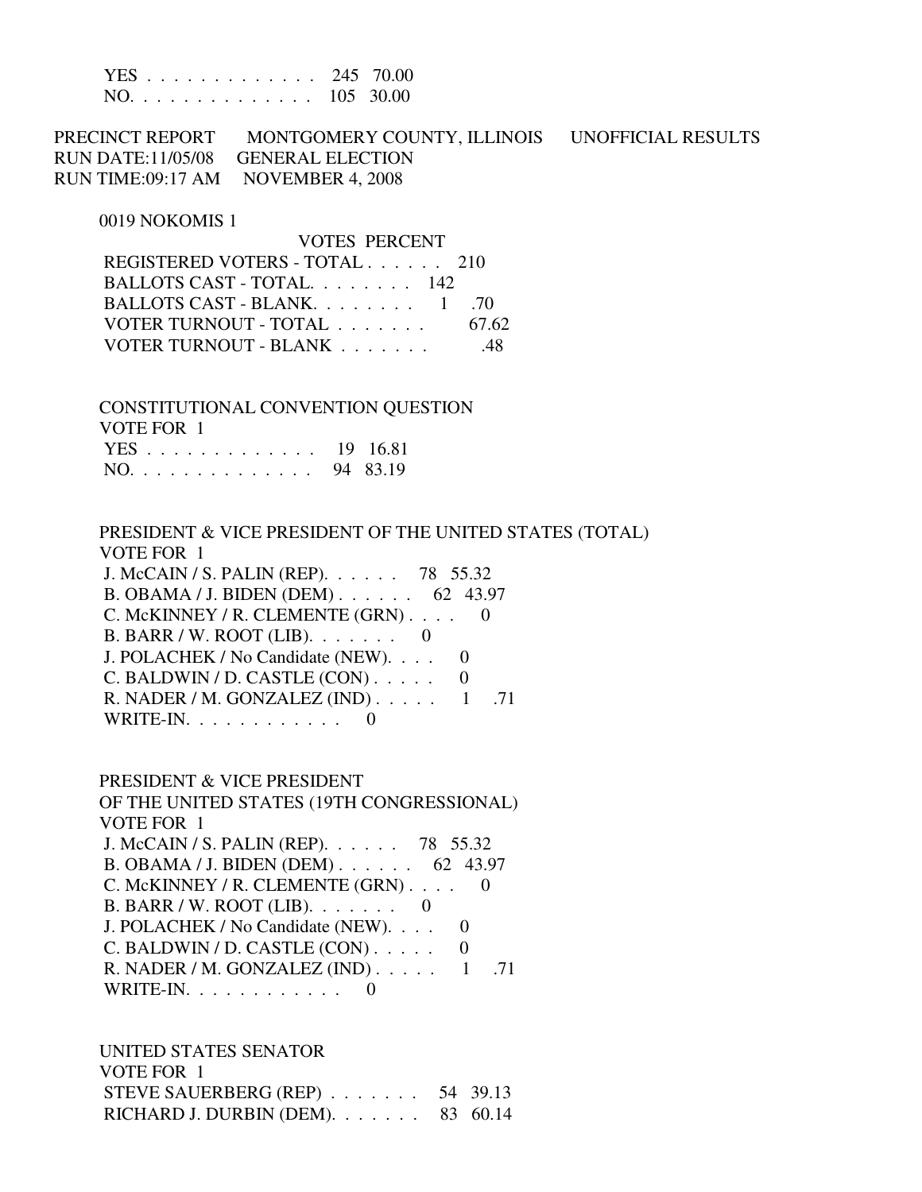| | | |
|---|---|---|
| YES . . . . . . . . . . . . . | 245 | 70.00 |
| NO. . . . . . . . . . . . . . | 105 | 30.00 |

PRECINCT REPORT MONTGOMERY COUNTY, ILLINOIS UNOFFICIAL RESULTS
RUN DATE:11/05/08 GENERAL ELECTION
RUN TIME:09:17 AM NOVEMBER 4, 2008

0019 NOKOMIS 1

| | VOTES | PERCENT |
|---|---|---|
| REGISTERED VOTERS - TOTAL . . . . . . | 210 | |
| BALLOTS CAST - TOTAL. . . . . . . . | 142 | |
| BALLOTS CAST - BLANK. . . . . . . . | 1 | .70 |
| VOTER TURNOUT - TOTAL . . . . . . . | | 67.62 |
| VOTER TURNOUT - BLANK . . . . . . . | | .48 |

CONSTITUTIONAL CONVENTION QUESTION
VOTE FOR 1

| | | |
|---|---|---|
| YES . . . . . . . . . . . . . | 19 | 16.81 |
| NO. . . . . . . . . . . . . . | 94 | 83.19 |

PRESIDENT & VICE PRESIDENT OF THE UNITED STATES (TOTAL)
VOTE FOR 1

| | | |
|---|---|---|
| J. McCAIN / S. PALIN (REP). . . . . . | 78 | 55.32 |
| B. OBAMA / J. BIDEN (DEM) . . . . . . | 62 | 43.97 |
| C. McKINNEY / R. CLEMENTE (GRN) . . . . | 0 | |
| B. BARR / W. ROOT (LIB). . . . . . . | 0 | |
| J. POLACHEK / No Candidate (NEW). . . . | 0 | |
| C. BALDWIN / D. CASTLE (CON) . . . . . | 0 | |
| R. NADER / M. GONZALEZ (IND) . . . . . | 1 | .71 |
| WRITE-IN. . . . . . . . . . . . | 0 | |

PRESIDENT & VICE PRESIDENT
OF THE UNITED STATES (19TH CONGRESSIONAL)
VOTE FOR 1

| | | |
|---|---|---|
| J. McCAIN / S. PALIN (REP). . . . . . | 78 | 55.32 |
| B. OBAMA / J. BIDEN (DEM) . . . . . . | 62 | 43.97 |
| C. McKINNEY / R. CLEMENTE (GRN) . . . . | 0 | |
| B. BARR / W. ROOT (LIB). . . . . . . | 0 | |
| J. POLACHEK / No Candidate (NEW). . . . | 0 | |
| C. BALDWIN / D. CASTLE (CON) . . . . . | 0 | |
| R. NADER / M. GONZALEZ (IND) . . . . . | 1 | .71 |
| WRITE-IN. . . . . . . . . . . . | 0 | |

UNITED STATES SENATOR
VOTE FOR 1

| | | |
|---|---|---|
| STEVE SAUERBERG (REP) . . . . . . . | 54 | 39.13 |
| RICHARD J. DURBIN (DEM). . . . . . . | 83 | 60.14 |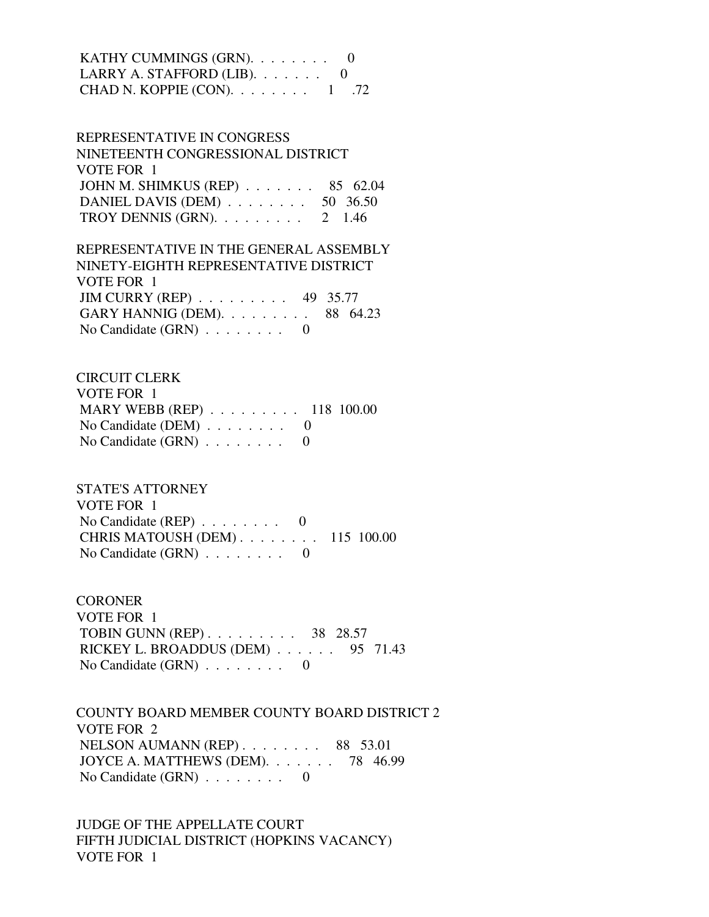KATHY CUMMINGS (GRN). . . . . . . . 0
LARRY A. STAFFORD (LIB). . . . . . . 0
CHAD N. KOPPIE (CON). . . . . . . . 1 .72

REPRESENTATIVE IN CONGRESS
NINETEENTH CONGRESSIONAL DISTRICT
VOTE FOR 1
JOHN M. SHIMKUS (REP) . . . . . . . 85 62.04
DANIEL DAVIS (DEM) . . . . . . . . 50 36.50
TROY DENNIS (GRN). . . . . . . . . 2 1.46

REPRESENTATIVE IN THE GENERAL ASSEMBLY
NINETY-EIGHTH REPRESENTATIVE DISTRICT
VOTE FOR 1
JIM CURRY (REP) . . . . . . . . . 49 35.77
GARY HANNIG (DEM). . . . . . . . . 88 64.23
No Candidate (GRN) . . . . . . . . 0

CIRCUIT CLERK
VOTE FOR 1
MARY WEBB (REP) . . . . . . . . . 118 100.00
No Candidate (DEM) . . . . . . . . 0
No Candidate (GRN) . . . . . . . . 0

STATE'S ATTORNEY
VOTE FOR 1
No Candidate (REP) . . . . . . . . 0
CHRIS MATOUSH (DEM) . . . . . . . . 115 100.00
No Candidate (GRN) . . . . . . . . 0

CORONER
VOTE FOR 1
TOBIN GUNN (REP) . . . . . . . . . 38 28.57
RICKEY L. BROADDUS (DEM) . . . . . . 95 71.43
No Candidate (GRN) . . . . . . . . 0

COUNTY BOARD MEMBER COUNTY BOARD DISTRICT 2
VOTE FOR 2
NELSON AUMANN (REP) . . . . . . . . 88 53.01
JOYCE A. MATTHEWS (DEM). . . . . . . 78 46.99
No Candidate (GRN) . . . . . . . . 0

JUDGE OF THE APPELLATE COURT
FIFTH JUDICIAL DISTRICT (HOPKINS VACANCY)
VOTE FOR 1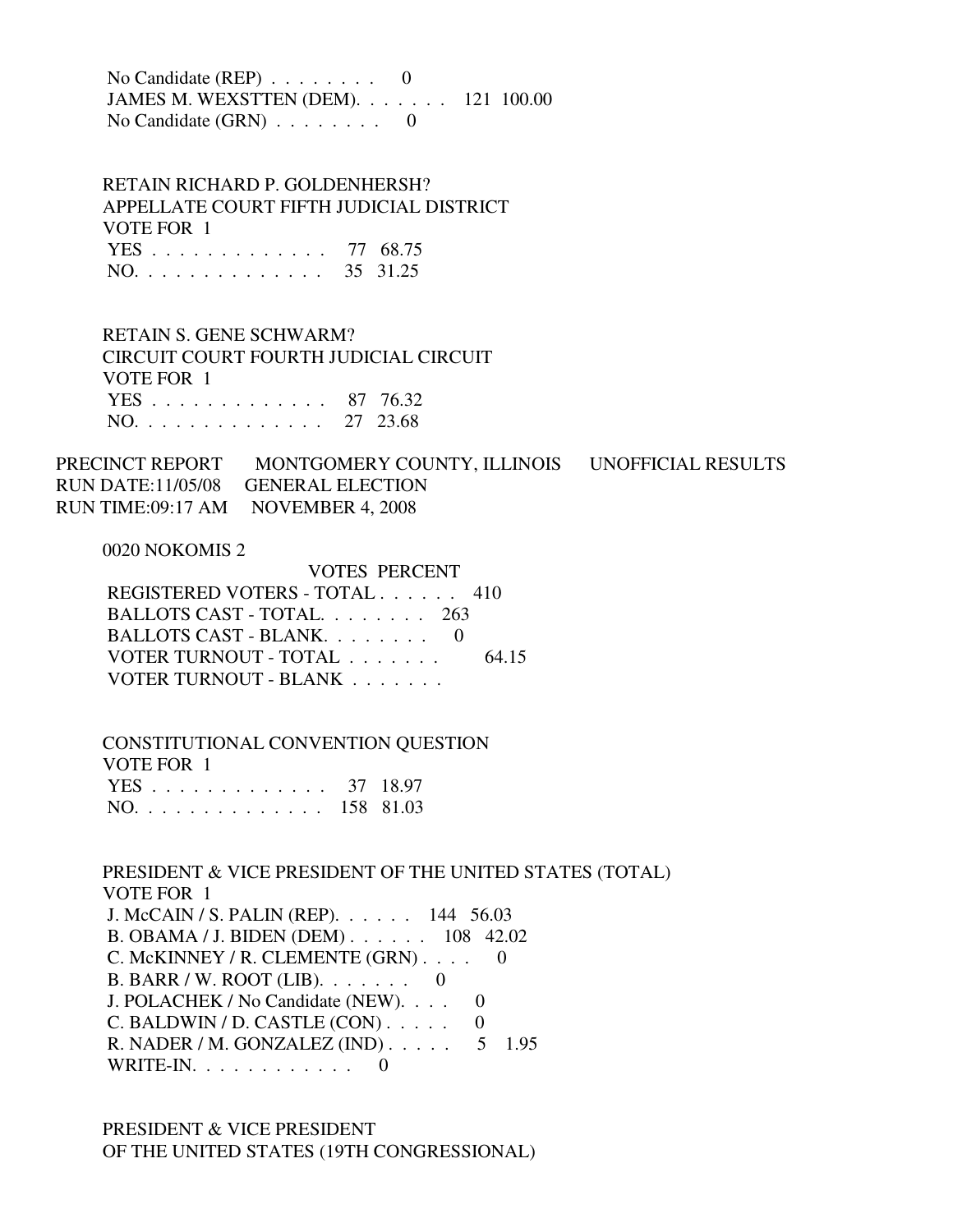| | | |
|---|---|---|
| No Candidate (REP) . . . . . . . . | 0 | |
| JAMES M. WEXSTTEN (DEM). . . . . . . | 121 | 100.00 |
| No Candidate (GRN) . . . . . . . . | 0 | |

RETAIN RICHARD P. GOLDENHERSH?
APPELLATE COURT FIFTH JUDICIAL DISTRICT
VOTE FOR 1

| | | |
|---|---|---|
| YES . . . . . . . . . . . . . | 77 | 68.75 |
| NO. . . . . . . . . . . . . . | 35 | 31.25 |

RETAIN S. GENE SCHWARM?
CIRCUIT COURT FOURTH JUDICIAL CIRCUIT
VOTE FOR 1

| | | |
|---|---|---|
| YES . . . . . . . . . . . . . | 87 | 76.32 |
| NO. . . . . . . . . . . . . . | 27 | 23.68 |

PRECINCT REPORT MONTGOMERY COUNTY, ILLINOIS UNOFFICIAL RESULTS
RUN DATE:11/05/08 GENERAL ELECTION
RUN TIME:09:17 AM NOVEMBER 4, 2008

0020 NOKOMIS 2

| | VOTES | PERCENT |
|---|---|---|
| REGISTERED VOTERS - TOTAL . . . . . . | 410 | |
| BALLOTS CAST - TOTAL. . . . . . . . | 263 | |
| BALLOTS CAST - BLANK. . . . . . . . | 0 | |
| VOTER TURNOUT - TOTAL . . . . . . . | | 64.15 |
| VOTER TURNOUT - BLANK . . . . . . . | | |

CONSTITUTIONAL CONVENTION QUESTION
VOTE FOR 1

| | | |
|---|---|---|
| YES . . . . . . . . . . . . . | 37 | 18.97 |
| NO. . . . . . . . . . . . . . | 158 | 81.03 |

PRESIDENT & VICE PRESIDENT OF THE UNITED STATES (TOTAL)
VOTE FOR 1

| | | |
|---|---|---|
| J. McCAIN / S. PALIN (REP). . . . . . | 144 | 56.03 |
| B. OBAMA / J. BIDEN (DEM) . . . . . . | 108 | 42.02 |
| C. McKINNEY / R. CLEMENTE (GRN) . . . . | 0 | |
| B. BARR / W. ROOT (LIB). . . . . . . | 0 | |
| J. POLACHEK / No Candidate (NEW). . . . | 0 | |
| C. BALDWIN / D. CASTLE (CON) . . . . . | 0 | |
| R. NADER / M. GONZALEZ (IND) . . . . . | 5 | 1.95 |
| WRITE-IN. . . . . . . . . . . . | 0 | |

PRESIDENT & VICE PRESIDENT
OF THE UNITED STATES (19TH CONGRESSIONAL)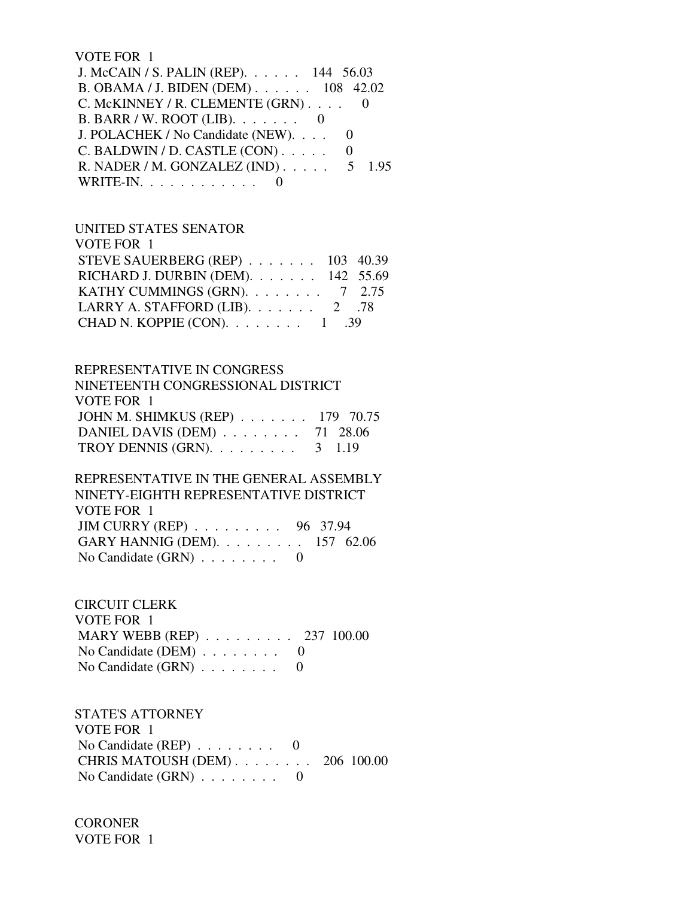VOTE FOR 1

| Candidate | Votes | Percent |
|---|---|---|
| J. McCAIN / S. PALIN (REP) | 144 | 56.03 |
| B. OBAMA / J. BIDEN (DEM) | 108 | 42.02 |
| C. McKINNEY / R. CLEMENTE (GRN) | 0 | |
| B. BARR / W. ROOT (LIB) | 0 | |
| J. POLACHEK / No Candidate (NEW) | 0 | |
| C. BALDWIN / D. CASTLE (CON) | 0 | |
| R. NADER / M. GONZALEZ (IND) | 5 | 1.95 |
| WRITE-IN | 0 | |

## UNITED STATES SENATOR

VOTE FOR 1

| Candidate | Votes | Percent |
|---|---|---|
| STEVE SAUERBERG (REP) | 103 | 40.39 |
| RICHARD J. DURBIN (DEM) | 142 | 55.69 |
| KATHY CUMMINGS (GRN) | 7 | 2.75 |
| LARRY A. STAFFORD (LIB) | 2 | .78 |
| CHAD N. KOPPIE (CON) | 1 | .39 |

## REPRESENTATIVE IN CONGRESS

NINETEENTH CONGRESSIONAL DISTRICT

VOTE FOR 1

| Candidate | Votes | Percent |
|---|---|---|
| JOHN M. SHIMKUS (REP) | 179 | 70.75 |
| DANIEL DAVIS (DEM) | 71 | 28.06 |
| TROY DENNIS (GRN) | 3 | 1.19 |

## REPRESENTATIVE IN THE GENERAL ASSEMBLY

NINETY-EIGHTH REPRESENTATIVE DISTRICT

VOTE FOR 1

| Candidate | Votes | Percent |
|---|---|---|
| JIM CURRY (REP) | 96 | 37.94 |
| GARY HANNIG (DEM) | 157 | 62.06 |
| No Candidate (GRN) | 0 | |

## CIRCUIT CLERK

VOTE FOR 1

| Candidate | Votes | Percent |
|---|---|---|
| MARY WEBB (REP) | 237 | 100.00 |
| No Candidate (DEM) | 0 | |
| No Candidate (GRN) | 0 | |

## STATE'S ATTORNEY

VOTE FOR 1

| Candidate | Votes | Percent |
|---|---|---|
| No Candidate (REP) | 0 | |
| CHRIS MATOUSH (DEM) | 206 | 100.00 |
| No Candidate (GRN) | 0 | |

## CORONER

VOTE FOR 1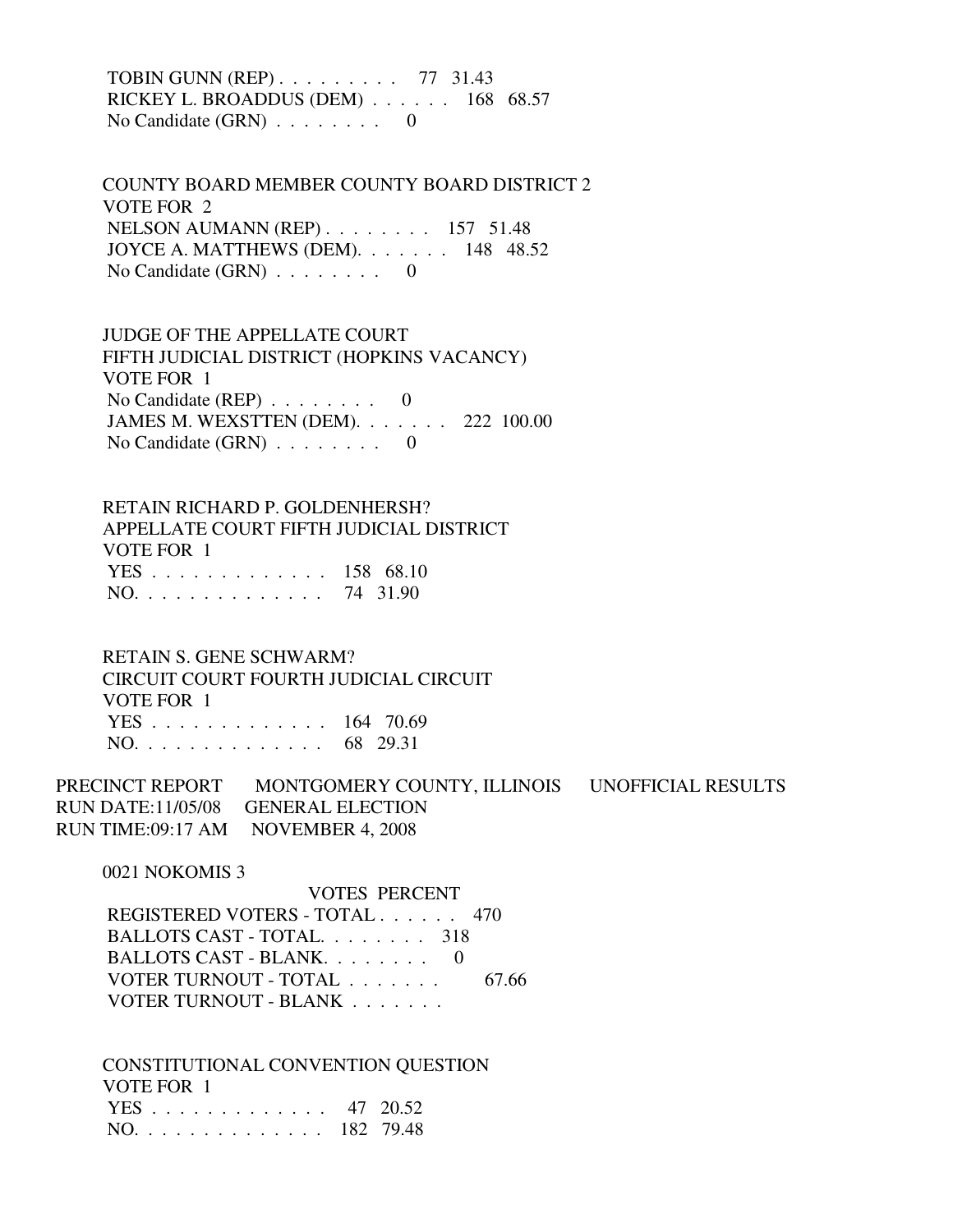TOBIN GUNN (REP) . . . . . . . . . 77 31.43
RICKEY L. BROADDUS (DEM) . . . . . . 168 68.57
No Candidate (GRN) . . . . . . . . 0

COUNTY BOARD MEMBER COUNTY BOARD DISTRICT 2
VOTE FOR 2
NELSON AUMANN (REP) . . . . . . . . 157 51.48
JOYCE A. MATTHEWS (DEM). . . . . . . 148 48.52
No Candidate (GRN) . . . . . . . . 0

JUDGE OF THE APPELLATE COURT
FIFTH JUDICIAL DISTRICT (HOPKINS VACANCY)
VOTE FOR 1
No Candidate (REP) . . . . . . . . 0
JAMES M. WEXSTTEN (DEM). . . . . . . 222 100.00
No Candidate (GRN) . . . . . . . . 0

RETAIN RICHARD P. GOLDENHERSH?
APPELLATE COURT FIFTH JUDICIAL DISTRICT
VOTE FOR 1
YES . . . . . . . . . . . . . 158 68.10
NO. . . . . . . . . . . . . . 74 31.90

RETAIN S. GENE SCHWARM?
CIRCUIT COURT FOURTH JUDICIAL CIRCUIT
VOTE FOR 1
YES . . . . . . . . . . . . . 164 70.69
NO. . . . . . . . . . . . . . 68 29.31

PRECINCT REPORT MONTGOMERY COUNTY, ILLINOIS UNOFFICIAL RESULTS
RUN DATE:11/05/08 GENERAL ELECTION
RUN TIME:09:17 AM NOVEMBER 4, 2008

0021 NOKOMIS 3

VOTES PERCENT
REGISTERED VOTERS - TOTAL . . . . . . 470
BALLOTS CAST - TOTAL. . . . . . . . 318
BALLOTS CAST - BLANK. . . . . . . . 0
VOTER TURNOUT - TOTAL . . . . . . . 67.66
VOTER TURNOUT - BLANK . . . . . . .

CONSTITUTIONAL CONVENTION QUESTION
VOTE FOR 1
YES . . . . . . . . . . . . . 47 20.52
NO. . . . . . . . . . . . . . 182 79.48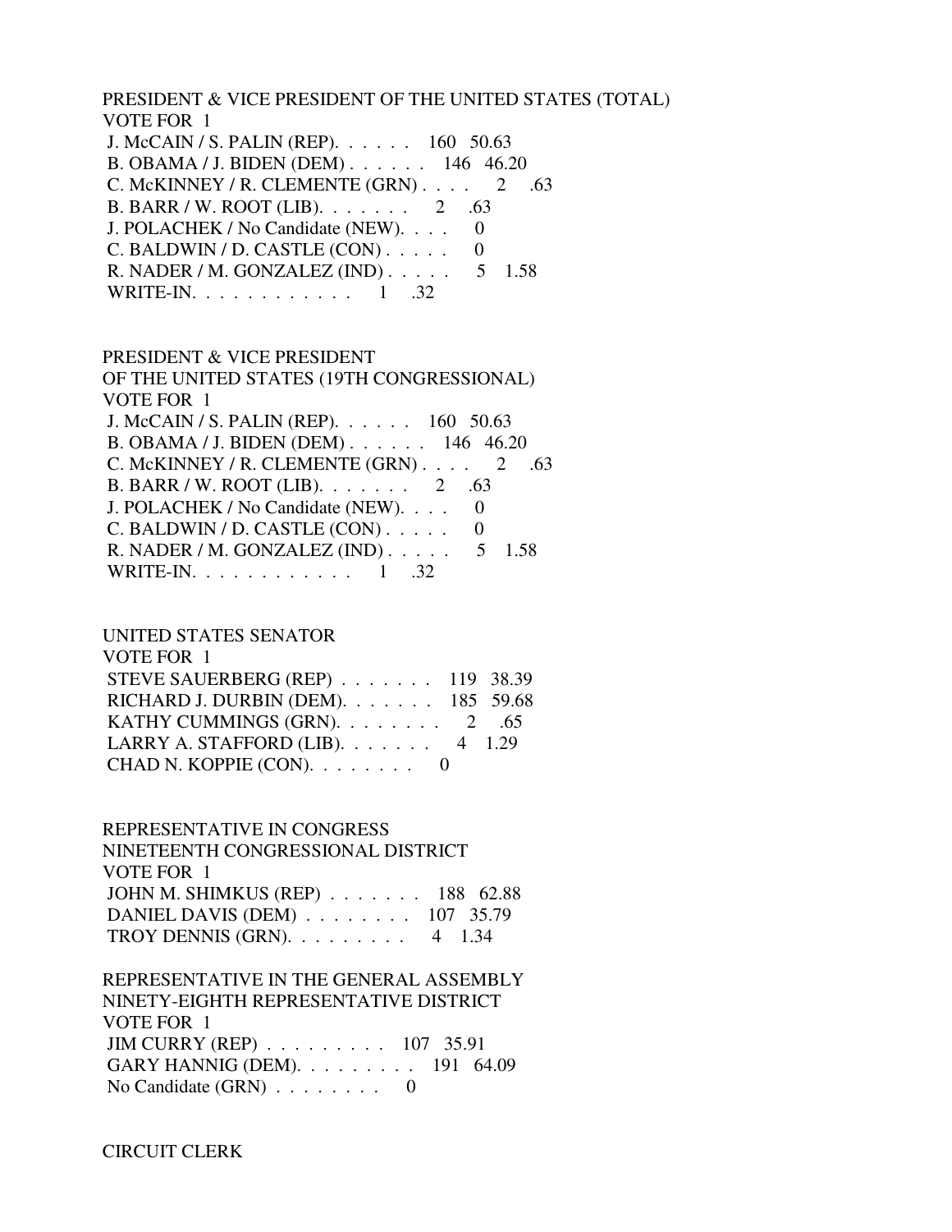PRESIDENT & VICE PRESIDENT OF THE UNITED STATES (TOTAL)
VOTE FOR 1

| Candidate | Votes | Percent |
|---|---|---|
| J. McCAIN / S. PALIN (REP) | 160 | 50.63 |
| B. OBAMA / J. BIDEN (DEM) | 146 | 46.20 |
| C. McKINNEY / R. CLEMENTE (GRN) | 2 | .63 |
| B. BARR / W. ROOT (LIB) | 2 | .63 |
| J. POLACHEK / No Candidate (NEW) | 0 | |
| C. BALDWIN / D. CASTLE (CON) | 0 | |
| R. NADER / M. GONZALEZ (IND) | 5 | 1.58 |
| WRITE-IN | 1 | .32 |

PRESIDENT & VICE PRESIDENT
OF THE UNITED STATES (19TH CONGRESSIONAL)
VOTE FOR 1

| Candidate | Votes | Percent |
|---|---|---|
| J. McCAIN / S. PALIN (REP) | 160 | 50.63 |
| B. OBAMA / J. BIDEN (DEM) | 146 | 46.20 |
| C. McKINNEY / R. CLEMENTE (GRN) | 2 | .63 |
| B. BARR / W. ROOT (LIB) | 2 | .63 |
| J. POLACHEK / No Candidate (NEW) | 0 | |
| C. BALDWIN / D. CASTLE (CON) | 0 | |
| R. NADER / M. GONZALEZ (IND) | 5 | 1.58 |
| WRITE-IN | 1 | .32 |

UNITED STATES SENATOR
VOTE FOR 1

| Candidate | Votes | Percent |
|---|---|---|
| STEVE SAUERBERG (REP) | 119 | 38.39 |
| RICHARD J. DURBIN (DEM) | 185 | 59.68 |
| KATHY CUMMINGS (GRN) | 2 | .65 |
| LARRY A. STAFFORD (LIB) | 4 | 1.29 |
| CHAD N. KOPPIE (CON) | 0 | |

REPRESENTATIVE IN CONGRESS
NINETEENTH CONGRESSIONAL DISTRICT
VOTE FOR 1

| Candidate | Votes | Percent |
|---|---|---|
| JOHN M. SHIMKUS (REP) | 188 | 62.88 |
| DANIEL DAVIS (DEM) | 107 | 35.79 |
| TROY DENNIS (GRN) | 4 | 1.34 |

REPRESENTATIVE IN THE GENERAL ASSEMBLY
NINETY-EIGHTH REPRESENTATIVE DISTRICT
VOTE FOR 1

| Candidate | Votes | Percent |
|---|---|---|
| JIM CURRY (REP) | 107 | 35.91 |
| GARY HANNIG (DEM) | 191 | 64.09 |
| No Candidate (GRN) | 0 | |

CIRCUIT CLERK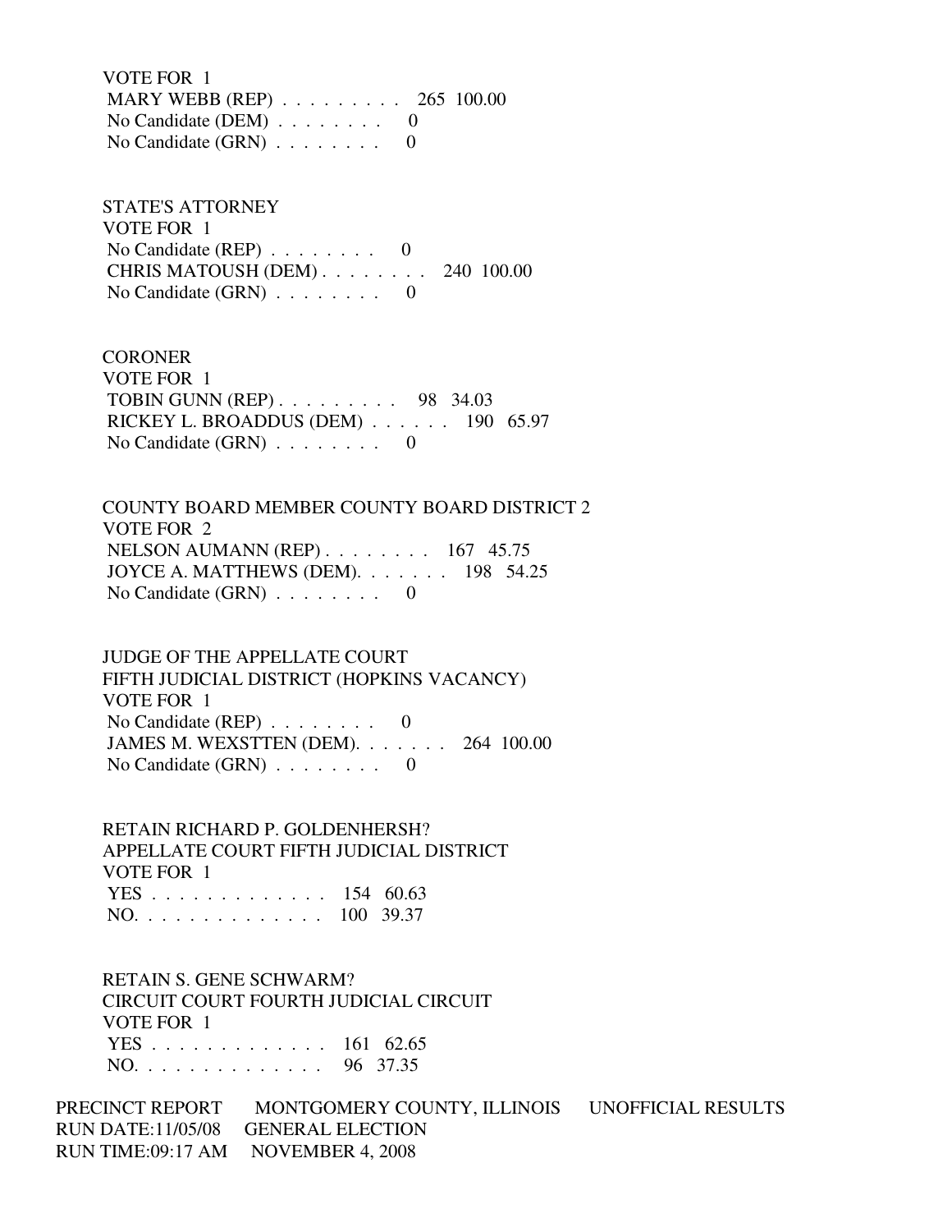VOTE FOR 1

MARY WEBB (REP) . . . . . . . . . 265 100.00
No Candidate (DEM) . . . . . . . . 0
No Candidate (GRN) . . . . . . . . 0

STATE'S ATTORNEY
VOTE FOR 1

No Candidate (REP) . . . . . . . . 0
CHRIS MATOUSH (DEM) . . . . . . . . 240 100.00
No Candidate (GRN) . . . . . . . . 0

CORONER
VOTE FOR 1

TOBIN GUNN (REP) . . . . . . . . . 98 34.03
RICKEY L. BROADDUS (DEM) . . . . . . 190 65.97
No Candidate (GRN) . . . . . . . . 0

COUNTY BOARD MEMBER COUNTY BOARD DISTRICT 2
VOTE FOR 2

NELSON AUMANN (REP) . . . . . . . . 167 45.75
JOYCE A. MATTHEWS (DEM). . . . . . . 198 54.25
No Candidate (GRN) . . . . . . . . 0

JUDGE OF THE APPELLATE COURT
FIFTH JUDICIAL DISTRICT (HOPKINS VACANCY)
VOTE FOR 1

No Candidate (REP) . . . . . . . . 0
JAMES M. WEXSTTEN (DEM). . . . . . . 264 100.00
No Candidate (GRN) . . . . . . . . 0

RETAIN RICHARD P. GOLDENHERSH?
APPELLATE COURT FIFTH JUDICIAL DISTRICT
VOTE FOR 1

YES . . . . . . . . . . . . . 154 60.63
NO. . . . . . . . . . . . . . 100 39.37

RETAIN S. GENE SCHWARM?
CIRCUIT COURT FOURTH JUDICIAL CIRCUIT
VOTE FOR 1

YES . . . . . . . . . . . . . 161 62.65
NO. . . . . . . . . . . . . . 96 37.35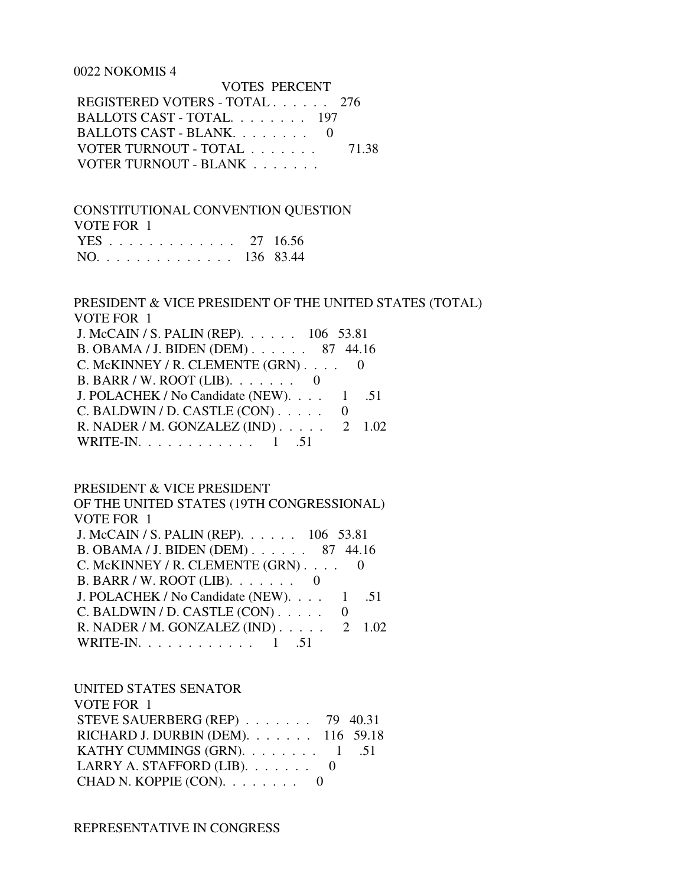0022 NOKOMIS 4

| | VOTES | PERCENT |
|---|---|---|
| REGISTERED VOTERS - TOTAL . . . . . . | 276 | |
| BALLOTS CAST - TOTAL. . . . . . . . | 197 | |
| BALLOTS CAST - BLANK. . . . . . . . | 0 | |
| VOTER TURNOUT - TOTAL . . . . . . . | | 71.38 |
| VOTER TURNOUT - BLANK . . . . . . . | | |

CONSTITUTIONAL CONVENTION QUESTION
VOTE FOR 1

| | | |
|---|---|---|
| YES . . . . . . . . . . . . . | 27 | 16.56 |
| NO. . . . . . . . . . . . . . | 136 | 83.44 |

PRESIDENT & VICE PRESIDENT OF THE UNITED STATES (TOTAL)
VOTE FOR 1

| | | |
|---|---|---|
| J. McCAIN / S. PALIN (REP). . . . . . | 106 | 53.81 |
| B. OBAMA / J. BIDEN (DEM) . . . . . . | 87 | 44.16 |
| C. McKINNEY / R. CLEMENTE (GRN) . . . . | 0 | |
| B. BARR / W. ROOT (LIB). . . . . . . | 0 | |
| J. POLACHEK / No Candidate (NEW). . . . | 1 | .51 |
| C. BALDWIN / D. CASTLE (CON) . . . . . | 0 | |
| R. NADER / M. GONZALEZ (IND) . . . . . | 2 | 1.02 |
| WRITE-IN. . . . . . . . . . . . | 1 | .51 |

PRESIDENT & VICE PRESIDENT
OF THE UNITED STATES (19TH CONGRESSIONAL)
VOTE FOR 1

| | | |
|---|---|---|
| J. McCAIN / S. PALIN (REP). . . . . . | 106 | 53.81 |
| B. OBAMA / J. BIDEN (DEM) . . . . . . | 87 | 44.16 |
| C. McKINNEY / R. CLEMENTE (GRN) . . . . | 0 | |
| B. BARR / W. ROOT (LIB). . . . . . . | 0 | |
| J. POLACHEK / No Candidate (NEW). . . . | 1 | .51 |
| C. BALDWIN / D. CASTLE (CON) . . . . . | 0 | |
| R. NADER / M. GONZALEZ (IND) . . . . . | 2 | 1.02 |
| WRITE-IN. . . . . . . . . . . . | 1 | .51 |

UNITED STATES SENATOR
VOTE FOR 1

| | | |
|---|---|---|
| STEVE SAUERBERG (REP) . . . . . . . | 79 | 40.31 |
| RICHARD J. DURBIN (DEM). . . . . . . | 116 | 59.18 |
| KATHY CUMMINGS (GRN). . . . . . . . | 1 | .51 |
| LARRY A. STAFFORD (LIB). . . . . . . | 0 | |
| CHAD N. KOPPIE (CON). . . . . . . . | 0 | |

REPRESENTATIVE IN CONGRESS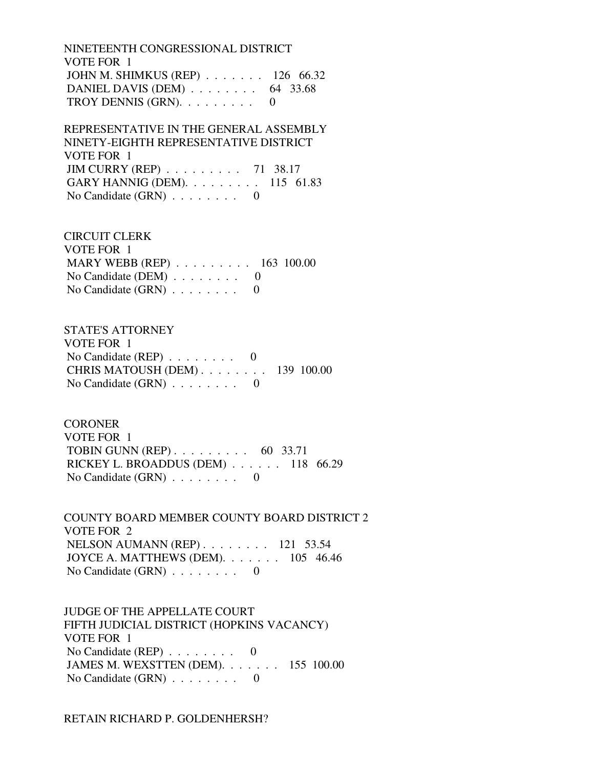NINETEENTH CONGRESSIONAL DISTRICT
VOTE FOR 1
JOHN M. SHIMKUS (REP) . . . . . . . 126 66.32
DANIEL DAVIS (DEM) . . . . . . . . 64 33.68
TROY DENNIS (GRN). . . . . . . . . 0

REPRESENTATIVE IN THE GENERAL ASSEMBLY
NINETY-EIGHTH REPRESENTATIVE DISTRICT
VOTE FOR 1
JIM CURRY (REP) . . . . . . . . . 71 38.17
GARY HANNIG (DEM). . . . . . . . . 115 61.83
No Candidate (GRN) . . . . . . . . 0

CIRCUIT CLERK
VOTE FOR 1
MARY WEBB (REP) . . . . . . . . . 163 100.00
No Candidate (DEM) . . . . . . . . 0
No Candidate (GRN) . . . . . . . . 0

STATE'S ATTORNEY
VOTE FOR 1
No Candidate (REP) . . . . . . . . 0
CHRIS MATOUSH (DEM) . . . . . . . . 139 100.00
No Candidate (GRN) . . . . . . . . 0

CORONER
VOTE FOR 1
TOBIN GUNN (REP) . . . . . . . . . 60 33.71
RICKEY L. BROADDUS (DEM) . . . . . . 118 66.29
No Candidate (GRN) . . . . . . . . 0

COUNTY BOARD MEMBER COUNTY BOARD DISTRICT 2
VOTE FOR 2
NELSON AUMANN (REP) . . . . . . . . 121 53.54
JOYCE A. MATTHEWS (DEM). . . . . . . 105 46.46
No Candidate (GRN) . . . . . . . . 0

JUDGE OF THE APPELLATE COURT
FIFTH JUDICIAL DISTRICT (HOPKINS VACANCY)
VOTE FOR 1
No Candidate (REP) . . . . . . . . 0
JAMES M. WEXSTTEN (DEM). . . . . . . 155 100.00
No Candidate (GRN) . . . . . . . . 0

RETAIN RICHARD P. GOLDENHERSH?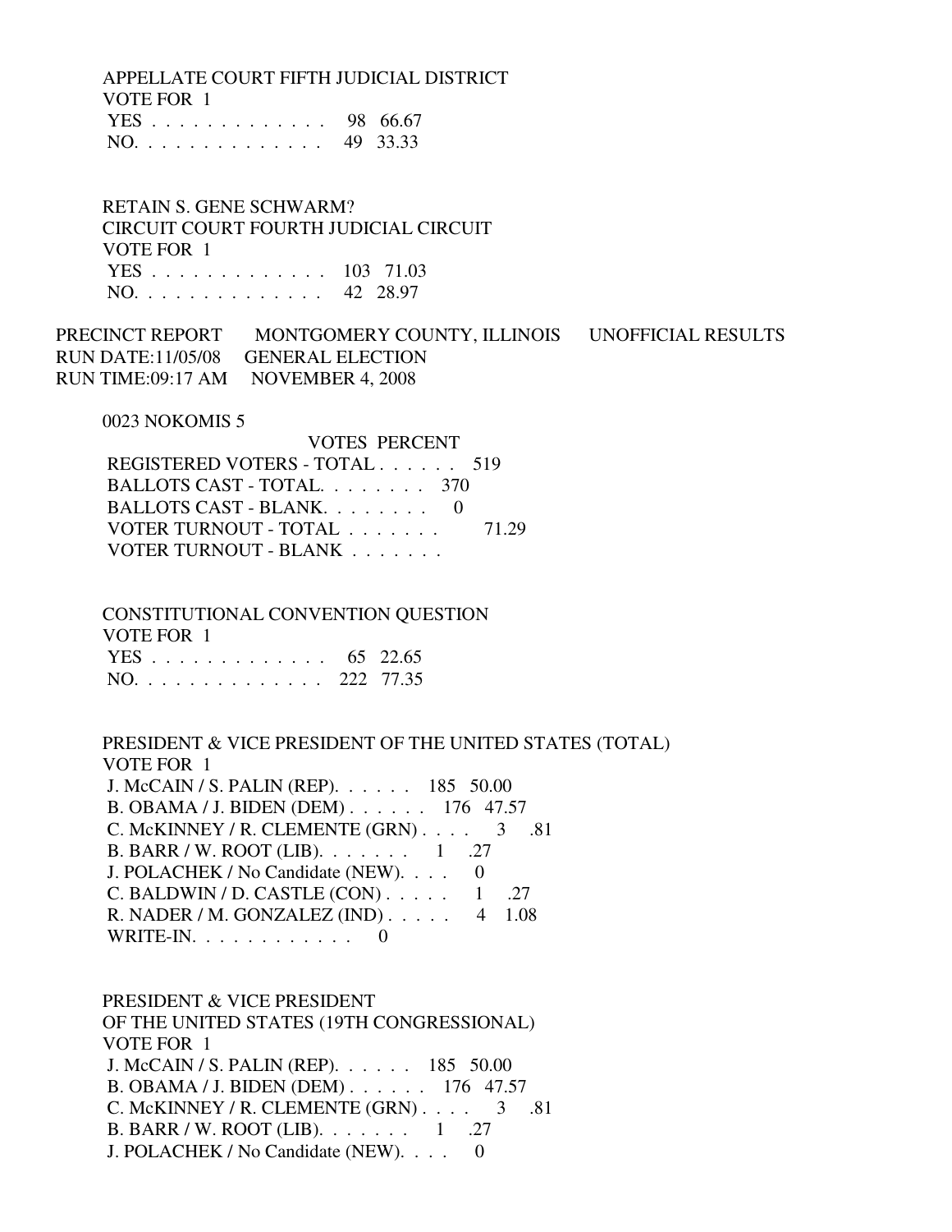APPELLATE COURT FIFTH JUDICIAL DISTRICT
VOTE FOR 1

| | VOTES | PERCENT |
|---|---|---|
| YES . . . . . . . . . . . . . . | 98 | 66.67 |
| NO. . . . . . . . . . . . . . . | 49 | 33.33 |

RETAIN S. GENE SCHWARM?
CIRCUIT COURT FOURTH JUDICIAL CIRCUIT
VOTE FOR 1

| | VOTES | PERCENT |
|---|---|---|
| YES . . . . . . . . . . . . . . | 103 | 71.03 |
| NO. . . . . . . . . . . . . . . | 42 | 28.97 |

PRECINCT REPORT MONTGOMERY COUNTY, ILLINOIS UNOFFICIAL RESULTS
RUN DATE:11/05/08 GENERAL ELECTION
RUN TIME:09:17 AM NOVEMBER 4, 2008

0023 NOKOMIS 5

| | VOTES | PERCENT |
|---|---|---|
| REGISTERED VOTERS - TOTAL . . . . . . | 519 | |
| BALLOTS CAST - TOTAL. . . . . . . . | 370 | |
| BALLOTS CAST - BLANK. . . . . . . . | 0 | |
| VOTER TURNOUT - TOTAL . . . . . . . | | 71.29 |
| VOTER TURNOUT - BLANK . . . . . . . | | |

CONSTITUTIONAL CONVENTION QUESTION
VOTE FOR 1

| | VOTES | PERCENT |
|---|---|---|
| YES . . . . . . . . . . . . . . | 65 | 22.65 |
| NO. . . . . . . . . . . . . . . | 222 | 77.35 |

PRESIDENT & VICE PRESIDENT OF THE UNITED STATES (TOTAL)
VOTE FOR 1

| | VOTES | PERCENT |
|---|---|---|
| J. McCAIN / S. PALIN (REP). . . . . . | 185 | 50.00 |
| B. OBAMA / J. BIDEN (DEM) . . . . . . | 176 | 47.57 |
| C. McKINNEY / R. CLEMENTE (GRN) . . . . | 3 | .81 |
| B. BARR / W. ROOT (LIB). . . . . . . | 1 | .27 |
| J. POLACHEK / No Candidate (NEW). . . . | 0 | |
| C. BALDWIN / D. CASTLE (CON) . . . . . | 1 | .27 |
| R. NADER / M. GONZALEZ (IND) . . . . . | 4 | 1.08 |
| WRITE-IN. . . . . . . . . . . . | 0 | |

PRESIDENT & VICE PRESIDENT
OF THE UNITED STATES (19TH CONGRESSIONAL)
VOTE FOR 1

| | VOTES | PERCENT |
|---|---|---|
| J. McCAIN / S. PALIN (REP). . . . . . | 185 | 50.00 |
| B. OBAMA / J. BIDEN (DEM) . . . . . . | 176 | 47.57 |
| C. McKINNEY / R. CLEMENTE (GRN) . . . . | 3 | .81 |
| B. BARR / W. ROOT (LIB). . . . . . . | 1 | .27 |
| J. POLACHEK / No Candidate (NEW). . . . | 0 | |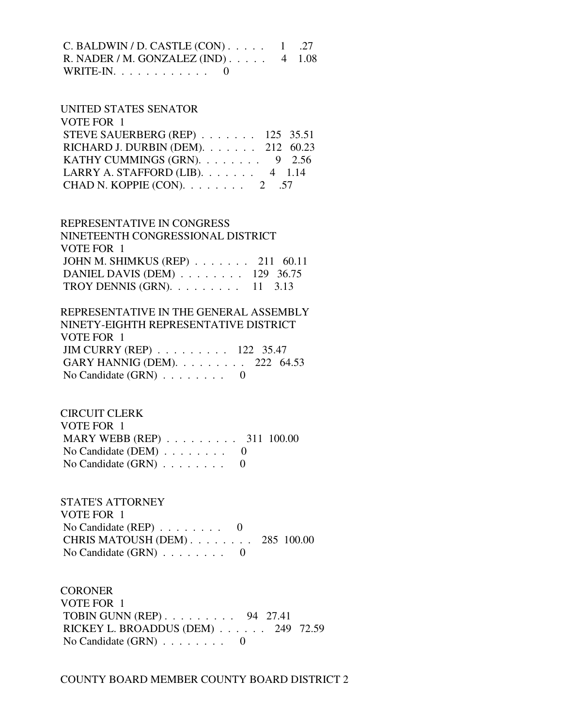C. BALDWIN / D. CASTLE (CON) . . . . . 1 .27
R. NADER / M. GONZALEZ (IND) . . . . . 4 1.08
WRITE-IN. . . . . . . . . . . . 0

UNITED STATES SENATOR
VOTE FOR 1
STEVE SAUERBERG (REP) . . . . . . . 125 35.51
RICHARD J. DURBIN (DEM). . . . . . . 212 60.23
KATHY CUMMINGS (GRN). . . . . . . . 9 2.56
LARRY A. STAFFORD (LIB). . . . . . . 4 1.14
CHAD N. KOPPIE (CON). . . . . . . . 2 .57

REPRESENTATIVE IN CONGRESS
NINETEENTH CONGRESSIONAL DISTRICT
VOTE FOR 1
JOHN M. SHIMKUS (REP) . . . . . . . 211 60.11
DANIEL DAVIS (DEM) . . . . . . . . 129 36.75
TROY DENNIS (GRN). . . . . . . . . 11 3.13

REPRESENTATIVE IN THE GENERAL ASSEMBLY
NINETY-EIGHTH REPRESENTATIVE DISTRICT
VOTE FOR 1
JIM CURRY (REP) . . . . . . . . . 122 35.47
GARY HANNIG (DEM). . . . . . . . . 222 64.53
No Candidate (GRN) . . . . . . . . 0

CIRCUIT CLERK
VOTE FOR 1
MARY WEBB (REP) . . . . . . . . . 311 100.00
No Candidate (DEM) . . . . . . . . 0
No Candidate (GRN) . . . . . . . . 0

STATE'S ATTORNEY
VOTE FOR 1
No Candidate (REP) . . . . . . . . 0
CHRIS MATOUSH (DEM) . . . . . . . . 285 100.00
No Candidate (GRN) . . . . . . . . 0

CORONER
VOTE FOR 1
TOBIN GUNN (REP) . . . . . . . . . 94 27.41
RICKEY L. BROADDUS (DEM) . . . . . . 249 72.59
No Candidate (GRN) . . . . . . . . 0

COUNTY BOARD MEMBER COUNTY BOARD DISTRICT 2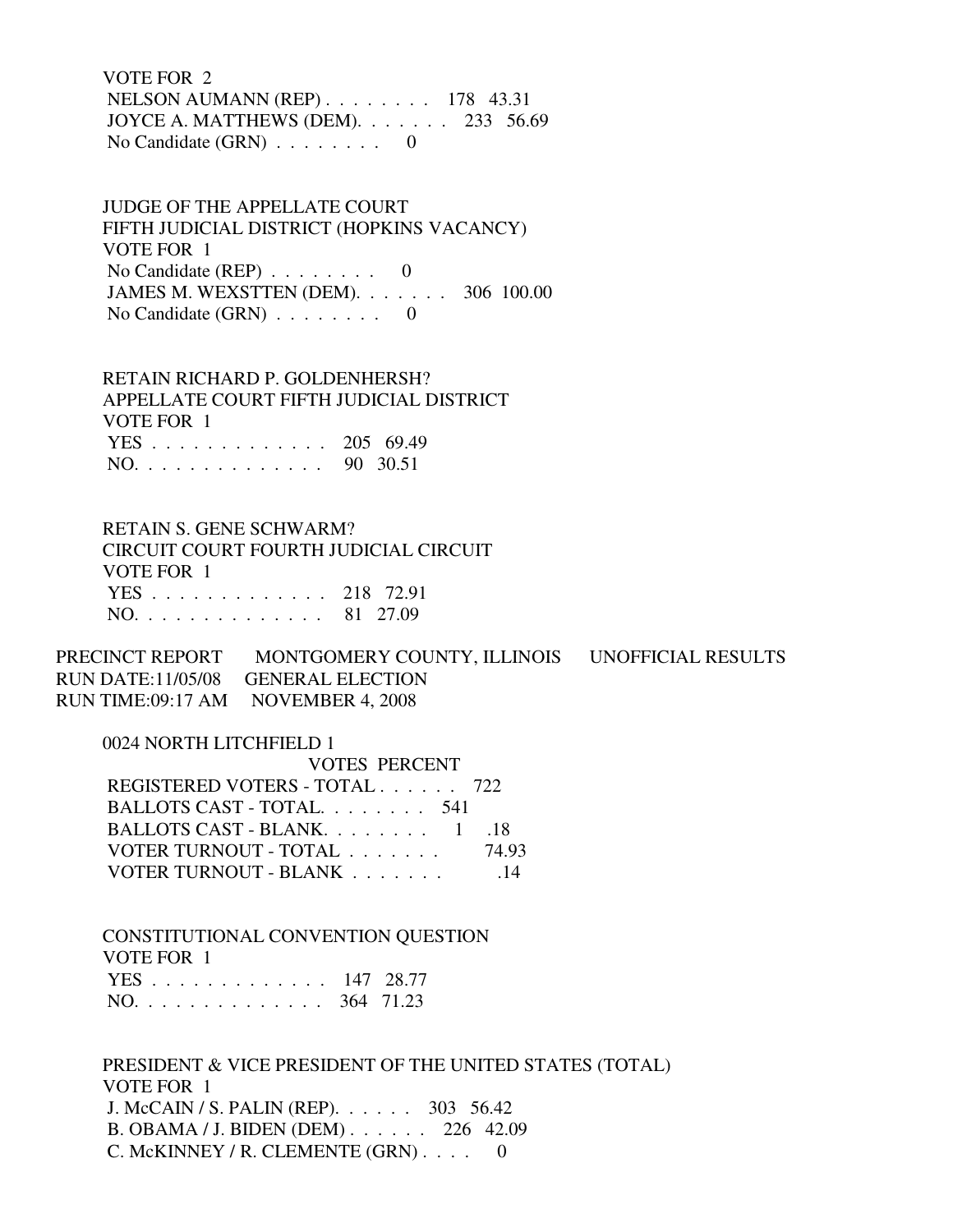VOTE FOR 2
NELSON AUMANN (REP) . . . . . . . . 178 43.31
JOYCE A. MATTHEWS (DEM). . . . . . . 233 56.69
No Candidate (GRN) . . . . . . . . 0

JUDGE OF THE APPELLATE COURT
FIFTH JUDICIAL DISTRICT (HOPKINS VACANCY)
VOTE FOR 1
No Candidate (REP) . . . . . . . . 0
JAMES M. WEXSTTEN (DEM). . . . . . . 306 100.00
No Candidate (GRN) . . . . . . . . 0

RETAIN RICHARD P. GOLDENHERSH?
APPELLATE COURT FIFTH JUDICIAL DISTRICT
VOTE FOR 1
YES . . . . . . . . . . . . . 205 69.49
NO. . . . . . . . . . . . . . 90 30.51

RETAIN S. GENE SCHWARM?
CIRCUIT COURT FOURTH JUDICIAL CIRCUIT
VOTE FOR 1
YES . . . . . . . . . . . . . 218 72.91
NO. . . . . . . . . . . . . . 81 27.09

PRECINCT REPORT MONTGOMERY COUNTY, ILLINOIS UNOFFICIAL RESULTS
RUN DATE:11/05/08 GENERAL ELECTION
RUN TIME:09:17 AM NOVEMBER 4, 2008

0024 NORTH LITCHFIELD 1
VOTES PERCENT
REGISTERED VOTERS - TOTAL . . . . . . 722
BALLOTS CAST - TOTAL. . . . . . . . 541
BALLOTS CAST - BLANK. . . . . . . . 1 .18
VOTER TURNOUT - TOTAL . . . . . . . 74.93
VOTER TURNOUT - BLANK . . . . . . . .14

CONSTITUTIONAL CONVENTION QUESTION
VOTE FOR 1
YES . . . . . . . . . . . . . 147 28.77
NO. . . . . . . . . . . . . . 364 71.23

PRESIDENT & VICE PRESIDENT OF THE UNITED STATES (TOTAL)
VOTE FOR 1
J. McCAIN / S. PALIN (REP). . . . . . 303 56.42
B. OBAMA / J. BIDEN (DEM) . . . . . . 226 42.09
C. McKINNEY / R. CLEMENTE (GRN) . . . . 0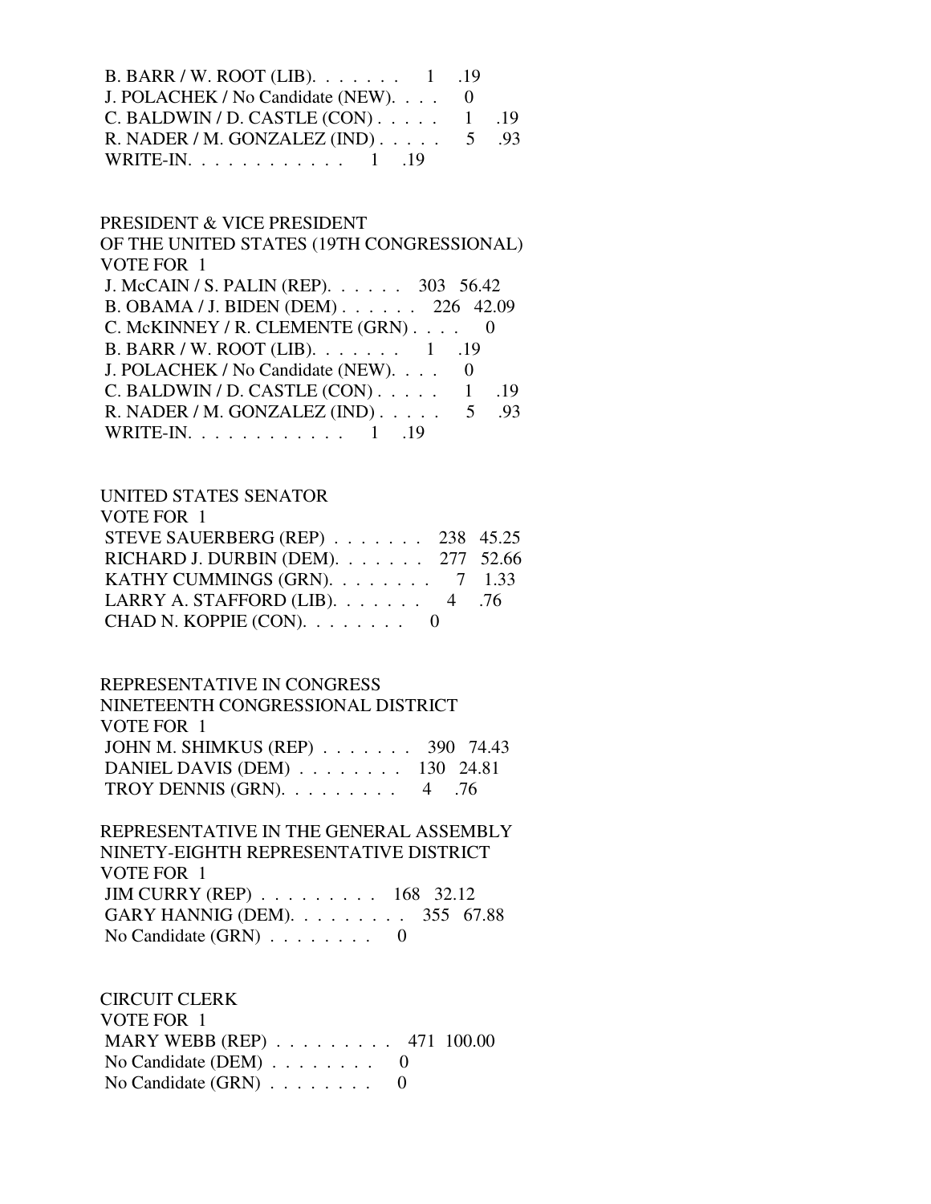B. BARR / W. ROOT (LIB). . . . . . . 1 .19
J. POLACHEK / No Candidate (NEW). . . . 0
C. BALDWIN / D. CASTLE (CON) . . . . . 1 .19
R. NADER / M. GONZALEZ (IND) . . . . . 5 .93
WRITE-IN. . . . . . . . . . . . 1 .19

PRESIDENT & VICE PRESIDENT
OF THE UNITED STATES (19TH CONGRESSIONAL)
VOTE FOR 1

| | | |
|---|---|---|
| J. McCAIN / S. PALIN (REP). . . . . . | 303 | 56.42 |
| B. OBAMA / J. BIDEN (DEM) . . . . . . | 226 | 42.09 |
| C. McKINNEY / R. CLEMENTE (GRN) . . . . | 0 | |
| B. BARR / W. ROOT (LIB). . . . . . . | 1 | .19 |
| J. POLACHEK / No Candidate (NEW). . . . | 0 | |
| C. BALDWIN / D. CASTLE (CON) . . . . . | 1 | .19 |
| R. NADER / M. GONZALEZ (IND) . . . . . | 5 | .93 |
| WRITE-IN. . . . . . . . . . . . | 1 | .19 |

UNITED STATES SENATOR
VOTE FOR 1

| | | |
|---|---|---|
| STEVE SAUERBERG (REP) . . . . . . . | 238 | 45.25 |
| RICHARD J. DURBIN (DEM). . . . . . . | 277 | 52.66 |
| KATHY CUMMINGS (GRN). . . . . . . . | 7 | 1.33 |
| LARRY A. STAFFORD (LIB). . . . . . . | 4 | .76 |
| CHAD N. KOPPIE (CON). . . . . . . . | 0 | |

REPRESENTATIVE IN CONGRESS
NINETEENTH CONGRESSIONAL DISTRICT
VOTE FOR 1

| | | |
|---|---|---|
| JOHN M. SHIMKUS (REP) . . . . . . . | 390 | 74.43 |
| DANIEL DAVIS (DEM) . . . . . . . . | 130 | 24.81 |
| TROY DENNIS (GRN). . . . . . . . . | 4 | .76 |

REPRESENTATIVE IN THE GENERAL ASSEMBLY
NINETY-EIGHTH REPRESENTATIVE DISTRICT
VOTE FOR 1

| | | |
|---|---|---|
| JIM CURRY (REP) . . . . . . . . . | 168 | 32.12 |
| GARY HANNIG (DEM). . . . . . . . . | 355 | 67.88 |
| No Candidate (GRN) . . . . . . . . | 0 | |

CIRCUIT CLERK
VOTE FOR 1

| | | |
|---|---|---|
| MARY WEBB (REP) . . . . . . . . . | 471 | 100.00 |
| No Candidate (DEM) . . . . . . . . | 0 | |
| No Candidate (GRN) . . . . . . . . | 0 | |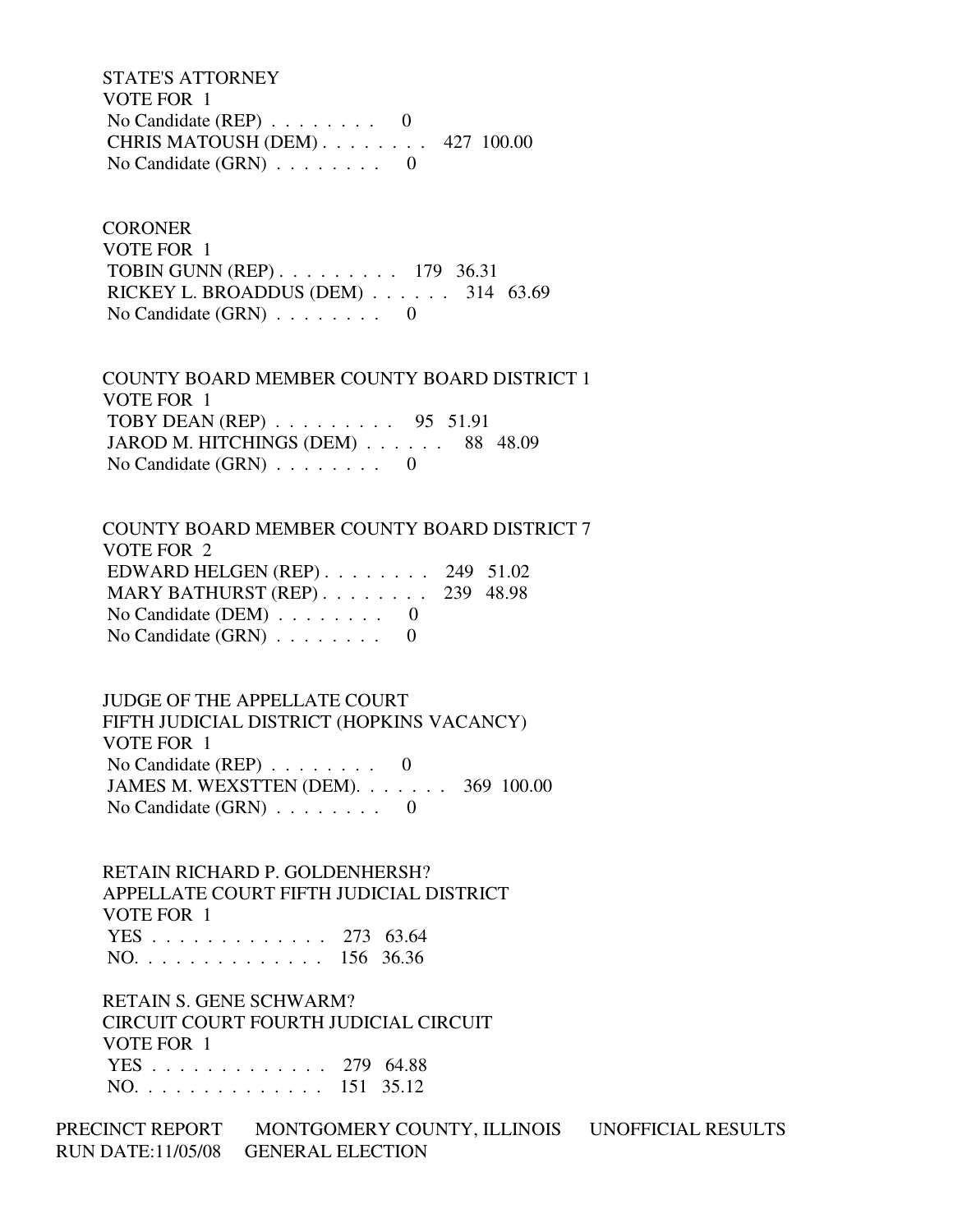STATE'S ATTORNEY
VOTE FOR 1
No Candidate (REP) . . . . . . . . 0
CHRIS MATOUSH (DEM) . . . . . . . . 427 100.00
No Candidate (GRN) . . . . . . . . 0

CORONER
VOTE FOR 1
TOBIN GUNN (REP) . . . . . . . . . 179 36.31
RICKEY L. BROADDUS (DEM) . . . . . . 314 63.69
No Candidate (GRN) . . . . . . . . 0

COUNTY BOARD MEMBER COUNTY BOARD DISTRICT 1
VOTE FOR 1
TOBY DEAN (REP) . . . . . . . . . 95 51.91
JAROD M. HITCHINGS (DEM) . . . . . . 88 48.09
No Candidate (GRN) . . . . . . . . 0

COUNTY BOARD MEMBER COUNTY BOARD DISTRICT 7
VOTE FOR 2
EDWARD HELGEN (REP) . . . . . . . . 249 51.02
MARY BATHURST (REP) . . . . . . . . 239 48.98
No Candidate (DEM) . . . . . . . . 0
No Candidate (GRN) . . . . . . . . 0

JUDGE OF THE APPELLATE COURT
FIFTH JUDICIAL DISTRICT (HOPKINS VACANCY)
VOTE FOR 1
No Candidate (REP) . . . . . . . . 0
JAMES M. WEXSTTEN (DEM). . . . . . . 369 100.00
No Candidate (GRN) . . . . . . . . 0

RETAIN RICHARD P. GOLDENHERSH?
APPELLATE COURT FIFTH JUDICIAL DISTRICT
VOTE FOR 1
YES . . . . . . . . . . . . . 273 63.64
NO. . . . . . . . . . . . . . 156 36.36

RETAIN S. GENE SCHWARM?
CIRCUIT COURT FOURTH JUDICIAL CIRCUIT
VOTE FOR 1
YES . . . . . . . . . . . . . 279 64.88
NO. . . . . . . . . . . . . . 151 35.12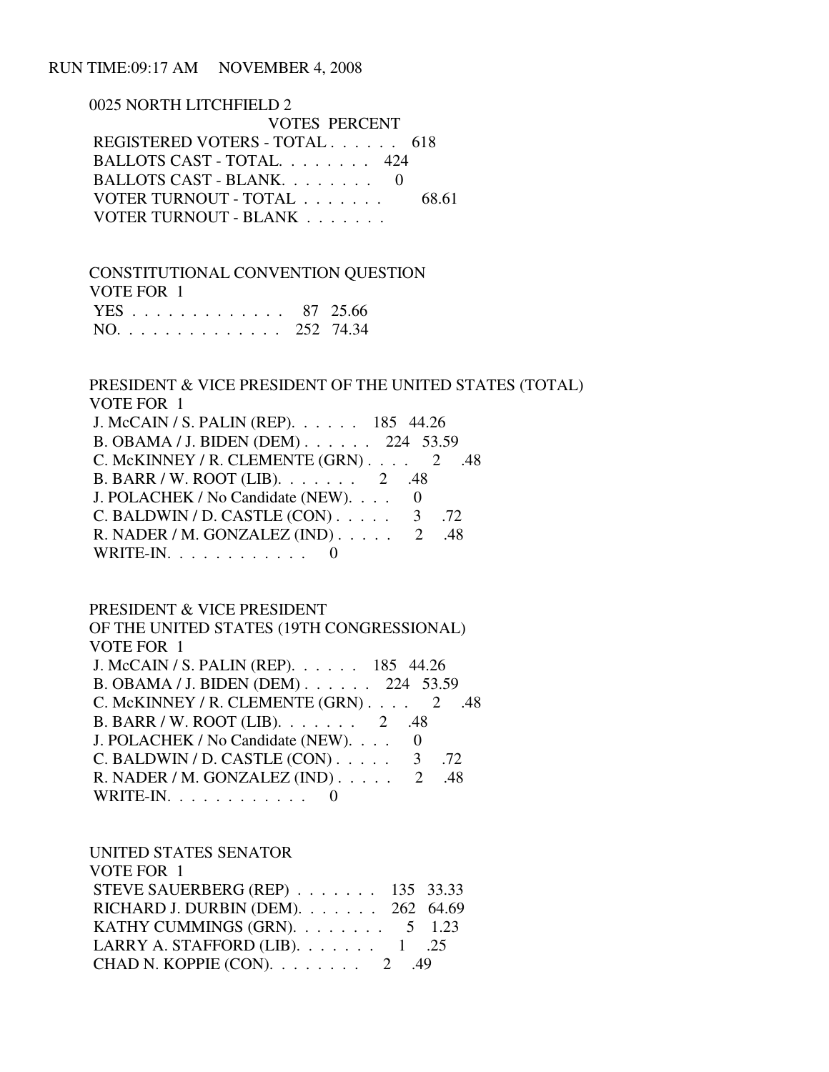RUN TIME:09:17 AM NOVEMBER 4, 2008

0025 NORTH LITCHFIELD 2

| | VOTES | PERCENT |
|---|---|---|
| REGISTERED VOTERS - TOTAL . . . . . . | 618 | |
| BALLOTS CAST - TOTAL. . . . . . . . | 424 | |
| BALLOTS CAST - BLANK. . . . . . . . | 0 | |
| VOTER TURNOUT - TOTAL . . . . . . . | | 68.61 |
| VOTER TURNOUT - BLANK . . . . . . . | | |

CONSTITUTIONAL CONVENTION QUESTION
VOTE FOR 1

| | VOTES | PERCENT |
|---|---|---|
| YES . . . . . . . . . . . . . | 87 | 25.66 |
| NO. . . . . . . . . . . . . . | 252 | 74.34 |

PRESIDENT & VICE PRESIDENT OF THE UNITED STATES (TOTAL)
VOTE FOR 1

| | VOTES | PERCENT |
|---|---|---|
| J. McCAIN / S. PALIN (REP). . . . . . | 185 | 44.26 |
| B. OBAMA / J. BIDEN (DEM) . . . . . . | 224 | 53.59 |
| C. McKINNEY / R. CLEMENTE (GRN) . . . . | 2 | .48 |
| B. BARR / W. ROOT (LIB). . . . . . . | 2 | .48 |
| J. POLACHEK / No Candidate (NEW). . . . | 0 | |
| C. BALDWIN / D. CASTLE (CON) . . . . . | 3 | .72 |
| R. NADER / M. GONZALEZ (IND) . . . . . | 2 | .48 |
| WRITE-IN. . . . . . . . . . . . | 0 | |

PRESIDENT & VICE PRESIDENT
OF THE UNITED STATES (19TH CONGRESSIONAL)
VOTE FOR 1

| | VOTES | PERCENT |
|---|---|---|
| J. McCAIN / S. PALIN (REP). . . . . . | 185 | 44.26 |
| B. OBAMA / J. BIDEN (DEM) . . . . . . | 224 | 53.59 |
| C. McKINNEY / R. CLEMENTE (GRN) . . . . | 2 | .48 |
| B. BARR / W. ROOT (LIB). . . . . . . | 2 | .48 |
| J. POLACHEK / No Candidate (NEW). . . . | 0 | |
| C. BALDWIN / D. CASTLE (CON) . . . . . | 3 | .72 |
| R. NADER / M. GONZALEZ (IND) . . . . . | 2 | .48 |
| WRITE-IN. . . . . . . . . . . . | 0 | |

UNITED STATES SENATOR
VOTE FOR 1

| | VOTES | PERCENT |
|---|---|---|
| STEVE SAUERBERG (REP) . . . . . . . | 135 | 33.33 |
| RICHARD J. DURBIN (DEM). . . . . . . | 262 | 64.69 |
| KATHY CUMMINGS (GRN). . . . . . . . | 5 | 1.23 |
| LARRY A. STAFFORD (LIB). . . . . . . | 1 | .25 |
| CHAD N. KOPPIE (CON). . . . . . . . | 2 | .49 |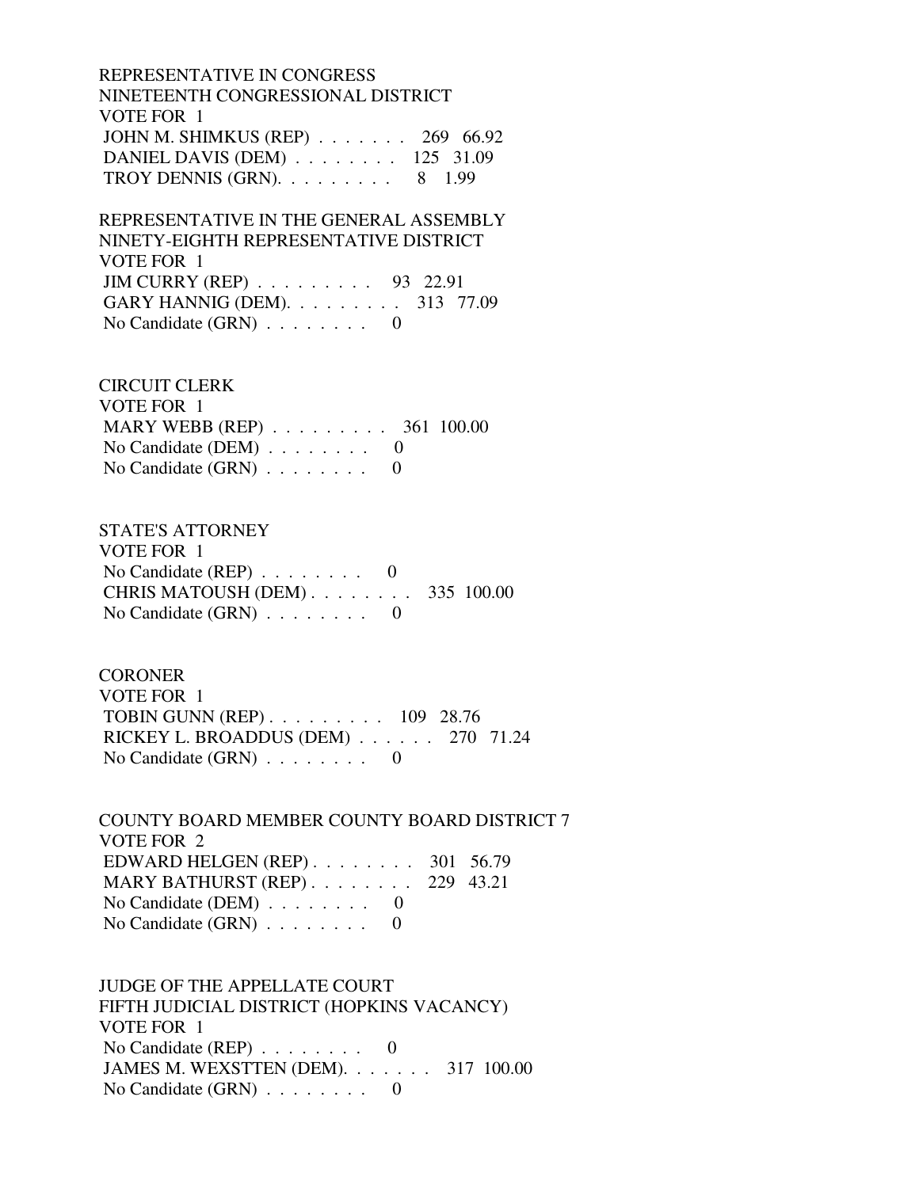REPRESENTATIVE IN CONGRESS
NINETEENTH CONGRESSIONAL DISTRICT
VOTE FOR 1

| Candidate | Votes | Percent |
|---|---|---|
| JOHN M. SHIMKUS (REP) | 269 | 66.92 |
| DANIEL DAVIS (DEM) | 125 | 31.09 |
| TROY DENNIS (GRN) | 8 | 1.99 |

REPRESENTATIVE IN THE GENERAL ASSEMBLY
NINETY-EIGHTH REPRESENTATIVE DISTRICT
VOTE FOR 1

| Candidate | Votes | Percent |
|---|---|---|
| JIM CURRY (REP) | 93 | 22.91 |
| GARY HANNIG (DEM) | 313 | 77.09 |
| No Candidate (GRN) | 0 | |

CIRCUIT CLERK
VOTE FOR 1

| Candidate | Votes | Percent |
|---|---|---|
| MARY WEBB (REP) | 361 | 100.00 |
| No Candidate (DEM) | 0 | |
| No Candidate (GRN) | 0 | |

STATE'S ATTORNEY
VOTE FOR 1

| Candidate | Votes | Percent |
|---|---|---|
| No Candidate (REP) | 0 | |
| CHRIS MATOUSH (DEM) | 335 | 100.00 |
| No Candidate (GRN) | 0 | |

CORONER
VOTE FOR 1

| Candidate | Votes | Percent |
|---|---|---|
| TOBIN GUNN (REP) | 109 | 28.76 |
| RICKEY L. BROADDUS (DEM) | 270 | 71.24 |
| No Candidate (GRN) | 0 | |

COUNTY BOARD MEMBER COUNTY BOARD DISTRICT 7
VOTE FOR 2

| Candidate | Votes | Percent |
|---|---|---|
| EDWARD HELGEN (REP) | 301 | 56.79 |
| MARY BATHURST (REP) | 229 | 43.21 |
| No Candidate (DEM) | 0 | |
| No Candidate (GRN) | 0 | |

JUDGE OF THE APPELLATE COURT
FIFTH JUDICIAL DISTRICT (HOPKINS VACANCY)
VOTE FOR 1

| Candidate | Votes | Percent |
|---|---|---|
| No Candidate (REP) | 0 | |
| JAMES M. WEXSTTEN (DEM) | 317 | 100.00 |
| No Candidate (GRN) | 0 | |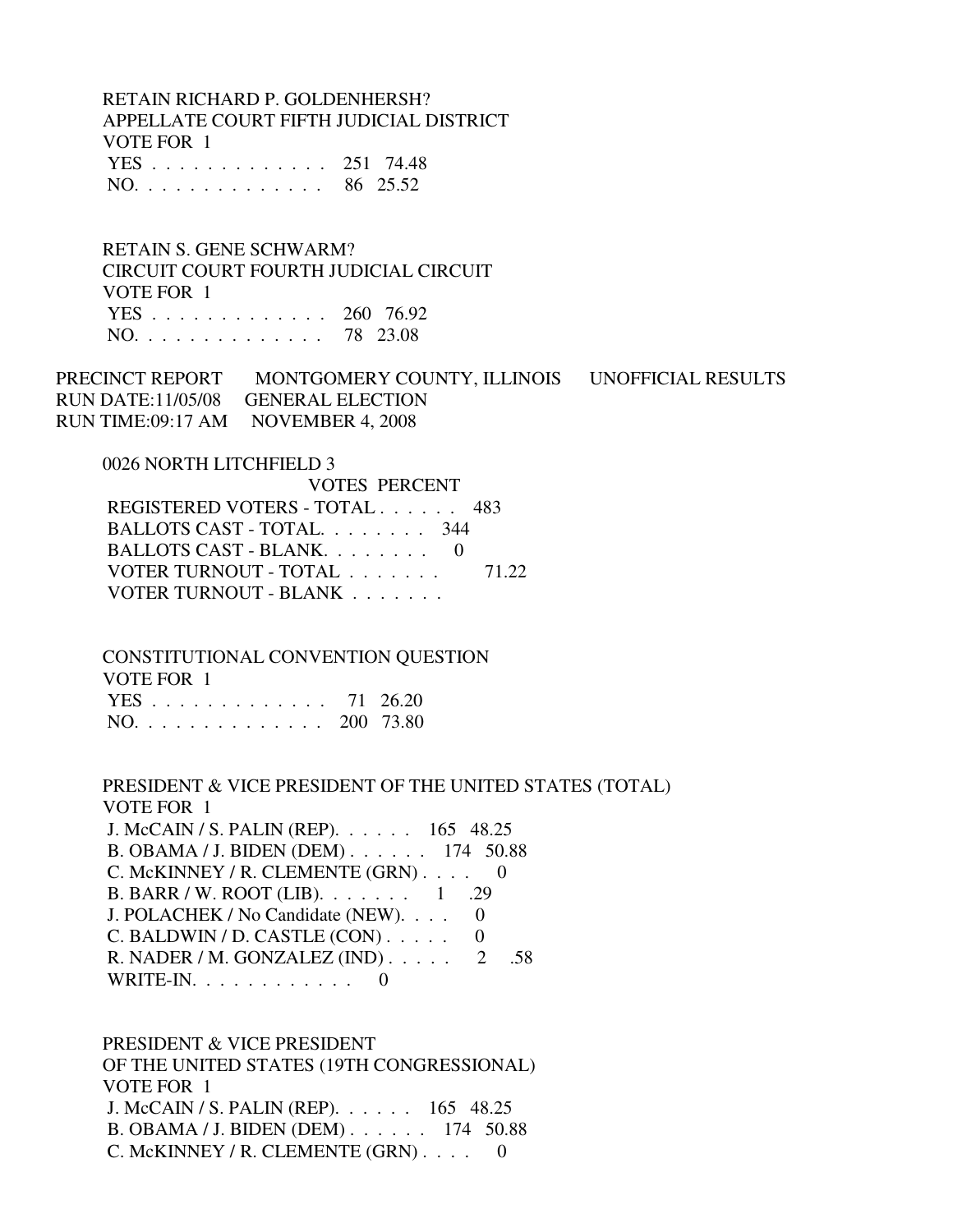RETAIN RICHARD P. GOLDENHERSH?
APPELLATE COURT FIFTH JUDICIAL DISTRICT
VOTE FOR 1

| | | |
|---|---|---|
| YES . . . . . . . . . . . . . | 251 | 74.48 |
| NO. . . . . . . . . . . . . . | 86 | 25.52 |

RETAIN S. GENE SCHWARM?
CIRCUIT COURT FOURTH JUDICIAL CIRCUIT
VOTE FOR 1

| | | |
|---|---|---|
| YES . . . . . . . . . . . . . | 260 | 76.92 |
| NO. . . . . . . . . . . . . . | 78 | 23.08 |

PRECINCT REPORT MONTGOMERY COUNTY, ILLINOIS UNOFFICIAL RESULTS
RUN DATE:11/05/08 GENERAL ELECTION
RUN TIME:09:17 AM NOVEMBER 4, 2008

0026 NORTH LITCHFIELD 3

| | VOTES | PERCENT |
|---|---|---|
| REGISTERED VOTERS - TOTAL . . . . . . | 483 | |
| BALLOTS CAST - TOTAL. . . . . . . . | 344 | |
| BALLOTS CAST - BLANK. . . . . . . . | 0 | |
| VOTER TURNOUT - TOTAL . . . . . . . | | 71.22 |
| VOTER TURNOUT - BLANK . . . . . . . | | |

CONSTITUTIONAL CONVENTION QUESTION
VOTE FOR 1

| | | |
|---|---|---|
| YES . . . . . . . . . . . . . | 71 | 26.20 |
| NO. . . . . . . . . . . . . . | 200 | 73.80 |

PRESIDENT & VICE PRESIDENT OF THE UNITED STATES (TOTAL)
VOTE FOR 1

| | | |
|---|---|---|
| J. McCAIN / S. PALIN (REP). . . . . . | 165 | 48.25 |
| B. OBAMA / J. BIDEN (DEM) . . . . . . | 174 | 50.88 |
| C. McKINNEY / R. CLEMENTE (GRN) . . . . | 0 | |
| B. BARR / W. ROOT (LIB). . . . . . . | 1 | .29 |
| J. POLACHEK / No Candidate (NEW). . . . | 0 | |
| C. BALDWIN / D. CASTLE (CON) . . . . . | 0 | |
| R. NADER / M. GONZALEZ (IND) . . . . . | 2 | .58 |
| WRITE-IN. . . . . . . . . . . . | 0 | |

PRESIDENT & VICE PRESIDENT
OF THE UNITED STATES (19TH CONGRESSIONAL)
VOTE FOR 1

| | | |
|---|---|---|
| J. McCAIN / S. PALIN (REP). . . . . . | 165 | 48.25 |
| B. OBAMA / J. BIDEN (DEM) . . . . . . | 174 | 50.88 |
| C. McKINNEY / R. CLEMENTE (GRN) . . . . | 0 | |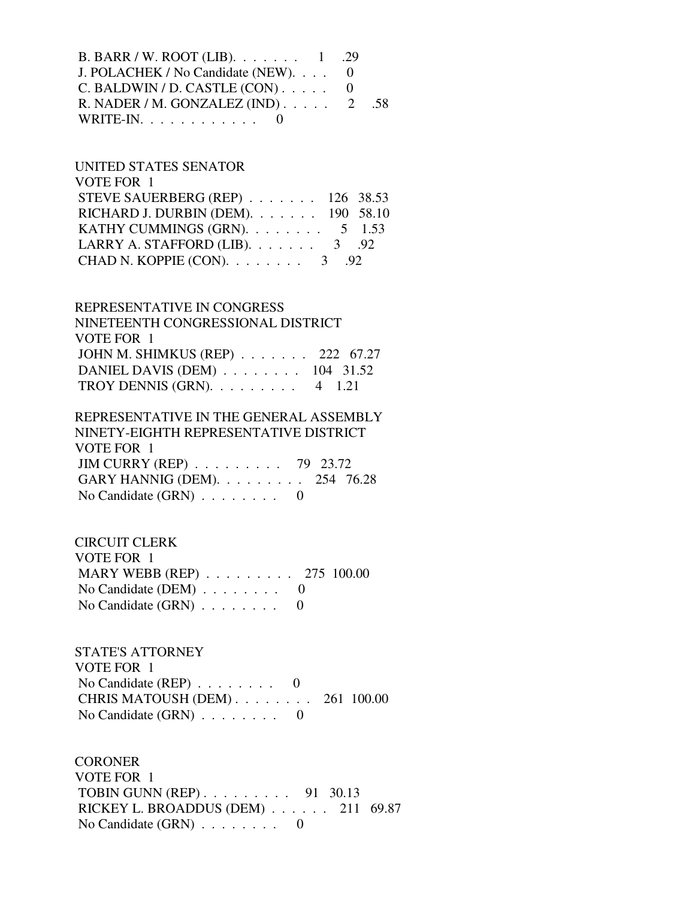B. BARR / W. ROOT (LIB). . . . . . . 1 .29
J. POLACHEK / No Candidate (NEW). . . . 0
C. BALDWIN / D. CASTLE (CON) . . . . . 0
R. NADER / M. GONZALEZ (IND) . . . . . 2 .58
WRITE-IN. . . . . . . . . . . . 0

UNITED STATES SENATOR
VOTE FOR 1
STEVE SAUERBERG (REP) . . . . . . . 126 38.53
RICHARD J. DURBIN (DEM). . . . . . . 190 58.10
KATHY CUMMINGS (GRN). . . . . . . . 5 1.53
LARRY A. STAFFORD (LIB). . . . . . . 3 .92
CHAD N. KOPPIE (CON). . . . . . . . 3 .92

REPRESENTATIVE IN CONGRESS
NINETEENTH CONGRESSIONAL DISTRICT
VOTE FOR 1
JOHN M. SHIMKUS (REP) . . . . . . . 222 67.27
DANIEL DAVIS (DEM) . . . . . . . . 104 31.52
TROY DENNIS (GRN). . . . . . . . . 4 1.21

REPRESENTATIVE IN THE GENERAL ASSEMBLY
NINETY-EIGHTH REPRESENTATIVE DISTRICT
VOTE FOR 1
JIM CURRY (REP) . . . . . . . . . 79 23.72
GARY HANNIG (DEM). . . . . . . . . 254 76.28
No Candidate (GRN) . . . . . . . . 0

CIRCUIT CLERK
VOTE FOR 1
MARY WEBB (REP) . . . . . . . . . 275 100.00
No Candidate (DEM) . . . . . . . . 0
No Candidate (GRN) . . . . . . . . 0

STATE'S ATTORNEY
VOTE FOR 1
No Candidate (REP) . . . . . . . . 0
CHRIS MATOUSH (DEM) . . . . . . . . 261 100.00
No Candidate (GRN) . . . . . . . . 0

CORONER
VOTE FOR 1
TOBIN GUNN (REP) . . . . . . . . . 91 30.13
RICKEY L. BROADDUS (DEM) . . . . . . 211 69.87
No Candidate (GRN) . . . . . . . . 0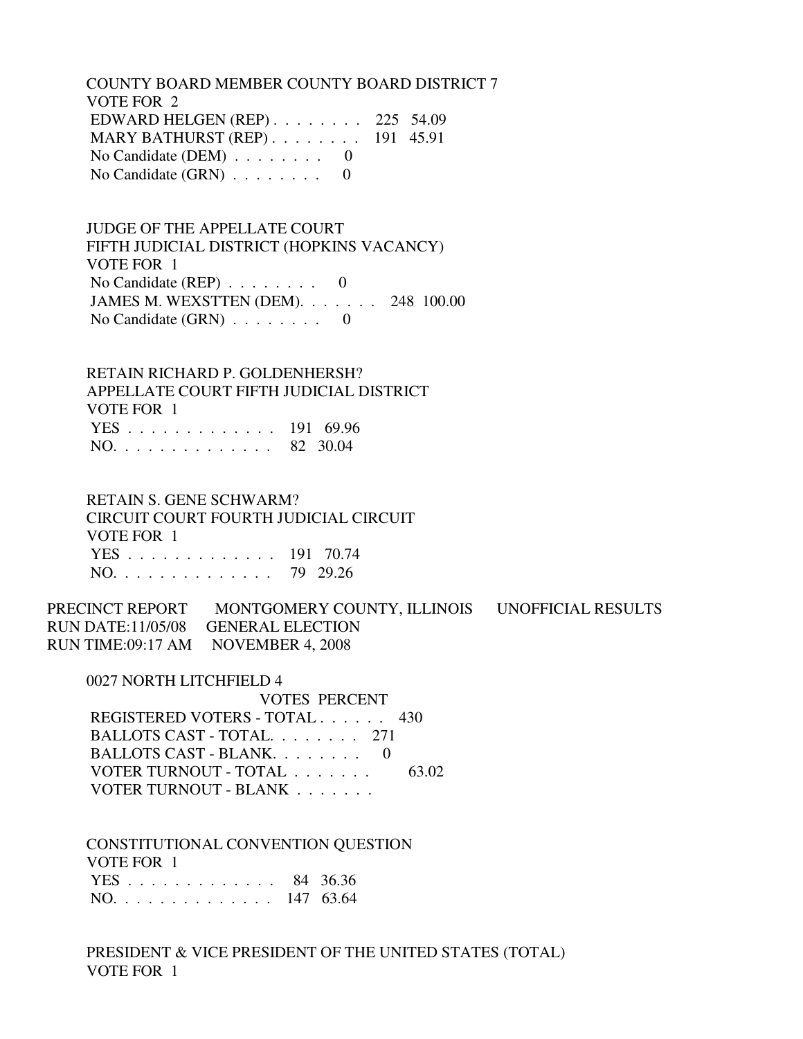COUNTY BOARD MEMBER COUNTY BOARD DISTRICT 7
VOTE FOR 2

| | | |
|---|---|---|
| EDWARD HELGEN (REP) | 225 | 54.09 |
| MARY BATHURST (REP) | 191 | 45.91 |
| No Candidate (DEM) | 0 | |
| No Candidate (GRN) | 0 | |

JUDGE OF THE APPELLATE COURT
FIFTH JUDICIAL DISTRICT (HOPKINS VACANCY)
VOTE FOR 1

| | | |
|---|---|---|
| No Candidate (REP) | 0 | |
| JAMES M. WEXSTTEN (DEM) | 248 | 100.00 |
| No Candidate (GRN) | 0 | |

RETAIN RICHARD P. GOLDENHERSH?
APPELLATE COURT FIFTH JUDICIAL DISTRICT
VOTE FOR 1

| | | |
|---|---|---|
| YES | 191 | 69.96 |
| NO | 82 | 30.04 |

RETAIN S. GENE SCHWARM?
CIRCUIT COURT FOURTH JUDICIAL CIRCUIT
VOTE FOR 1

| | | |
|---|---|---|
| YES | 191 | 70.74 |
| NO | 79 | 29.26 |

PRECINCT REPORT MONTGOMERY COUNTY, ILLINOIS UNOFFICIAL RESULTS
RUN DATE:11/05/08 GENERAL ELECTION
RUN TIME:09:17 AM NOVEMBER 4, 2008

0027 NORTH LITCHFIELD 4

| | VOTES | PERCENT |
|---|---|---|
| REGISTERED VOTERS - TOTAL | 430 | |
| BALLOTS CAST - TOTAL | 271 | |
| BALLOTS CAST - BLANK | 0 | |
| VOTER TURNOUT - TOTAL | | 63.02 |
| VOTER TURNOUT - BLANK | | |

CONSTITUTIONAL CONVENTION QUESTION
VOTE FOR 1

| | | |
|---|---|---|
| YES | 84 | 36.36 |
| NO | 147 | 63.64 |

PRESIDENT & VICE PRESIDENT OF THE UNITED STATES (TOTAL)
VOTE FOR 1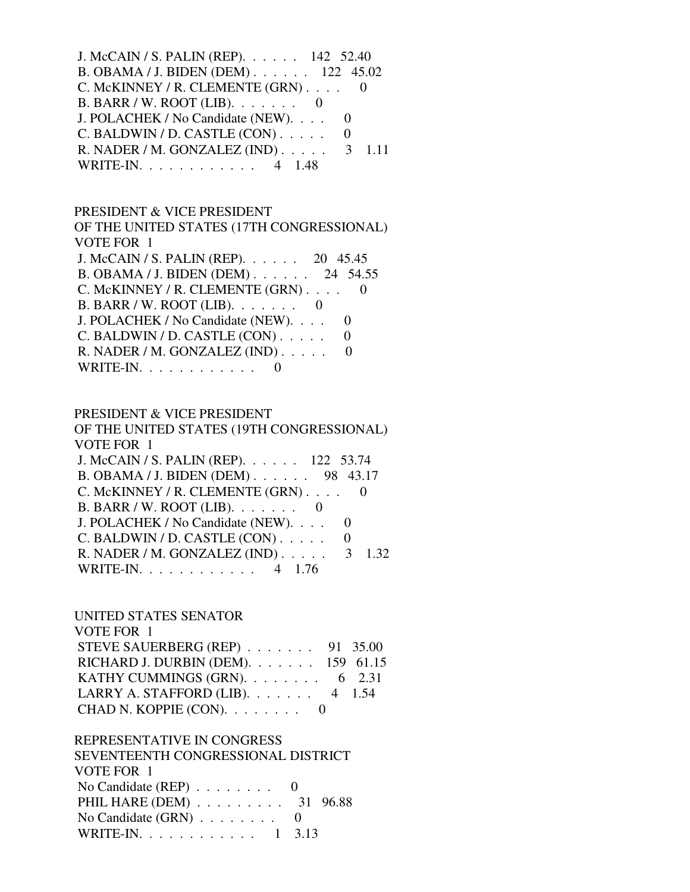J. McCAIN / S. PALIN (REP). . . . . . 142 52.40
B. OBAMA / J. BIDEN (DEM) . . . . . . 122 45.02
C. McKINNEY / R. CLEMENTE (GRN) . . . . 0
B. BARR / W. ROOT (LIB). . . . . . . 0
J. POLACHEK / No Candidate (NEW). . . . 0
C. BALDWIN / D. CASTLE (CON) . . . . . 0
R. NADER / M. GONZALEZ (IND) . . . . . 3 1.11
WRITE-IN. . . . . . . . . . . . 4 1.48

PRESIDENT & VICE PRESIDENT
OF THE UNITED STATES (17TH CONGRESSIONAL)
VOTE FOR 1

J. McCAIN / S. PALIN (REP). . . . . . 20 45.45
B. OBAMA / J. BIDEN (DEM) . . . . . . 24 54.55
C. McKINNEY / R. CLEMENTE (GRN) . . . . 0
B. BARR / W. ROOT (LIB). . . . . . . 0
J. POLACHEK / No Candidate (NEW). . . . 0
C. BALDWIN / D. CASTLE (CON) . . . . . 0
R. NADER / M. GONZALEZ (IND) . . . . . 0
WRITE-IN. . . . . . . . . . . . 0

PRESIDENT & VICE PRESIDENT
OF THE UNITED STATES (19TH CONGRESSIONAL)
VOTE FOR 1

J. McCAIN / S. PALIN (REP). . . . . . 122 53.74
B. OBAMA / J. BIDEN (DEM) . . . . . . 98 43.17
C. McKINNEY / R. CLEMENTE (GRN) . . . . 0
B. BARR / W. ROOT (LIB). . . . . . . 0
J. POLACHEK / No Candidate (NEW). . . . 0
C. BALDWIN / D. CASTLE (CON) . . . . . 0
R. NADER / M. GONZALEZ (IND) . . . . . 3 1.32
WRITE-IN. . . . . . . . . . . . 4 1.76

UNITED STATES SENATOR
VOTE FOR 1

STEVE SAUERBERG (REP) . . . . . . . 91 35.00
RICHARD J. DURBIN (DEM). . . . . . . 159 61.15
KATHY CUMMINGS (GRN). . . . . . . . 6 2.31
LARRY A. STAFFORD (LIB). . . . . . . 4 1.54
CHAD N. KOPPIE (CON). . . . . . . . 0

REPRESENTATIVE IN CONGRESS
SEVENTEENTH CONGRESSIONAL DISTRICT
VOTE FOR 1

No Candidate (REP) . . . . . . . . 0
PHIL HARE (DEM) . . . . . . . . . 31 96.88
No Candidate (GRN) . . . . . . . . 0
WRITE-IN. . . . . . . . . . . . 1 3.13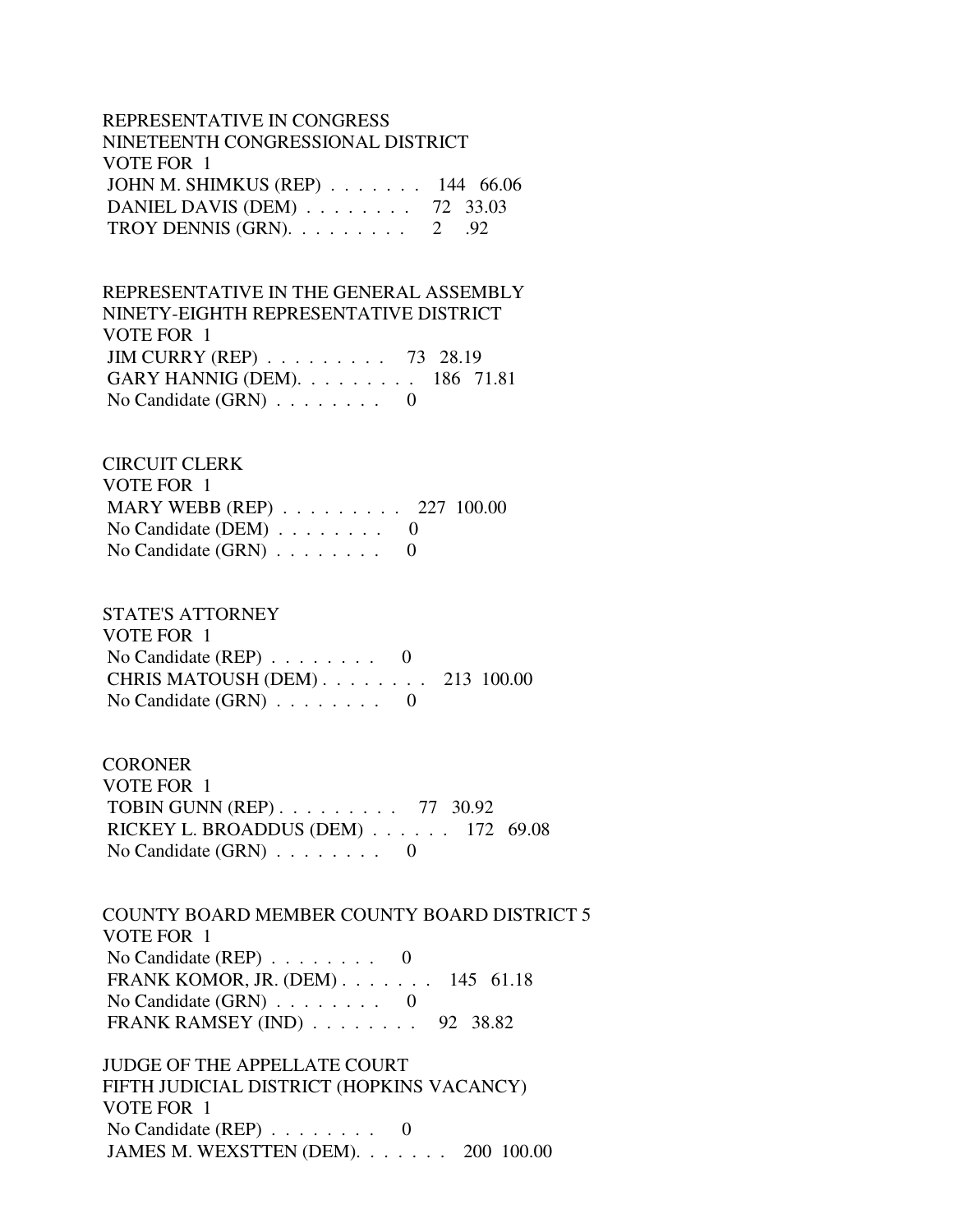REPRESENTATIVE IN CONGRESS
NINETEENTH CONGRESSIONAL DISTRICT
VOTE FOR 1

| Candidate | Votes | Percent |
|---|---|---|
| JOHN M. SHIMKUS (REP) | 144 | 66.06 |
| DANIEL DAVIS (DEM) | 72 | 33.03 |
| TROY DENNIS (GRN) | 2 | .92 |

REPRESENTATIVE IN THE GENERAL ASSEMBLY
NINETY-EIGHTH REPRESENTATIVE DISTRICT
VOTE FOR 1

| Candidate | Votes | Percent |
|---|---|---|
| JIM CURRY (REP) | 73 | 28.19 |
| GARY HANNIG (DEM) | 186 | 71.81 |
| No Candidate (GRN) | 0 | |

CIRCUIT CLERK
VOTE FOR 1

| Candidate | Votes | Percent |
|---|---|---|
| MARY WEBB (REP) | 227 | 100.00 |
| No Candidate (DEM) | 0 | |
| No Candidate (GRN) | 0 | |

STATE'S ATTORNEY
VOTE FOR 1

| Candidate | Votes | Percent |
|---|---|---|
| No Candidate (REP) | 0 | |
| CHRIS MATOUSH (DEM) | 213 | 100.00 |
| No Candidate (GRN) | 0 | |

CORONER
VOTE FOR 1

| Candidate | Votes | Percent |
|---|---|---|
| TOBIN GUNN (REP) | 77 | 30.92 |
| RICKEY L. BROADDUS (DEM) | 172 | 69.08 |
| No Candidate (GRN) | 0 | |

COUNTY BOARD MEMBER COUNTY BOARD DISTRICT 5
VOTE FOR 1

| Candidate | Votes | Percent |
|---|---|---|
| No Candidate (REP) | 0 | |
| FRANK KOMOR, JR. (DEM) | 145 | 61.18 |
| No Candidate (GRN) | 0 | |
| FRANK RAMSEY (IND) | 92 | 38.82 |

JUDGE OF THE APPELLATE COURT
FIFTH JUDICIAL DISTRICT (HOPKINS VACANCY)
VOTE FOR 1

| Candidate | Votes | Percent |
|---|---|---|
| No Candidate (REP) | 0 | |
| JAMES M. WEXSTTEN (DEM) | 200 | 100.00 |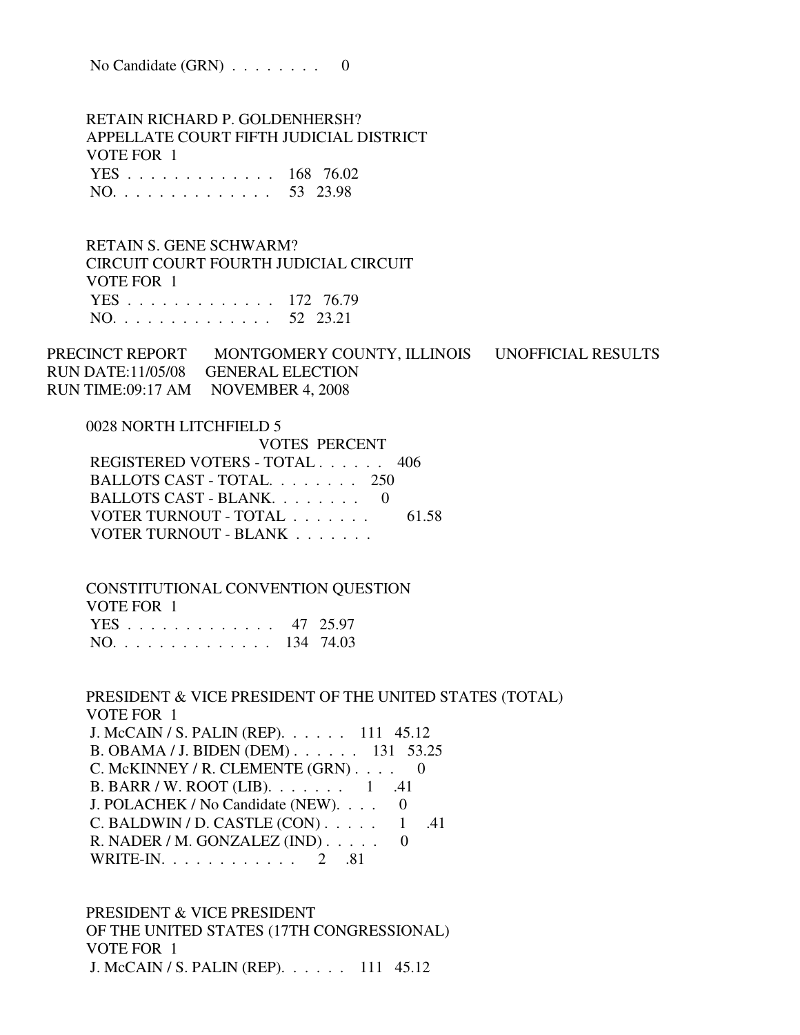No Candidate (GRN) . . . . . . . . 0

RETAIN RICHARD P. GOLDENHERSH?
APPELLATE COURT FIFTH JUDICIAL DISTRICT
VOTE FOR 1

| | | |
|---|---|---|
| YES . . . . . . . . . . . . . | 168 | 76.02 |
| NO. . . . . . . . . . . . . . | 53 | 23.98 |

RETAIN S. GENE SCHWARM?
CIRCUIT COURT FOURTH JUDICIAL CIRCUIT
VOTE FOR 1

| | | |
|---|---|---|
| YES . . . . . . . . . . . . . | 172 | 76.79 |
| NO. . . . . . . . . . . . . . | 52 | 23.21 |

PRECINCT REPORT MONTGOMERY COUNTY, ILLINOIS UNOFFICIAL RESULTS
RUN DATE:11/05/08 GENERAL ELECTION
RUN TIME:09:17 AM NOVEMBER 4, 2008

0028 NORTH LITCHFIELD 5

| | VOTES | PERCENT |
|---|---|---|
| REGISTERED VOTERS - TOTAL . . . . . . | 406 | |
| BALLOTS CAST - TOTAL. . . . . . . . | 250 | |
| BALLOTS CAST - BLANK. . . . . . . . | 0 | |
| VOTER TURNOUT - TOTAL . . . . . . . | | 61.58 |
| VOTER TURNOUT - BLANK . . . . . . . | | |

CONSTITUTIONAL CONVENTION QUESTION
VOTE FOR 1

| | | |
|---|---|---|
| YES . . . . . . . . . . . . . | 47 | 25.97 |
| NO. . . . . . . . . . . . . . | 134 | 74.03 |

PRESIDENT & VICE PRESIDENT OF THE UNITED STATES (TOTAL)
VOTE FOR 1

| | | |
|---|---|---|
| J. McCAIN / S. PALIN (REP). . . . . . | 111 | 45.12 |
| B. OBAMA / J. BIDEN (DEM) . . . . . . | 131 | 53.25 |
| C. McKINNEY / R. CLEMENTE (GRN) . . . . | 0 | |
| B. BARR / W. ROOT (LIB). . . . . . . | 1 | .41 |
| J. POLACHEK / No Candidate (NEW). . . . | 0 | |
| C. BALDWIN / D. CASTLE (CON) . . . . . | 1 | .41 |
| R. NADER / M. GONZALEZ (IND) . . . . . | 0 | |
| WRITE-IN. . . . . . . . . . . . | 2 | .81 |

PRESIDENT & VICE PRESIDENT
OF THE UNITED STATES (17TH CONGRESSIONAL)
VOTE FOR 1

| | | |
|---|---|---|
| J. McCAIN / S. PALIN (REP). . . . . . | 111 | 45.12 |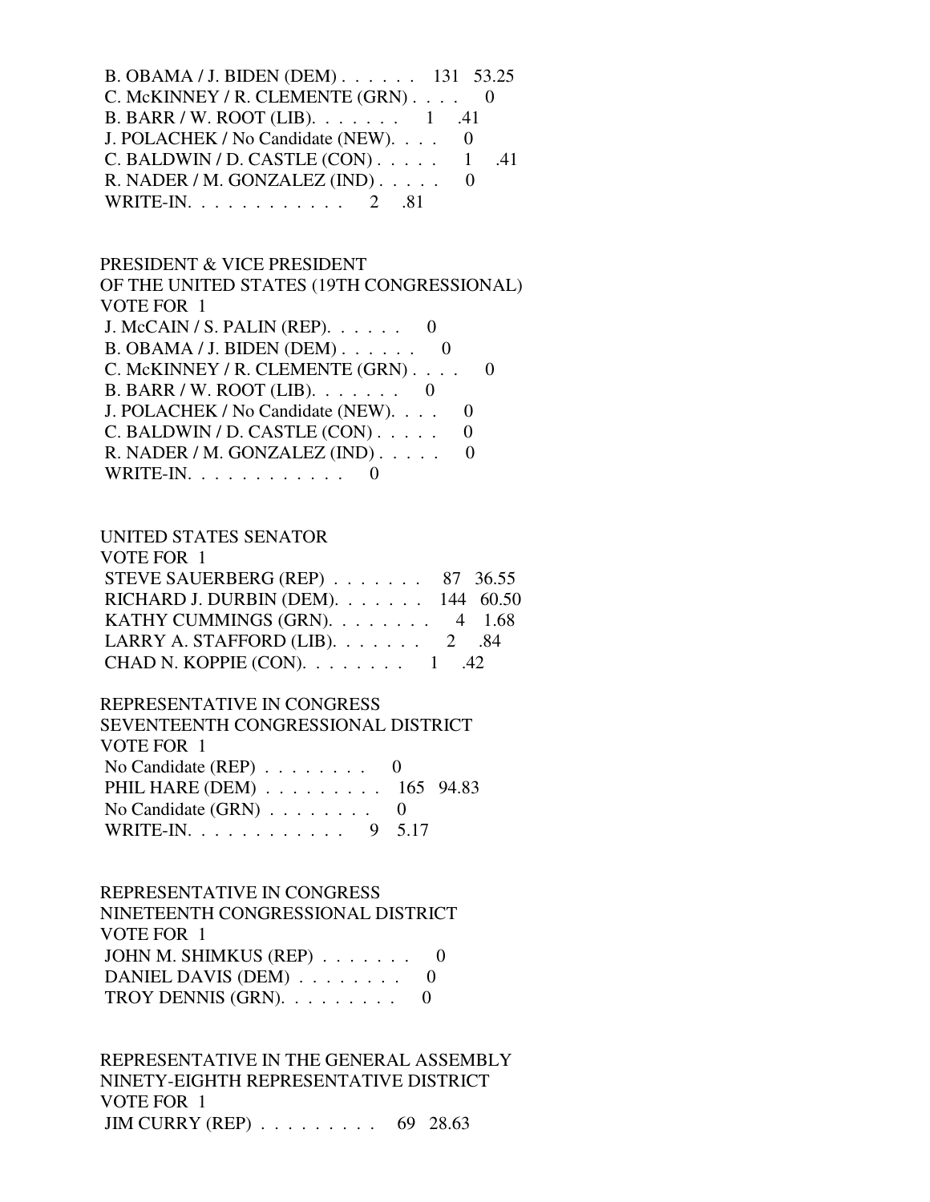B. OBAMA / J. BIDEN (DEM) . . . . . . 131 53.25
C. McKINNEY / R. CLEMENTE (GRN) . . . . 0
B. BARR / W. ROOT (LIB). . . . . . . 1 .41
J. POLACHEK / No Candidate (NEW). . . . 0
C. BALDWIN / D. CASTLE (CON) . . . . . 1 .41
R. NADER / M. GONZALEZ (IND) . . . . . 0
WRITE-IN. . . . . . . . . . . . 2 .81

PRESIDENT & VICE PRESIDENT
OF THE UNITED STATES (19TH CONGRESSIONAL)
VOTE FOR 1
J. McCAIN / S. PALIN (REP). . . . . . 0
B. OBAMA / J. BIDEN (DEM) . . . . . . 0
C. McKINNEY / R. CLEMENTE (GRN) . . . . 0
B. BARR / W. ROOT (LIB). . . . . . . 0
J. POLACHEK / No Candidate (NEW). . . . 0
C. BALDWIN / D. CASTLE (CON) . . . . . 0
R. NADER / M. GONZALEZ (IND) . . . . . 0
WRITE-IN. . . . . . . . . . . . 0

UNITED STATES SENATOR
VOTE FOR 1
STEVE SAUERBERG (REP) . . . . . . . 87 36.55
RICHARD J. DURBIN (DEM). . . . . . . 144 60.50
KATHY CUMMINGS (GRN). . . . . . . . 4 1.68
LARRY A. STAFFORD (LIB). . . . . . . 2 .84
CHAD N. KOPPIE (CON). . . . . . . . 1 .42

REPRESENTATIVE IN CONGRESS
SEVENTEENTH CONGRESSIONAL DISTRICT
VOTE FOR 1
No Candidate (REP) . . . . . . . . 0
PHIL HARE (DEM) . . . . . . . . . 165 94.83
No Candidate (GRN) . . . . . . . . 0
WRITE-IN. . . . . . . . . . . . 9 5.17

REPRESENTATIVE IN CONGRESS
NINETEENTH CONGRESSIONAL DISTRICT
VOTE FOR 1
JOHN M. SHIMKUS (REP) . . . . . . . 0
DANIEL DAVIS (DEM) . . . . . . . . 0
TROY DENNIS (GRN). . . . . . . . . 0

REPRESENTATIVE IN THE GENERAL ASSEMBLY
NINETY-EIGHTH REPRESENTATIVE DISTRICT
VOTE FOR 1
JIM CURRY (REP) . . . . . . . . . 69 28.63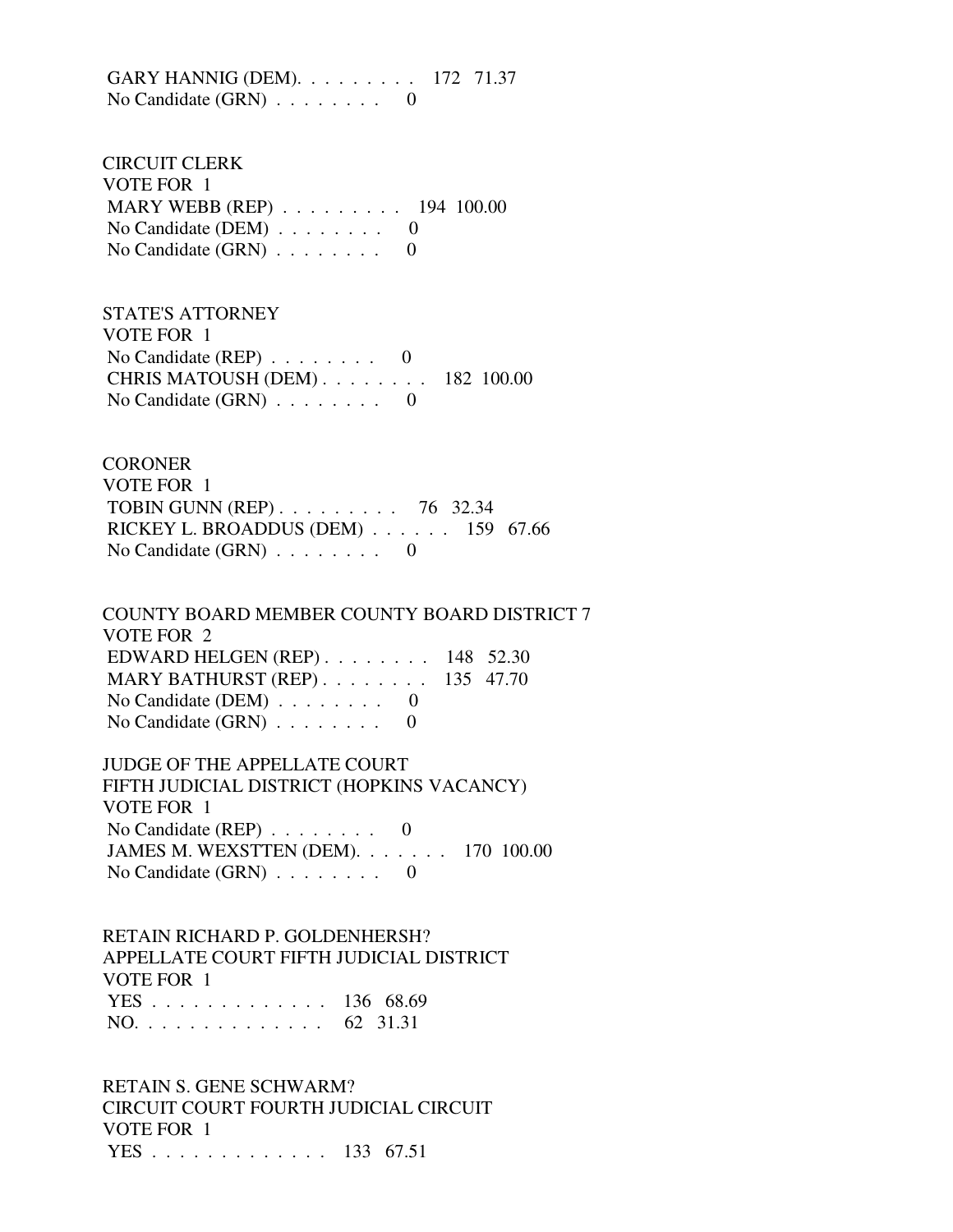GARY HANNIG (DEM). . . . . . . . . 172 71.37
No Candidate (GRN) . . . . . . . . 0

CIRCUIT CLERK
VOTE FOR 1
MARY WEBB (REP) . . . . . . . . . 194 100.00
No Candidate (DEM) . . . . . . . . 0
No Candidate (GRN) . . . . . . . . 0

STATE'S ATTORNEY
VOTE FOR 1
No Candidate (REP) . . . . . . . . 0
CHRIS MATOUSH (DEM) . . . . . . . . 182 100.00
No Candidate (GRN) . . . . . . . . 0

CORONER
VOTE FOR 1
TOBIN GUNN (REP) . . . . . . . . . 76 32.34
RICKEY L. BROADDUS (DEM) . . . . . . 159 67.66
No Candidate (GRN) . . . . . . . . 0

COUNTY BOARD MEMBER COUNTY BOARD DISTRICT 7
VOTE FOR 2
EDWARD HELGEN (REP) . . . . . . . . 148 52.30
MARY BATHURST (REP) . . . . . . . . 135 47.70
No Candidate (DEM) . . . . . . . . 0
No Candidate (GRN) . . . . . . . . 0

JUDGE OF THE APPELLATE COURT
FIFTH JUDICIAL DISTRICT (HOPKINS VACANCY)
VOTE FOR 1
No Candidate (REP) . . . . . . . . 0
JAMES M. WEXSTTEN (DEM). . . . . . . 170 100.00
No Candidate (GRN) . . . . . . . . 0

RETAIN RICHARD P. GOLDENHERSH?
APPELLATE COURT FIFTH JUDICIAL DISTRICT
VOTE FOR 1
YES . . . . . . . . . . . . . 136 68.69
NO. . . . . . . . . . . . . . 62 31.31

RETAIN S. GENE SCHWARM?
CIRCUIT COURT FOURTH JUDICIAL CIRCUIT
VOTE FOR 1
YES . . . . . . . . . . . . . 133 67.51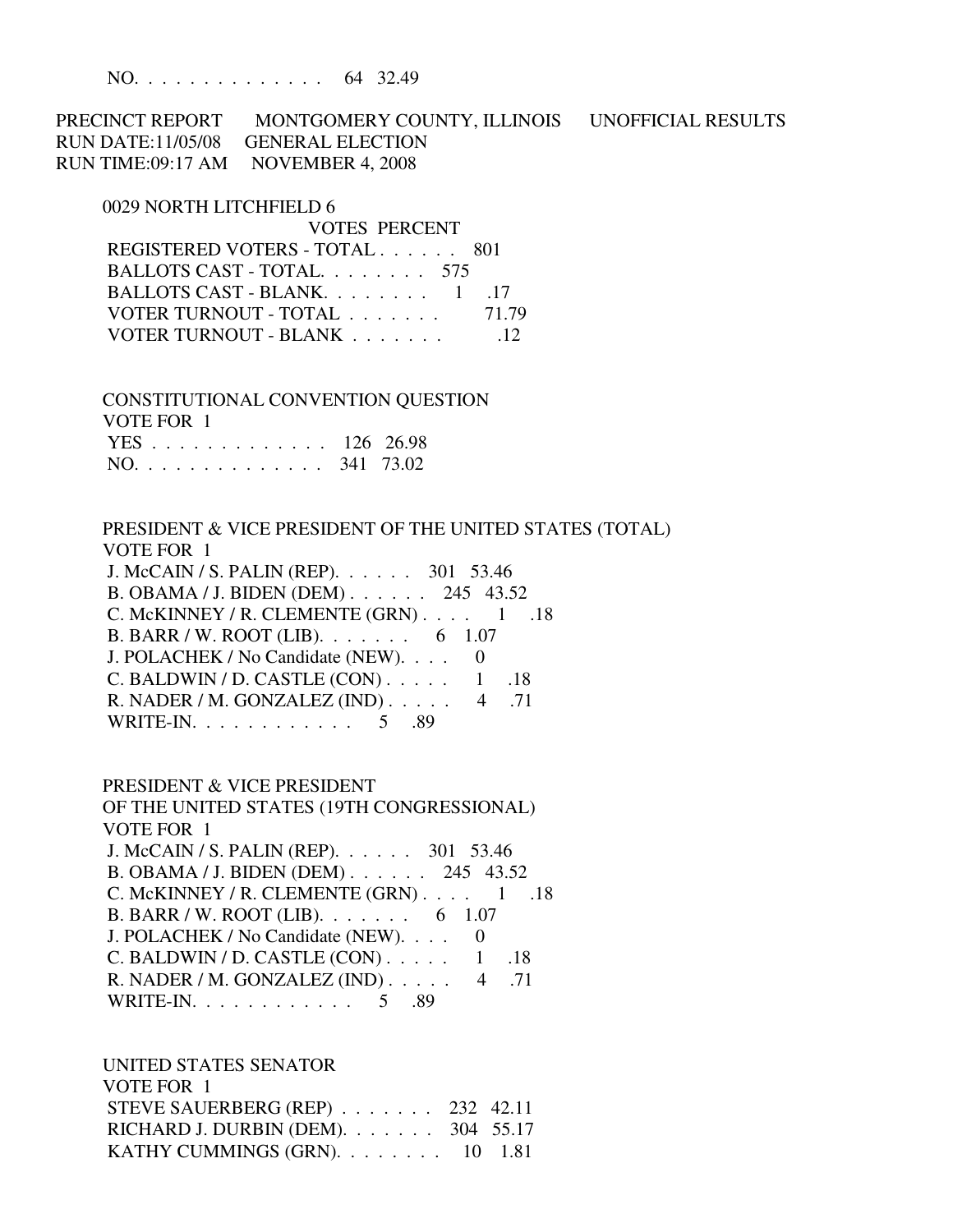NO. . . . . . . . . . . . . . 64 32.49

PRECINCT REPORT MONTGOMERY COUNTY, ILLINOIS UNOFFICIAL RESULTS
RUN DATE:11/05/08 GENERAL ELECTION
RUN TIME:09:17 AM NOVEMBER 4, 2008

0029 NORTH LITCHFIELD 6

| | VOTES | PERCENT |
|---|---|---|
| REGISTERED VOTERS - TOTAL . . . . . . | 801 | |
| BALLOTS CAST - TOTAL. . . . . . . . | 575 | |
| BALLOTS CAST - BLANK. . . . . . . . | 1 | .17 |
| VOTER TURNOUT - TOTAL . . . . . . . | | 71.79 |
| VOTER TURNOUT - BLANK . . . . . . . | | .12 |

CONSTITUTIONAL CONVENTION QUESTION
VOTE FOR 1

| | | |
|---|---|---|
| YES . . . . . . . . . . . . . . | 126 | 26.98 |
| NO. . . . . . . . . . . . . . . | 341 | 73.02 |

PRESIDENT & VICE PRESIDENT OF THE UNITED STATES (TOTAL)
VOTE FOR 1

| | | |
|---|---|---|
| J. McCAIN / S. PALIN (REP). . . . . . | 301 | 53.46 |
| B. OBAMA / J. BIDEN (DEM) . . . . . . | 245 | 43.52 |
| C. McKINNEY / R. CLEMENTE (GRN) . . . . | 1 | .18 |
| B. BARR / W. ROOT (LIB). . . . . . . | 6 | 1.07 |
| J. POLACHEK / No Candidate (NEW). . . . | 0 | |
| C. BALDWIN / D. CASTLE (CON) . . . . . | 1 | .18 |
| R. NADER / M. GONZALEZ (IND) . . . . . | 4 | .71 |
| WRITE-IN. . . . . . . . . . . . | 5 | .89 |

PRESIDENT & VICE PRESIDENT
OF THE UNITED STATES (19TH CONGRESSIONAL)
VOTE FOR 1

| | | |
|---|---|---|
| J. McCAIN / S. PALIN (REP). . . . . . | 301 | 53.46 |
| B. OBAMA / J. BIDEN (DEM) . . . . . . | 245 | 43.52 |
| C. McKINNEY / R. CLEMENTE (GRN) . . . . | 1 | .18 |
| B. BARR / W. ROOT (LIB). . . . . . . | 6 | 1.07 |
| J. POLACHEK / No Candidate (NEW). . . . | 0 | |
| C. BALDWIN / D. CASTLE (CON) . . . . . | 1 | .18 |
| R. NADER / M. GONZALEZ (IND) . . . . . | 4 | .71 |
| WRITE-IN. . . . . . . . . . . . | 5 | .89 |

UNITED STATES SENATOR
VOTE FOR 1

| | | |
|---|---|---|
| STEVE SAUERBERG (REP) . . . . . . . | 232 | 42.11 |
| RICHARD J. DURBIN (DEM). . . . . . . | 304 | 55.17 |
| KATHY CUMMINGS (GRN). . . . . . . . | 10 | 1.81 |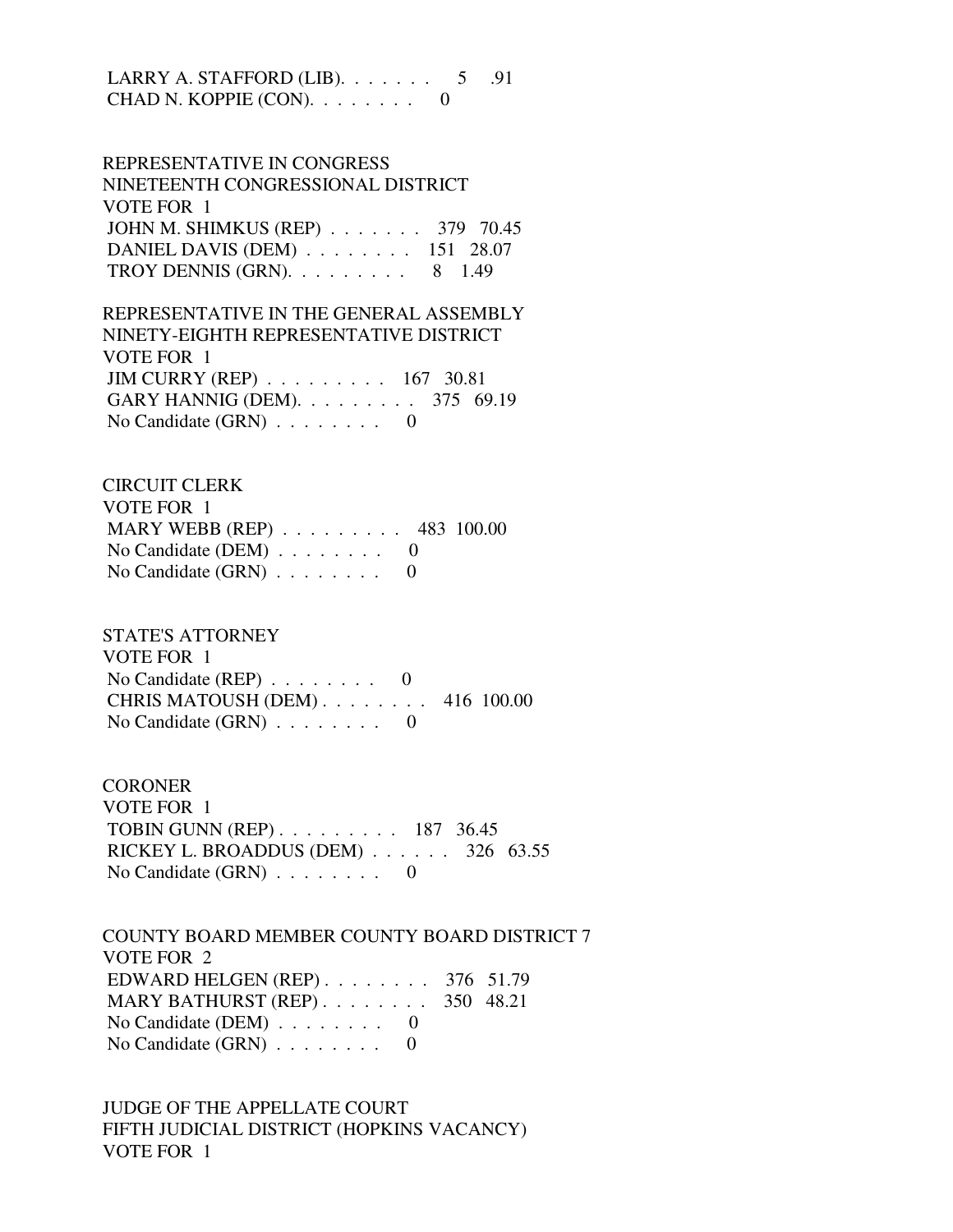LARRY A. STAFFORD (LIB). . . . . . . 5 .91
CHAD N. KOPPIE (CON). . . . . . . . 0

REPRESENTATIVE IN CONGRESS
NINETEENTH CONGRESSIONAL DISTRICT
VOTE FOR 1
JOHN M. SHIMKUS (REP) . . . . . . . 379 70.45
DANIEL DAVIS (DEM) . . . . . . . . 151 28.07
TROY DENNIS (GRN). . . . . . . . . 8 1.49

REPRESENTATIVE IN THE GENERAL ASSEMBLY
NINETY-EIGHTH REPRESENTATIVE DISTRICT
VOTE FOR 1
JIM CURRY (REP) . . . . . . . . . 167 30.81
GARY HANNIG (DEM). . . . . . . . . 375 69.19
No Candidate (GRN) . . . . . . . . 0

CIRCUIT CLERK
VOTE FOR 1
MARY WEBB (REP) . . . . . . . . . 483 100.00
No Candidate (DEM) . . . . . . . . 0
No Candidate (GRN) . . . . . . . . 0

STATE'S ATTORNEY
VOTE FOR 1
No Candidate (REP) . . . . . . . . 0
CHRIS MATOUSH (DEM) . . . . . . . . 416 100.00
No Candidate (GRN) . . . . . . . . 0

CORONER
VOTE FOR 1
TOBIN GUNN (REP) . . . . . . . . . 187 36.45
RICKEY L. BROADDUS (DEM) . . . . . . 326 63.55
No Candidate (GRN) . . . . . . . . 0

COUNTY BOARD MEMBER COUNTY BOARD DISTRICT 7
VOTE FOR 2
EDWARD HELGEN (REP) . . . . . . . . 376 51.79
MARY BATHURST (REP) . . . . . . . . 350 48.21
No Candidate (DEM) . . . . . . . . 0
No Candidate (GRN) . . . . . . . . 0

JUDGE OF THE APPELLATE COURT
FIFTH JUDICIAL DISTRICT (HOPKINS VACANCY)
VOTE FOR 1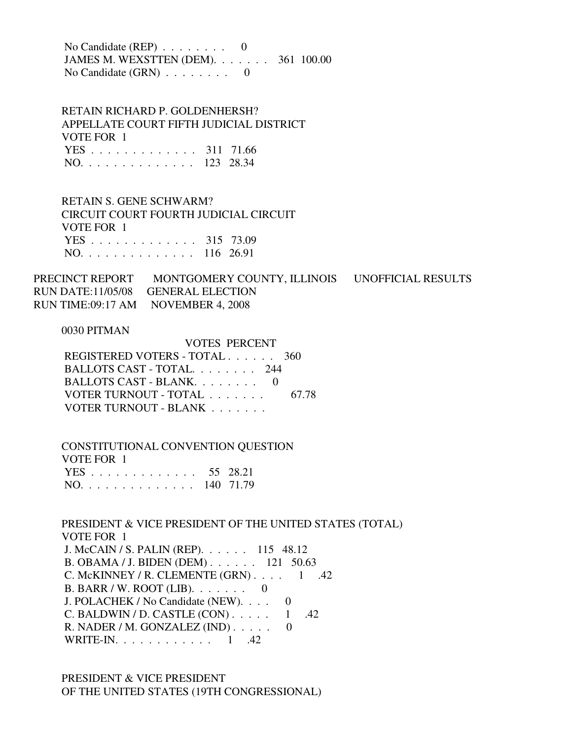No Candidate (REP) . . . . . . . . 0
JAMES M. WEXSTTEN (DEM). . . . . . . 361 100.00
No Candidate (GRN) . . . . . . . . 0

RETAIN RICHARD P. GOLDENHERSH?
APPELLATE COURT FIFTH JUDICIAL DISTRICT
VOTE FOR 1

| | VOTES | PERCENT |
|---|---|---|
| YES . . . . . . . . . . . . . | 311 | 71.66 |
| NO. . . . . . . . . . . . . . | 123 | 28.34 |

RETAIN S. GENE SCHWARM?
CIRCUIT COURT FOURTH JUDICIAL CIRCUIT
VOTE FOR 1

| | VOTES | PERCENT |
|---|---|---|
| YES . . . . . . . . . . . . . | 315 | 73.09 |
| NO. . . . . . . . . . . . . . | 116 | 26.91 |

PRECINCT REPORT MONTGOMERY COUNTY, ILLINOIS UNOFFICIAL RESULTS
RUN DATE:11/05/08 GENERAL ELECTION
RUN TIME:09:17 AM NOVEMBER 4, 2008

0030 PITMAN

| | VOTES | PERCENT |
|---|---|---|
| REGISTERED VOTERS - TOTAL . . . . . . | 360 | |
| BALLOTS CAST - TOTAL. . . . . . . . | 244 | |
| BALLOTS CAST - BLANK. . . . . . . . | 0 | |
| VOTER TURNOUT - TOTAL . . . . . . . | | 67.78 |
| VOTER TURNOUT - BLANK . . . . . . . | | |

CONSTITUTIONAL CONVENTION QUESTION
VOTE FOR 1

| | VOTES | PERCENT |
|---|---|---|
| YES . . . . . . . . . . . . . | 55 | 28.21 |
| NO. . . . . . . . . . . . . . | 140 | 71.79 |

PRESIDENT & VICE PRESIDENT OF THE UNITED STATES (TOTAL)
VOTE FOR 1

| | VOTES | PERCENT |
|---|---|---|
| J. McCAIN / S. PALIN (REP). . . . . . | 115 | 48.12 |
| B. OBAMA / J. BIDEN (DEM) . . . . . . | 121 | 50.63 |
| C. McKINNEY / R. CLEMENTE (GRN) . . . . | 1 | .42 |
| B. BARR / W. ROOT (LIB). . . . . . . | 0 | |
| J. POLACHEK / No Candidate (NEW). . . . | 0 | |
| C. BALDWIN / D. CASTLE (CON) . . . . . | 1 | .42 |
| R. NADER / M. GONZALEZ (IND) . . . . . | 0 | |
| WRITE-IN. . . . . . . . . . . . | 1 | .42 |

PRESIDENT & VICE PRESIDENT
OF THE UNITED STATES (19TH CONGRESSIONAL)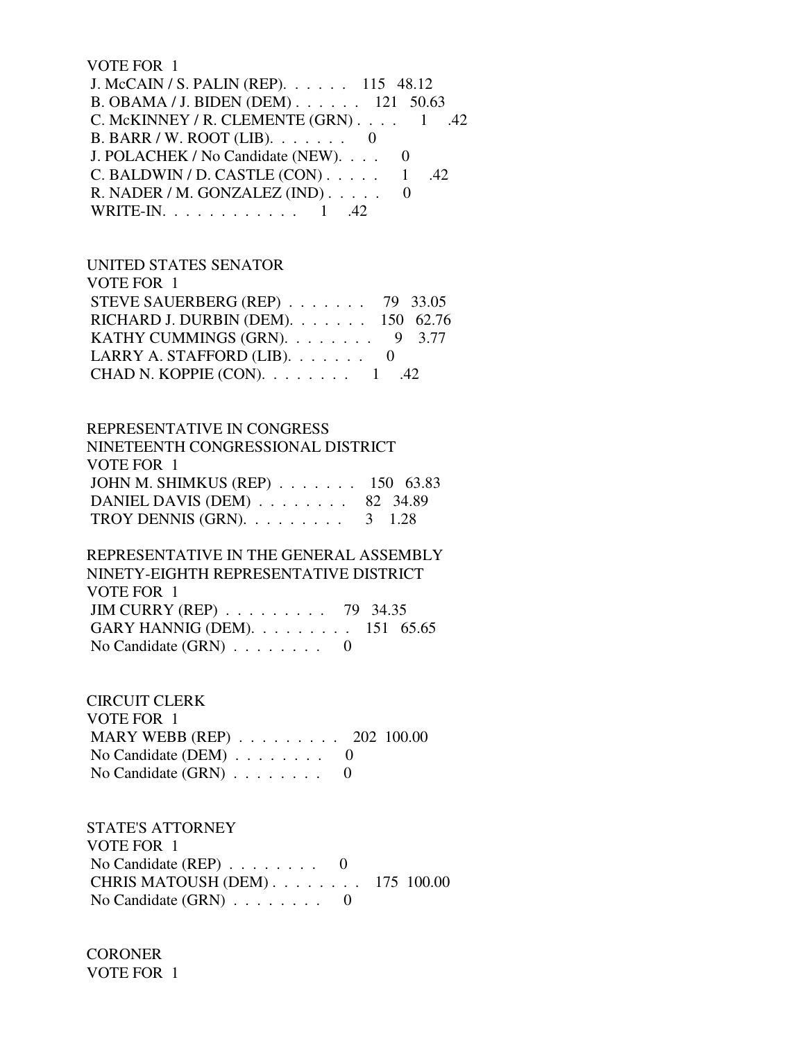VOTE FOR 1

| Candidate | Votes | Percent |
|---|---|---|
| J. McCAIN / S. PALIN (REP) | 115 | 48.12 |
| B. OBAMA / J. BIDEN (DEM) | 121 | 50.63 |
| C. McKINNEY / R. CLEMENTE (GRN) | 1 | .42 |
| B. BARR / W. ROOT (LIB) | 0 | |
| J. POLACHEK / No Candidate (NEW) | 0 | |
| C. BALDWIN / D. CASTLE (CON) | 1 | .42 |
| R. NADER / M. GONZALEZ (IND) | 0 | |
| WRITE-IN | 1 | .42 |

UNITED STATES SENATOR
VOTE FOR 1

| Candidate | Votes | Percent |
|---|---|---|
| STEVE SAUERBERG (REP) | 79 | 33.05 |
| RICHARD J. DURBIN (DEM) | 150 | 62.76 |
| KATHY CUMMINGS (GRN) | 9 | 3.77 |
| LARRY A. STAFFORD (LIB) | 0 | |
| CHAD N. KOPPIE (CON) | 1 | .42 |

REPRESENTATIVE IN CONGRESS
NINETEENTH CONGRESSIONAL DISTRICT
VOTE FOR 1

| Candidate | Votes | Percent |
|---|---|---|
| JOHN M. SHIMKUS (REP) | 150 | 63.83 |
| DANIEL DAVIS (DEM) | 82 | 34.89 |
| TROY DENNIS (GRN) | 3 | 1.28 |

REPRESENTATIVE IN THE GENERAL ASSEMBLY
NINETY-EIGHTH REPRESENTATIVE DISTRICT
VOTE FOR 1

| Candidate | Votes | Percent |
|---|---|---|
| JIM CURRY (REP) | 79 | 34.35 |
| GARY HANNIG (DEM) | 151 | 65.65 |
| No Candidate (GRN) | 0 | |

CIRCUIT CLERK
VOTE FOR 1

| Candidate | Votes | Percent |
|---|---|---|
| MARY WEBB (REP) | 202 | 100.00 |
| No Candidate (DEM) | 0 | |
| No Candidate (GRN) | 0 | |

STATE'S ATTORNEY
VOTE FOR 1

| Candidate | Votes | Percent |
|---|---|---|
| No Candidate (REP) | 0 | |
| CHRIS MATOUSH (DEM) | 175 | 100.00 |
| No Candidate (GRN) | 0 | |

CORONER
VOTE FOR 1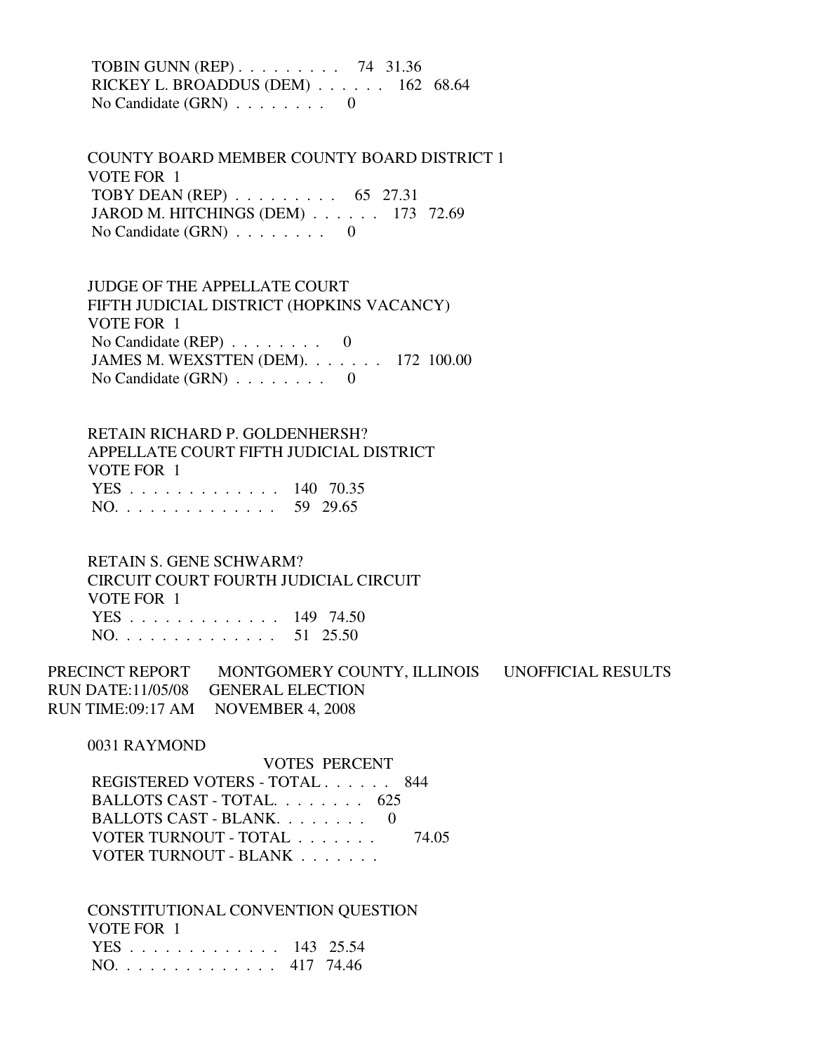TOBIN GUNN (REP) . . . . . . . . . 74 31.36
RICKEY L. BROADDUS (DEM) . . . . . . 162 68.64
No Candidate (GRN) . . . . . . . . 0

COUNTY BOARD MEMBER COUNTY BOARD DISTRICT 1
VOTE FOR 1
TOBY DEAN (REP) . . . . . . . . . 65 27.31
JAROD M. HITCHINGS (DEM) . . . . . . 173 72.69
No Candidate (GRN) . . . . . . . . 0

JUDGE OF THE APPELLATE COURT
FIFTH JUDICIAL DISTRICT (HOPKINS VACANCY)
VOTE FOR 1
No Candidate (REP) . . . . . . . . 0
JAMES M. WEXSTTEN (DEM). . . . . . . 172 100.00
No Candidate (GRN) . . . . . . . . 0

RETAIN RICHARD P. GOLDENHERSH?
APPELLATE COURT FIFTH JUDICIAL DISTRICT
VOTE FOR 1
YES . . . . . . . . . . . . . 140 70.35
NO. . . . . . . . . . . . . . 59 29.65

RETAIN S. GENE SCHWARM?
CIRCUIT COURT FOURTH JUDICIAL CIRCUIT
VOTE FOR 1
YES . . . . . . . . . . . . . 149 74.50
NO. . . . . . . . . . . . . . 51 25.50

PRECINCT REPORT MONTGOMERY COUNTY, ILLINOIS UNOFFICIAL RESULTS
RUN DATE:11/05/08 GENERAL ELECTION
RUN TIME:09:17 AM NOVEMBER 4, 2008

0031 RAYMOND

VOTES PERCENT
REGISTERED VOTERS - TOTAL . . . . . . 844
BALLOTS CAST - TOTAL. . . . . . . . 625
BALLOTS CAST - BLANK. . . . . . . . 0
VOTER TURNOUT - TOTAL . . . . . . . 74.05
VOTER TURNOUT - BLANK . . . . . . .

CONSTITUTIONAL CONVENTION QUESTION
VOTE FOR 1
YES . . . . . . . . . . . . . 143 25.54
NO. . . . . . . . . . . . . . 417 74.46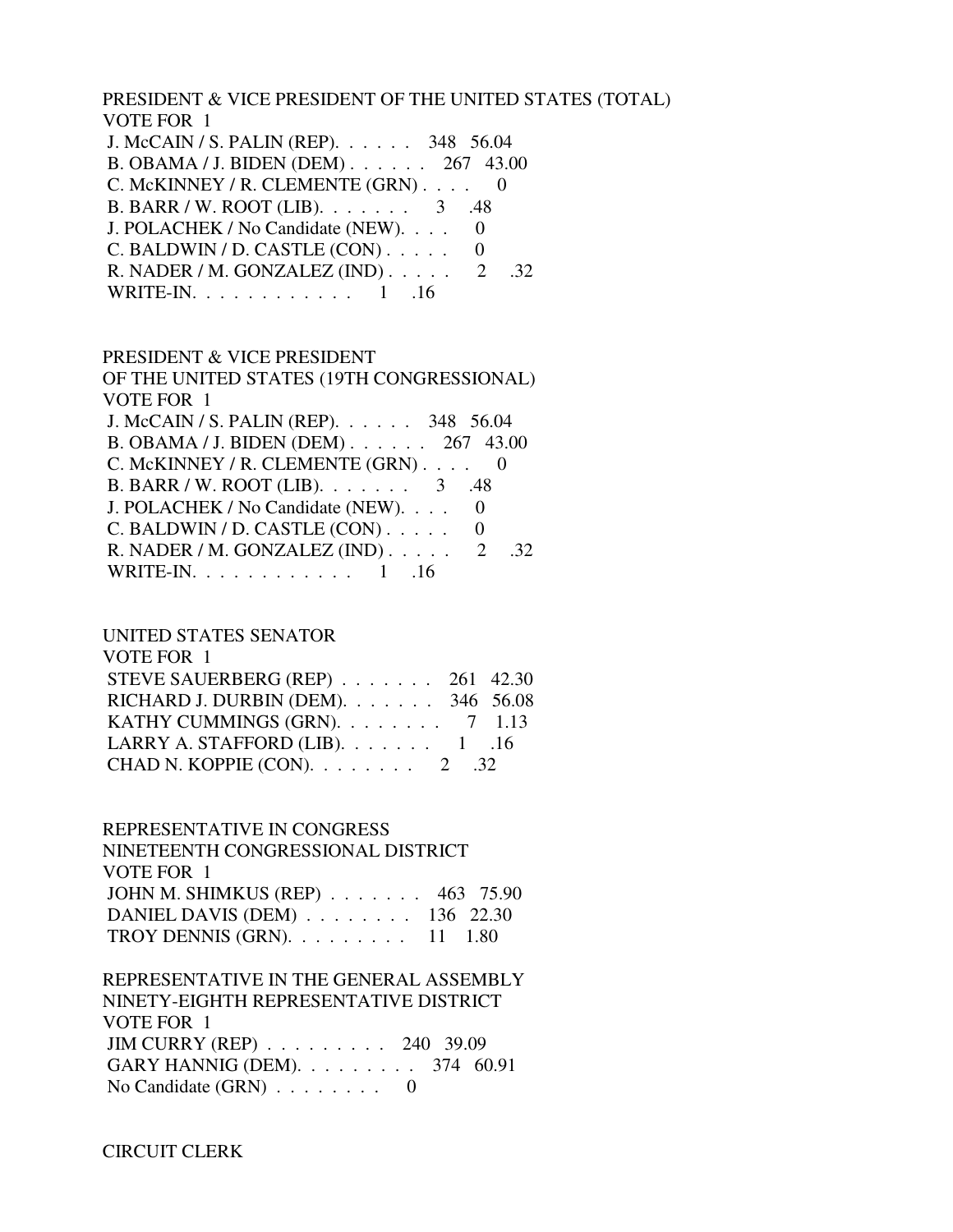PRESIDENT & VICE PRESIDENT OF THE UNITED STATES (TOTAL)
VOTE FOR 1

| | | |
|---|---|---|
| J. McCAIN / S. PALIN (REP). . . . . . | 348 | 56.04 |
| B. OBAMA / J. BIDEN (DEM) . . . . . . | 267 | 43.00 |
| C. McKINNEY / R. CLEMENTE (GRN) . . . . | 0 | |
| B. BARR / W. ROOT (LIB). . . . . . . | 3 | .48 |
| J. POLACHEK / No Candidate (NEW). . . . | 0 | |
| C. BALDWIN / D. CASTLE (CON) . . . . . | 0 | |
| R. NADER / M. GONZALEZ (IND) . . . . . | 2 | .32 |
| WRITE-IN. . . . . . . . . . . . | 1 | .16 |

PRESIDENT & VICE PRESIDENT
OF THE UNITED STATES (19TH CONGRESSIONAL)
VOTE FOR 1

| | | |
|---|---|---|
| J. McCAIN / S. PALIN (REP). . . . . . | 348 | 56.04 |
| B. OBAMA / J. BIDEN (DEM) . . . . . . | 267 | 43.00 |
| C. McKINNEY / R. CLEMENTE (GRN) . . . . | 0 | |
| B. BARR / W. ROOT (LIB). . . . . . . | 3 | .48 |
| J. POLACHEK / No Candidate (NEW). . . . | 0 | |
| C. BALDWIN / D. CASTLE (CON) . . . . . | 0 | |
| R. NADER / M. GONZALEZ (IND) . . . . . | 2 | .32 |
| WRITE-IN. . . . . . . . . . . . | 1 | .16 |

UNITED STATES SENATOR
VOTE FOR 1

| | | |
|---|---|---|
| STEVE SAUERBERG (REP) . . . . . . . | 261 | 42.30 |
| RICHARD J. DURBIN (DEM). . . . . . . | 346 | 56.08 |
| KATHY CUMMINGS (GRN). . . . . . . . | 7 | 1.13 |
| LARRY A. STAFFORD (LIB). . . . . . . | 1 | .16 |
| CHAD N. KOPPIE (CON). . . . . . . . | 2 | .32 |

REPRESENTATIVE IN CONGRESS
NINETEENTH CONGRESSIONAL DISTRICT
VOTE FOR 1

| | | |
|---|---|---|
| JOHN M. SHIMKUS (REP) . . . . . . . | 463 | 75.90 |
| DANIEL DAVIS (DEM) . . . . . . . . | 136 | 22.30 |
| TROY DENNIS (GRN). . . . . . . . . | 11 | 1.80 |

REPRESENTATIVE IN THE GENERAL ASSEMBLY
NINETY-EIGHTH REPRESENTATIVE DISTRICT
VOTE FOR 1

| | | |
|---|---|---|
| JIM CURRY (REP) . . . . . . . . . | 240 | 39.09 |
| GARY HANNIG (DEM). . . . . . . . . | 374 | 60.91 |
| No Candidate (GRN) . . . . . . . . | 0 | |

CIRCUIT CLERK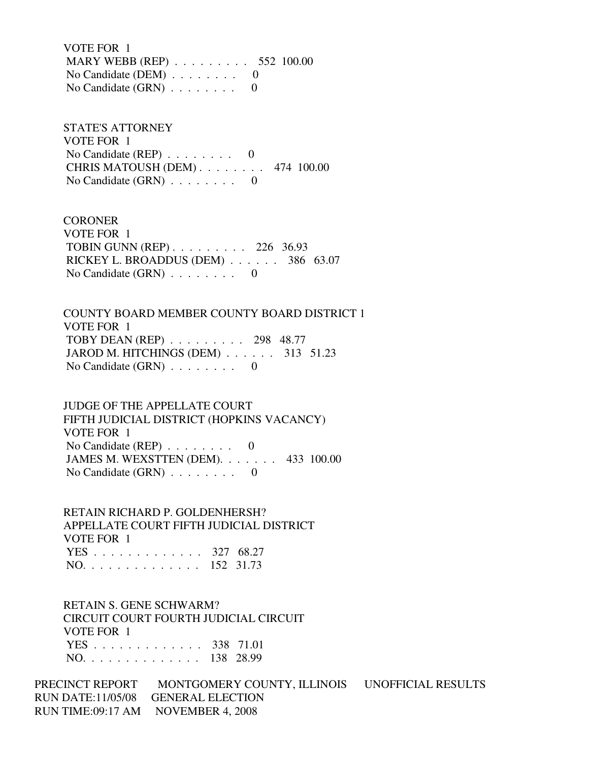VOTE FOR 1
MARY WEBB (REP) . . . . . . . . . 552 100.00
No Candidate (DEM) . . . . . . . . 0
No Candidate (GRN) . . . . . . . . 0

STATE'S ATTORNEY
VOTE FOR 1
No Candidate (REP) . . . . . . . . 0
CHRIS MATOUSH (DEM) . . . . . . . . 474 100.00
No Candidate (GRN) . . . . . . . . 0

CORONER
VOTE FOR 1
TOBIN GUNN (REP) . . . . . . . . . 226 36.93
RICKEY L. BROADDUS (DEM) . . . . . . 386 63.07
No Candidate (GRN) . . . . . . . . 0

COUNTY BOARD MEMBER COUNTY BOARD DISTRICT 1
VOTE FOR 1
TOBY DEAN (REP) . . . . . . . . . 298 48.77
JAROD M. HITCHINGS (DEM) . . . . . . 313 51.23
No Candidate (GRN) . . . . . . . . 0

JUDGE OF THE APPELLATE COURT
FIFTH JUDICIAL DISTRICT (HOPKINS VACANCY)
VOTE FOR 1
No Candidate (REP) . . . . . . . . 0
JAMES M. WEXSTTEN (DEM). . . . . . . 433 100.00
No Candidate (GRN) . . . . . . . . 0

RETAIN RICHARD P. GOLDENHERSH?
APPELLATE COURT FIFTH JUDICIAL DISTRICT
VOTE FOR 1
YES . . . . . . . . . . . . . 327 68.27
NO. . . . . . . . . . . . . . 152 31.73

RETAIN S. GENE SCHWARM?
CIRCUIT COURT FOURTH JUDICIAL CIRCUIT
VOTE FOR 1
YES . . . . . . . . . . . . . 338 71.01
NO. . . . . . . . . . . . . . 138 28.99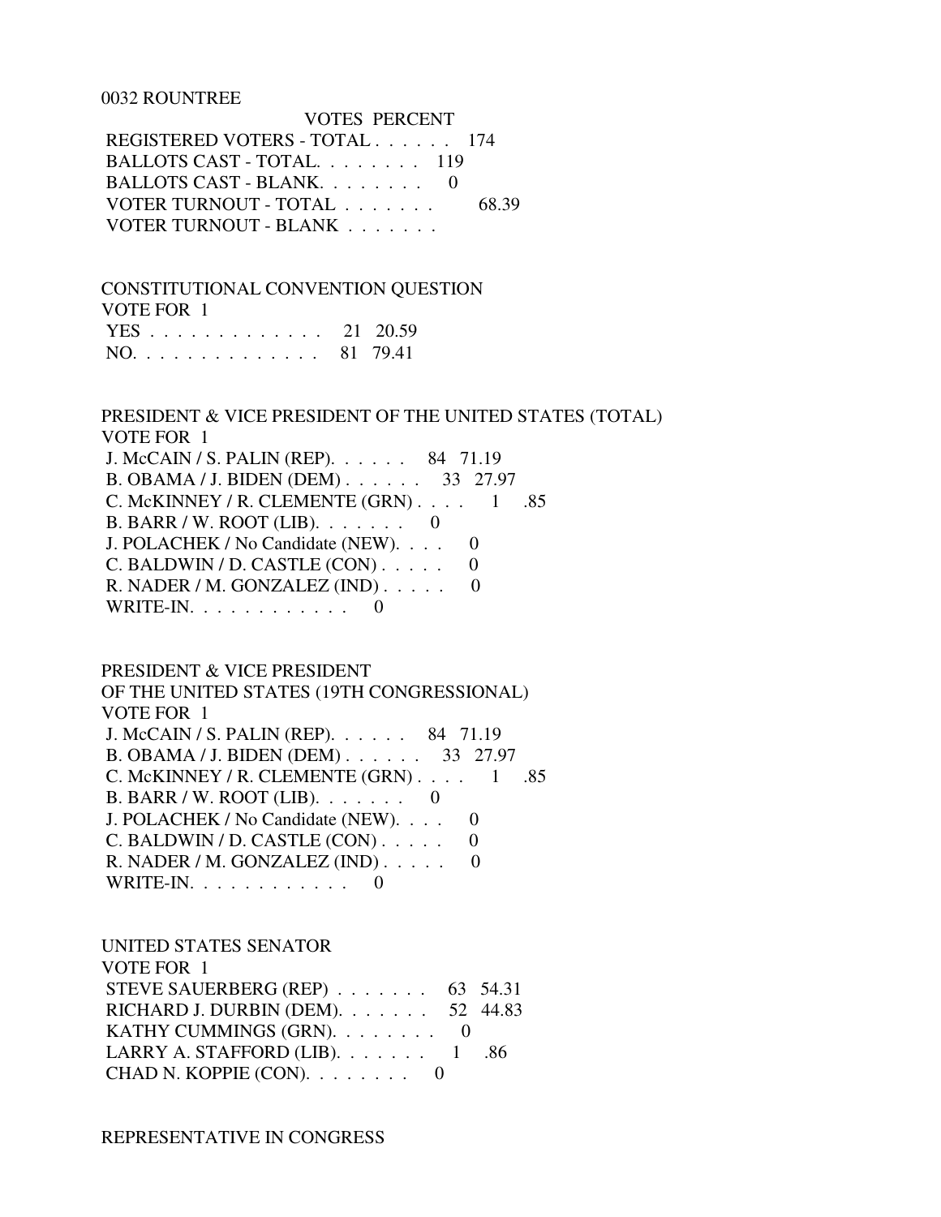0032 ROUNTREE

| | VOTES | PERCENT |
|---|---|---|
| REGISTERED VOTERS - TOTAL . . . . . . | 174 | |
| BALLOTS CAST - TOTAL. . . . . . . . | 119 | |
| BALLOTS CAST - BLANK. . . . . . . . | 0 | |
| VOTER TURNOUT - TOTAL . . . . . . . | | 68.39 |
| VOTER TURNOUT - BLANK . . . . . . . | | |

CONSTITUTIONAL CONVENTION QUESTION
VOTE FOR 1

| | | |
|---|---|---|
| YES . . . . . . . . . . . . . | 21 | 20.59 |
| NO. . . . . . . . . . . . . . | 81 | 79.41 |

PRESIDENT & VICE PRESIDENT OF THE UNITED STATES (TOTAL)
VOTE FOR 1

| | | |
|---|---|---|
| J. McCAIN / S. PALIN (REP). . . . . . | 84 | 71.19 |
| B. OBAMA / J. BIDEN (DEM) . . . . . . | 33 | 27.97 |
| C. McKINNEY / R. CLEMENTE (GRN) . . . . | 1 | .85 |
| B. BARR / W. ROOT (LIB). . . . . . . | 0 | |
| J. POLACHEK / No Candidate (NEW). . . . | 0 | |
| C. BALDWIN / D. CASTLE (CON) . . . . . | 0 | |
| R. NADER / M. GONZALEZ (IND) . . . . . | 0 | |
| WRITE-IN. . . . . . . . . . . . | 0 | |

PRESIDENT & VICE PRESIDENT
OF THE UNITED STATES (19TH CONGRESSIONAL)
VOTE FOR 1

| | | |
|---|---|---|
| J. McCAIN / S. PALIN (REP). . . . . . | 84 | 71.19 |
| B. OBAMA / J. BIDEN (DEM) . . . . . . | 33 | 27.97 |
| C. McKINNEY / R. CLEMENTE (GRN) . . . . | 1 | .85 |
| B. BARR / W. ROOT (LIB). . . . . . . | 0 | |
| J. POLACHEK / No Candidate (NEW). . . . | 0 | |
| C. BALDWIN / D. CASTLE (CON) . . . . . | 0 | |
| R. NADER / M. GONZALEZ (IND) . . . . . | 0 | |
| WRITE-IN. . . . . . . . . . . . | 0 | |

UNITED STATES SENATOR
VOTE FOR 1

| | | |
|---|---|---|
| STEVE SAUERBERG (REP) . . . . . . . | 63 | 54.31 |
| RICHARD J. DURBIN (DEM). . . . . . . | 52 | 44.83 |
| KATHY CUMMINGS (GRN). . . . . . . . | 0 | |
| LARRY A. STAFFORD (LIB). . . . . . . | 1 | .86 |
| CHAD N. KOPPIE (CON). . . . . . . . | 0 | |

REPRESENTATIVE IN CONGRESS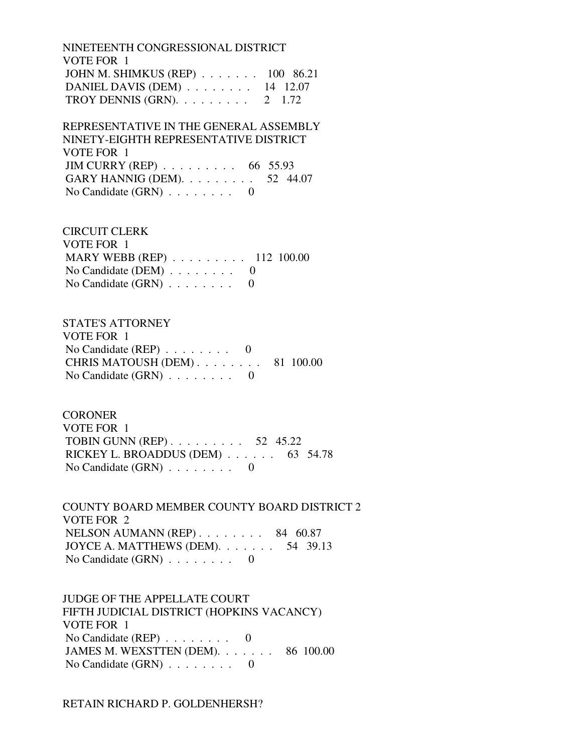NINETEENTH CONGRESSIONAL DISTRICT
VOTE FOR 1
JOHN M. SHIMKUS (REP) . . . . . . . 100 86.21
DANIEL DAVIS (DEM) . . . . . . . . 14 12.07
TROY DENNIS (GRN). . . . . . . . . 2 1.72

REPRESENTATIVE IN THE GENERAL ASSEMBLY
NINETY-EIGHTH REPRESENTATIVE DISTRICT
VOTE FOR 1
JIM CURRY (REP) . . . . . . . . . 66 55.93
GARY HANNIG (DEM). . . . . . . . . 52 44.07
No Candidate (GRN) . . . . . . . . 0

CIRCUIT CLERK
VOTE FOR 1
MARY WEBB (REP) . . . . . . . . . 112 100.00
No Candidate (DEM) . . . . . . . . 0
No Candidate (GRN) . . . . . . . . 0

STATE'S ATTORNEY
VOTE FOR 1
No Candidate (REP) . . . . . . . . 0
CHRIS MATOUSH (DEM) . . . . . . . . 81 100.00
No Candidate (GRN) . . . . . . . . 0

CORONER
VOTE FOR 1
TOBIN GUNN (REP) . . . . . . . . . 52 45.22
RICKEY L. BROADDUS (DEM) . . . . . . 63 54.78
No Candidate (GRN) . . . . . . . . 0

COUNTY BOARD MEMBER COUNTY BOARD DISTRICT 2
VOTE FOR 2
NELSON AUMANN (REP) . . . . . . . . 84 60.87
JOYCE A. MATTHEWS (DEM). . . . . . . 54 39.13
No Candidate (GRN) . . . . . . . . 0

JUDGE OF THE APPELLATE COURT
FIFTH JUDICIAL DISTRICT (HOPKINS VACANCY)
VOTE FOR 1
No Candidate (REP) . . . . . . . . 0
JAMES M. WEXSTTEN (DEM). . . . . . . 86 100.00
No Candidate (GRN) . . . . . . . . 0

RETAIN RICHARD P. GOLDENHERSH?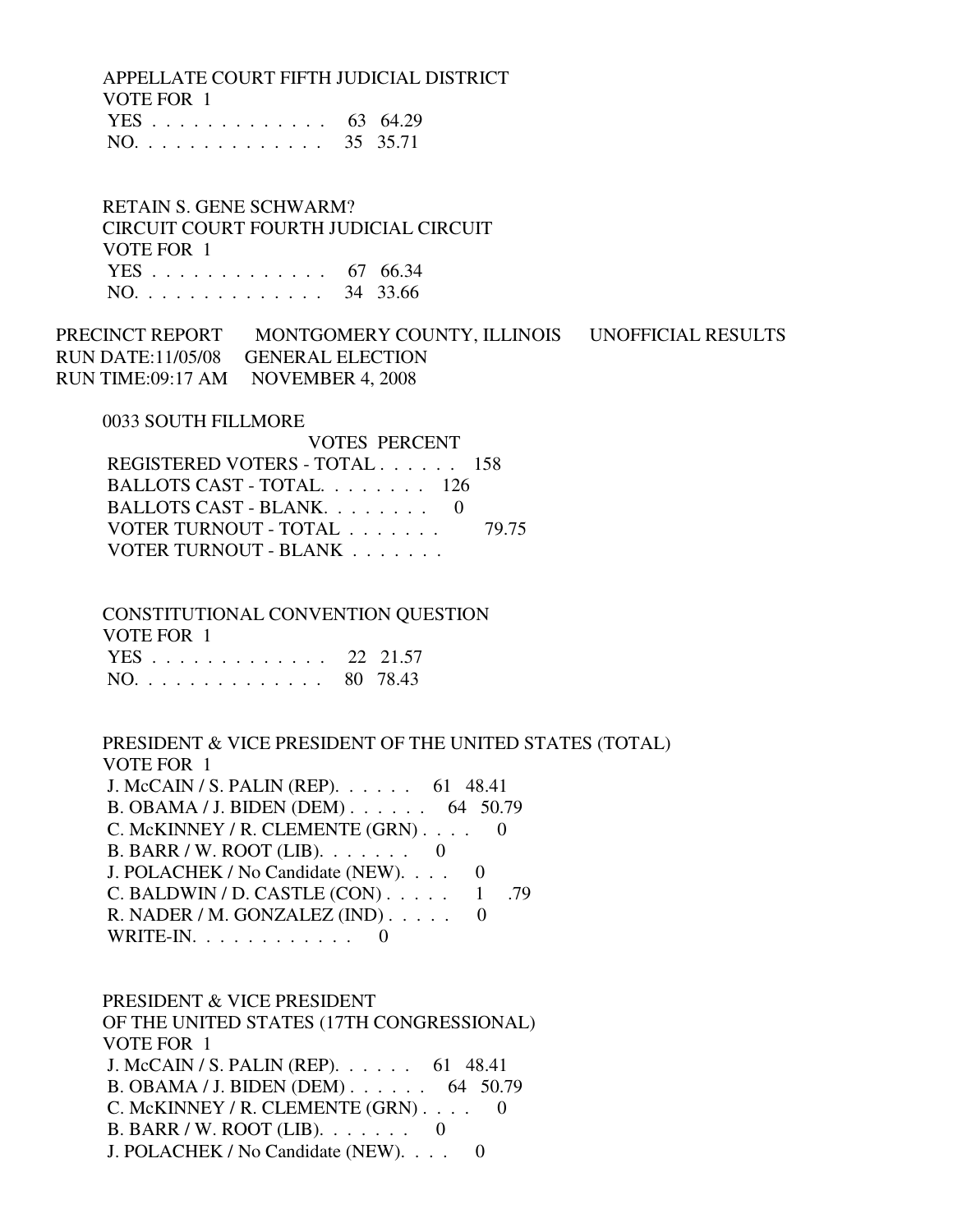APPELLATE COURT FIFTH JUDICIAL DISTRICT
VOTE FOR 1

| | | |
|---|---|---|
| YES . . . . . . . . . . . . . . | 63 | 64.29 |
| NO. . . . . . . . . . . . . . . | 35 | 35.71 |

RETAIN S. GENE SCHWARM?
CIRCUIT COURT FOURTH JUDICIAL CIRCUIT
VOTE FOR 1

| | | |
|---|---|---|
| YES . . . . . . . . . . . . . . | 67 | 66.34 |
| NO. . . . . . . . . . . . . . . | 34 | 33.66 |

PRECINCT REPORT MONTGOMERY COUNTY, ILLINOIS UNOFFICIAL RESULTS
RUN DATE:11/05/08 GENERAL ELECTION
RUN TIME:09:17 AM NOVEMBER 4, 2008

0033 SOUTH FILLMORE

| | VOTES | PERCENT |
|---|---|---|
| REGISTERED VOTERS - TOTAL . . . . . . | 158 | |
| BALLOTS CAST - TOTAL. . . . . . . . | 126 | |
| BALLOTS CAST - BLANK. . . . . . . . | 0 | |
| VOTER TURNOUT - TOTAL . . . . . . . | | 79.75 |
| VOTER TURNOUT - BLANK . . . . . . . | | |

CONSTITUTIONAL CONVENTION QUESTION
VOTE FOR 1

| | | |
|---|---|---|
| YES . . . . . . . . . . . . . . | 22 | 21.57 |
| NO. . . . . . . . . . . . . . . | 80 | 78.43 |

PRESIDENT & VICE PRESIDENT OF THE UNITED STATES (TOTAL)
VOTE FOR 1

| | | |
|---|---|---|
| J. McCAIN / S. PALIN (REP). . . . . . | 61 | 48.41 |
| B. OBAMA / J. BIDEN (DEM) . . . . . . | 64 | 50.79 |
| C. McKINNEY / R. CLEMENTE (GRN) . . . . | 0 | |
| B. BARR / W. ROOT (LIB). . . . . . . | 0 | |
| J. POLACHEK / No Candidate (NEW). . . . | 0 | |
| C. BALDWIN / D. CASTLE (CON) . . . . . | 1 | .79 |
| R. NADER / M. GONZALEZ (IND) . . . . . | 0 | |
| WRITE-IN. . . . . . . . . . . . | 0 | |

PRESIDENT & VICE PRESIDENT
OF THE UNITED STATES (17TH CONGRESSIONAL)
VOTE FOR 1

| | | |
|---|---|---|
| J. McCAIN / S. PALIN (REP). . . . . . | 61 | 48.41 |
| B. OBAMA / J. BIDEN (DEM) . . . . . . | 64 | 50.79 |
| C. McKINNEY / R. CLEMENTE (GRN) . . . . | 0 | |
| B. BARR / W. ROOT (LIB). . . . . . . | 0 | |
| J. POLACHEK / No Candidate (NEW). . . . | 0 | |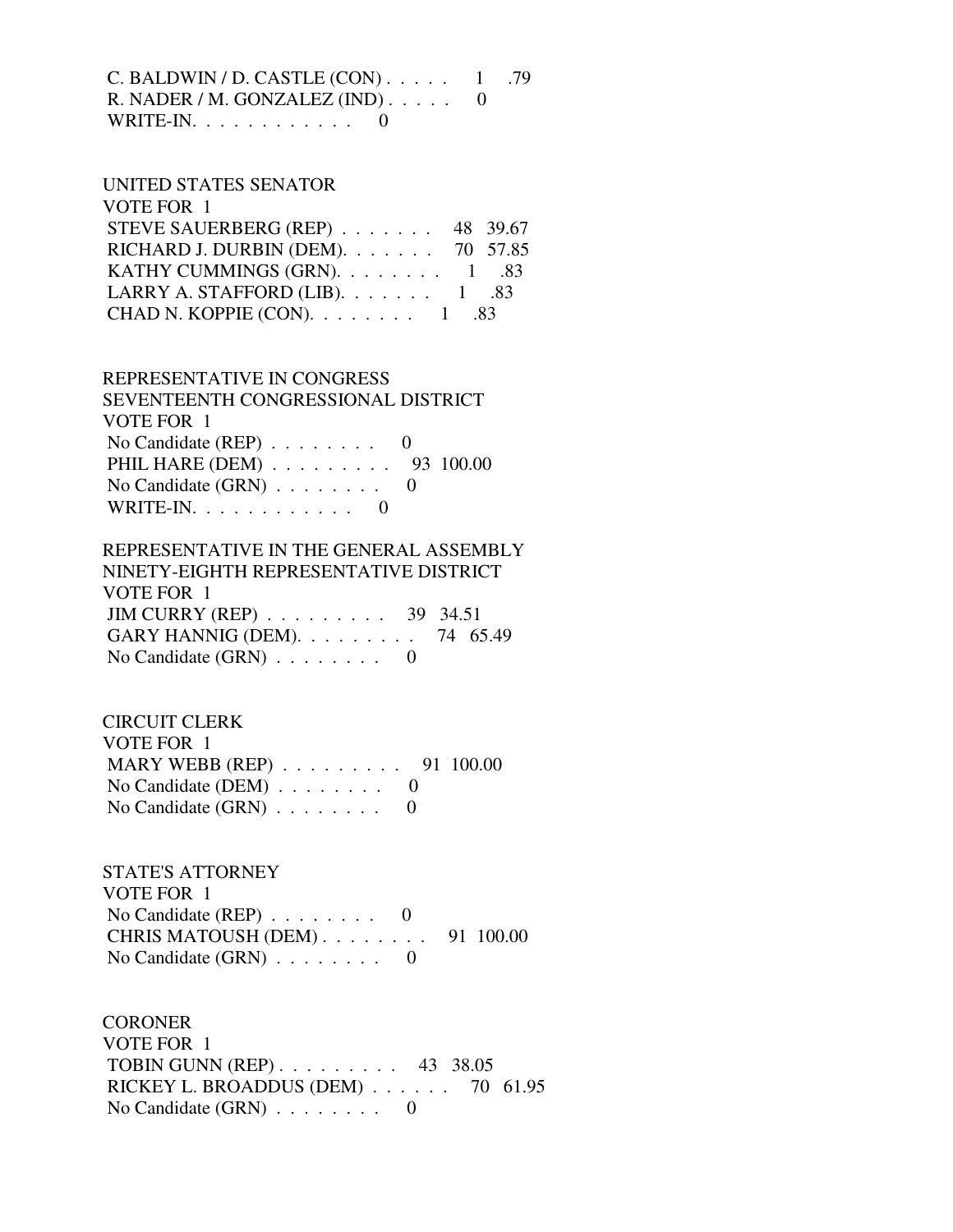C. BALDWIN / D. CASTLE (CON) . . . . . 1 .79
R. NADER / M. GONZALEZ (IND) . . . . . 0
WRITE-IN. . . . . . . . . . . . 0

UNITED STATES SENATOR
VOTE FOR 1
STEVE SAUERBERG (REP) . . . . . . . 48 39.67
RICHARD J. DURBIN (DEM). . . . . . . 70 57.85
KATHY CUMMINGS (GRN). . . . . . . . 1 .83
LARRY A. STAFFORD (LIB). . . . . . . 1 .83
CHAD N. KOPPIE (CON). . . . . . . . 1 .83

REPRESENTATIVE IN CONGRESS
SEVENTEENTH CONGRESSIONAL DISTRICT
VOTE FOR 1
No Candidate (REP) . . . . . . . . 0
PHIL HARE (DEM) . . . . . . . . . 93 100.00
No Candidate (GRN) . . . . . . . . 0
WRITE-IN. . . . . . . . . . . . 0

REPRESENTATIVE IN THE GENERAL ASSEMBLY
NINETY-EIGHTH REPRESENTATIVE DISTRICT
VOTE FOR 1
JIM CURRY (REP) . . . . . . . . . 39 34.51
GARY HANNIG (DEM). . . . . . . . . 74 65.49
No Candidate (GRN) . . . . . . . . 0

CIRCUIT CLERK
VOTE FOR 1
MARY WEBB (REP) . . . . . . . . . 91 100.00
No Candidate (DEM) . . . . . . . . 0
No Candidate (GRN) . . . . . . . . 0

STATE'S ATTORNEY
VOTE FOR 1
No Candidate (REP) . . . . . . . . 0
CHRIS MATOUSH (DEM) . . . . . . . . 91 100.00
No Candidate (GRN) . . . . . . . . 0

CORONER
VOTE FOR 1
TOBIN GUNN (REP) . . . . . . . . . 43 38.05
RICKEY L. BROADDUS (DEM) . . . . . . 70 61.95
No Candidate (GRN) . . . . . . . . 0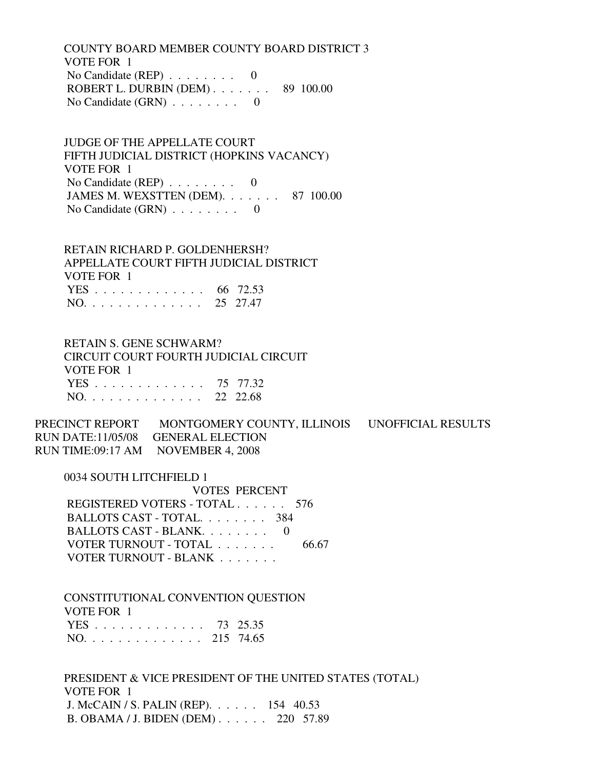COUNTY BOARD MEMBER COUNTY BOARD DISTRICT 3
VOTE FOR 1

| | | |
|---|---|---|
| No Candidate (REP) . . . . . . . . | 0 | |
| ROBERT L. DURBIN (DEM) . . . . . . . | 89 | 100.00 |
| No Candidate (GRN) . . . . . . . . | 0 | |

JUDGE OF THE APPELLATE COURT
FIFTH JUDICIAL DISTRICT (HOPKINS VACANCY)
VOTE FOR 1

| | | |
|---|---|---|
| No Candidate (REP) . . . . . . . . | 0 | |
| JAMES M. WEXSTTEN (DEM). . . . . . . | 87 | 100.00 |
| No Candidate (GRN) . . . . . . . . | 0 | |

RETAIN RICHARD P. GOLDENHERSH?
APPELLATE COURT FIFTH JUDICIAL DISTRICT
VOTE FOR 1

| | | |
|---|---|---|
| YES . . . . . . . . . . . . . | 66 | 72.53 |
| NO. . . . . . . . . . . . . . | 25 | 27.47 |

RETAIN S. GENE SCHWARM?
CIRCUIT COURT FOURTH JUDICIAL CIRCUIT
VOTE FOR 1

| | | |
|---|---|---|
| YES . . . . . . . . . . . . . | 75 | 77.32 |
| NO. . . . . . . . . . . . . . | 22 | 22.68 |

PRECINCT REPORT MONTGOMERY COUNTY, ILLINOIS UNOFFICIAL RESULTS
RUN DATE:11/05/08 GENERAL ELECTION
RUN TIME:09:17 AM NOVEMBER 4, 2008

0034 SOUTH LITCHFIELD 1

| | VOTES | PERCENT |
|---|---|---|
| REGISTERED VOTERS - TOTAL . . . . . . | 576 | |
| BALLOTS CAST - TOTAL. . . . . . . . | 384 | |
| BALLOTS CAST - BLANK. . . . . . . . | 0 | |
| VOTER TURNOUT - TOTAL . . . . . . . | | 66.67 |
| VOTER TURNOUT - BLANK . . . . . . . | | |

CONSTITUTIONAL CONVENTION QUESTION
VOTE FOR 1

| | | |
|---|---|---|
| YES . . . . . . . . . . . . . | 73 | 25.35 |
| NO. . . . . . . . . . . . . . | 215 | 74.65 |

PRESIDENT & VICE PRESIDENT OF THE UNITED STATES (TOTAL)
VOTE FOR 1

| | | |
|---|---|---|
| J. McCAIN / S. PALIN (REP). . . . . . | 154 | 40.53 |
| B. OBAMA / J. BIDEN (DEM) . . . . . . | 220 | 57.89 |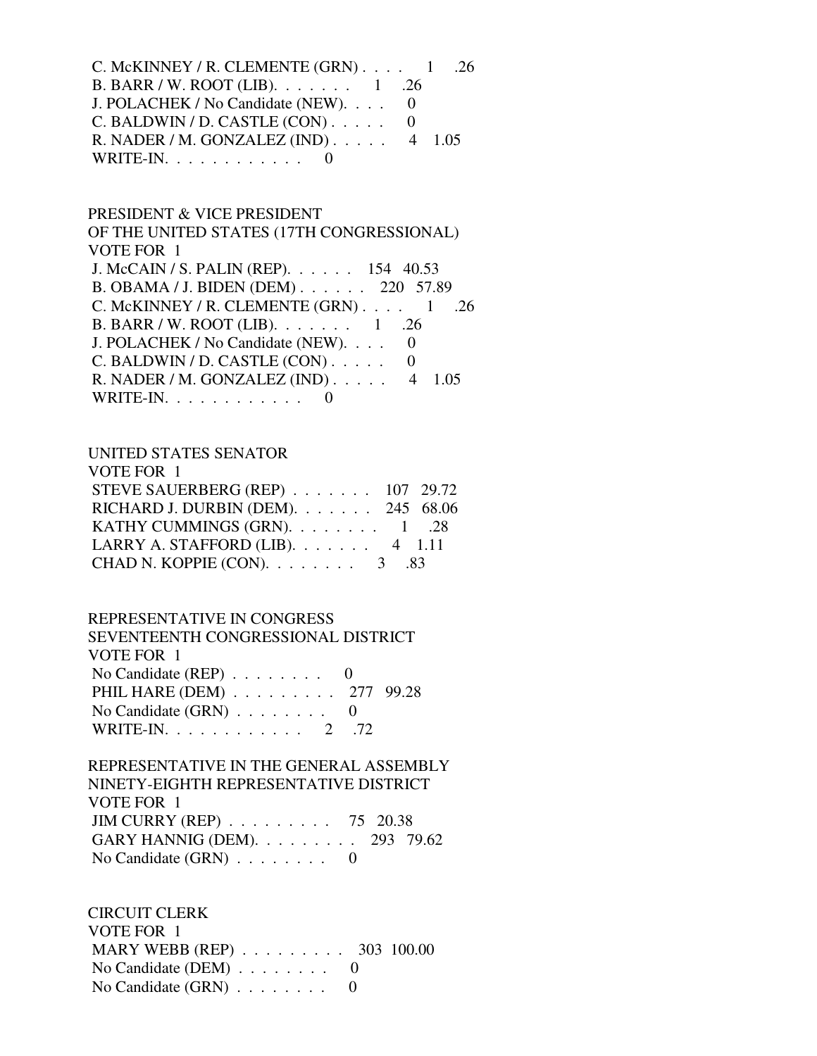C. McKINNEY / R. CLEMENTE (GRN) . . . . 1 .26
B. BARR / W. ROOT (LIB). . . . . . . 1 .26
J. POLACHEK / No Candidate (NEW). . . . 0
C. BALDWIN / D. CASTLE (CON) . . . . . 0
R. NADER / M. GONZALEZ (IND) . . . . . 4 1.05
WRITE-IN. . . . . . . . . . . . 0

PRESIDENT & VICE PRESIDENT
OF THE UNITED STATES (17TH CONGRESSIONAL)
VOTE FOR 1
J. McCAIN / S. PALIN (REP). . . . . . 154 40.53
B. OBAMA / J. BIDEN (DEM) . . . . . . 220 57.89
C. McKINNEY / R. CLEMENTE (GRN) . . . . 1 .26
B. BARR / W. ROOT (LIB). . . . . . . 1 .26
J. POLACHEK / No Candidate (NEW). . . . 0
C. BALDWIN / D. CASTLE (CON) . . . . . 0
R. NADER / M. GONZALEZ (IND) . . . . . 4 1.05
WRITE-IN. . . . . . . . . . . . 0

UNITED STATES SENATOR
VOTE FOR 1
STEVE SAUERBERG (REP) . . . . . . . 107 29.72
RICHARD J. DURBIN (DEM). . . . . . . 245 68.06
KATHY CUMMINGS (GRN). . . . . . . . 1 .28
LARRY A. STAFFORD (LIB). . . . . . . 4 1.11
CHAD N. KOPPIE (CON). . . . . . . . 3 .83

REPRESENTATIVE IN CONGRESS
SEVENTEENTH CONGRESSIONAL DISTRICT
VOTE FOR 1
No Candidate (REP) . . . . . . . . 0
PHIL HARE (DEM) . . . . . . . . . 277 99.28
No Candidate (GRN) . . . . . . . . 0
WRITE-IN. . . . . . . . . . . . 2 .72

REPRESENTATIVE IN THE GENERAL ASSEMBLY
NINETY-EIGHTH REPRESENTATIVE DISTRICT
VOTE FOR 1
JIM CURRY (REP) . . . . . . . . . 75 20.38
GARY HANNIG (DEM). . . . . . . . . 293 79.62
No Candidate (GRN) . . . . . . . . 0

CIRCUIT CLERK
VOTE FOR 1
MARY WEBB (REP) . . . . . . . . . 303 100.00
No Candidate (DEM) . . . . . . . . 0
No Candidate (GRN) . . . . . . . . 0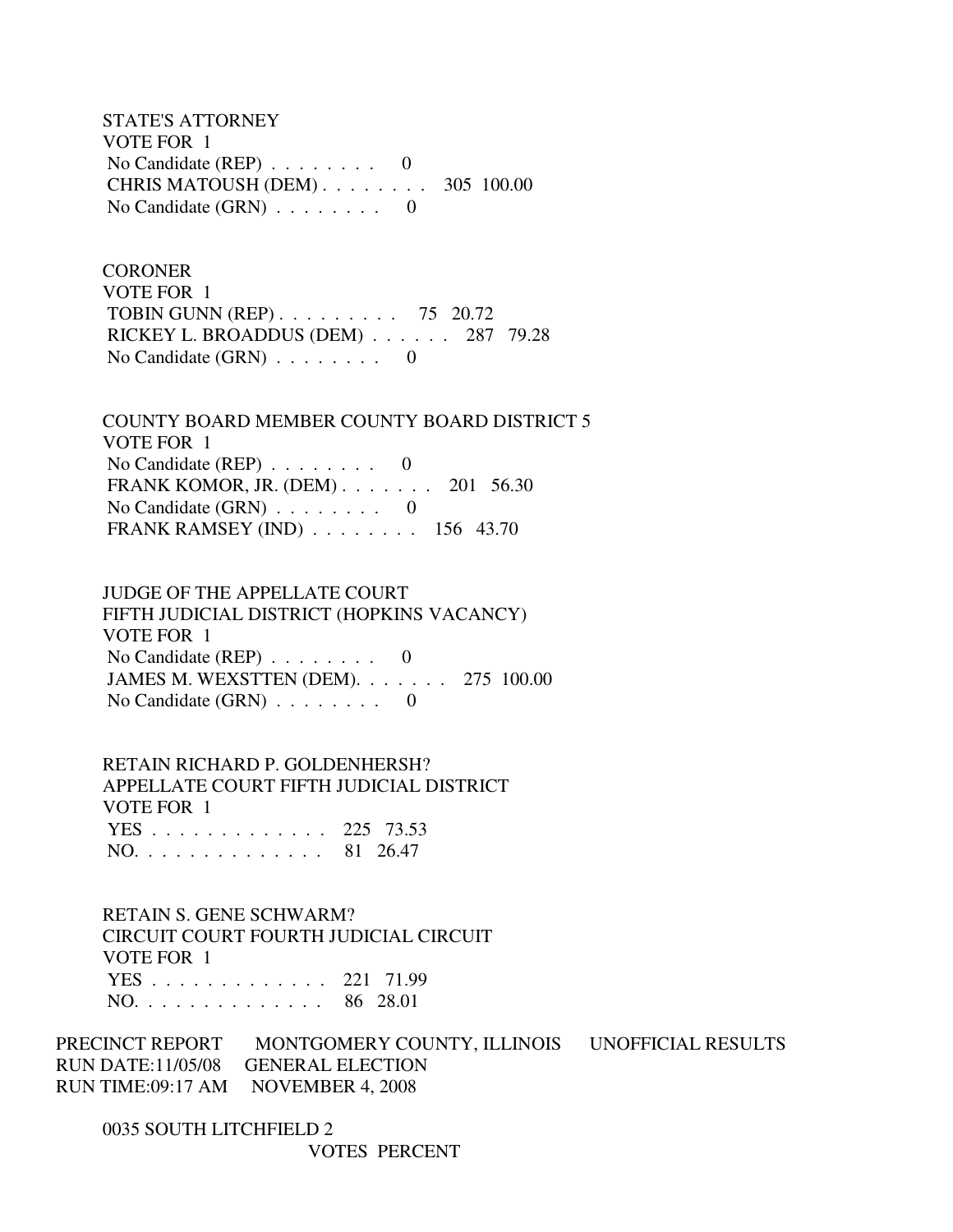STATE'S ATTORNEY
VOTE FOR 1

| | | |
|---|---|---|
| No Candidate (REP) . . . . . . . . | 0 | |
| CHRIS MATOUSH (DEM) . . . . . . . . | 305 | 100.00 |
| No Candidate (GRN) . . . . . . . . | 0 | |

CORONER
VOTE FOR 1

| | | |
|---|---|---|
| TOBIN GUNN (REP) . . . . . . . . . | 75 | 20.72 |
| RICKEY L. BROADDUS (DEM) . . . . . . | 287 | 79.28 |
| No Candidate (GRN) . . . . . . . . | 0 | |

COUNTY BOARD MEMBER COUNTY BOARD DISTRICT 5
VOTE FOR 1

| | | |
|---|---|---|
| No Candidate (REP) . . . . . . . . | 0 | |
| FRANK KOMOR, JR. (DEM) . . . . . . . | 201 | 56.30 |
| No Candidate (GRN) . . . . . . . . | 0 | |
| FRANK RAMSEY (IND) . . . . . . . . | 156 | 43.70 |

JUDGE OF THE APPELLATE COURT
FIFTH JUDICIAL DISTRICT (HOPKINS VACANCY)
VOTE FOR 1

| | | |
|---|---|---|
| No Candidate (REP) . . . . . . . . | 0 | |
| JAMES M. WEXSTTEN (DEM). . . . . . . | 275 | 100.00 |
| No Candidate (GRN) . . . . . . . . | 0 | |

RETAIN RICHARD P. GOLDENHERSH?
APPELLATE COURT FIFTH JUDICIAL DISTRICT
VOTE FOR 1

| | | |
|---|---|---|
| YES . . . . . . . . . . . . . | 225 | 73.53 |
| NO. . . . . . . . . . . . . . | 81 | 26.47 |

RETAIN S. GENE SCHWARM?
CIRCUIT COURT FOURTH JUDICIAL CIRCUIT
VOTE FOR 1

| | | |
|---|---|---|
| YES . . . . . . . . . . . . . | 221 | 71.99 |
| NO. . . . . . . . . . . . . . | 86 | 28.01 |

PRECINCT REPORT MONTGOMERY COUNTY, ILLINOIS UNOFFICIAL RESULTS
RUN DATE:11/05/08 GENERAL ELECTION
RUN TIME:09:17 AM NOVEMBER 4, 2008

0035 SOUTH LITCHFIELD 2
VOTES PERCENT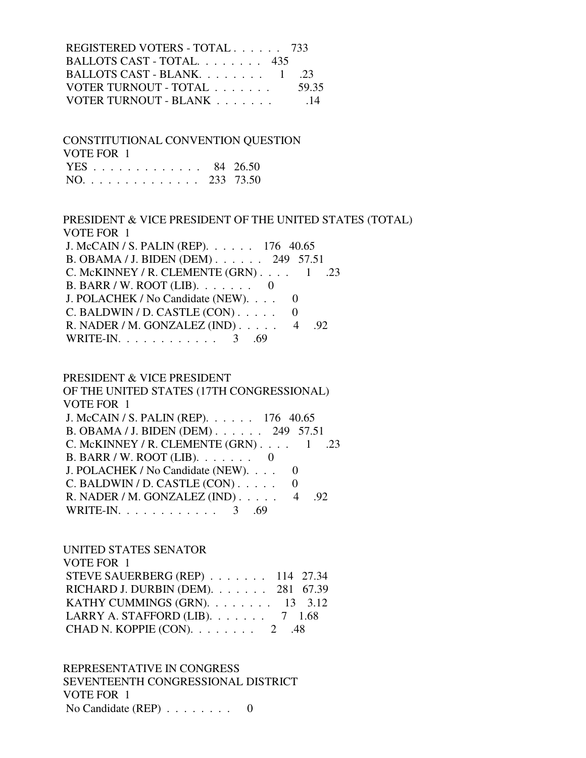REGISTERED VOTERS - TOTAL . . . . . . 733
BALLOTS CAST - TOTAL. . . . . . . . 435
BALLOTS CAST - BLANK. . . . . . . . 1 .23
VOTER TURNOUT - TOTAL . . . . . . . 59.35
VOTER TURNOUT - BLANK . . . . . . . .14

CONSTITUTIONAL CONVENTION QUESTION
VOTE FOR 1

| | | |
|---|---|---|
| YES . . . . . . . . . . . . . . | 84 | 26.50 |
| NO. . . . . . . . . . . . . . | 233 | 73.50 |

PRESIDENT & VICE PRESIDENT OF THE UNITED STATES (TOTAL)
VOTE FOR 1

| | | |
|---|---|---|
| J. McCAIN / S. PALIN (REP). . . . . . | 176 | 40.65 |
| B. OBAMA / J. BIDEN (DEM) . . . . . . | 249 | 57.51 |
| C. McKINNEY / R. CLEMENTE (GRN) . . . . | 1 | .23 |
| B. BARR / W. ROOT (LIB). . . . . . . | 0 | |
| J. POLACHEK / No Candidate (NEW). . . . | 0 | |
| C. BALDWIN / D. CASTLE (CON) . . . . . | 0 | |
| R. NADER / M. GONZALEZ (IND) . . . . . | 4 | .92 |
| WRITE-IN. . . . . . . . . . . . | 3 | .69 |

PRESIDENT & VICE PRESIDENT
OF THE UNITED STATES (17TH CONGRESSIONAL)
VOTE FOR 1

| | | |
|---|---|---|
| J. McCAIN / S. PALIN (REP). . . . . . | 176 | 40.65 |
| B. OBAMA / J. BIDEN (DEM) . . . . . . | 249 | 57.51 |
| C. McKINNEY / R. CLEMENTE (GRN) . . . . | 1 | .23 |
| B. BARR / W. ROOT (LIB). . . . . . . | 0 | |
| J. POLACHEK / No Candidate (NEW). . . . | 0 | |
| C. BALDWIN / D. CASTLE (CON) . . . . . | 0 | |
| R. NADER / M. GONZALEZ (IND) . . . . . | 4 | .92 |
| WRITE-IN. . . . . . . . . . . . | 3 | .69 |

UNITED STATES SENATOR
VOTE FOR 1

| | | |
|---|---|---|
| STEVE SAUERBERG (REP) . . . . . . . | 114 | 27.34 |
| RICHARD J. DURBIN (DEM). . . . . . . | 281 | 67.39 |
| KATHY CUMMINGS (GRN). . . . . . . . | 13 | 3.12 |
| LARRY A. STAFFORD (LIB). . . . . . . | 7 | 1.68 |
| CHAD N. KOPPIE (CON). . . . . . . . | 2 | .48 |

REPRESENTATIVE IN CONGRESS
SEVENTEENTH CONGRESSIONAL DISTRICT
VOTE FOR 1

| | | |
|---|---|---|
| No Candidate (REP) . . . . . . . . | 0 | |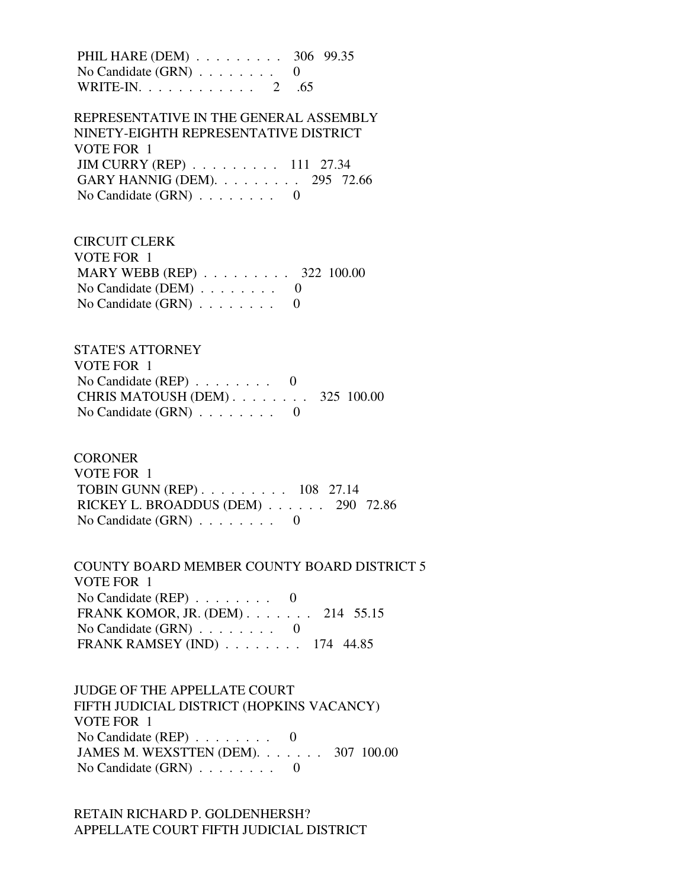PHIL HARE (DEM) . . . . . . . . . 306 99.35
No Candidate (GRN) . . . . . . . . 0
WRITE-IN. . . . . . . . . . . . 2 .65

REPRESENTATIVE IN THE GENERAL ASSEMBLY
NINETY-EIGHTH REPRESENTATIVE DISTRICT
VOTE FOR 1
JIM CURRY (REP) . . . . . . . . . 111 27.34
GARY HANNIG (DEM). . . . . . . . . 295 72.66
No Candidate (GRN) . . . . . . . . 0

CIRCUIT CLERK
VOTE FOR 1
MARY WEBB (REP) . . . . . . . . . 322 100.00
No Candidate (DEM) . . . . . . . . 0
No Candidate (GRN) . . . . . . . . 0

STATE'S ATTORNEY
VOTE FOR 1
No Candidate (REP) . . . . . . . . 0
CHRIS MATOUSH (DEM) . . . . . . . . 325 100.00
No Candidate (GRN) . . . . . . . . 0

CORONER
VOTE FOR 1
TOBIN GUNN (REP) . . . . . . . . . 108 27.14
RICKEY L. BROADDUS (DEM) . . . . . . 290 72.86
No Candidate (GRN) . . . . . . . . 0

COUNTY BOARD MEMBER COUNTY BOARD DISTRICT 5
VOTE FOR 1
No Candidate (REP) . . . . . . . . 0
FRANK KOMOR, JR. (DEM) . . . . . . . 214 55.15
No Candidate (GRN) . . . . . . . . 0
FRANK RAMSEY (IND) . . . . . . . . 174 44.85

JUDGE OF THE APPELLATE COURT
FIFTH JUDICIAL DISTRICT (HOPKINS VACANCY)
VOTE FOR 1
No Candidate (REP) . . . . . . . . 0
JAMES M. WEXSTTEN (DEM). . . . . . . 307 100.00
No Candidate (GRN) . . . . . . . . 0

RETAIN RICHARD P. GOLDENHERSH?
APPELLATE COURT FIFTH JUDICIAL DISTRICT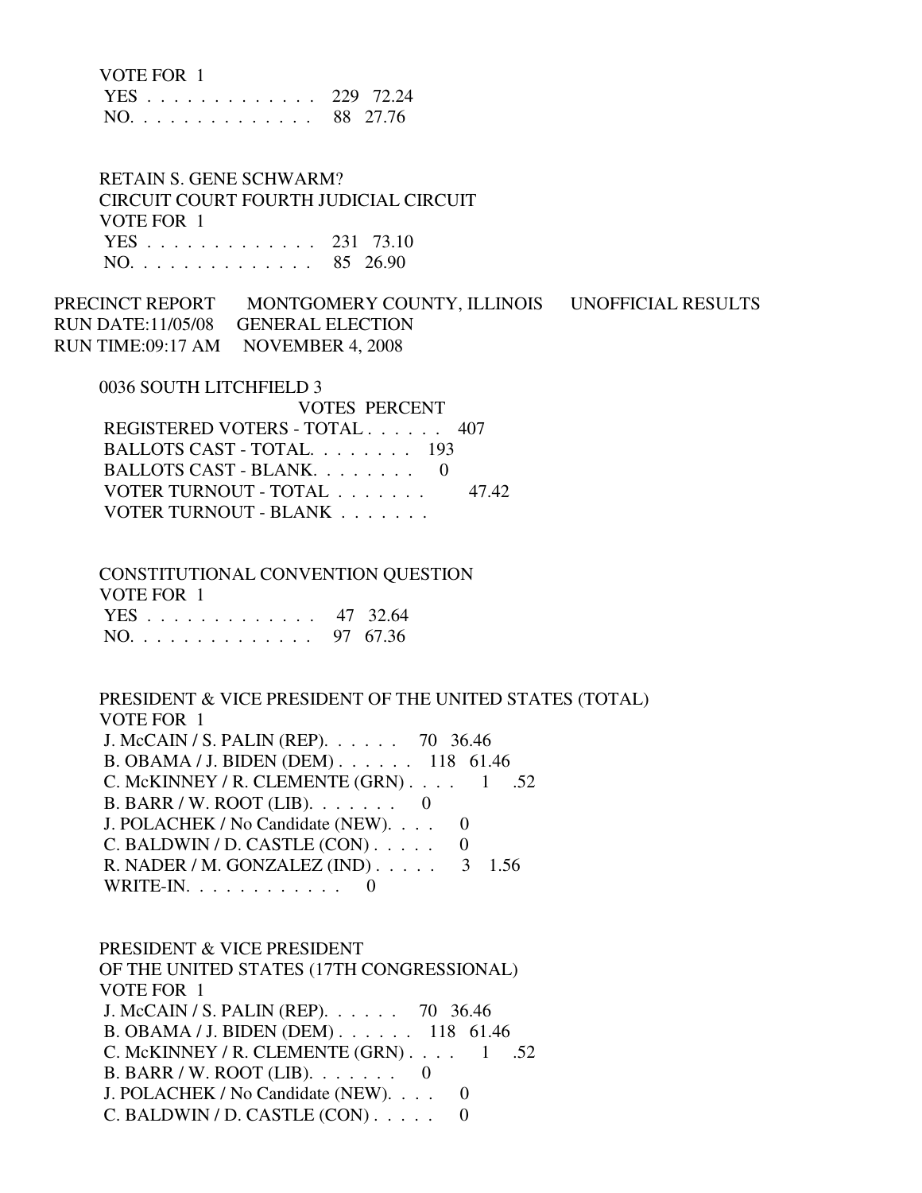VOTE FOR 1

| | | |
|---|---|---|
| YES . . . . . . . . . . . . . . | 229 | 72.24 |
| NO. . . . . . . . . . . . . . . | 88 | 27.76 |

RETAIN S. GENE SCHWARM?
CIRCUIT COURT FOURTH JUDICIAL CIRCUIT
VOTE FOR 1

| | | |
|---|---|---|
| YES . . . . . . . . . . . . . . | 231 | 73.10 |
| NO. . . . . . . . . . . . . . . | 85 | 26.90 |

PRECINCT REPORT    MONTGOMERY COUNTY, ILLINOIS    UNOFFICIAL RESULTS
RUN DATE:11/05/08    GENERAL ELECTION
RUN TIME:09:17 AM    NOVEMBER 4, 2008

0036 SOUTH LITCHFIELD 3

| | VOTES | PERCENT |
|---|---|---|
| REGISTERED VOTERS - TOTAL . . . . . . | 407 | |
| BALLOTS CAST - TOTAL. . . . . . . . | 193 | |
| BALLOTS CAST - BLANK. . . . . . . . | 0 | |
| VOTER TURNOUT - TOTAL . . . . . . . | | 47.42 |
| VOTER TURNOUT - BLANK . . . . . . . | | |

CONSTITUTIONAL CONVENTION QUESTION
VOTE FOR 1

| | | |
|---|---|---|
| YES . . . . . . . . . . . . . . | 47 | 32.64 |
| NO. . . . . . . . . . . . . . . | 97 | 67.36 |

PRESIDENT & VICE PRESIDENT OF THE UNITED STATES (TOTAL)
VOTE FOR 1

| | | |
|---|---|---|
| J. McCAIN / S. PALIN (REP). . . . . . | 70 | 36.46 |
| B. OBAMA / J. BIDEN (DEM) . . . . . . | 118 | 61.46 |
| C. McKINNEY / R. CLEMENTE (GRN) . . . . | 1 | .52 |
| B. BARR / W. ROOT (LIB). . . . . . . | 0 | |
| J. POLACHEK / No Candidate (NEW). . . . | 0 | |
| C. BALDWIN / D. CASTLE (CON) . . . . . | 0 | |
| R. NADER / M. GONZALEZ (IND) . . . . . | 3 | 1.56 |
| WRITE-IN. . . . . . . . . . . . | 0 | |

PRESIDENT & VICE PRESIDENT
OF THE UNITED STATES (17TH CONGRESSIONAL)
VOTE FOR 1

| | | |
|---|---|---|
| J. McCAIN / S. PALIN (REP). . . . . . | 70 | 36.46 |
| B. OBAMA / J. BIDEN (DEM) . . . . . . | 118 | 61.46 |
| C. McKINNEY / R. CLEMENTE (GRN) . . . . | 1 | .52 |
| B. BARR / W. ROOT (LIB). . . . . . . | 0 | |
| J. POLACHEK / No Candidate (NEW). . . . | 0 | |
| C. BALDWIN / D. CASTLE (CON) . . . . . | 0 | |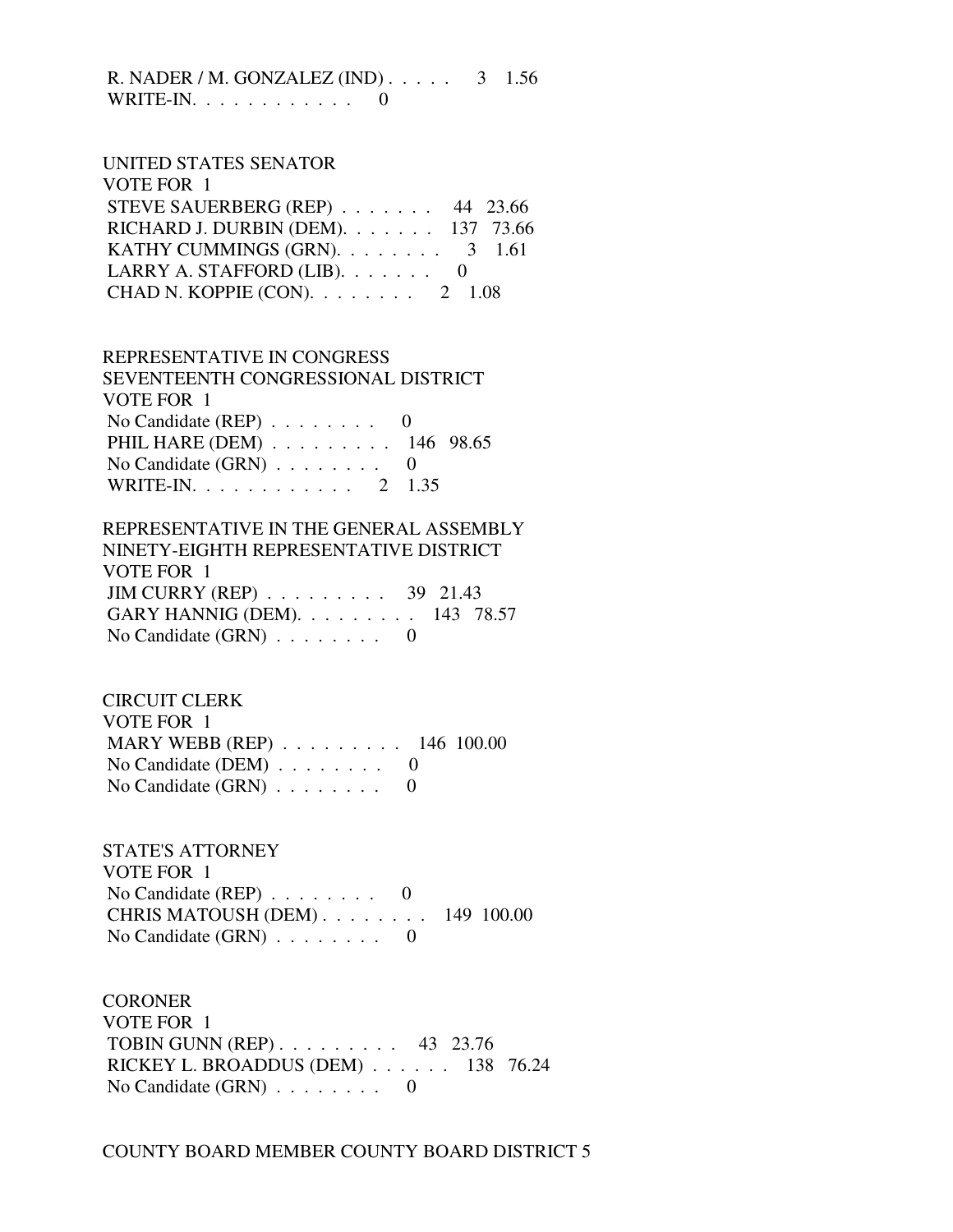R. NADER / M. GONZALEZ (IND) . . . . . 3 1.56
WRITE-IN. . . . . . . . . . . . 0

UNITED STATES SENATOR
VOTE FOR 1
STEVE SAUERBERG (REP) . . . . . . . 44 23.66
RICHARD J. DURBIN (DEM). . . . . . . 137 73.66
KATHY CUMMINGS (GRN). . . . . . . . 3 1.61
LARRY A. STAFFORD (LIB). . . . . . . 0
CHAD N. KOPPIE (CON). . . . . . . . 2 1.08

REPRESENTATIVE IN CONGRESS
SEVENTEENTH CONGRESSIONAL DISTRICT
VOTE FOR 1
No Candidate (REP) . . . . . . . . 0
PHIL HARE (DEM) . . . . . . . . . 146 98.65
No Candidate (GRN) . . . . . . . . 0
WRITE-IN. . . . . . . . . . . . 2 1.35

REPRESENTATIVE IN THE GENERAL ASSEMBLY
NINETY-EIGHTH REPRESENTATIVE DISTRICT
VOTE FOR 1
JIM CURRY (REP) . . . . . . . . . 39 21.43
GARY HANNIG (DEM). . . . . . . . . 143 78.57
No Candidate (GRN) . . . . . . . . 0

CIRCUIT CLERK
VOTE FOR 1
MARY WEBB (REP) . . . . . . . . . 146 100.00
No Candidate (DEM) . . . . . . . . 0
No Candidate (GRN) . . . . . . . . 0

STATE'S ATTORNEY
VOTE FOR 1
No Candidate (REP) . . . . . . . . 0
CHRIS MATOUSH (DEM) . . . . . . . . 149 100.00
No Candidate (GRN) . . . . . . . . 0

CORONER
VOTE FOR 1
TOBIN GUNN (REP) . . . . . . . . . 43 23.76
RICKEY L. BROADDUS (DEM) . . . . . . 138 76.24
No Candidate (GRN) . . . . . . . . 0

COUNTY BOARD MEMBER COUNTY BOARD DISTRICT 5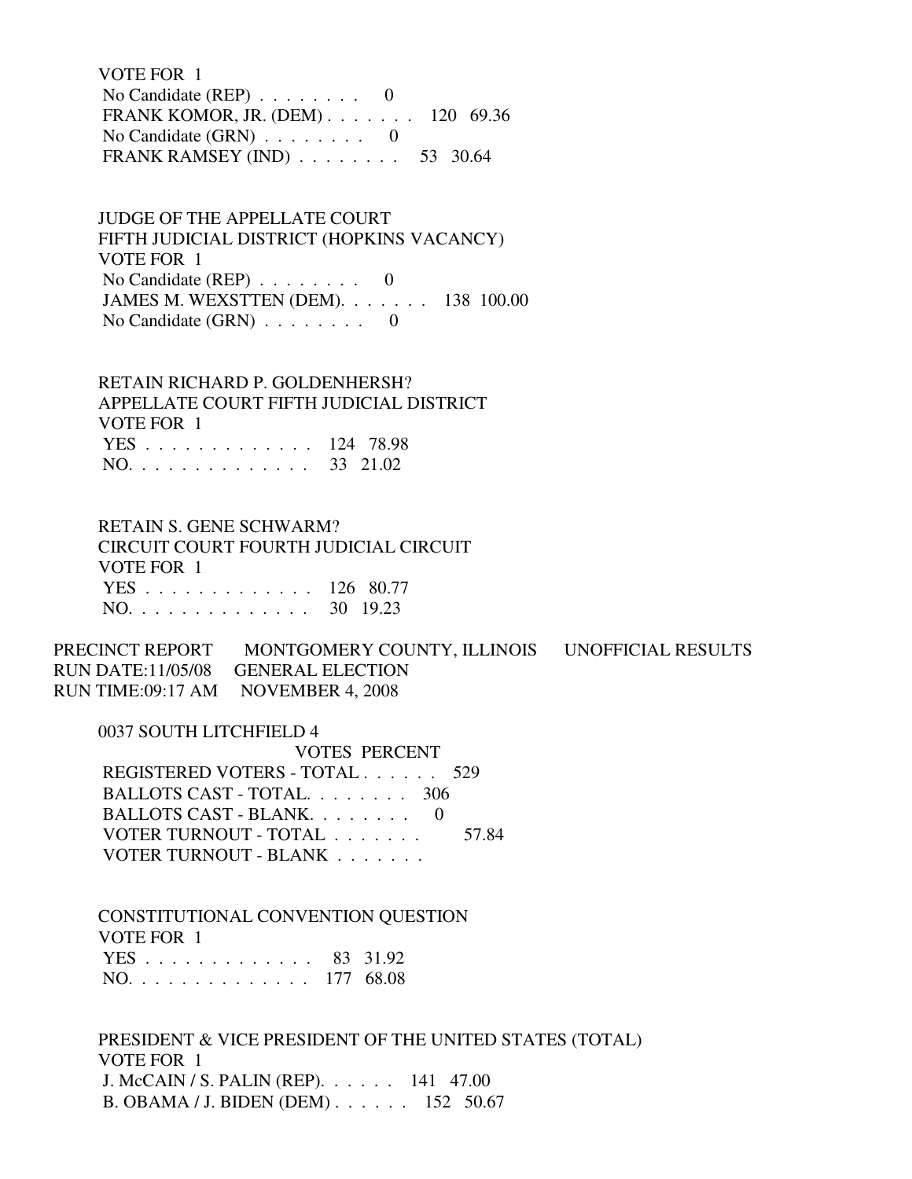VOTE FOR 1

| | | |
|---|---|---|
| No Candidate (REP) . . . . . . . . | 0 | |
| FRANK KOMOR, JR. (DEM) . . . . . . . | 120 | 69.36 |
| No Candidate (GRN) . . . . . . . . | 0 | |
| FRANK RAMSEY (IND) . . . . . . . . | 53 | 30.64 |

JUDGE OF THE APPELLATE COURT
FIFTH JUDICIAL DISTRICT (HOPKINS VACANCY)
VOTE FOR 1

| | | |
|---|---|---|
| No Candidate (REP) . . . . . . . . | 0 | |
| JAMES M. WEXSTTEN (DEM). . . . . . . | 138 | 100.00 |
| No Candidate (GRN) . . . . . . . . | 0 | |

RETAIN RICHARD P. GOLDENHERSH?
APPELLATE COURT FIFTH JUDICIAL DISTRICT
VOTE FOR 1

| | | |
|---|---|---|
| YES . . . . . . . . . . . . . | 124 | 78.98 |
| NO. . . . . . . . . . . . . . | 33 | 21.02 |

RETAIN S. GENE SCHWARM?
CIRCUIT COURT FOURTH JUDICIAL CIRCUIT
VOTE FOR 1

| | | |
|---|---|---|
| YES . . . . . . . . . . . . . | 126 | 80.77 |
| NO. . . . . . . . . . . . . . | 30 | 19.23 |

PRECINCT REPORT MONTGOMERY COUNTY, ILLINOIS UNOFFICIAL RESULTS
RUN DATE:11/05/08 GENERAL ELECTION
RUN TIME:09:17 AM NOVEMBER 4, 2008

0037 SOUTH LITCHFIELD 4

| | VOTES | PERCENT |
|---|---|---|
| REGISTERED VOTERS - TOTAL . . . . . . | 529 | |
| BALLOTS CAST - TOTAL. . . . . . . . | 306 | |
| BALLOTS CAST - BLANK. . . . . . . . | 0 | |
| VOTER TURNOUT - TOTAL . . . . . . . | | 57.84 |
| VOTER TURNOUT - BLANK . . . . . . . | | |

CONSTITUTIONAL CONVENTION QUESTION
VOTE FOR 1

| | | |
|---|---|---|
| YES . . . . . . . . . . . . . | 83 | 31.92 |
| NO. . . . . . . . . . . . . . | 177 | 68.08 |

PRESIDENT & VICE PRESIDENT OF THE UNITED STATES (TOTAL)
VOTE FOR 1

| | | |
|---|---|---|
| J. McCAIN / S. PALIN (REP). . . . . . | 141 | 47.00 |
| B. OBAMA / J. BIDEN (DEM) . . . . . . | 152 | 50.67 |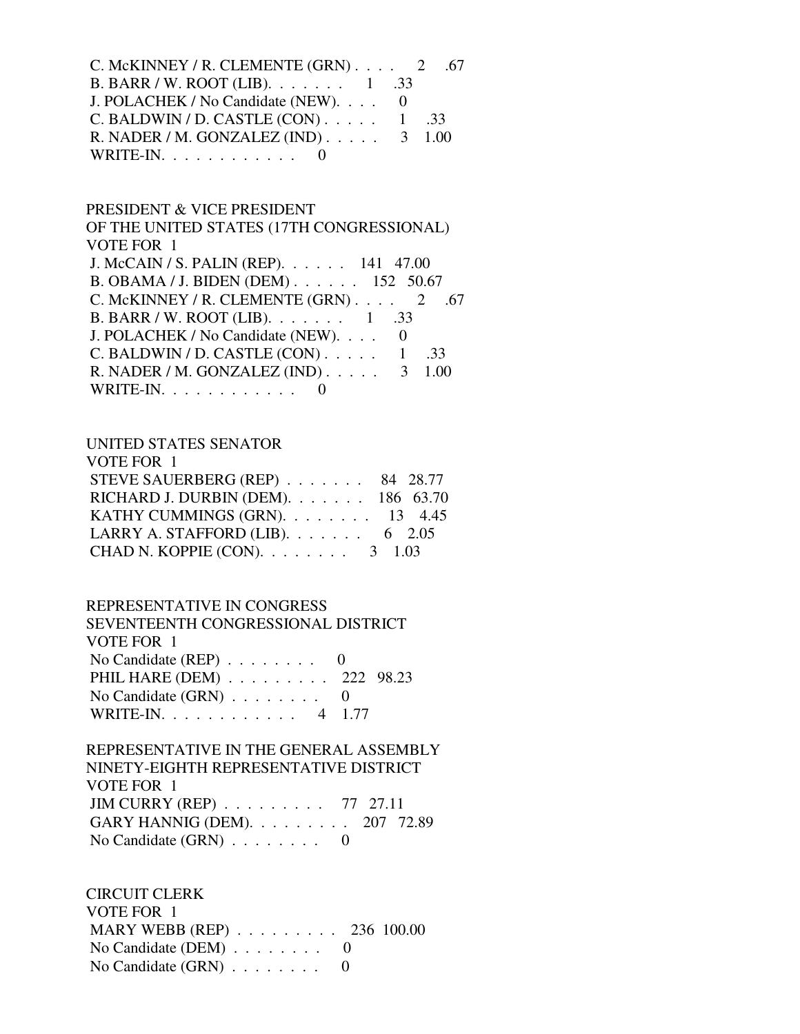C. McKINNEY / R. CLEMENTE (GRN) . . . . 2 .67
B. BARR / W. ROOT (LIB). . . . . . . 1 .33
J. POLACHEK / No Candidate (NEW). . . . 0
C. BALDWIN / D. CASTLE (CON) . . . . . 1 .33
R. NADER / M. GONZALEZ (IND) . . . . . 3 1.00
WRITE-IN. . . . . . . . . . . . 0

PRESIDENT & VICE PRESIDENT
OF THE UNITED STATES (17TH CONGRESSIONAL)
VOTE FOR 1
J. McCAIN / S. PALIN (REP). . . . . . 141 47.00
B. OBAMA / J. BIDEN (DEM) . . . . . . 152 50.67
C. McKINNEY / R. CLEMENTE (GRN) . . . . 2 .67
B. BARR / W. ROOT (LIB). . . . . . . 1 .33
J. POLACHEK / No Candidate (NEW). . . . 0
C. BALDWIN / D. CASTLE (CON) . . . . . 1 .33
R. NADER / M. GONZALEZ (IND) . . . . . 3 1.00
WRITE-IN. . . . . . . . . . . . 0

UNITED STATES SENATOR
VOTE FOR 1
STEVE SAUERBERG (REP) . . . . . . . 84 28.77
RICHARD J. DURBIN (DEM). . . . . . . 186 63.70
KATHY CUMMINGS (GRN). . . . . . . . 13 4.45
LARRY A. STAFFORD (LIB). . . . . . . 6 2.05
CHAD N. KOPPIE (CON). . . . . . . . 3 1.03

REPRESENTATIVE IN CONGRESS
SEVENTEENTH CONGRESSIONAL DISTRICT
VOTE FOR 1
No Candidate (REP) . . . . . . . . 0
PHIL HARE (DEM) . . . . . . . . . 222 98.23
No Candidate (GRN) . . . . . . . . 0
WRITE-IN. . . . . . . . . . . . 4 1.77

REPRESENTATIVE IN THE GENERAL ASSEMBLY
NINETY-EIGHTH REPRESENTATIVE DISTRICT
VOTE FOR 1
JIM CURRY (REP) . . . . . . . . . 77 27.11
GARY HANNIG (DEM). . . . . . . . . 207 72.89
No Candidate (GRN) . . . . . . . . 0

CIRCUIT CLERK
VOTE FOR 1
MARY WEBB (REP) . . . . . . . . . 236 100.00
No Candidate (DEM) . . . . . . . . 0
No Candidate (GRN) . . . . . . . . 0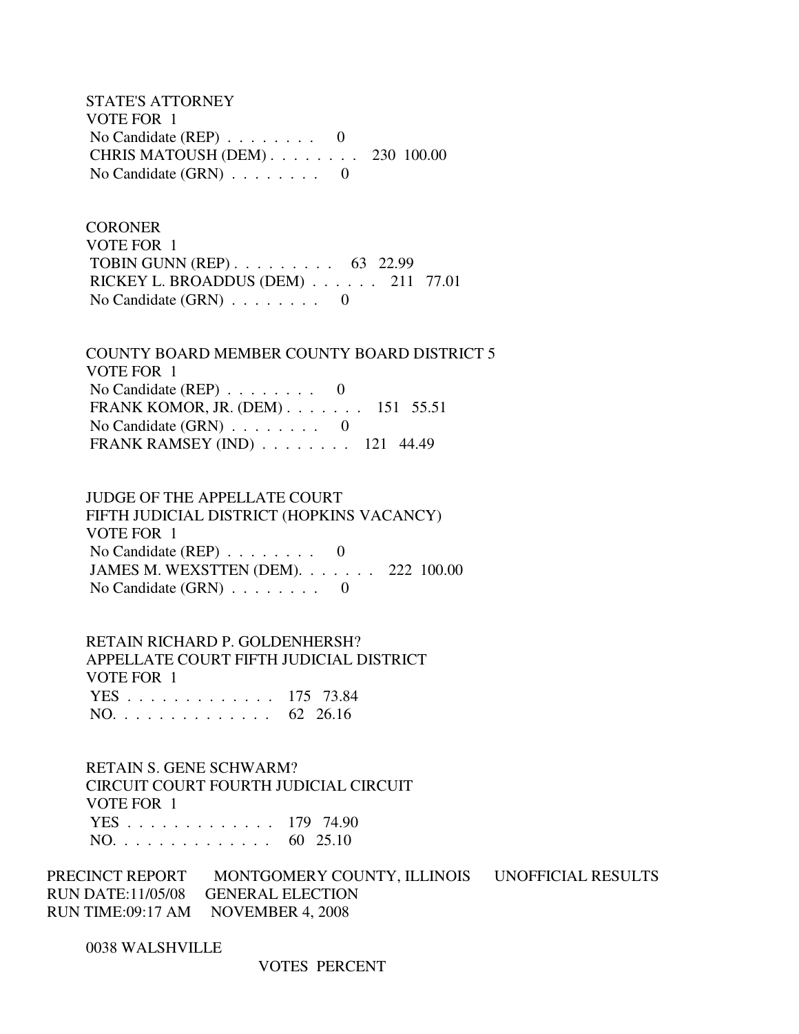STATE'S ATTORNEY
VOTE FOR 1

| | Votes | Percent |
|---|---|---|
| No Candidate (REP) . . . . . . . . | 0 | |
| CHRIS MATOUSH (DEM) . . . . . . . . | 230 | 100.00 |
| No Candidate (GRN) . . . . . . . . | 0 | |

CORONER
VOTE FOR 1

| | Votes | Percent |
|---|---|---|
| TOBIN GUNN (REP) . . . . . . . . . | 63 | 22.99 |
| RICKEY L. BROADDUS (DEM) . . . . . . | 211 | 77.01 |
| No Candidate (GRN) . . . . . . . . | 0 | |

COUNTY BOARD MEMBER COUNTY BOARD DISTRICT 5
VOTE FOR 1

| | Votes | Percent |
|---|---|---|
| No Candidate (REP) . . . . . . . . | 0 | |
| FRANK KOMOR, JR. (DEM) . . . . . . . | 151 | 55.51 |
| No Candidate (GRN) . . . . . . . . | 0 | |
| FRANK RAMSEY (IND) . . . . . . . . | 121 | 44.49 |

JUDGE OF THE APPELLATE COURT
FIFTH JUDICIAL DISTRICT (HOPKINS VACANCY)
VOTE FOR 1

| | Votes | Percent |
|---|---|---|
| No Candidate (REP) . . . . . . . . | 0 | |
| JAMES M. WEXSTTEN (DEM). . . . . . . | 222 | 100.00 |
| No Candidate (GRN) . . . . . . . . | 0 | |

RETAIN RICHARD P. GOLDENHERSH?
APPELLATE COURT FIFTH JUDICIAL DISTRICT
VOTE FOR 1

| | Votes | Percent |
|---|---|---|
| YES . . . . . . . . . . . . . | 175 | 73.84 |
| NO. . . . . . . . . . . . . . | 62 | 26.16 |

RETAIN S. GENE SCHWARM?
CIRCUIT COURT FOURTH JUDICIAL CIRCUIT
VOTE FOR 1

| | Votes | Percent |
|---|---|---|
| YES . . . . . . . . . . . . . | 179 | 74.90 |
| NO. . . . . . . . . . . . . . | 60 | 25.10 |

PRECINCT REPORT MONTGOMERY COUNTY, ILLINOIS UNOFFICIAL RESULTS
RUN DATE:11/05/08 GENERAL ELECTION
RUN TIME:09:17 AM NOVEMBER 4, 2008

0038 WALSHVILLE

VOTES PERCENT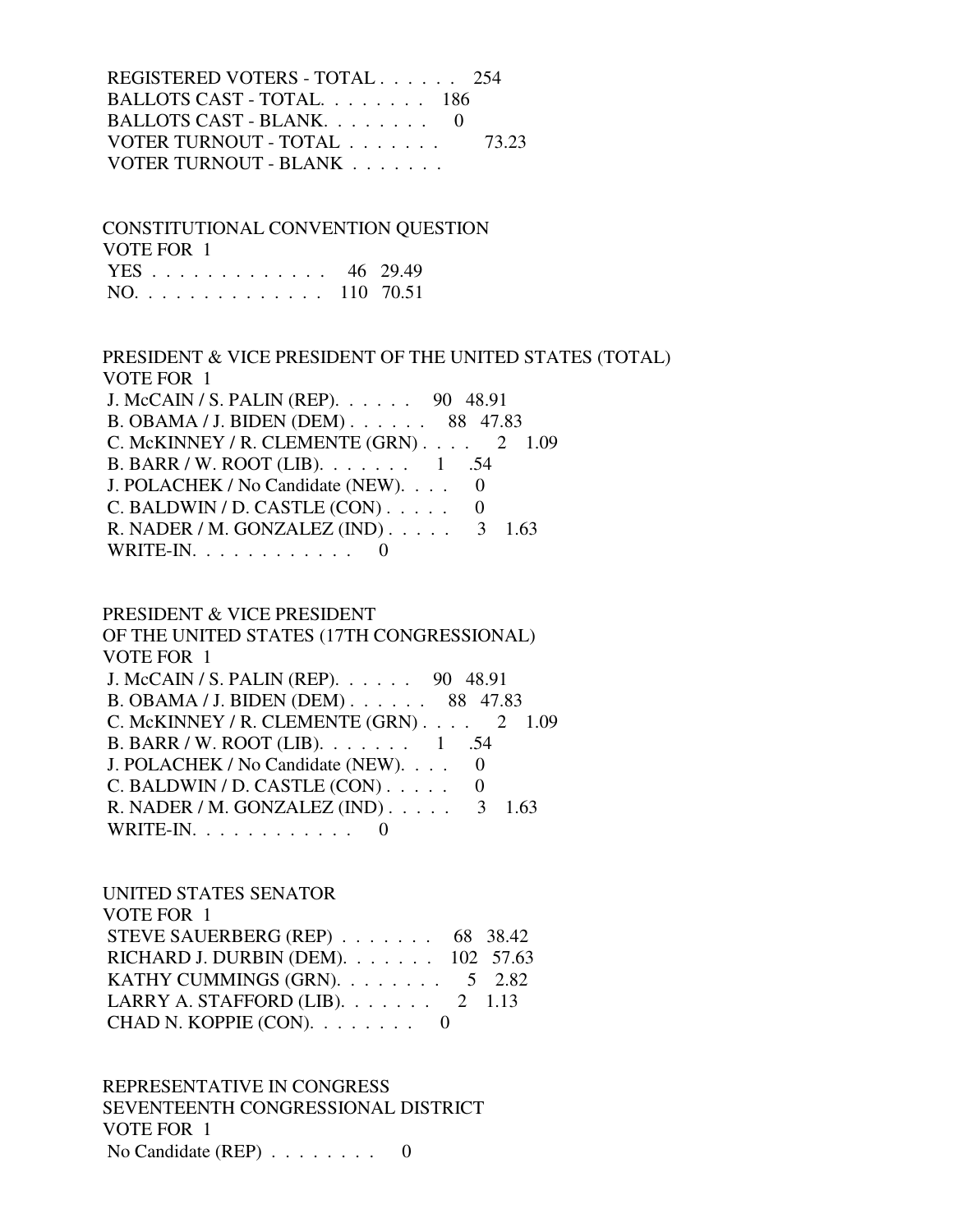| | | |
|---|---|---|
| REGISTERED VOTERS - TOTAL | 254 | |
| BALLOTS CAST - TOTAL | 186 | |
| BALLOTS CAST - BLANK | 0 | |
| VOTER TURNOUT - TOTAL | | 73.23 |
| VOTER TURNOUT - BLANK | | |

CONSTITUTIONAL CONVENTION QUESTION
VOTE FOR 1

| | | |
|---|---|---|
| YES | 46 | 29.49 |
| NO | 110 | 70.51 |

PRESIDENT & VICE PRESIDENT OF THE UNITED STATES (TOTAL)
VOTE FOR 1

| | | |
|---|---|---|
| J. McCAIN / S. PALIN (REP) | 90 | 48.91 |
| B. OBAMA / J. BIDEN (DEM) | 88 | 47.83 |
| C. McKINNEY / R. CLEMENTE (GRN) | 2 | 1.09 |
| B. BARR / W. ROOT (LIB) | 1 | .54 |
| J. POLACHEK / No Candidate (NEW) | 0 | |
| C. BALDWIN / D. CASTLE (CON) | 0 | |
| R. NADER / M. GONZALEZ (IND) | 3 | 1.63 |
| WRITE-IN | 0 | |

PRESIDENT & VICE PRESIDENT
OF THE UNITED STATES (17TH CONGRESSIONAL)
VOTE FOR 1

| | | |
|---|---|---|
| J. McCAIN / S. PALIN (REP) | 90 | 48.91 |
| B. OBAMA / J. BIDEN (DEM) | 88 | 47.83 |
| C. McKINNEY / R. CLEMENTE (GRN) | 2 | 1.09 |
| B. BARR / W. ROOT (LIB) | 1 | .54 |
| J. POLACHEK / No Candidate (NEW) | 0 | |
| C. BALDWIN / D. CASTLE (CON) | 0 | |
| R. NADER / M. GONZALEZ (IND) | 3 | 1.63 |
| WRITE-IN | 0 | |

UNITED STATES SENATOR
VOTE FOR 1

| | | |
|---|---|---|
| STEVE SAUERBERG (REP) | 68 | 38.42 |
| RICHARD J. DURBIN (DEM) | 102 | 57.63 |
| KATHY CUMMINGS (GRN) | 5 | 2.82 |
| LARRY A. STAFFORD (LIB) | 2 | 1.13 |
| CHAD N. KOPPIE (CON) | 0 | |

REPRESENTATIVE IN CONGRESS
SEVENTEENTH CONGRESSIONAL DISTRICT
VOTE FOR 1

| | | |
|---|---|---|
| No Candidate (REP) | 0 | |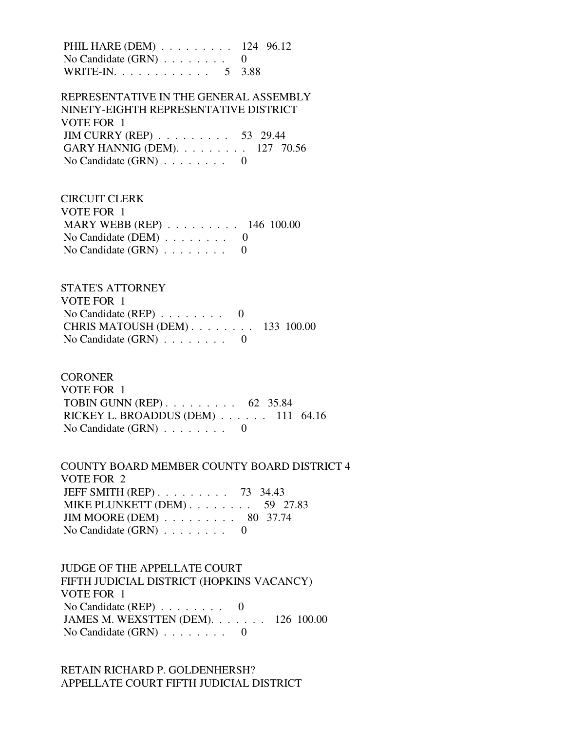PHIL HARE (DEM) . . . . . . . . . 124 96.12
No Candidate (GRN) . . . . . . . . 0
WRITE-IN. . . . . . . . . . . . 5 3.88

REPRESENTATIVE IN THE GENERAL ASSEMBLY
NINETY-EIGHTH REPRESENTATIVE DISTRICT
VOTE FOR 1
JIM CURRY (REP) . . . . . . . . . 53 29.44
GARY HANNIG (DEM). . . . . . . . . 127 70.56
No Candidate (GRN) . . . . . . . . 0

CIRCUIT CLERK
VOTE FOR 1
MARY WEBB (REP) . . . . . . . . . 146 100.00
No Candidate (DEM) . . . . . . . . 0
No Candidate (GRN) . . . . . . . . 0

STATE'S ATTORNEY
VOTE FOR 1
No Candidate (REP) . . . . . . . . 0
CHRIS MATOUSH (DEM) . . . . . . . . 133 100.00
No Candidate (GRN) . . . . . . . . 0

CORONER
VOTE FOR 1
TOBIN GUNN (REP) . . . . . . . . . 62 35.84
RICKEY L. BROADDUS (DEM) . . . . . . 111 64.16
No Candidate (GRN) . . . . . . . . 0

COUNTY BOARD MEMBER COUNTY BOARD DISTRICT 4
VOTE FOR 2
JEFF SMITH (REP) . . . . . . . . . 73 34.43
MIKE PLUNKETT (DEM) . . . . . . . . 59 27.83
JIM MOORE (DEM) . . . . . . . . . 80 37.74
No Candidate (GRN) . . . . . . . . 0

JUDGE OF THE APPELLATE COURT
FIFTH JUDICIAL DISTRICT (HOPKINS VACANCY)
VOTE FOR 1
No Candidate (REP) . . . . . . . . 0
JAMES M. WEXSTTEN (DEM). . . . . . . 126 100.00
No Candidate (GRN) . . . . . . . . 0

RETAIN RICHARD P. GOLDENHERSH?
APPELLATE COURT FIFTH JUDICIAL DISTRICT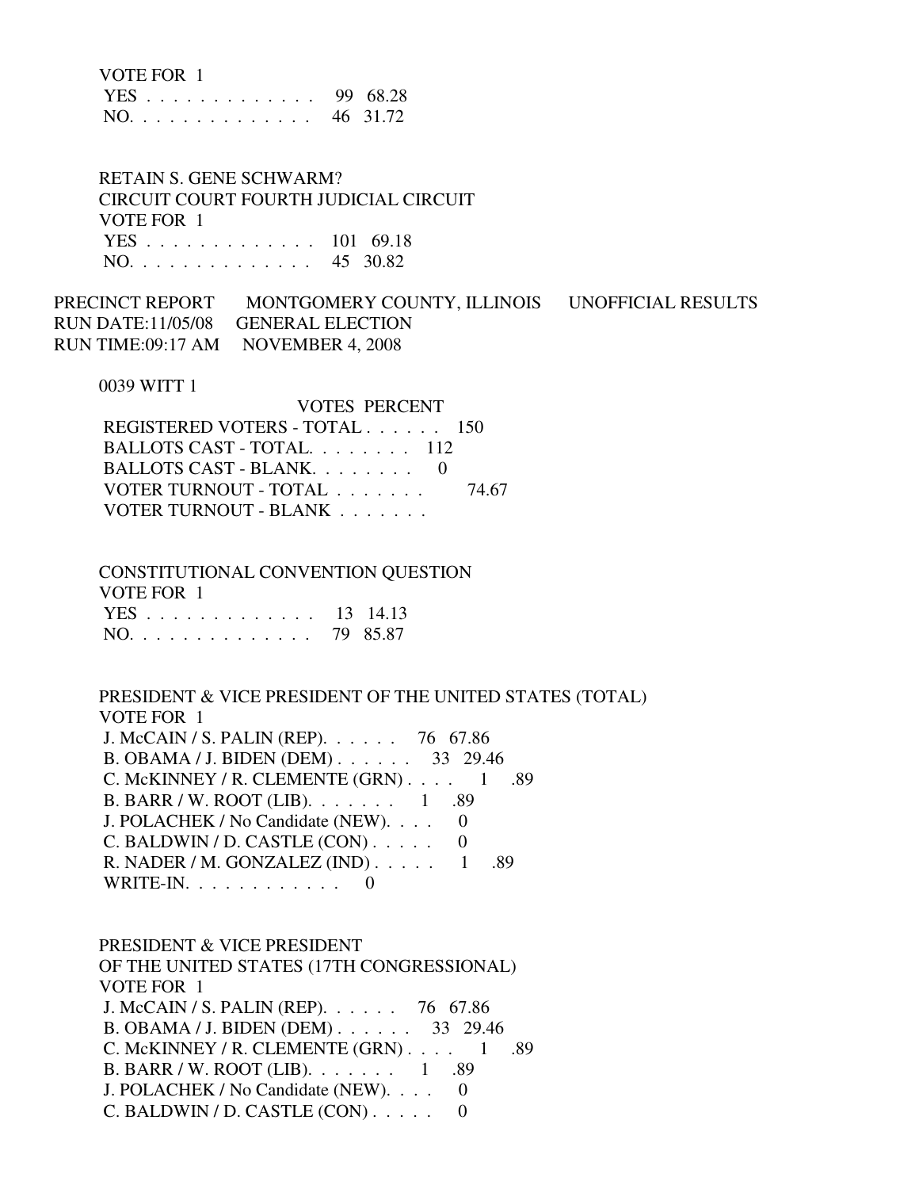VOTE FOR 1

YES . . . . . . . . . . . . . . 99 68.28
NO. . . . . . . . . . . . . . . 46 31.72

RETAIN S. GENE SCHWARM?
CIRCUIT COURT FOURTH JUDICIAL CIRCUIT
VOTE FOR 1

YES . . . . . . . . . . . . . . 101 69.18
NO. . . . . . . . . . . . . . . 45 30.82

PRECINCT REPORT MONTGOMERY COUNTY, ILLINOIS UNOFFICIAL RESULTS
RUN DATE:11/05/08 GENERAL ELECTION
RUN TIME:09:17 AM NOVEMBER 4, 2008

0039 WITT 1

| | VOTES | PERCENT |
|---|---|---|
| REGISTERED VOTERS - TOTAL . . . . . . | 150 | |
| BALLOTS CAST - TOTAL. . . . . . . . | 112 | |
| BALLOTS CAST - BLANK. . . . . . . . | 0 | |
| VOTER TURNOUT - TOTAL . . . . . . . | | 74.67 |
| VOTER TURNOUT - BLANK . . . . . . . | | |

CONSTITUTIONAL CONVENTION QUESTION
VOTE FOR 1

YES . . . . . . . . . . . . . . 13 14.13
NO. . . . . . . . . . . . . . . 79 85.87

PRESIDENT & VICE PRESIDENT OF THE UNITED STATES (TOTAL)
VOTE FOR 1

J. McCAIN / S. PALIN (REP). . . . . . 76 67.86
B. OBAMA / J. BIDEN (DEM) . . . . . . 33 29.46
C. McKINNEY / R. CLEMENTE (GRN) . . . . 1 .89
B. BARR / W. ROOT (LIB). . . . . . . 1 .89
J. POLACHEK / No Candidate (NEW). . . . 0
C. BALDWIN / D. CASTLE (CON) . . . . . 0
R. NADER / M. GONZALEZ (IND) . . . . . 1 .89
WRITE-IN. . . . . . . . . . . . 0

PRESIDENT & VICE PRESIDENT
OF THE UNITED STATES (17TH CONGRESSIONAL)
VOTE FOR 1

J. McCAIN / S. PALIN (REP). . . . . . 76 67.86
B. OBAMA / J. BIDEN (DEM) . . . . . . 33 29.46
C. McKINNEY / R. CLEMENTE (GRN) . . . . 1 .89
B. BARR / W. ROOT (LIB). . . . . . . 1 .89
J. POLACHEK / No Candidate (NEW). . . . 0
C. BALDWIN / D. CASTLE (CON) . . . . . 0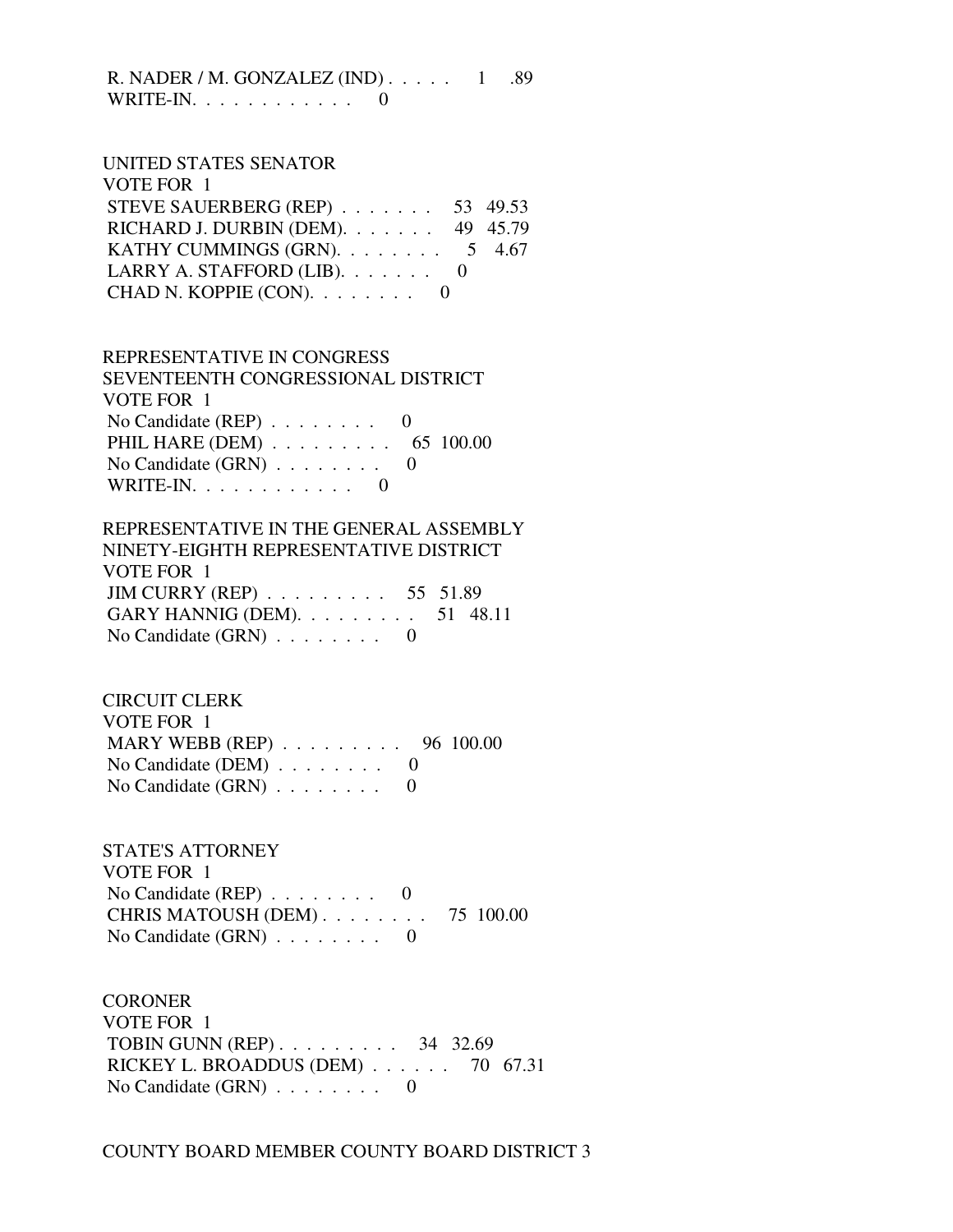R. NADER / M. GONZALEZ (IND) . . . . . 1 .89
WRITE-IN. . . . . . . . . . . . 0

UNITED STATES SENATOR
VOTE FOR 1
STEVE SAUERBERG (REP) . . . . . . . 53 49.53
RICHARD J. DURBIN (DEM). . . . . . . 49 45.79
KATHY CUMMINGS (GRN). . . . . . . . 5 4.67
LARRY A. STAFFORD (LIB). . . . . . . 0
CHAD N. KOPPIE (CON). . . . . . . . 0

REPRESENTATIVE IN CONGRESS
SEVENTEENTH CONGRESSIONAL DISTRICT
VOTE FOR 1
No Candidate (REP) . . . . . . . . 0
PHIL HARE (DEM) . . . . . . . . . 65 100.00
No Candidate (GRN) . . . . . . . . 0
WRITE-IN. . . . . . . . . . . . 0

REPRESENTATIVE IN THE GENERAL ASSEMBLY
NINETY-EIGHTH REPRESENTATIVE DISTRICT
VOTE FOR 1
JIM CURRY (REP) . . . . . . . . . 55 51.89
GARY HANNIG (DEM). . . . . . . . . 51 48.11
No Candidate (GRN) . . . . . . . . 0

CIRCUIT CLERK
VOTE FOR 1
MARY WEBB (REP) . . . . . . . . . 96 100.00
No Candidate (DEM) . . . . . . . . 0
No Candidate (GRN) . . . . . . . . 0

STATE'S ATTORNEY
VOTE FOR 1
No Candidate (REP) . . . . . . . . 0
CHRIS MATOUSH (DEM) . . . . . . . . 75 100.00
No Candidate (GRN) . . . . . . . . 0

CORONER
VOTE FOR 1
TOBIN GUNN (REP) . . . . . . . . . 34 32.69
RICKEY L. BROADDUS (DEM) . . . . . . 70 67.31
No Candidate (GRN) . . . . . . . . 0

COUNTY BOARD MEMBER COUNTY BOARD DISTRICT 3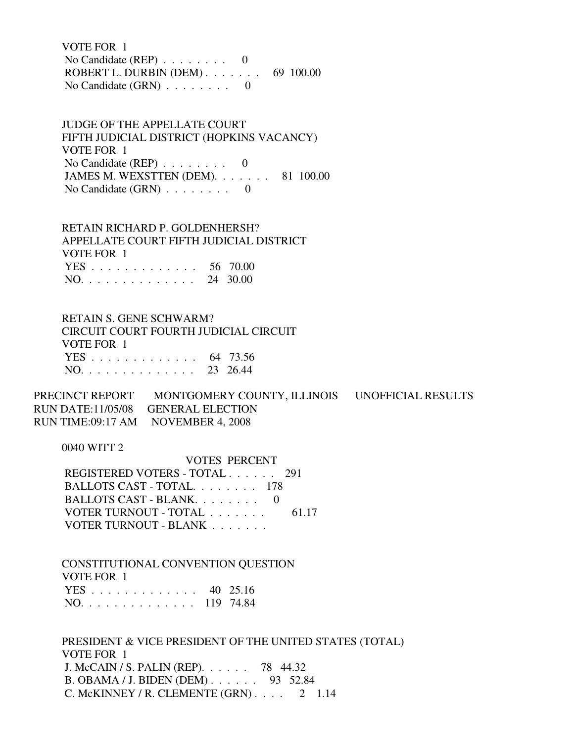VOTE FOR 1

| | | |
|---|---|---|
| No Candidate (REP) . . . . . . . . | 0 | |
| ROBERT L. DURBIN (DEM) . . . . . . . | 69 | 100.00 |
| No Candidate (GRN) . . . . . . . . | 0 | |

JUDGE OF THE APPELLATE COURT
FIFTH JUDICIAL DISTRICT (HOPKINS VACANCY)
VOTE FOR 1

| | | |
|---|---|---|
| No Candidate (REP) . . . . . . . . | 0 | |
| JAMES M. WEXSTTEN (DEM). . . . . . . | 81 | 100.00 |
| No Candidate (GRN) . . . . . . . . | 0 | |

RETAIN RICHARD P. GOLDENHERSH?
APPELLATE COURT FIFTH JUDICIAL DISTRICT
VOTE FOR 1

| | | |
|---|---|---|
| YES . . . . . . . . . . . . . . | 56 | 70.00 |
| NO. . . . . . . . . . . . . . . | 24 | 30.00 |

RETAIN S. GENE SCHWARM?
CIRCUIT COURT FOURTH JUDICIAL CIRCUIT
VOTE FOR 1

| | | |
|---|---|---|
| YES . . . . . . . . . . . . . . | 64 | 73.56 |
| NO. . . . . . . . . . . . . . . | 23 | 26.44 |

PRECINCT REPORT MONTGOMERY COUNTY, ILLINOIS UNOFFICIAL RESULTS
RUN DATE:11/05/08 GENERAL ELECTION
RUN TIME:09:17 AM NOVEMBER 4, 2008

0040 WITT 2

| | VOTES | PERCENT |
|---|---|---|
| REGISTERED VOTERS - TOTAL . . . . . . | 291 | |
| BALLOTS CAST - TOTAL. . . . . . . . | 178 | |
| BALLOTS CAST - BLANK. . . . . . . . | 0 | |
| VOTER TURNOUT - TOTAL . . . . . . . | | 61.17 |
| VOTER TURNOUT - BLANK . . . . . . . | | |

CONSTITUTIONAL CONVENTION QUESTION
VOTE FOR 1

| | | |
|---|---|---|
| YES . . . . . . . . . . . . . . | 40 | 25.16 |
| NO. . . . . . . . . . . . . . . | 119 | 74.84 |

PRESIDENT & VICE PRESIDENT OF THE UNITED STATES (TOTAL)
VOTE FOR 1

| | | |
|---|---|---|
| J. McCAIN / S. PALIN (REP). . . . . . | 78 | 44.32 |
| B. OBAMA / J. BIDEN (DEM) . . . . . . | 93 | 52.84 |
| C. McKINNEY / R. CLEMENTE (GRN) . . . . | 2 | 1.14 |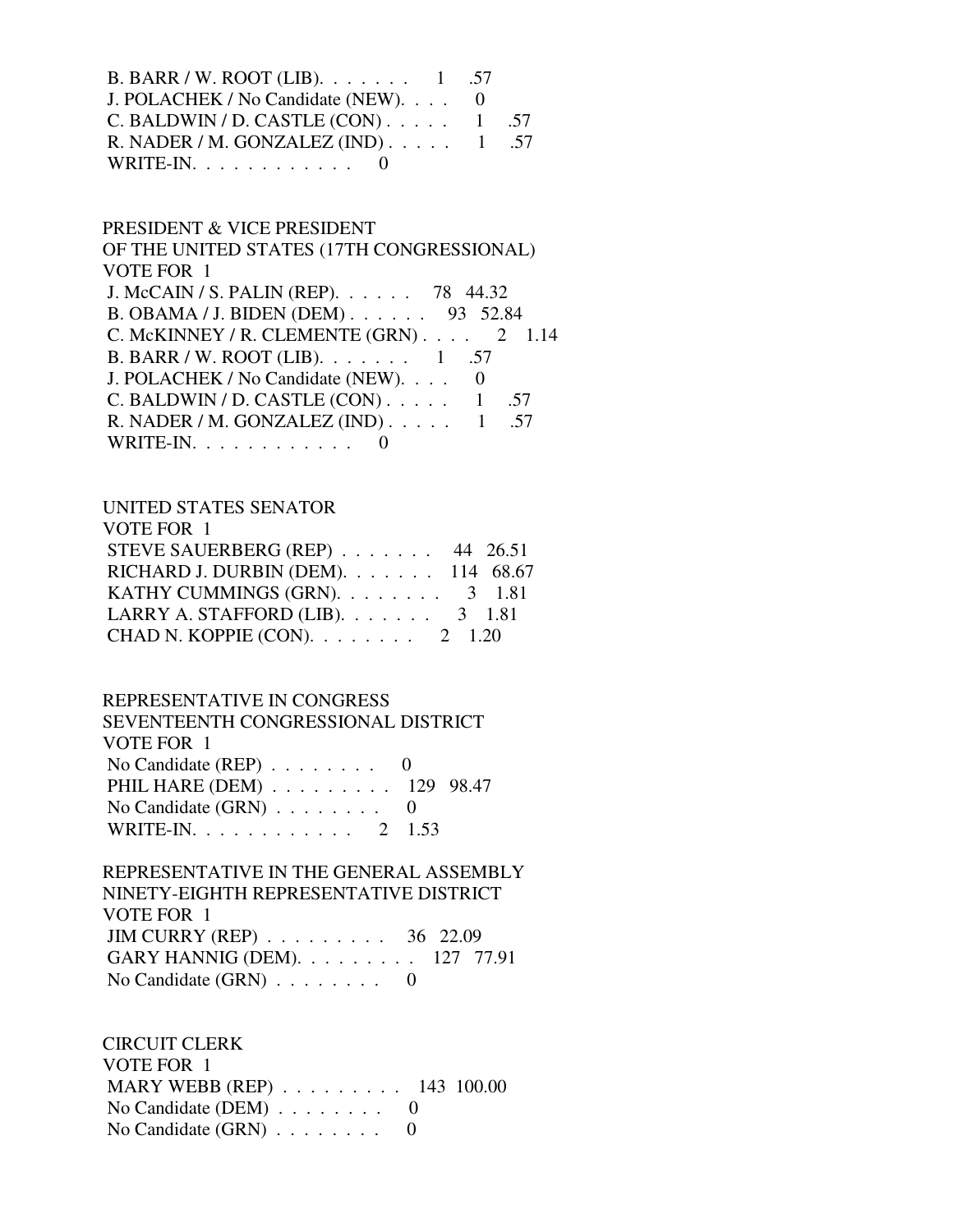B. BARR / W. ROOT (LIB). . . . . . . 1 .57
J. POLACHEK / No Candidate (NEW). . . . 0
C. BALDWIN / D. CASTLE (CON) . . . . . 1 .57
R. NADER / M. GONZALEZ (IND) . . . . . 1 .57
WRITE-IN. . . . . . . . . . . . 0

PRESIDENT & VICE PRESIDENT
OF THE UNITED STATES (17TH CONGRESSIONAL)
VOTE FOR 1

| Candidate | Votes | Percent |
|---|---|---|
| J. McCAIN / S. PALIN (REP). . . . . . | 78 | 44.32 |
| B. OBAMA / J. BIDEN (DEM) . . . . . . | 93 | 52.84 |
| C. McKINNEY / R. CLEMENTE (GRN) . . . . | 2 | 1.14 |
| B. BARR / W. ROOT (LIB). . . . . . . | 1 | .57 |
| J. POLACHEK / No Candidate (NEW). . . . | 0 | |
| C. BALDWIN / D. CASTLE (CON) . . . . . | 1 | .57 |
| R. NADER / M. GONZALEZ (IND) . . . . . | 1 | .57 |
| WRITE-IN. . . . . . . . . . . . | 0 | |

UNITED STATES SENATOR
VOTE FOR 1

| Candidate | Votes | Percent |
|---|---|---|
| STEVE SAUERBERG (REP) . . . . . . . | 44 | 26.51 |
| RICHARD J. DURBIN (DEM). . . . . . . | 114 | 68.67 |
| KATHY CUMMINGS (GRN). . . . . . . . | 3 | 1.81 |
| LARRY A. STAFFORD (LIB). . . . . . . | 3 | 1.81 |
| CHAD N. KOPPIE (CON). . . . . . . . | 2 | 1.20 |

REPRESENTATIVE IN CONGRESS
SEVENTEENTH CONGRESSIONAL DISTRICT
VOTE FOR 1

| Candidate | Votes | Percent |
|---|---|---|
| No Candidate (REP) . . . . . . . . | 0 | |
| PHIL HARE (DEM) . . . . . . . . . | 129 | 98.47 |
| No Candidate (GRN) . . . . . . . . | 0 | |
| WRITE-IN. . . . . . . . . . . . | 2 | 1.53 |

REPRESENTATIVE IN THE GENERAL ASSEMBLY
NINETY-EIGHTH REPRESENTATIVE DISTRICT
VOTE FOR 1

| Candidate | Votes | Percent |
|---|---|---|
| JIM CURRY (REP) . . . . . . . . . | 36 | 22.09 |
| GARY HANNIG (DEM). . . . . . . . . | 127 | 77.91 |
| No Candidate (GRN) . . . . . . . . | 0 | |

CIRCUIT CLERK
VOTE FOR 1

| Candidate | Votes | Percent |
|---|---|---|
| MARY WEBB (REP) . . . . . . . . . | 143 | 100.00 |
| No Candidate (DEM) . . . . . . . . | 0 | |
| No Candidate (GRN) . . . . . . . . | 0 | |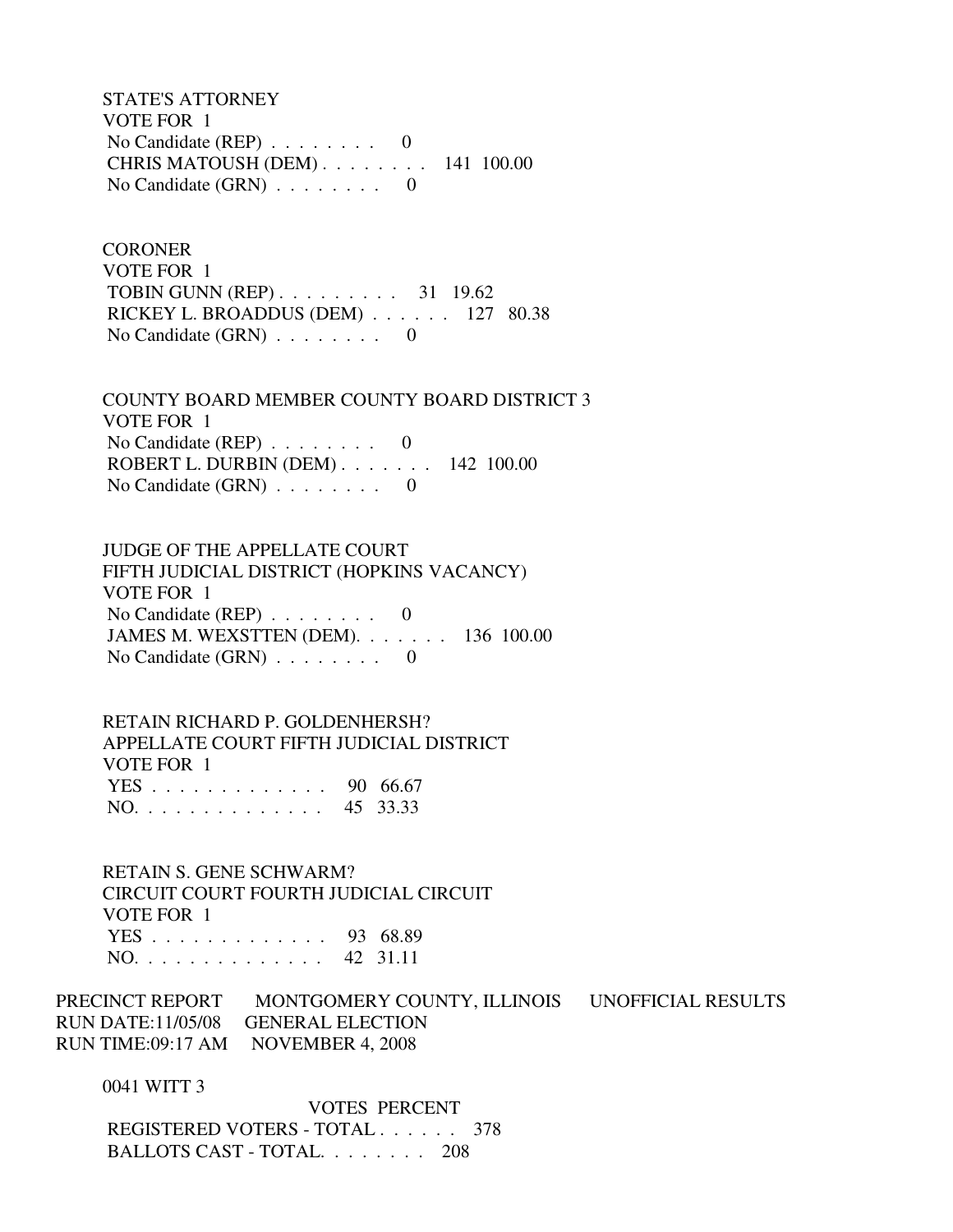STATE'S ATTORNEY
VOTE FOR 1

| Candidate | Votes | Percent |
|---|---|---|
| No Candidate (REP) | 0 | |
| CHRIS MATOUSH (DEM) | 141 | 100.00 |
| No Candidate (GRN) | 0 | |

CORONER
VOTE FOR 1

| Candidate | Votes | Percent |
|---|---|---|
| TOBIN GUNN (REP) | 31 | 19.62 |
| RICKEY L. BROADDUS (DEM) | 127 | 80.38 |
| No Candidate (GRN) | 0 | |

COUNTY BOARD MEMBER COUNTY BOARD DISTRICT 3
VOTE FOR 1

| Candidate | Votes | Percent |
|---|---|---|
| No Candidate (REP) | 0 | |
| ROBERT L. DURBIN (DEM) | 142 | 100.00 |
| No Candidate (GRN) | 0 | |

JUDGE OF THE APPELLATE COURT
FIFTH JUDICIAL DISTRICT (HOPKINS VACANCY)
VOTE FOR 1

| Candidate | Votes | Percent |
|---|---|---|
| No Candidate (REP) | 0 | |
| JAMES M. WEXSTTEN (DEM) | 136 | 100.00 |
| No Candidate (GRN) | 0 | |

RETAIN RICHARD P. GOLDENHERSH?
APPELLATE COURT FIFTH JUDICIAL DISTRICT
VOTE FOR 1

| Choice | Votes | Percent |
|---|---|---|
| YES | 90 | 66.67 |
| NO | 45 | 33.33 |

RETAIN S. GENE SCHWARM?
CIRCUIT COURT FOURTH JUDICIAL CIRCUIT
VOTE FOR 1

| Choice | Votes | Percent |
|---|---|---|
| YES | 93 | 68.89 |
| NO | 42 | 31.11 |

PRECINCT REPORT MONTGOMERY COUNTY, ILLINOIS UNOFFICIAL RESULTS
RUN DATE:11/05/08 GENERAL ELECTION
RUN TIME:09:17 AM NOVEMBER 4, 2008

0041 WITT 3

| | VOTES | PERCENT |
|---|---|---|
| REGISTERED VOTERS - TOTAL | 378 | |
| BALLOTS CAST - TOTAL | 208 | |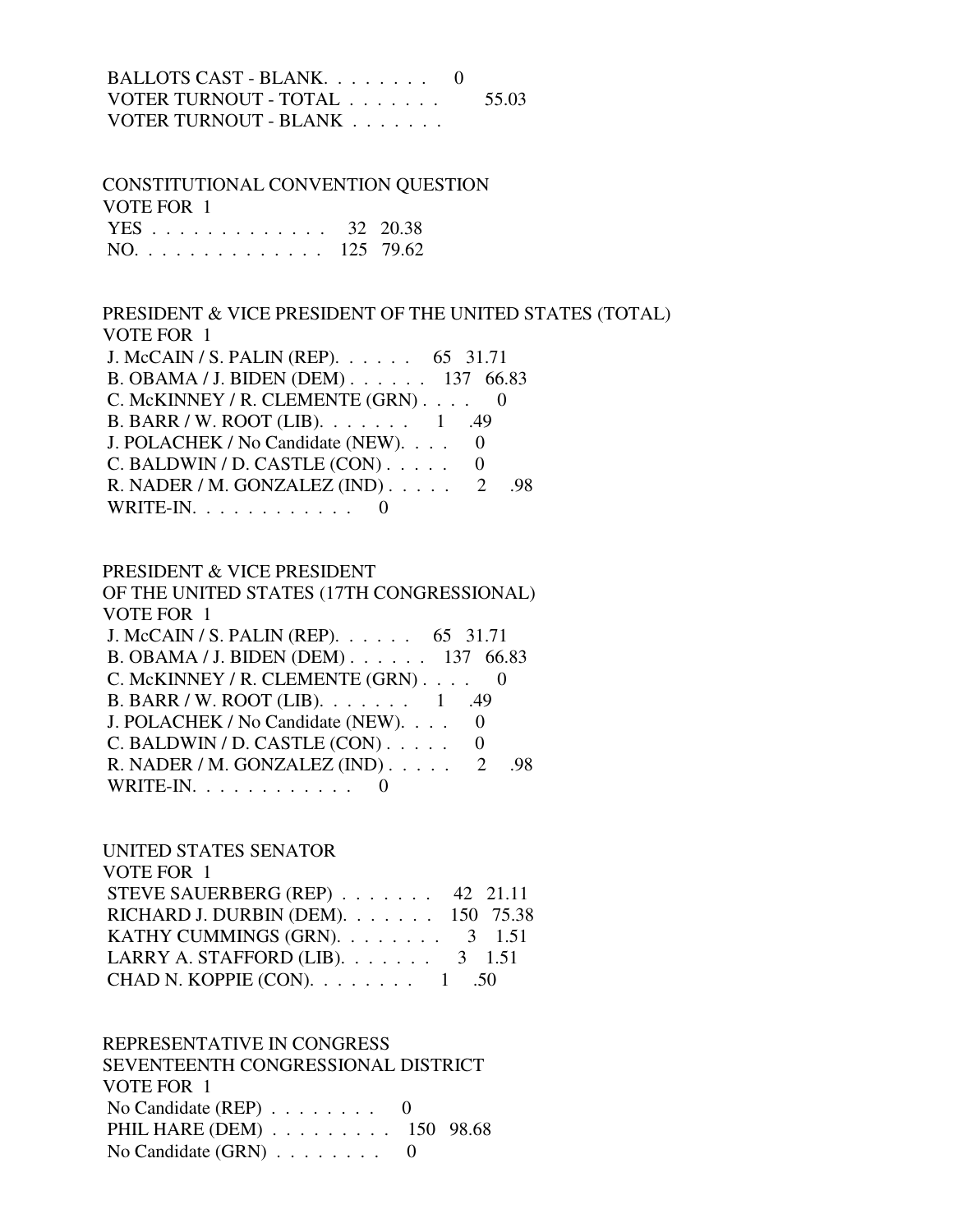BALLOTS CAST - BLANK. . . . . . . . 0
VOTER TURNOUT - TOTAL . . . . . . . 55.03
VOTER TURNOUT - BLANK . . . . . . .

CONSTITUTIONAL CONVENTION QUESTION
VOTE FOR 1

| | | |
|---|---|---|
| YES . . . . . . . . . . . . . | 32 | 20.38 |
| NO. . . . . . . . . . . . . . | 125 | 79.62 |

PRESIDENT & VICE PRESIDENT OF THE UNITED STATES (TOTAL)
VOTE FOR 1

| | | |
|---|---|---|
| J. McCAIN / S. PALIN (REP). . . . . . | 65 | 31.71 |
| B. OBAMA / J. BIDEN (DEM) . . . . . . | 137 | 66.83 |
| C. McKINNEY / R. CLEMENTE (GRN) . . . . | 0 | |
| B. BARR / W. ROOT (LIB). . . . . . . | 1 | .49 |
| J. POLACHEK / No Candidate (NEW). . . . | 0 | |
| C. BALDWIN / D. CASTLE (CON) . . . . . | 0 | |
| R. NADER / M. GONZALEZ (IND) . . . . . | 2 | .98 |
| WRITE-IN. . . . . . . . . . . . | 0 | |

PRESIDENT & VICE PRESIDENT
OF THE UNITED STATES (17TH CONGRESSIONAL)
VOTE FOR 1

| | | |
|---|---|---|
| J. McCAIN / S. PALIN (REP). . . . . . | 65 | 31.71 |
| B. OBAMA / J. BIDEN (DEM) . . . . . . | 137 | 66.83 |
| C. McKINNEY / R. CLEMENTE (GRN) . . . . | 0 | |
| B. BARR / W. ROOT (LIB). . . . . . . | 1 | .49 |
| J. POLACHEK / No Candidate (NEW). . . . | 0 | |
| C. BALDWIN / D. CASTLE (CON) . . . . . | 0 | |
| R. NADER / M. GONZALEZ (IND) . . . . . | 2 | .98 |
| WRITE-IN. . . . . . . . . . . . | 0 | |

UNITED STATES SENATOR
VOTE FOR 1

| | | |
|---|---|---|
| STEVE SAUERBERG (REP) . . . . . . . | 42 | 21.11 |
| RICHARD J. DURBIN (DEM). . . . . . . | 150 | 75.38 |
| KATHY CUMMINGS (GRN). . . . . . . . | 3 | 1.51 |
| LARRY A. STAFFORD (LIB). . . . . . . | 3 | 1.51 |
| CHAD N. KOPPIE (CON). . . . . . . . | 1 | .50 |

REPRESENTATIVE IN CONGRESS
SEVENTEENTH CONGRESSIONAL DISTRICT
VOTE FOR 1

| | | |
|---|---|---|
| No Candidate (REP) . . . . . . . . | 0 | |
| PHIL HARE (DEM) . . . . . . . . . | 150 | 98.68 |
| No Candidate (GRN) . . . . . . . . | 0 | |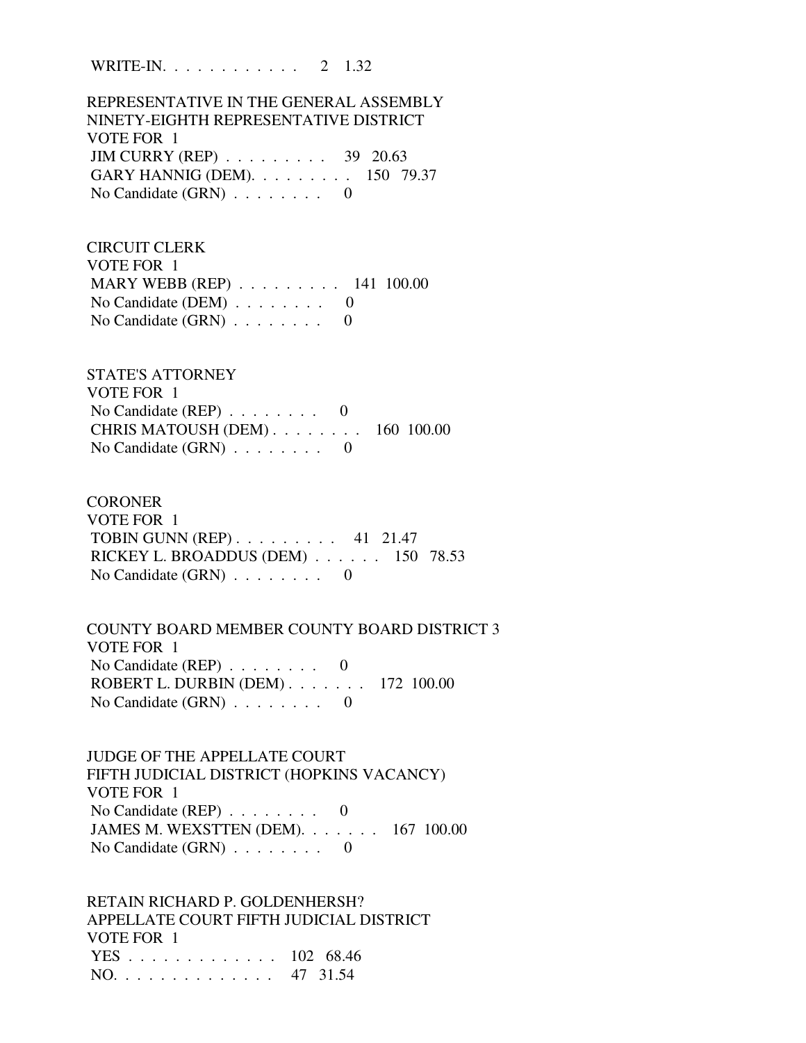WRITE-IN. . . . . . . . . . . . 2 1.32

REPRESENTATIVE IN THE GENERAL ASSEMBLY
NINETY-EIGHTH REPRESENTATIVE DISTRICT
VOTE FOR 1

JIM CURRY (REP) . . . . . . . . . 39 20.63
GARY HANNIG (DEM). . . . . . . . . 150 79.37
No Candidate (GRN) . . . . . . . . 0

CIRCUIT CLERK
VOTE FOR 1

MARY WEBB (REP) . . . . . . . . . 141 100.00
No Candidate (DEM) . . . . . . . . 0
No Candidate (GRN) . . . . . . . . 0

STATE'S ATTORNEY
VOTE FOR 1

No Candidate (REP) . . . . . . . . 0
CHRIS MATOUSH (DEM) . . . . . . . . 160 100.00
No Candidate (GRN) . . . . . . . . 0

CORONER
VOTE FOR 1

TOBIN GUNN (REP) . . . . . . . . . 41 21.47
RICKEY L. BROADDUS (DEM) . . . . . . 150 78.53
No Candidate (GRN) . . . . . . . . 0

COUNTY BOARD MEMBER COUNTY BOARD DISTRICT 3
VOTE FOR 1

No Candidate (REP) . . . . . . . . 0
ROBERT L. DURBIN (DEM) . . . . . . . 172 100.00
No Candidate (GRN) . . . . . . . . 0

JUDGE OF THE APPELLATE COURT
FIFTH JUDICIAL DISTRICT (HOPKINS VACANCY)
VOTE FOR 1

No Candidate (REP) . . . . . . . . 0
JAMES M. WEXSTTEN (DEM). . . . . . . 167 100.00
No Candidate (GRN) . . . . . . . . 0

RETAIN RICHARD P. GOLDENHERSH?
APPELLATE COURT FIFTH JUDICIAL DISTRICT
VOTE FOR 1

YES . . . . . . . . . . . . . 102 68.46
NO. . . . . . . . . . . . . . 47 31.54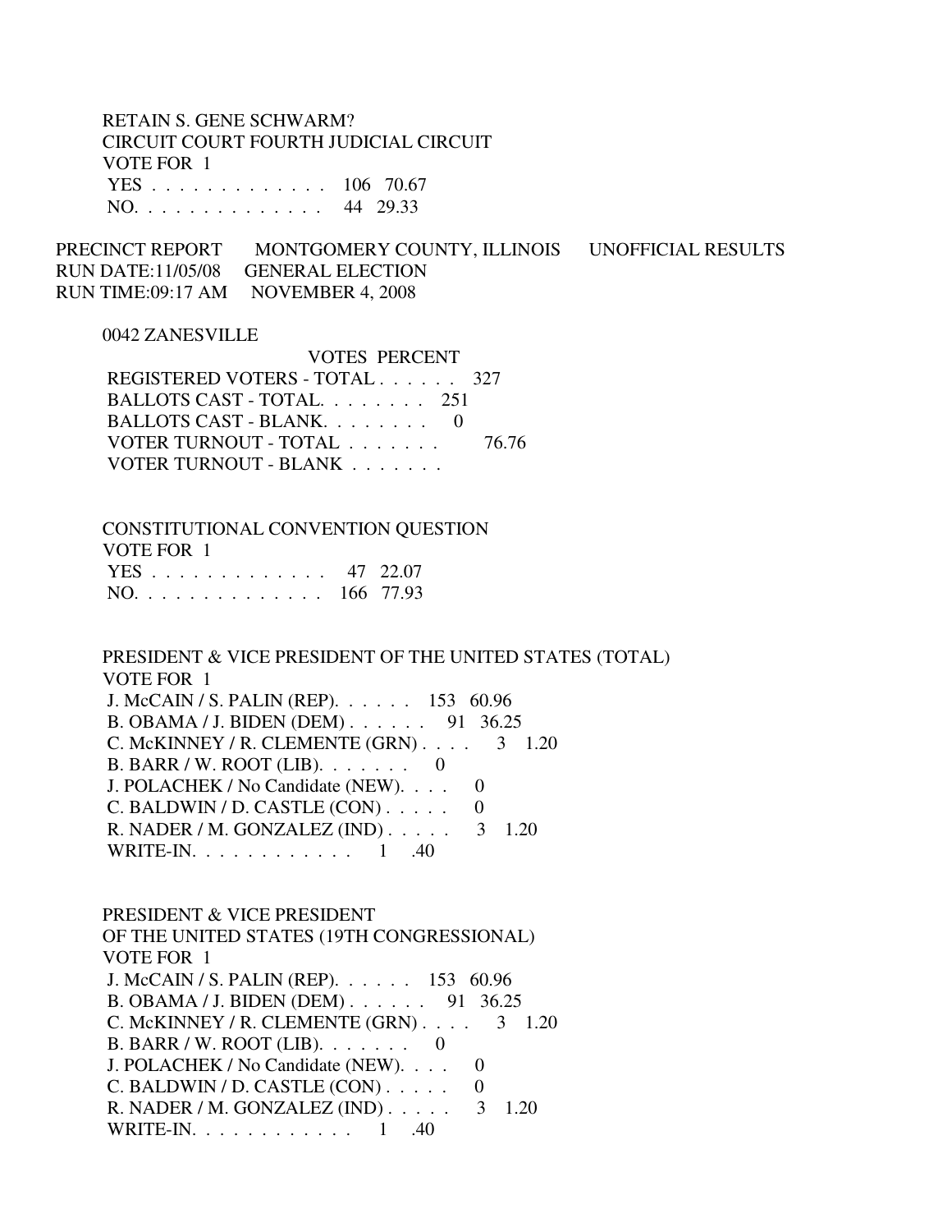RETAIN S. GENE SCHWARM?
CIRCUIT COURT FOURTH JUDICIAL CIRCUIT
VOTE FOR 1

| | VOTES | PERCENT |
|---|---|---|
| YES . . . . . . . . . . . . . | 106 | 70.67 |
| NO. . . . . . . . . . . . . . | 44 | 29.33 |

PRECINCT REPORT MONTGOMERY COUNTY, ILLINOIS UNOFFICIAL RESULTS
RUN DATE:11/05/08 GENERAL ELECTION
RUN TIME:09:17 AM NOVEMBER 4, 2008

0042 ZANESVILLE

| | VOTES | PERCENT |
|---|---|---|
| REGISTERED VOTERS - TOTAL . . . . . . | 327 | |
| BALLOTS CAST - TOTAL. . . . . . . . | 251 | |
| BALLOTS CAST - BLANK. . . . . . . . | 0 | |
| VOTER TURNOUT - TOTAL . . . . . . . | | 76.76 |
| VOTER TURNOUT - BLANK . . . . . . . | | |

CONSTITUTIONAL CONVENTION QUESTION
VOTE FOR 1

| | VOTES | PERCENT |
|---|---|---|
| YES . . . . . . . . . . . . . | 47 | 22.07 |
| NO. . . . . . . . . . . . . . | 166 | 77.93 |

PRESIDENT & VICE PRESIDENT OF THE UNITED STATES (TOTAL)
VOTE FOR 1

| | VOTES | PERCENT |
|---|---|---|
| J. McCAIN / S. PALIN (REP). . . . . . | 153 | 60.96 |
| B. OBAMA / J. BIDEN (DEM) . . . . . . | 91 | 36.25 |
| C. McKINNEY / R. CLEMENTE (GRN) . . . . | 3 | 1.20 |
| B. BARR / W. ROOT (LIB). . . . . . . | 0 | |
| J. POLACHEK / No Candidate (NEW). . . . | 0 | |
| C. BALDWIN / D. CASTLE (CON) . . . . . | 0 | |
| R. NADER / M. GONZALEZ (IND) . . . . . | 3 | 1.20 |
| WRITE-IN. . . . . . . . . . . . | 1 | .40 |

PRESIDENT & VICE PRESIDENT
OF THE UNITED STATES (19TH CONGRESSIONAL)
VOTE FOR 1

| | VOTES | PERCENT |
|---|---|---|
| J. McCAIN / S. PALIN (REP). . . . . . | 153 | 60.96 |
| B. OBAMA / J. BIDEN (DEM) . . . . . . | 91 | 36.25 |
| C. McKINNEY / R. CLEMENTE (GRN) . . . . | 3 | 1.20 |
| B. BARR / W. ROOT (LIB). . . . . . . | 0 | |
| J. POLACHEK / No Candidate (NEW). . . . | 0 | |
| C. BALDWIN / D. CASTLE (CON) . . . . . | 0 | |
| R. NADER / M. GONZALEZ (IND) . . . . . | 3 | 1.20 |
| WRITE-IN. . . . . . . . . . . . | 1 | .40 |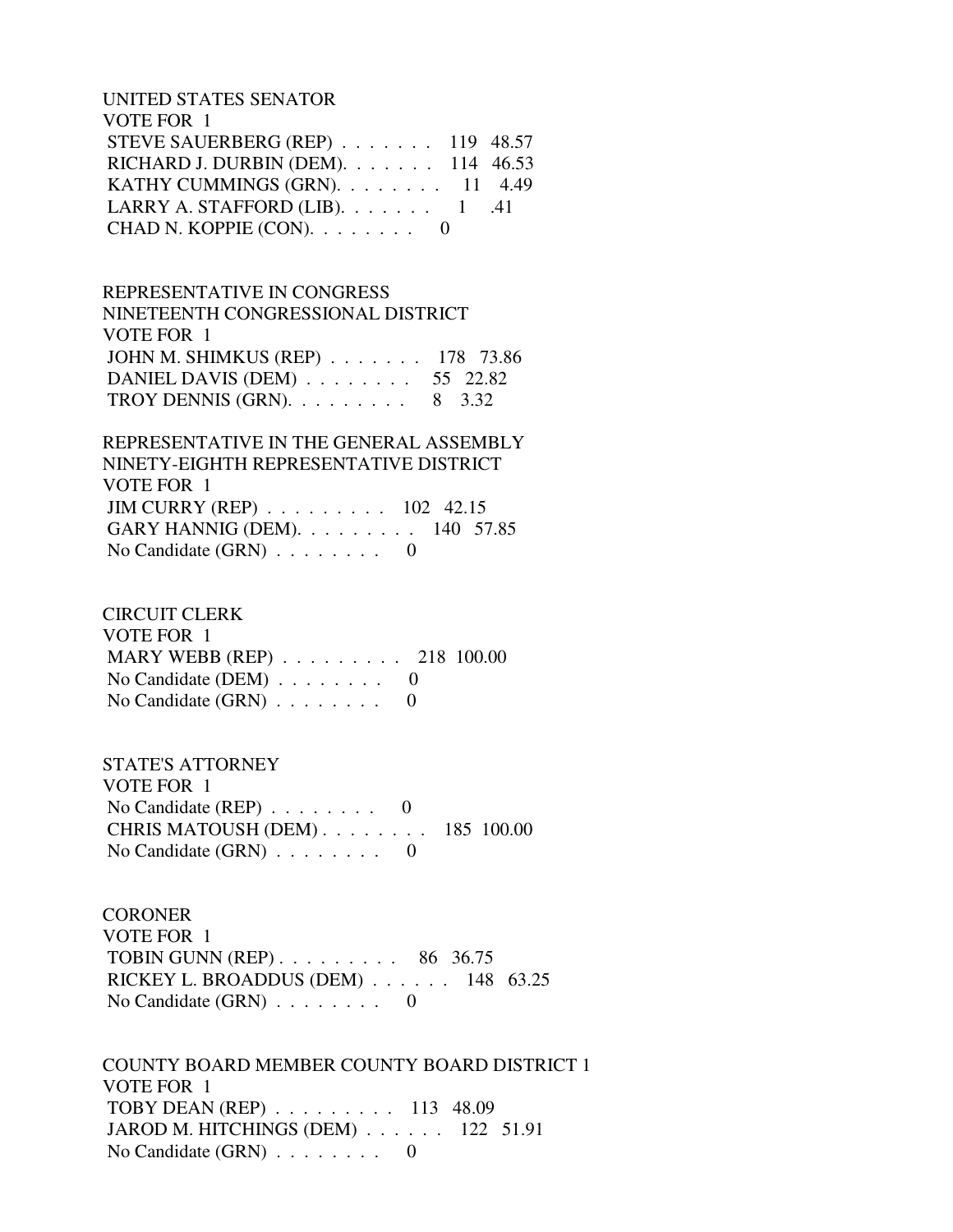UNITED STATES SENATOR
VOTE FOR 1

| | | |
|---|---|---|
| STEVE SAUERBERG (REP) . . . . . . . | 119 | 48.57 |
| RICHARD J. DURBIN (DEM). . . . . . . | 114 | 46.53 |
| KATHY CUMMINGS (GRN). . . . . . . . | 11 | 4.49 |
| LARRY A. STAFFORD (LIB). . . . . . . | 1 | .41 |
| CHAD N. KOPPIE (CON). . . . . . . . | 0 | |

REPRESENTATIVE IN CONGRESS
NINETEENTH CONGRESSIONAL DISTRICT
VOTE FOR 1

| | | |
|---|---|---|
| JOHN M. SHIMKUS (REP) . . . . . . . | 178 | 73.86 |
| DANIEL DAVIS (DEM) . . . . . . . . | 55 | 22.82 |
| TROY DENNIS (GRN). . . . . . . . . | 8 | 3.32 |

REPRESENTATIVE IN THE GENERAL ASSEMBLY
NINETY-EIGHTH REPRESENTATIVE DISTRICT
VOTE FOR 1

| | | |
|---|---|---|
| JIM CURRY (REP) . . . . . . . . . | 102 | 42.15 |
| GARY HANNIG (DEM). . . . . . . . . | 140 | 57.85 |
| No Candidate (GRN) . . . . . . . . | 0 | |

CIRCUIT CLERK
VOTE FOR 1

| | | |
|---|---|---|
| MARY WEBB (REP) . . . . . . . . . | 218 | 100.00 |
| No Candidate (DEM) . . . . . . . . | 0 | |
| No Candidate (GRN) . . . . . . . . | 0 | |

STATE'S ATTORNEY
VOTE FOR 1

| | | |
|---|---|---|
| No Candidate (REP) . . . . . . . . | 0 | |
| CHRIS MATOUSH (DEM) . . . . . . . . | 185 | 100.00 |
| No Candidate (GRN) . . . . . . . . | 0 | |

CORONER
VOTE FOR 1

| | | |
|---|---|---|
| TOBIN GUNN (REP) . . . . . . . . . | 86 | 36.75 |
| RICKEY L. BROADDUS (DEM) . . . . . . | 148 | 63.25 |
| No Candidate (GRN) . . . . . . . . | 0 | |

COUNTY BOARD MEMBER COUNTY BOARD DISTRICT 1
VOTE FOR 1

| | | |
|---|---|---|
| TOBY DEAN (REP) . . . . . . . . . | 113 | 48.09 |
| JAROD M. HITCHINGS (DEM) . . . . . . | 122 | 51.91 |
| No Candidate (GRN) . . . . . . . . | 0 | |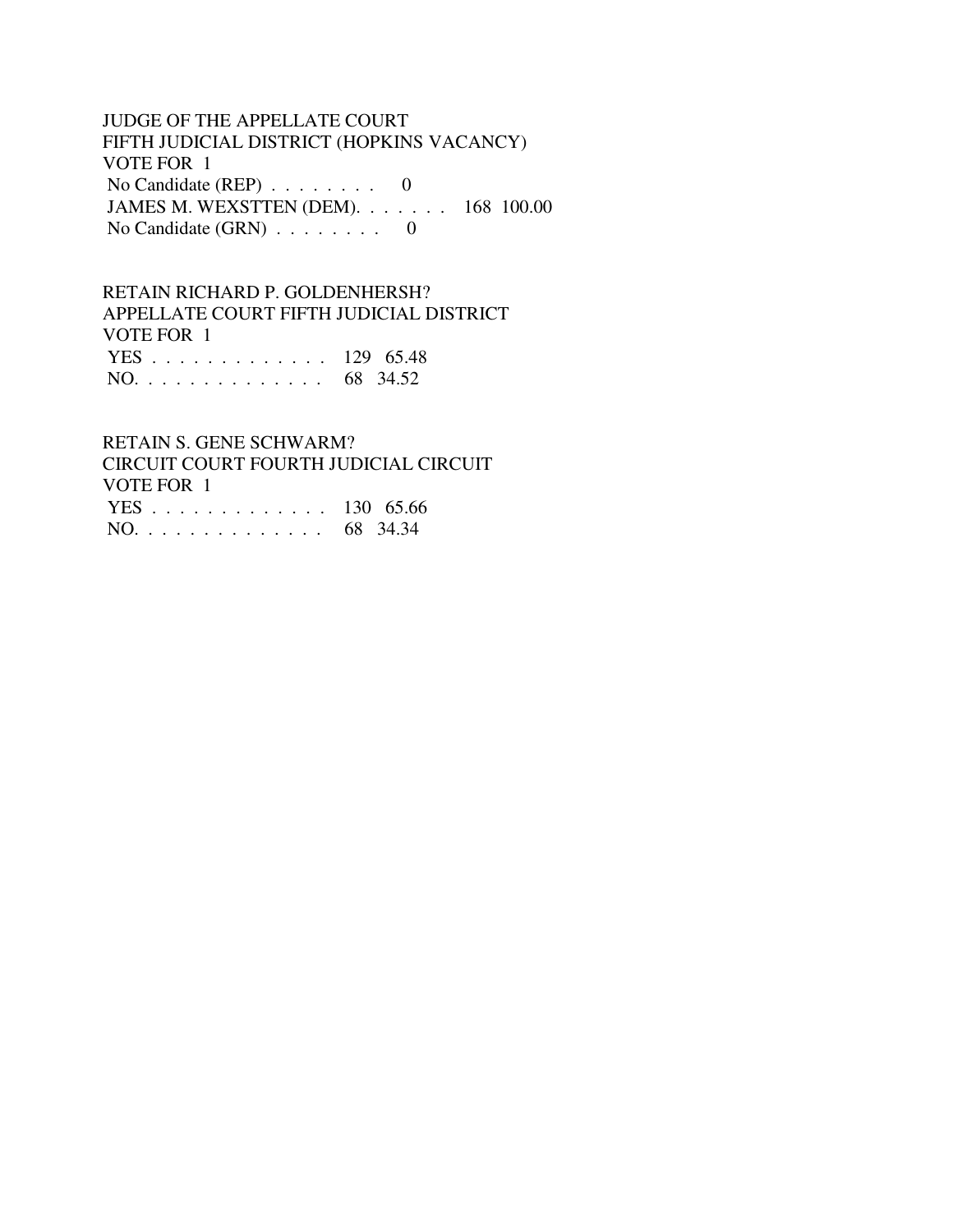JUDGE OF THE APPELLATE COURT
FIFTH JUDICIAL DISTRICT (HOPKINS VACANCY)
VOTE FOR 1

| | | |
|---|---|---|
| No Candidate (REP) . . . . . . . . | 0 | |
| JAMES M. WEXSTTEN (DEM). . . . . . . | 168 | 100.00 |
| No Candidate (GRN) . . . . . . . . | 0 | |

RETAIN RICHARD P. GOLDENHERSH?
APPELLATE COURT FIFTH JUDICIAL DISTRICT
VOTE FOR 1

| | | |
|---|---|---|
| YES . . . . . . . . . . . . . | 129 | 65.48 |
| NO. . . . . . . . . . . . . . | 68 | 34.52 |

RETAIN S. GENE SCHWARM?
CIRCUIT COURT FOURTH JUDICIAL CIRCUIT
VOTE FOR 1

| | | |
|---|---|---|
| YES . . . . . . . . . . . . . | 130 | 65.66 |
| NO. . . . . . . . . . . . . . | 68 | 34.34 |